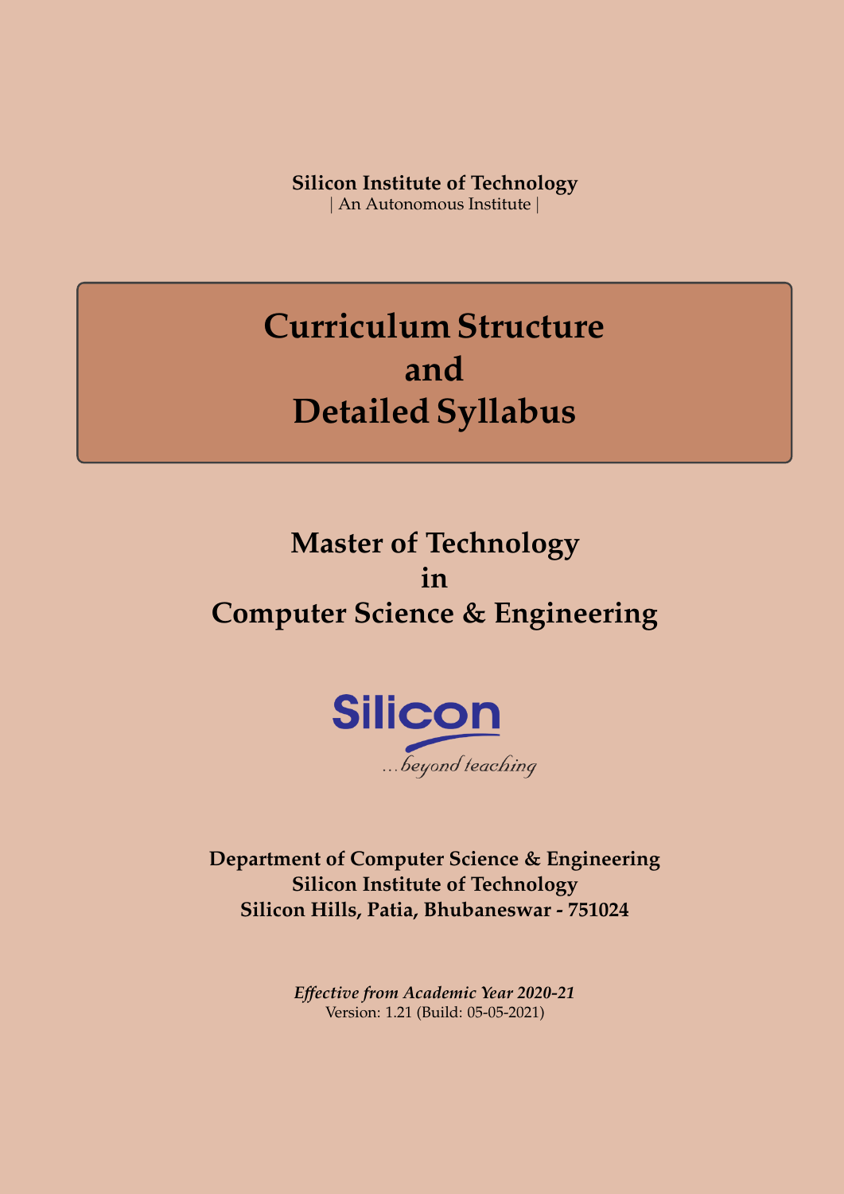**Silicon Institute of Technology**
| An Autonomous Institute |

# Curriculum Structure and Detailed Syllabus

## Master of Technology in Computer Science & Engineering

Silicon
...beyond teaching

**Department of Computer Science & Engineering**
**Silicon Institute of Technology**
**Silicon Hills, Patia, Bhubaneswar - 751024**

***Effective from Academic Year 2020-21***
Version: 1.21 (Build: 05-05-2021)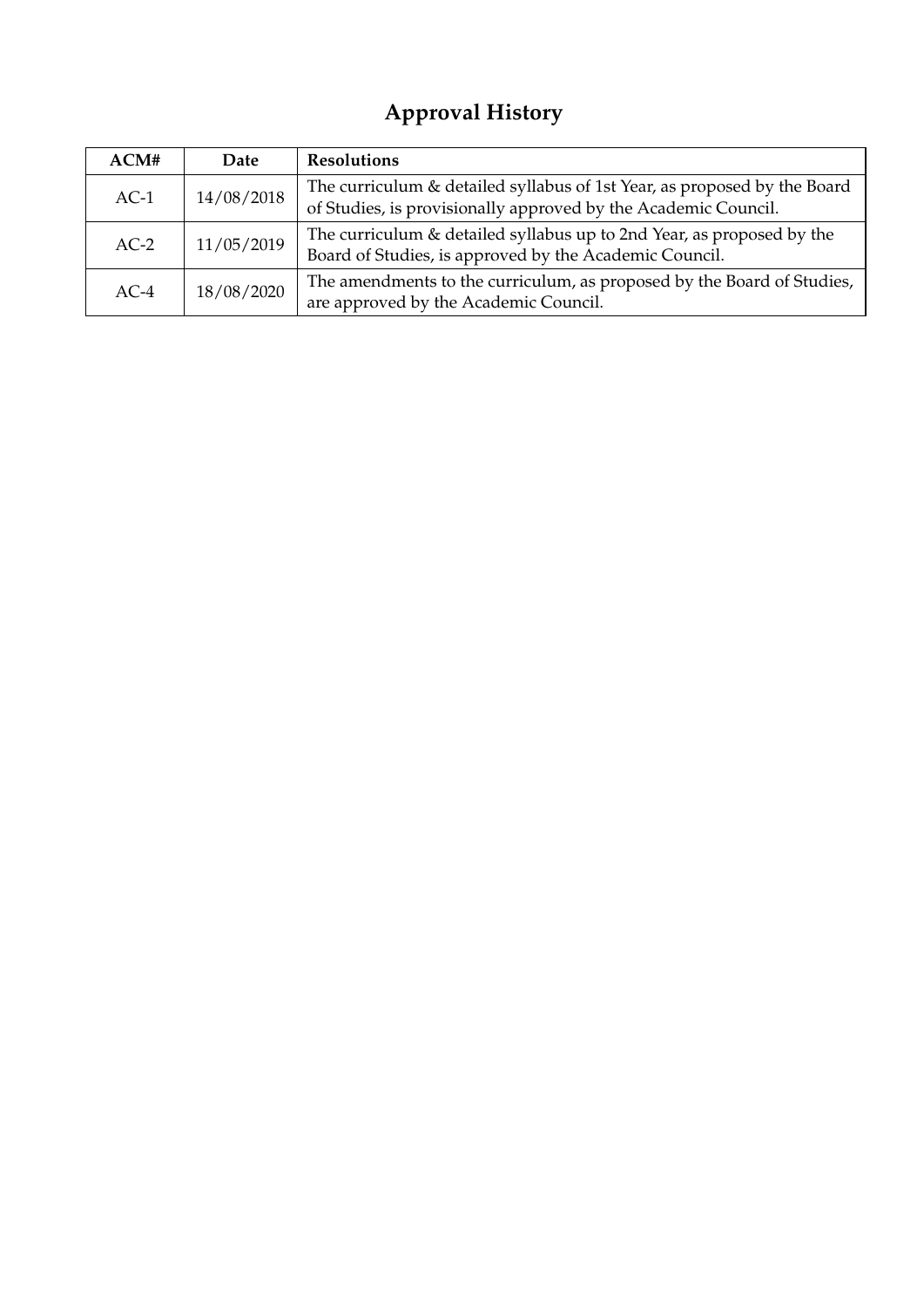# Approval History

| ACM# | Date | Resolutions |
|---|---|---|
| AC-1 | 14/08/2018 | The curriculum & detailed syllabus of 1st Year, as proposed by the Board of Studies, is provisionally approved by the Academic Council. |
| AC-2 | 11/05/2019 | The curriculum & detailed syllabus up to 2nd Year, as proposed by the Board of Studies, is approved by the Academic Council. |
| AC-4 | 18/08/2020 | The amendments to the curriculum, as proposed by the Board of Studies, are approved by the Academic Council. |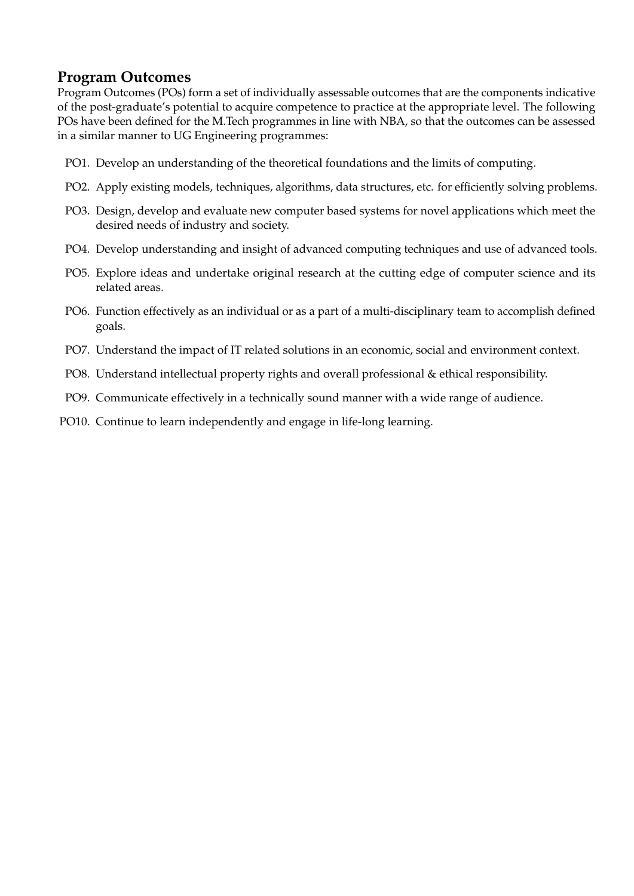## Program Outcomes

Program Outcomes (POs) form a set of individually assessable outcomes that are the components indicative of the post-graduate's potential to acquire competence to practice at the appropriate level. The following POs have been defined for the M.Tech programmes in line with NBA, so that the outcomes can be assessed in a similar manner to UG Engineering programmes:

- PO1. Develop an understanding of the theoretical foundations and the limits of computing.
- PO2. Apply existing models, techniques, algorithms, data structures, etc. for efficiently solving problems.
- PO3. Design, develop and evaluate new computer based systems for novel applications which meet the desired needs of industry and society.
- PO4. Develop understanding and insight of advanced computing techniques and use of advanced tools.
- PO5. Explore ideas and undertake original research at the cutting edge of computer science and its related areas.
- PO6. Function effectively as an individual or as a part of a multi-disciplinary team to accomplish defined goals.
- PO7. Understand the impact of IT related solutions in an economic, social and environment context.
- PO8. Understand intellectual property rights and overall professional & ethical responsibility.
- PO9. Communicate effectively in a technically sound manner with a wide range of audience.
- PO10. Continue to learn independently and engage in life-long learning.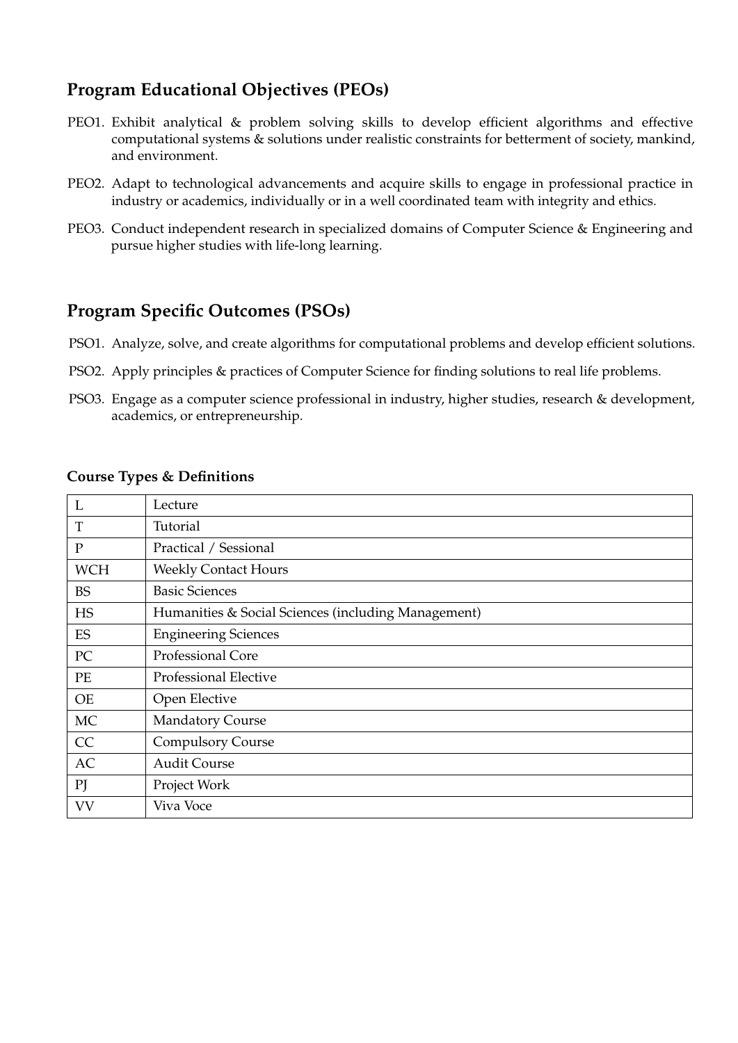## Program Educational Objectives (PEOs)

PEO1. Exhibit analytical & problem solving skills to develop efficient algorithms and effective computational systems & solutions under realistic constraints for betterment of society, mankind, and environment.

PEO2. Adapt to technological advancements and acquire skills to engage in professional practice in industry or academics, individually or in a well coordinated team with integrity and ethics.

PEO3. Conduct independent research in specialized domains of Computer Science & Engineering and pursue higher studies with life-long learning.

## Program Specific Outcomes (PSOs)

PSO1. Analyze, solve, and create algorithms for computational problems and develop efficient solutions.

PSO2. Apply principles & practices of Computer Science for finding solutions to real life problems.

PSO3. Engage as a computer science professional in industry, higher studies, research & development, academics, or entrepreneurship.

### Course Types & Definitions

| | |
|---|---|
| L | Lecture |
| T | Tutorial |
| P | Practical / Sessional |
| WCH | Weekly Contact Hours |
| BS | Basic Sciences |
| HS | Humanities & Social Sciences (including Management) |
| ES | Engineering Sciences |
| PC | Professional Core |
| PE | Professional Elective |
| OE | Open Elective |
| MC | Mandatory Course |
| CC | Compulsory Course |
| AC | Audit Course |
| PJ | Project Work |
| VV | Viva Voce |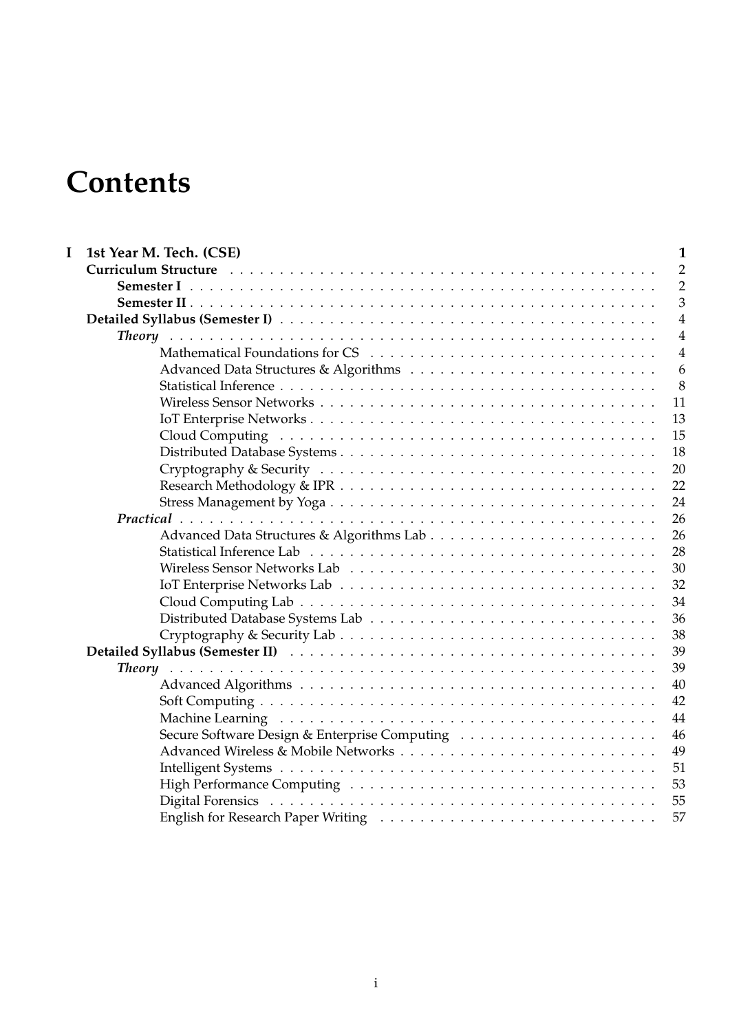# Contents

| | | |
|---|---|---|
| **I** | **1st Year M. Tech. (CSE)** | **1** |
| | **Curriculum Structure** | 2 |
| | **Semester I** | 2 |
| | **Semester II** | 3 |
| | **Detailed Syllabus (Semester I)** | 4 |
| | ***Theory*** | 4 |
| | Mathematical Foundations for CS | 4 |
| | Advanced Data Structures & Algorithms | 6 |
| | Statistical Inference | 8 |
| | Wireless Sensor Networks | 11 |
| | IoT Enterprise Networks | 13 |
| | Cloud Computing | 15 |
| | Distributed Database Systems | 18 |
| | Cryptography & Security | 20 |
| | Research Methodology & IPR | 22 |
| | Stress Management by Yoga | 24 |
| | ***Practical*** | 26 |
| | Advanced Data Structures & Algorithms Lab | 26 |
| | Statistical Inference Lab | 28 |
| | Wireless Sensor Networks Lab | 30 |
| | IoT Enterprise Networks Lab | 32 |
| | Cloud Computing Lab | 34 |
| | Distributed Database Systems Lab | 36 |
| | Cryptography & Security Lab | 38 |
| | **Detailed Syllabus (Semester II)** | 39 |
| | ***Theory*** | 39 |
| | Advanced Algorithms | 40 |
| | Soft Computing | 42 |
| | Machine Learning | 44 |
| | Secure Software Design & Enterprise Computing | 46 |
| | Advanced Wireless & Mobile Networks | 49 |
| | Intelligent Systems | 51 |
| | High Performance Computing | 53 |
| | Digital Forensics | 55 |
| | English for Research Paper Writing | 57 |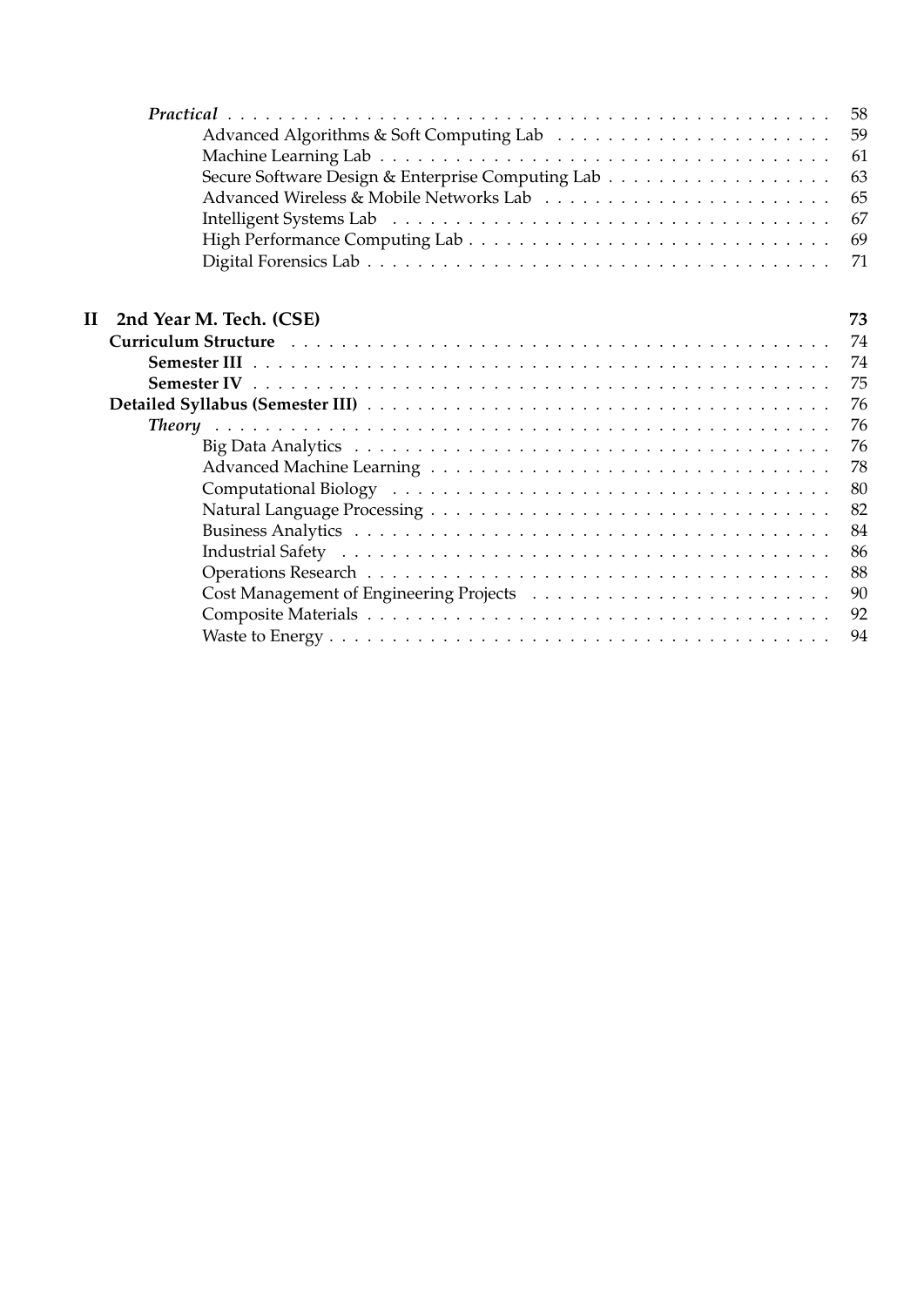*Practical* . . . . . . . . . . . . . . . . . . . . . . . . . . . . . . . . . . . . . . . . . . . . 58
- Advanced Algorithms & Soft Computing Lab . . . . . . . . . . . . . . . . . . . . . . 59
- Machine Learning Lab . . . . . . . . . . . . . . . . . . . . . . . . . . . . . . . . . . . 61
- Secure Software Design & Enterprise Computing Lab . . . . . . . . . . . . . . . . . . 63
- Advanced Wireless & Mobile Networks Lab . . . . . . . . . . . . . . . . . . . . . . . 65
- Intelligent Systems Lab . . . . . . . . . . . . . . . . . . . . . . . . . . . . . . . . . 67
- High Performance Computing Lab . . . . . . . . . . . . . . . . . . . . . . . . . . . . 69
- Digital Forensics Lab . . . . . . . . . . . . . . . . . . . . . . . . . . . . . . . . . . 71

**II 2nd Year M. Tech. (CSE)** **73**

**Curriculum Structure** . . . . . . . . . . . . . . . . . . . . . . . . . . . . . . . . . . . 74

**Semester III** . . . . . . . . . . . . . . . . . . . . . . . . . . . . . . . . . . . . . . . 74

**Semester IV** . . . . . . . . . . . . . . . . . . . . . . . . . . . . . . . . . . . . . . . 75

**Detailed Syllabus (Semester III)** . . . . . . . . . . . . . . . . . . . . . . . . . . . . 76

*Theory* . . . . . . . . . . . . . . . . . . . . . . . . . . . . . . . . . . . . . . . . . . 76
- Big Data Analytics . . . . . . . . . . . . . . . . . . . . . . . . . . . . . . . . . . . 76
- Advanced Machine Learning . . . . . . . . . . . . . . . . . . . . . . . . . . . . . . 78
- Computational Biology . . . . . . . . . . . . . . . . . . . . . . . . . . . . . . . . . 80
- Natural Language Processing . . . . . . . . . . . . . . . . . . . . . . . . . . . . . . 82
- Business Analytics . . . . . . . . . . . . . . . . . . . . . . . . . . . . . . . . . . . 84
- Industrial Safety . . . . . . . . . . . . . . . . . . . . . . . . . . . . . . . . . . . . 86
- Operations Research . . . . . . . . . . . . . . . . . . . . . . . . . . . . . . . . . . 88
- Cost Management of Engineering Projects . . . . . . . . . . . . . . . . . . . . . . . 90
- Composite Materials . . . . . . . . . . . . . . . . . . . . . . . . . . . . . . . . . . 92
- Waste to Energy . . . . . . . . . . . . . . . . . . . . . . . . . . . . . . . . . . . . . 94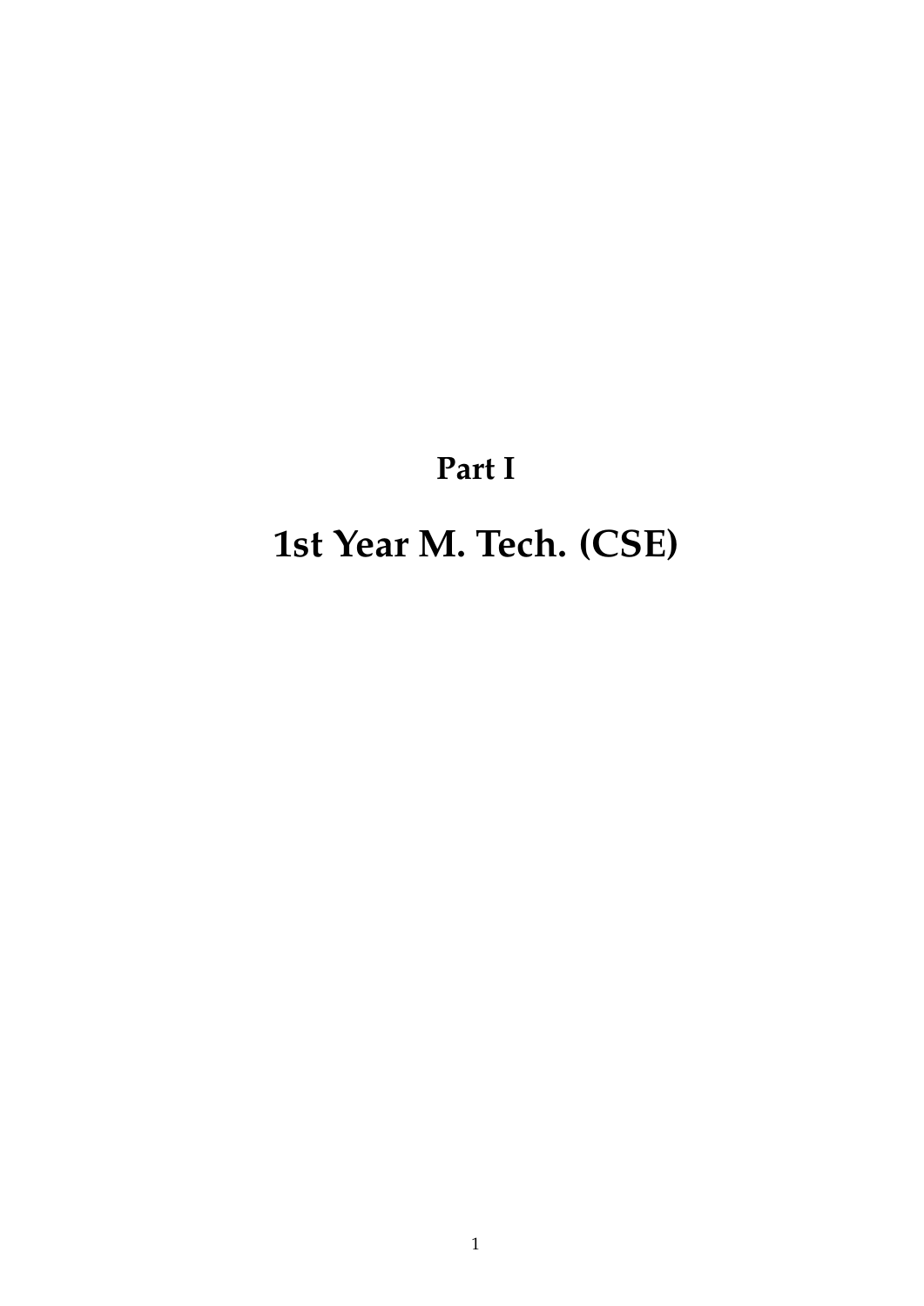# Part I

# 1st Year M. Tech. (CSE)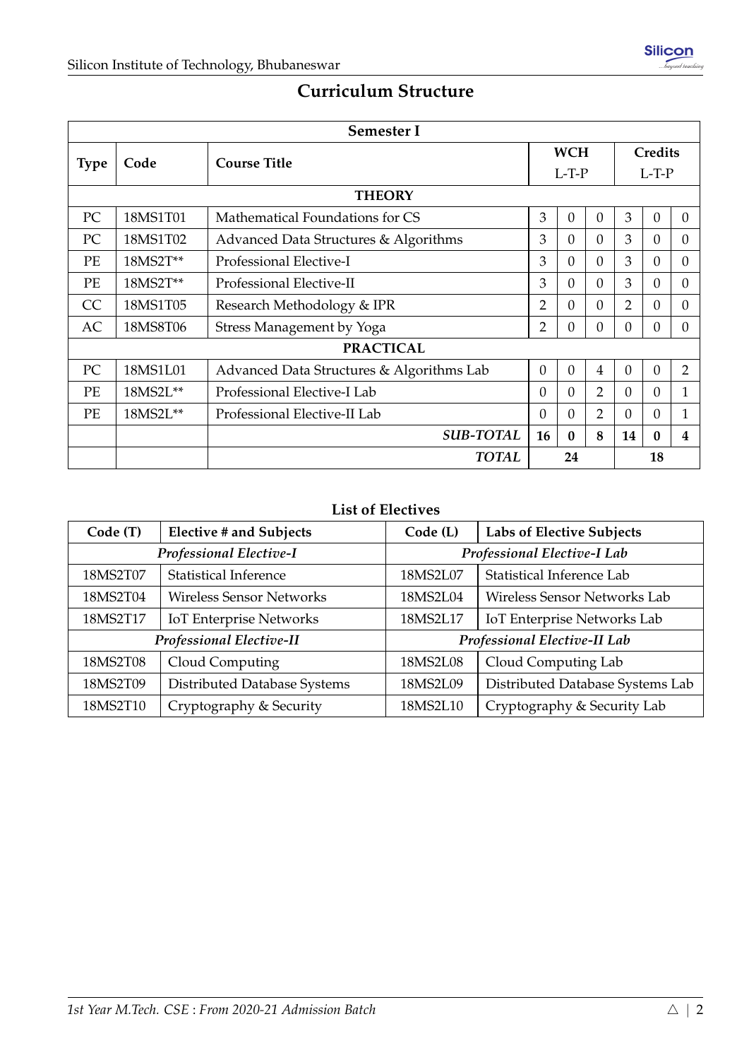# Curriculum Structure

| Semester I | | | | | | | | |
|---|---|---|---|---|---|---|---|---|
| **Type** | **Code** | **Course Title** | **WCH L-T-P** | | | **Credits L-T-P** | | |
| **THEORY** | | | | | | | | |
| PC | 18MS1T01 | Mathematical Foundations for CS | 3 | 0 | 0 | 3 | 0 | 0 |
| PC | 18MS1T02 | Advanced Data Structures & Algorithms | 3 | 0 | 0 | 3 | 0 | 0 |
| PE | 18MS2T** | Professional Elective-I | 3 | 0 | 0 | 3 | 0 | 0 |
| PE | 18MS2T** | Professional Elective-II | 3 | 0 | 0 | 3 | 0 | 0 |
| CC | 18MS1T05 | Research Methodology & IPR | 2 | 0 | 0 | 2 | 0 | 0 |
| AC | 18MS8T06 | Stress Management by Yoga | 2 | 0 | 0 | 0 | 0 | 0 |
| **PRACTICAL** | | | | | | | | |
| PC | 18MS1L01 | Advanced Data Structures & Algorithms Lab | 0 | 0 | 4 | 0 | 0 | 2 |
| PE | 18MS2L** | Professional Elective-I Lab | 0 | 0 | 2 | 0 | 0 | 1 |
| PE | 18MS2L** | Professional Elective-II Lab | 0 | 0 | 2 | 0 | 0 | 1 |
| | | ***SUB-TOTAL*** | **16** | **0** | **8** | **14** | **0** | **4** |
| | | ***TOTAL*** | **24** | | | **18** | | |

## List of Electives

| Code (T) | Elective # and Subjects | Code (L) | Labs of Elective Subjects |
|---|---|---|---|
| ***Professional Elective-I*** | | ***Professional Elective-I Lab*** | |
| 18MS2T07 | Statistical Inference | 18MS2L07 | Statistical Inference Lab |
| 18MS2T04 | Wireless Sensor Networks | 18MS2L04 | Wireless Sensor Networks Lab |
| 18MS2T17 | IoT Enterprise Networks | 18MS2L17 | IoT Enterprise Networks Lab |
| ***Professional Elective-II*** | | ***Professional Elective-II Lab*** | |
| 18MS2T08 | Cloud Computing | 18MS2L08 | Cloud Computing Lab |
| 18MS2T09 | Distributed Database Systems | 18MS2L09 | Distributed Database Systems Lab |
| 18MS2T10 | Cryptography & Security | 18MS2L10 | Cryptography & Security Lab |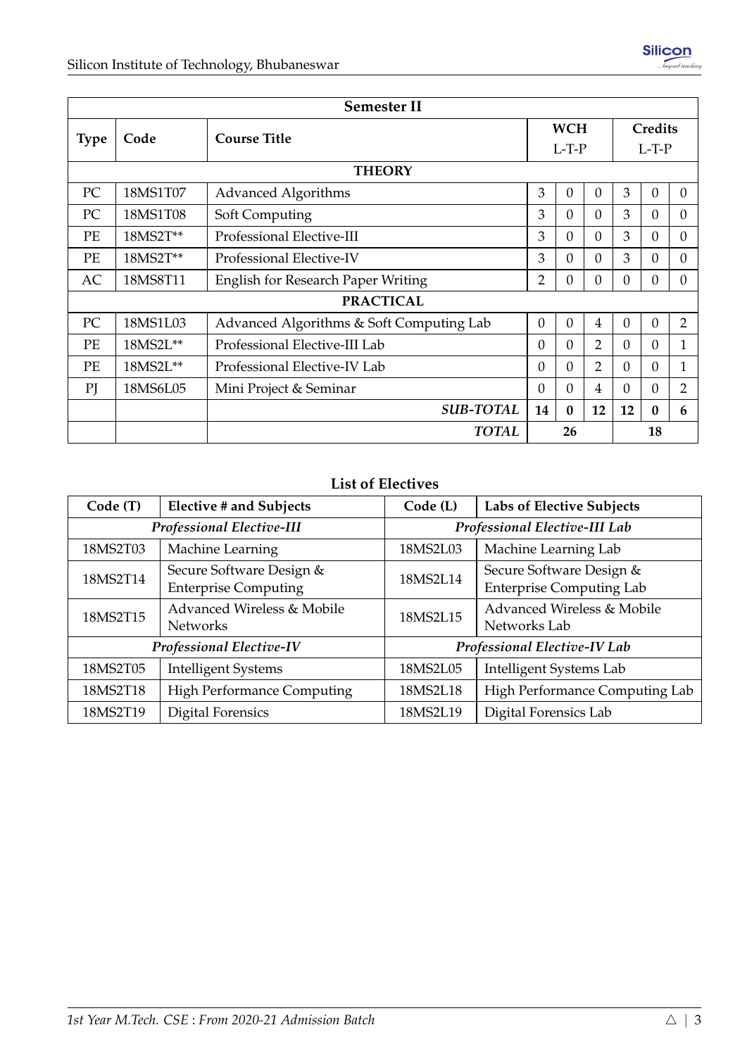| Semester II | | | | | | | | |
|---|---|---|---|---|---|---|---|---|
| **Type** | **Code** | **Course Title** | **WCH** | | | **Credits** | | |
| | | | L | T | P | L | T | P |
| **THEORY** | | | | | | | | |
| PC | 18MS1T07 | Advanced Algorithms | 3 | 0 | 0 | 3 | 0 | 0 |
| PC | 18MS1T08 | Soft Computing | 3 | 0 | 0 | 3 | 0 | 0 |
| PE | 18MS2T** | Professional Elective-III | 3 | 0 | 0 | 3 | 0 | 0 |
| PE | 18MS2T** | Professional Elective-IV | 3 | 0 | 0 | 3 | 0 | 0 |
| AC | 18MS8T11 | English for Research Paper Writing | 2 | 0 | 0 | 0 | 0 | 0 |
| **PRACTICAL** | | | | | | | | |
| PC | 18MS1L03 | Advanced Algorithms & Soft Computing Lab | 0 | 0 | 4 | 0 | 0 | 2 |
| PE | 18MS2L** | Professional Elective-III Lab | 0 | 0 | 2 | 0 | 0 | 1 |
| PE | 18MS2L** | Professional Elective-IV Lab | 0 | 0 | 2 | 0 | 0 | 1 |
| PJ | 18MS6L05 | Mini Project & Seminar | 0 | 0 | 4 | 0 | 0 | 2 |
| | | ***SUB-TOTAL*** | **14** | **0** | **12** | **12** | **0** | **6** |
| | | ***TOTAL*** | | **26** | | | **18** | |

## List of Electives

| **Code (T)** | **Elective # and Subjects** | **Code (L)** | **Labs of Elective Subjects** |
|---|---|---|---|
| *Professional Elective-III* | | *Professional Elective-III Lab* | |
| 18MS2T03 | Machine Learning | 18MS2L03 | Machine Learning Lab |
| 18MS2T14 | Secure Software Design & Enterprise Computing | 18MS2L14 | Secure Software Design & Enterprise Computing Lab |
| 18MS2T15 | Advanced Wireless & Mobile Networks | 18MS2L15 | Advanced Wireless & Mobile Networks Lab |
| *Professional Elective-IV* | | *Professional Elective-IV Lab* | |
| 18MS2T05 | Intelligent Systems | 18MS2L05 | Intelligent Systems Lab |
| 18MS2T18 | High Performance Computing | 18MS2L18 | High Performance Computing Lab |
| 18MS2T19 | Digital Forensics | 18MS2L19 | Digital Forensics Lab |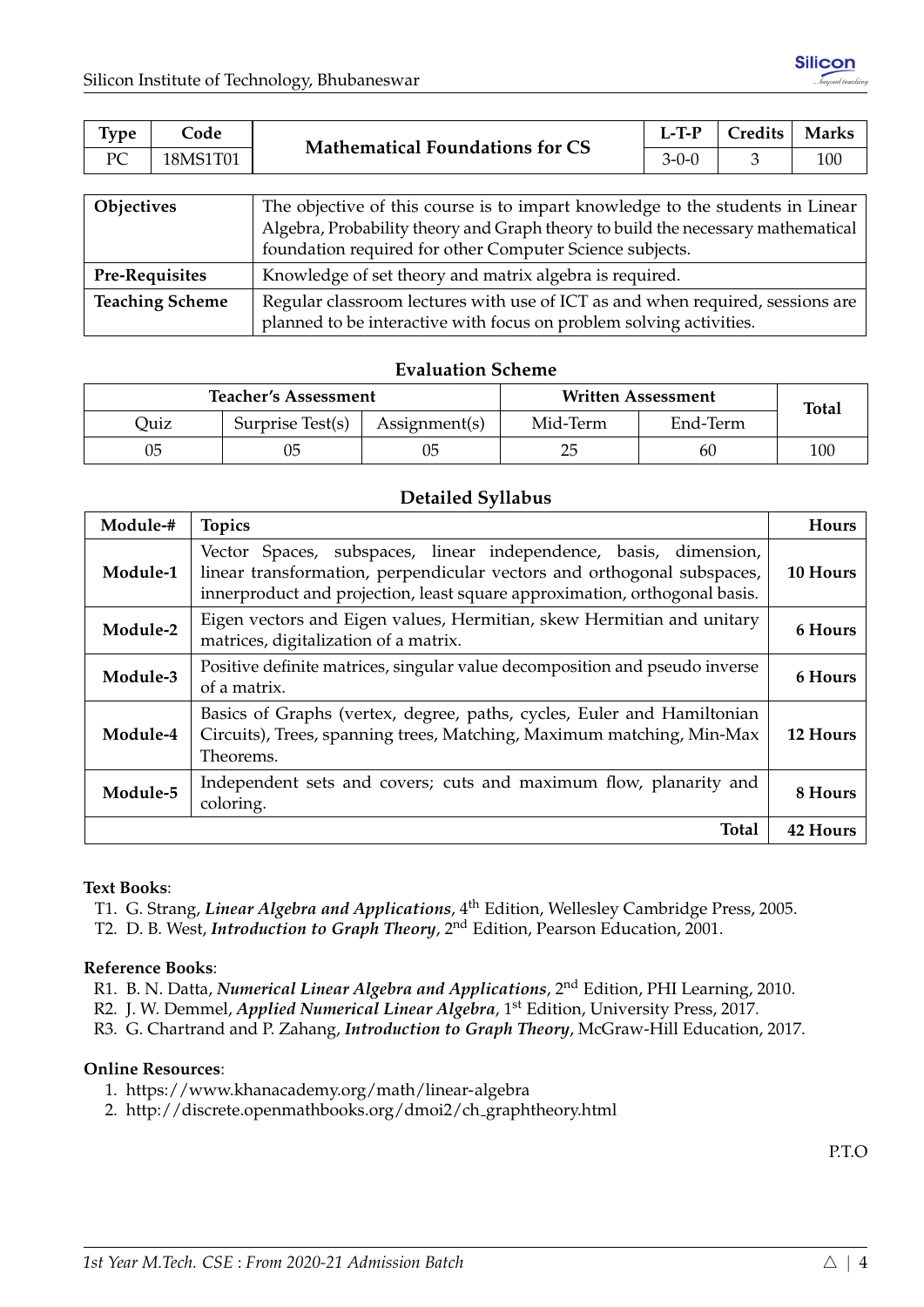| Type | Code | Mathematical Foundations for CS | L-T-P | Credits | Marks |
|---|---|---|---|---|---|
| PC | 18MS1T01 | | 3-0-0 | 3 | 100 |

| | |
|---|---|
| **Objectives** | The objective of this course is to impart knowledge to the students in Linear Algebra, Probability theory and Graph theory to build the necessary mathematical foundation required for other Computer Science subjects. |
| **Pre-Requisites** | Knowledge of set theory and matrix algebra is required. |
| **Teaching Scheme** | Regular classroom lectures with use of ICT as and when required, sessions are planned to be interactive with focus on problem solving activities. |

## Evaluation Scheme

| Teacher's Assessment | | | Written Assessment | | Total |
|---|---|---|---|---|---|
| Quiz | Surprise Test(s) | Assignment(s) | Mid-Term | End-Term | |
| 05 | 05 | 05 | 25 | 60 | 100 |

## Detailed Syllabus

| Module-# | Topics | Hours |
|---|---|---|
| **Module-1** | Vector Spaces, subspaces, linear independence, basis, dimension, linear transformation, perpendicular vectors and orthogonal subspaces, innerproduct and projection, least square approximation, orthogonal basis. | **10 Hours** |
| **Module-2** | Eigen vectors and Eigen values, Hermitian, skew Hermitian and unitary matrices, digitalization of a matrix. | **6 Hours** |
| **Module-3** | Positive definite matrices, singular value decomposition and pseudo inverse of a matrix. | **6 Hours** |
| **Module-4** | Basics of Graphs (vertex, degree, paths, cycles, Euler and Hamiltonian Circuits), Trees, spanning trees, Matching, Maximum matching, Min-Max Theorems. | **12 Hours** |
| **Module-5** | Independent sets and covers; cuts and maximum flow, planarity and coloring. | **8 Hours** |
| | **Total** | **42 Hours** |

**Text Books**:

- T1. G. Strang, ***Linear Algebra and Applications***, 4th Edition, Wellesley Cambridge Press, 2005.
- T2. D. B. West, ***Introduction to Graph Theory***, 2nd Edition, Pearson Education, 2001.

**Reference Books**:

- R1. B. N. Datta, ***Numerical Linear Algebra and Applications***, 2nd Edition, PHI Learning, 2010.
- R2. J. W. Demmel, ***Applied Numerical Linear Algebra***, 1st Edition, University Press, 2017.
- R3. G. Chartrand and P. Zahang, ***Introduction to Graph Theory***, McGraw-Hill Education, 2017.

**Online Resources**:

1. https://www.khanacademy.org/math/linear-algebra
2. http://discrete.openmathbooks.org/dmoi2/ch_graphtheory.html

P.T.O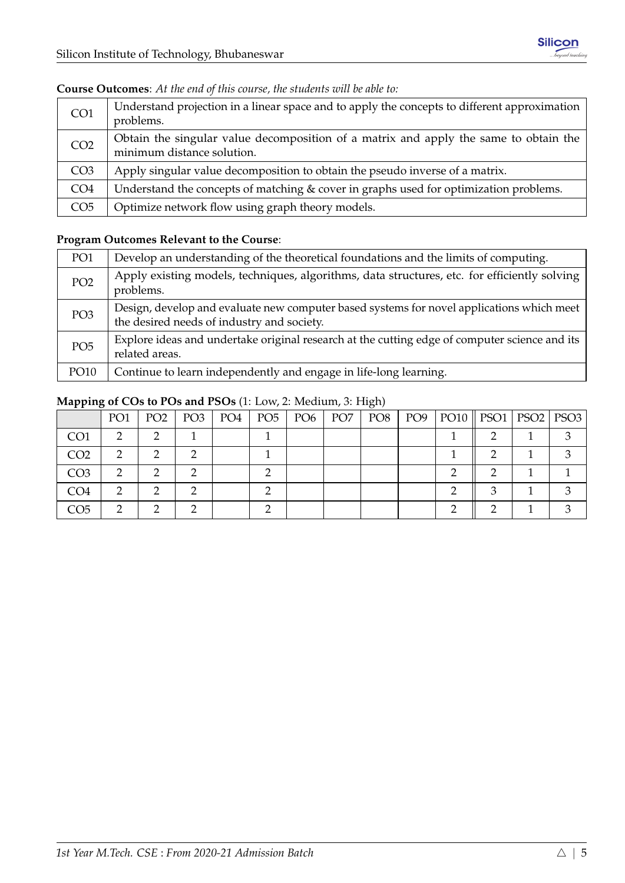**Course Outcomes**: *At the end of this course, the students will be able to:*

| | |
|---|---|
| CO1 | Understand projection in a linear space and to apply the concepts to different approximation problems. |
| CO2 | Obtain the singular value decomposition of a matrix and apply the same to obtain the minimum distance solution. |
| CO3 | Apply singular value decomposition to obtain the pseudo inverse of a matrix. |
| CO4 | Understand the concepts of matching & cover in graphs used for optimization problems. |
| CO5 | Optimize network flow using graph theory models. |

**Program Outcomes Relevant to the Course**:

| | |
|---|---|
| PO1 | Develop an understanding of the theoretical foundations and the limits of computing. |
| PO2 | Apply existing models, techniques, algorithms, data structures, etc. for efficiently solving problems. |
| PO3 | Design, develop and evaluate new computer based systems for novel applications which meet the desired needs of industry and society. |
| PO5 | Explore ideas and undertake original research at the cutting edge of computer science and its related areas. |
| PO10 | Continue to learn independently and engage in life-long learning. |

**Mapping of COs to POs and PSOs** (1: Low, 2: Medium, 3: High)

| | PO1 | PO2 | PO3 | PO4 | PO5 | PO6 | PO7 | PO8 | PO9 | PO10 | PSO1 | PSO2 | PSO3 |
|---|---|---|---|---|---|---|---|---|---|---|---|---|---|
| CO1 | 2 | 2 | 1 | | 1 | | | | | 1 | 2 | 1 | 3 |
| CO2 | 2 | 2 | 2 | | 1 | | | | | 1 | 2 | 1 | 3 |
| CO3 | 2 | 2 | 2 | | 2 | | | | | 2 | 2 | 1 | 1 |
| CO4 | 2 | 2 | 2 | | 2 | | | | | 2 | 3 | 1 | 3 |
| CO5 | 2 | 2 | 2 | | 2 | | | | | 2 | 2 | 1 | 3 |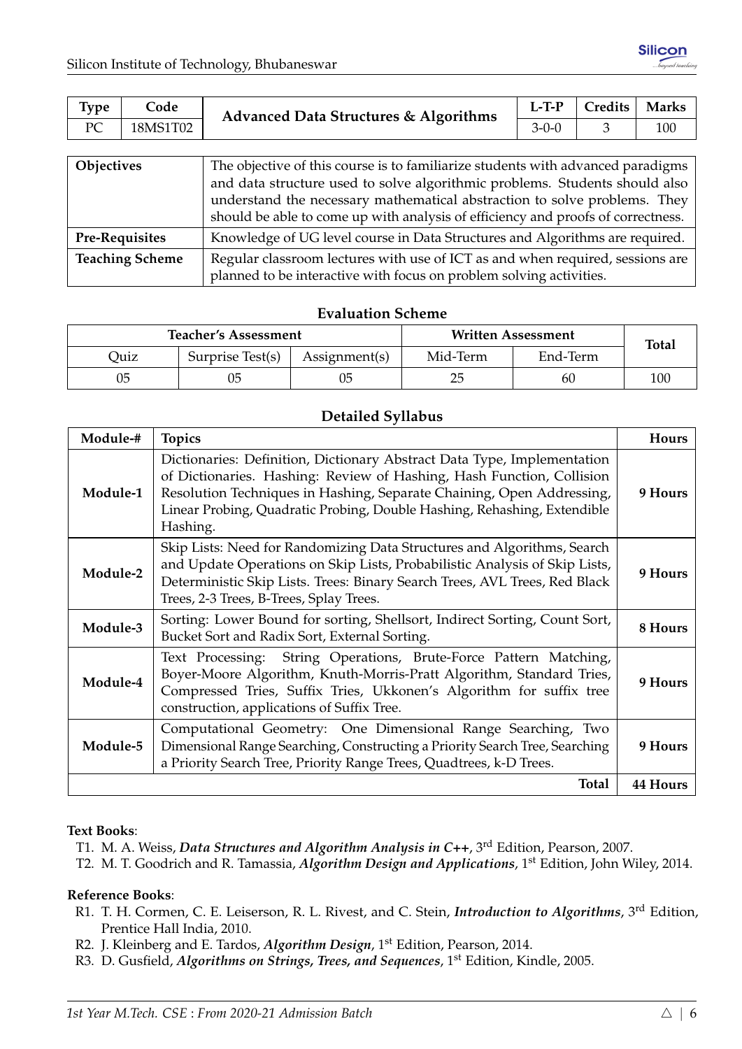| Type | Code | Advanced Data Structures & Algorithms | L-T-P | Credits | Marks |
|---|---|---|---|---|---|
| PC | 18MS1T02 | | 3-0-0 | 3 | 100 |

| | |
|---|---|
| **Objectives** | The objective of this course is to familiarize students with advanced paradigms and data structure used to solve algorithmic problems. Students should also understand the necessary mathematical abstraction to solve problems. They should be able to come up with analysis of efficiency and proofs of correctness. |
| **Pre-Requisites** | Knowledge of UG level course in Data Structures and Algorithms are required. |
| **Teaching Scheme** | Regular classroom lectures with use of ICT as and when required, sessions are planned to be interactive with focus on problem solving activities. |

**Evaluation Scheme**

| Teacher's Assessment | | | Written Assessment | | Total |
|---|---|---|---|---|---|
| Quiz | Surprise Test(s) | Assignment(s) | Mid-Term | End-Term | |
| 05 | 05 | 05 | 25 | 60 | 100 |

**Detailed Syllabus**

| Module-# | Topics | Hours |
|---|---|---|
| **Module-1** | Dictionaries: Definition, Dictionary Abstract Data Type, Implementation of Dictionaries. Hashing: Review of Hashing, Hash Function, Collision Resolution Techniques in Hashing, Separate Chaining, Open Addressing, Linear Probing, Quadratic Probing, Double Hashing, Rehashing, Extendible Hashing. | **9 Hours** |
| **Module-2** | Skip Lists: Need for Randomizing Data Structures and Algorithms, Search and Update Operations on Skip Lists, Probabilistic Analysis of Skip Lists, Deterministic Skip Lists. Trees: Binary Search Trees, AVL Trees, Red Black Trees, 2-3 Trees, B-Trees, Splay Trees. | **9 Hours** |
| **Module-3** | Sorting: Lower Bound for sorting, Shellsort, Indirect Sorting, Count Sort, Bucket Sort and Radix Sort, External Sorting. | **8 Hours** |
| **Module-4** | Text Processing: String Operations, Brute-Force Pattern Matching, Boyer-Moore Algorithm, Knuth-Morris-Pratt Algorithm, Standard Tries, Compressed Tries, Suffix Tries, Ukkonen's Algorithm for suffix tree construction, applications of Suffix Tree. | **9 Hours** |
| **Module-5** | Computational Geometry: One Dimensional Range Searching, Two Dimensional Range Searching, Constructing a Priority Search Tree, Searching a Priority Search Tree, Priority Range Trees, Quadtrees, k-D Trees. | **9 Hours** |
| | **Total** | **44 Hours** |

**Text Books**:

T1. M. A. Weiss, ***Data Structures and Algorithm Analysis in C++***, 3rd Edition, Pearson, 2007.

T2. M. T. Goodrich and R. Tamassia, ***Algorithm Design and Applications***, 1st Edition, John Wiley, 2014.

**Reference Books**:

R1. T. H. Cormen, C. E. Leiserson, R. L. Rivest, and C. Stein, ***Introduction to Algorithms***, 3rd Edition, Prentice Hall India, 2010.

R2. J. Kleinberg and E. Tardos, ***Algorithm Design***, 1st Edition, Pearson, 2014.

R3. D. Gusfield, ***Algorithms on Strings, Trees, and Sequences***, 1st Edition, Kindle, 2005.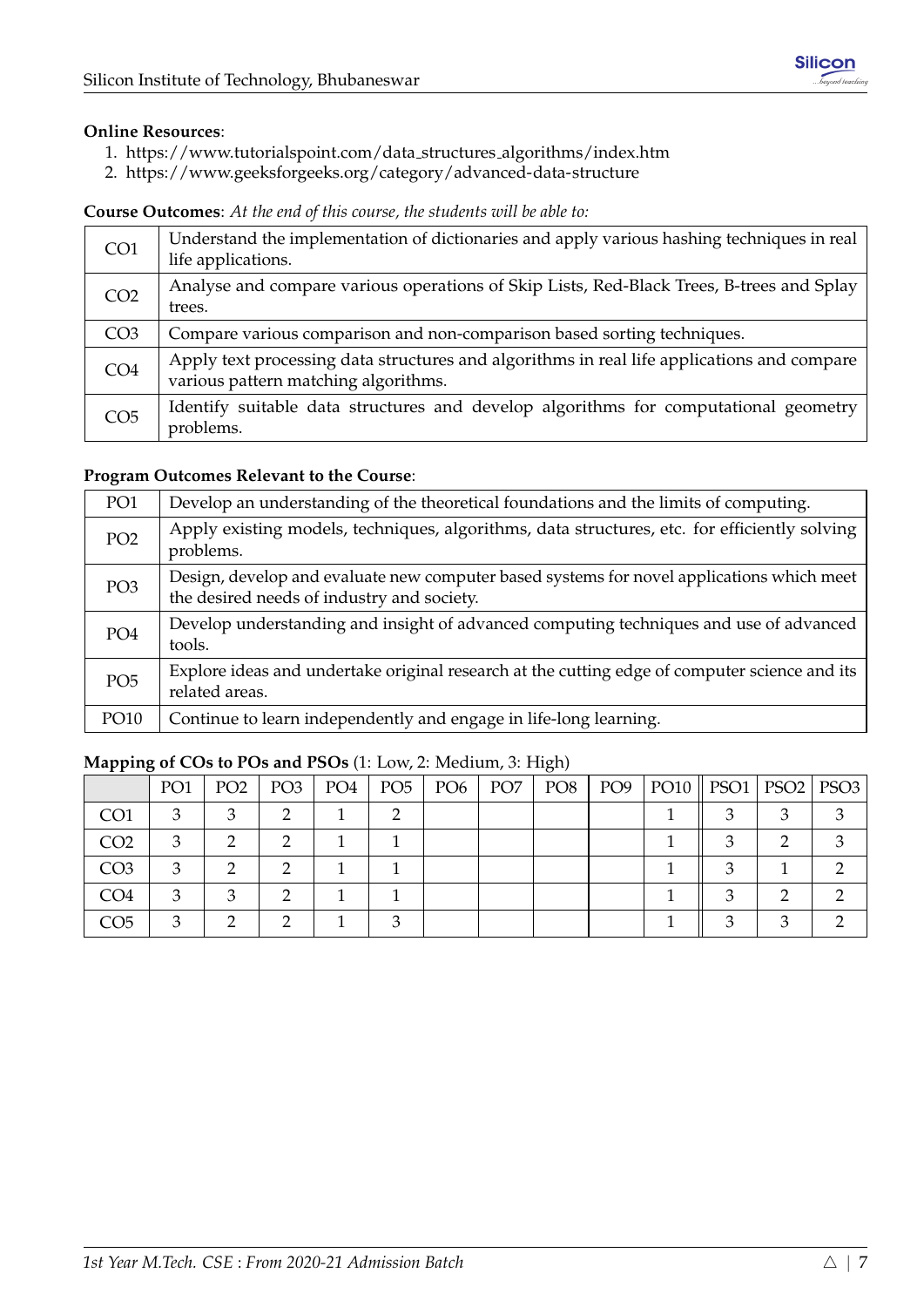**Online Resources**:

1. https://www.tutorialspoint.com/data_structures_algorithms/index.htm
2. https://www.geeksforgeeks.org/category/advanced-data-structure

**Course Outcomes**: *At the end of this course, the students will be able to:*

| | |
|---|---|
| CO1 | Understand the implementation of dictionaries and apply various hashing techniques in real life applications. |
| CO2 | Analyse and compare various operations of Skip Lists, Red-Black Trees, B-trees and Splay trees. |
| CO3 | Compare various comparison and non-comparison based sorting techniques. |
| CO4 | Apply text processing data structures and algorithms in real life applications and compare various pattern matching algorithms. |
| CO5 | Identify suitable data structures and develop algorithms for computational geometry problems. |

**Program Outcomes Relevant to the Course**:

| | |
|---|---|
| PO1 | Develop an understanding of the theoretical foundations and the limits of computing. |
| PO2 | Apply existing models, techniques, algorithms, data structures, etc. for efficiently solving problems. |
| PO3 | Design, develop and evaluate new computer based systems for novel applications which meet the desired needs of industry and society. |
| PO4 | Develop understanding and insight of advanced computing techniques and use of advanced tools. |
| PO5 | Explore ideas and undertake original research at the cutting edge of computer science and its related areas. |
| PO10 | Continue to learn independently and engage in life-long learning. |

**Mapping of COs to POs and PSOs** (1: Low, 2: Medium, 3: High)

| | PO1 | PO2 | PO3 | PO4 | PO5 | PO6 | PO7 | PO8 | PO9 | PO10 | PSO1 | PSO2 | PSO3 |
|---|---|---|---|---|---|---|---|---|---|---|---|---|---|
| CO1 | 3 | 3 | 2 | 1 | 2 | | | | | 1 | 3 | 3 | 3 |
| CO2 | 3 | 2 | 2 | 1 | 1 | | | | | 1 | 3 | 2 | 3 |
| CO3 | 3 | 2 | 2 | 1 | 1 | | | | | 1 | 3 | 1 | 2 |
| CO4 | 3 | 3 | 2 | 1 | 1 | | | | | 1 | 3 | 2 | 2 |
| CO5 | 3 | 2 | 2 | 1 | 3 | | | | | 1 | 3 | 3 | 2 |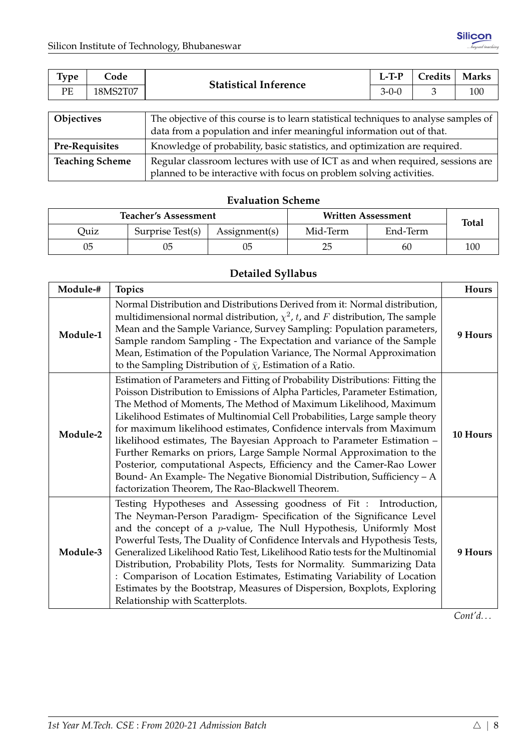| Type | Code | Statistical Inference | L-T-P | Credits | Marks |
|---|---|---|---|---|---|
| PE | 18MS2T07 | | 3-0-0 | 3 | 100 |

| | |
|---|---|
| **Objectives** | The objective of this course is to learn statistical techniques to analyse samples of data from a population and infer meaningful information out of that. |
| **Pre-Requisites** | Knowledge of probability, basic statistics, and optimization are required. |
| **Teaching Scheme** | Regular classroom lectures with use of ICT as and when required, sessions are planned to be interactive with focus on problem solving activities. |

### Evaluation Scheme

| Teacher's Assessment | | | Written Assessment | | Total |
|---|---|---|---|---|---|
| Quiz | Surprise Test(s) | Assignment(s) | Mid-Term | End-Term | |
| 05 | 05 | 05 | 25 | 60 | 100 |

### Detailed Syllabus

| Module-# | Topics | Hours |
|---|---|---|
| **Module-1** | Normal Distribution and Distributions Derived from it: Normal distribution, multidimensional normal distribution, $\chi^2$, $t$, and $F$ distribution, The sample Mean and the Sample Variance, Survey Sampling: Population parameters, Sample random Sampling - The Expectation and variance of the Sample Mean, Estimation of the Population Variance, The Normal Approximation to the Sampling Distribution of $\bar{\chi}$, Estimation of a Ratio. | **9 Hours** |
| **Module-2** | Estimation of Parameters and Fitting of Probability Distributions: Fitting the Poisson Distribution to Emissions of Alpha Particles, Parameter Estimation, The Method of Moments, The Method of Maximum Likelihood, Maximum Likelihood Estimates of Multinomial Cell Probabilities, Large sample theory for maximum likelihood estimates, Confidence intervals from Maximum likelihood estimates, The Bayesian Approach to Parameter Estimation – Further Remarks on priors, Large Sample Normal Approximation to the Posterior, computational Aspects, Efficiency and the Camer-Rao Lower Bound- An Example- The Negative Bionomial Distribution, Sufficiency – A factorization Theorem, The Rao-Blackwell Theorem. | **10 Hours** |
| **Module-3** | Testing Hypotheses and Assessing goodness of Fit : Introduction, The Neyman-Person Paradigm- Specification of the Significance Level and the concept of a $p$-value, The Null Hypothesis, Uniformly Most Powerful Tests, The Duality of Confidence Intervals and Hypothesis Tests, Generalized Likelihood Ratio Test, Likelihood Ratio tests for the Multinomial Distribution, Probability Plots, Tests for Normality. Summarizing Data : Comparison of Location Estimates, Estimating Variability of Location Estimates by the Bootstrap, Measures of Dispersion, Boxplots, Exploring Relationship with Scatterplots. | **9 Hours** |

*Cont'd...*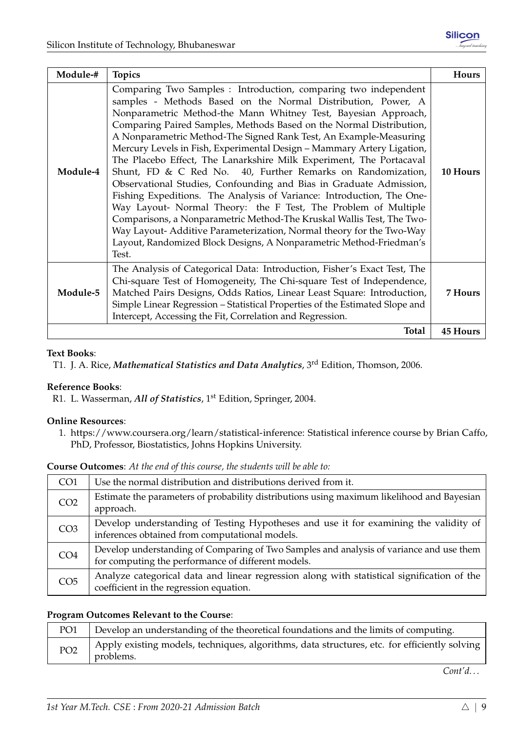| Module-# | Topics | Hours |
|---|---|---|
| **Module-4** | Comparing Two Samples : Introduction, comparing two independent samples - Methods Based on the Normal Distribution, Power, A Nonparametric Method-the Mann Whitney Test, Bayesian Approach, Comparing Paired Samples, Methods Based on the Normal Distribution, A Nonparametric Method-The Signed Rank Test, An Example-Measuring Mercury Levels in Fish, Experimental Design – Mammary Artery Ligation, The Placebo Effect, The Lanarkshire Milk Experiment, The Portacaval Shunt, FD & C Red No. 40, Further Remarks on Randomization, Observational Studies, Confounding and Bias in Graduate Admission, Fishing Expeditions. The Analysis of Variance: Introduction, The One-Way Layout- Normal Theory: the F Test, The Problem of Multiple Comparisons, a Nonparametric Method-The Kruskal Wallis Test, The Two-Way Layout- Additive Parameterization, Normal theory for the Two-Way Layout, Randomized Block Designs, A Nonparametric Method-Friedman's Test. | **10 Hours** |
| **Module-5** | The Analysis of Categorical Data: Introduction, Fisher's Exact Test, The Chi-square Test of Homogeneity, The Chi-square Test of Independence, Matched Pairs Designs, Odds Ratios, Linear Least Square: Introduction, Simple Linear Regression – Statistical Properties of the Estimated Slope and Intercept, Accessing the Fit, Correlation and Regression. | **7 Hours** |
| | **Total** | **45 Hours** |

**Text Books**:

T1. J. A. Rice, ***Mathematical Statistics and Data Analytics***, 3rd Edition, Thomson, 2006.

**Reference Books**:

R1. L. Wasserman, ***All of Statistics***, 1st Edition, Springer, 2004.

**Online Resources**:

1. https://www.coursera.org/learn/statistical-inference: Statistical inference course by Brian Caffo, PhD, Professor, Biostatistics, Johns Hopkins University.

**Course Outcomes**: *At the end of this course, the students will be able to:*

| | |
|---|---|
| CO1 | Use the normal distribution and distributions derived from it. |
| CO2 | Estimate the parameters of probability distributions using maximum likelihood and Bayesian approach. |
| CO3 | Develop understanding of Testing Hypotheses and use it for examining the validity of inferences obtained from computational models. |
| CO4 | Develop understanding of Comparing of Two Samples and analysis of variance and use them for computing the performance of different models. |
| CO5 | Analyze categorical data and linear regression along with statistical signification of the coefficient in the regression equation. |

**Program Outcomes Relevant to the Course**:

| | |
|---|---|
| PO1 | Develop an understanding of the theoretical foundations and the limits of computing. |
| PO2 | Apply existing models, techniques, algorithms, data structures, etc. for efficiently solving problems. |

*Cont'd...*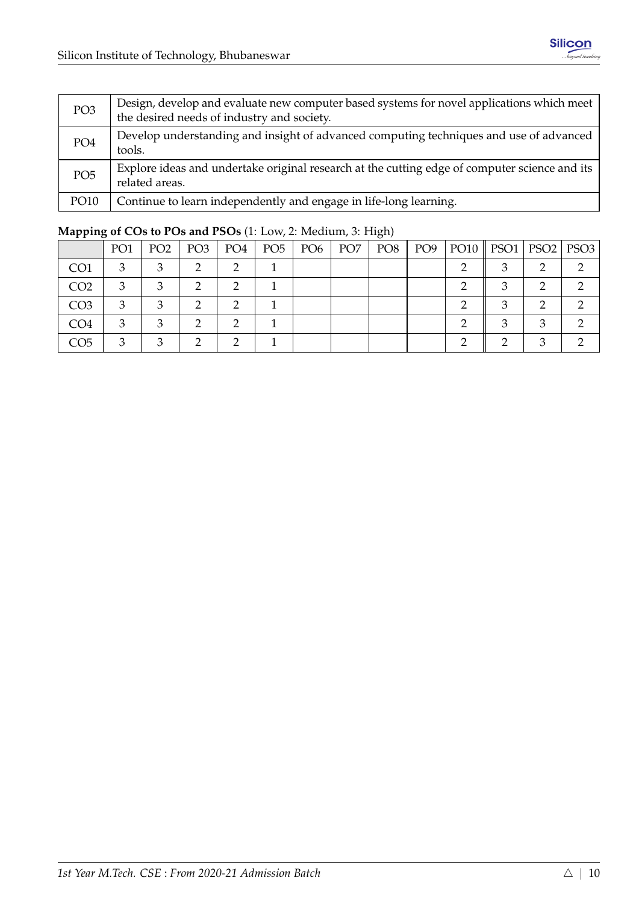| PO3 | Design, develop and evaluate new computer based systems for novel applications which meet the desired needs of industry and society. |
|---|---|
| PO4 | Develop understanding and insight of advanced computing techniques and use of advanced tools. |
| PO5 | Explore ideas and undertake original research at the cutting edge of computer science and its related areas. |
| PO10 | Continue to learn independently and engage in life-long learning. |

**Mapping of COs to POs and PSOs** (1: Low, 2: Medium, 3: High)

| | PO1 | PO2 | PO3 | PO4 | PO5 | PO6 | PO7 | PO8 | PO9 | PO10 | PSO1 | PSO2 | PSO3 |
|---|---|---|---|---|---|---|---|---|---|---|---|---|---|
| CO1 | 3 | 3 | 2 | 2 | 1 | | | | | 2 | 3 | 2 | 2 |
| CO2 | 3 | 3 | 2 | 2 | 1 | | | | | 2 | 3 | 2 | 2 |
| CO3 | 3 | 3 | 2 | 2 | 1 | | | | | 2 | 3 | 2 | 2 |
| CO4 | 3 | 3 | 2 | 2 | 1 | | | | | 2 | 3 | 3 | 2 |
| CO5 | 3 | 3 | 2 | 2 | 1 | | | | | 2 | 2 | 3 | 2 |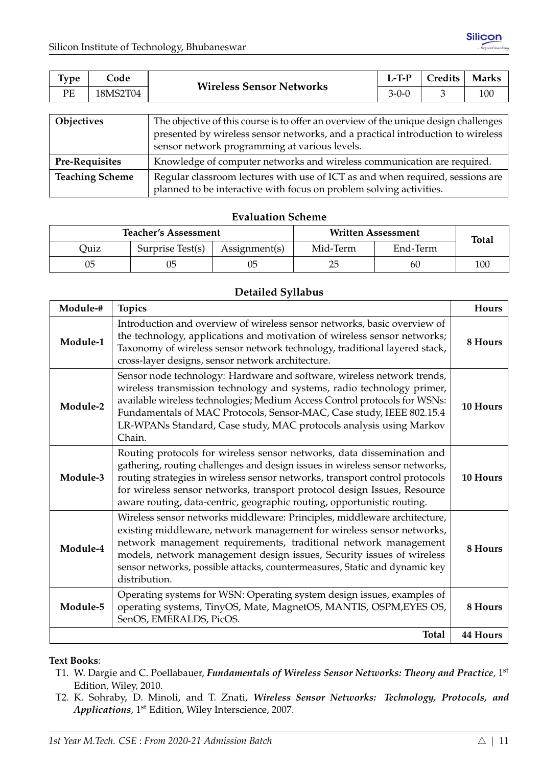| Type | Code | Wireless Sensor Networks | L-T-P | Credits | Marks |
|---|---|---|---|---|---|
| PE | 18MS2T04 | | 3-0-0 | 3 | 100 |

| | |
|---|---|
| **Objectives** | The objective of this course is to offer an overview of the unique design challenges presented by wireless sensor networks, and a practical introduction to wireless sensor network programming at various levels. |
| **Pre-Requisites** | Knowledge of computer networks and wireless communication are required. |
| **Teaching Scheme** | Regular classroom lectures with use of ICT as and when required, sessions are planned to be interactive with focus on problem solving activities. |

### Evaluation Scheme

| Teacher's Assessment | | | Written Assessment | | Total |
|---|---|---|---|---|---|
| Quiz | Surprise Test(s) | Assignment(s) | Mid-Term | End-Term | |
| 05 | 05 | 05 | 25 | 60 | 100 |

### Detailed Syllabus

| Module-# | Topics | Hours |
|---|---|---|
| **Module-1** | Introduction and overview of wireless sensor networks, basic overview of the technology, applications and motivation of wireless sensor networks; Taxonomy of wireless sensor network technology, traditional layered stack, cross-layer designs, sensor network architecture. | **8 Hours** |
| **Module-2** | Sensor node technology: Hardware and software, wireless network trends, wireless transmission technology and systems, radio technology primer, available wireless technologies; Medium Access Control protocols for WSNs: Fundamentals of MAC Protocols, Sensor-MAC, Case study, IEEE 802.15.4 LR-WPANs Standard, Case study, MAC protocols analysis using Markov Chain. | **10 Hours** |
| **Module-3** | Routing protocols for wireless sensor networks, data dissemination and gathering, routing challenges and design issues in wireless sensor networks, routing strategies in wireless sensor networks, transport control protocols for wireless sensor networks, transport protocol design Issues, Resource aware routing, data-centric, geographic routing, opportunistic routing. | **10 Hours** |
| **Module-4** | Wireless sensor networks middleware: Principles, middleware architecture, existing middleware, network management for wireless sensor networks, network management requirements, traditional network management models, network management design issues, Security issues of wireless sensor networks, possible attacks, countermeasures, Static and dynamic key distribution. | **8 Hours** |
| **Module-5** | Operating systems for WSN: Operating system design issues, examples of operating systems, TinyOS, Mate, MagnetOS, MANTIS, OSPM,EYES OS, SenOS, EMERALDS, PicOS. | **8 Hours** |
| | **Total** | **44 Hours** |

**Text Books**:

T1. W. Dargie and C. Poellabauer, ***Fundamentals of Wireless Sensor Networks: Theory and Practice***, 1st Edition, Wiley, 2010.

T2. K. Sohraby, D. Minoli, and T. Znati, ***Wireless Sensor Networks: Technology, Protocols, and Applications***, 1st Edition, Wiley Interscience, 2007.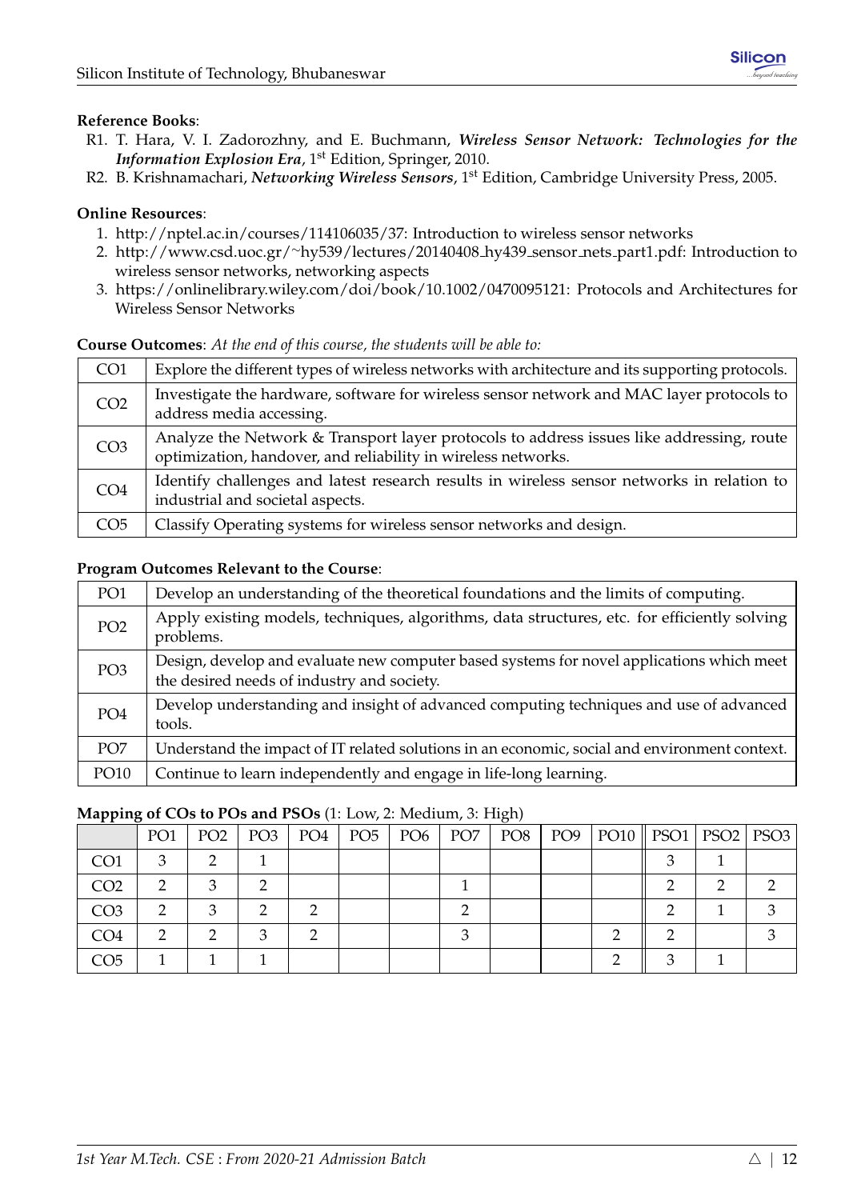**Reference Books**:

R1. T. Hara, V. I. Zadorozhny, and E. Buchmann, ***Wireless Sensor Network: Technologies for the Information Explosion Era***, 1st Edition, Springer, 2010.

R2. B. Krishnamachari, ***Networking Wireless Sensors***, 1st Edition, Cambridge University Press, 2005.

**Online Resources**:

1. http://nptel.ac.in/courses/114106035/37: Introduction to wireless sensor networks
2. http://www.csd.uoc.gr/~hy539/lectures/20140408_hy439_sensor_nets_part1.pdf: Introduction to wireless sensor networks, networking aspects
3. https://onlinelibrary.wiley.com/doi/book/10.1002/0470095121: Protocols and Architectures for Wireless Sensor Networks

**Course Outcomes**: *At the end of this course, the students will be able to:*

| | |
|---|---|
| CO1 | Explore the different types of wireless networks with architecture and its supporting protocols. |
| CO2 | Investigate the hardware, software for wireless sensor network and MAC layer protocols to address media accessing. |
| CO3 | Analyze the Network & Transport layer protocols to address issues like addressing, route optimization, handover, and reliability in wireless networks. |
| CO4 | Identify challenges and latest research results in wireless sensor networks in relation to industrial and societal aspects. |
| CO5 | Classify Operating systems for wireless sensor networks and design. |

**Program Outcomes Relevant to the Course**:

| | |
|---|---|
| PO1 | Develop an understanding of the theoretical foundations and the limits of computing. |
| PO2 | Apply existing models, techniques, algorithms, data structures, etc. for efficiently solving problems. |
| PO3 | Design, develop and evaluate new computer based systems for novel applications which meet the desired needs of industry and society. |
| PO4 | Develop understanding and insight of advanced computing techniques and use of advanced tools. |
| PO7 | Understand the impact of IT related solutions in an economic, social and environment context. |
| PO10 | Continue to learn independently and engage in life-long learning. |

**Mapping of COs to POs and PSOs** (1: Low, 2: Medium, 3: High)

| | PO1 | PO2 | PO3 | PO4 | PO5 | PO6 | PO7 | PO8 | PO9 | PO10 | PSO1 | PSO2 | PSO3 |
|---|---|---|---|---|---|---|---|---|---|---|---|---|---|
| CO1 | 3 | 2 | 1 | | | | | | | | 3 | 1 | |
| CO2 | 2 | 3 | 2 | | | | 1 | | | | 2 | 2 | 2 |
| CO3 | 2 | 3 | 2 | 2 | | | 2 | | | | 2 | 1 | 3 |
| CO4 | 2 | 2 | 3 | 2 | | | 3 | | | 2 | 2 | | 3 |
| CO5 | 1 | 1 | 1 | | | | | | | 2 | 3 | 1 | |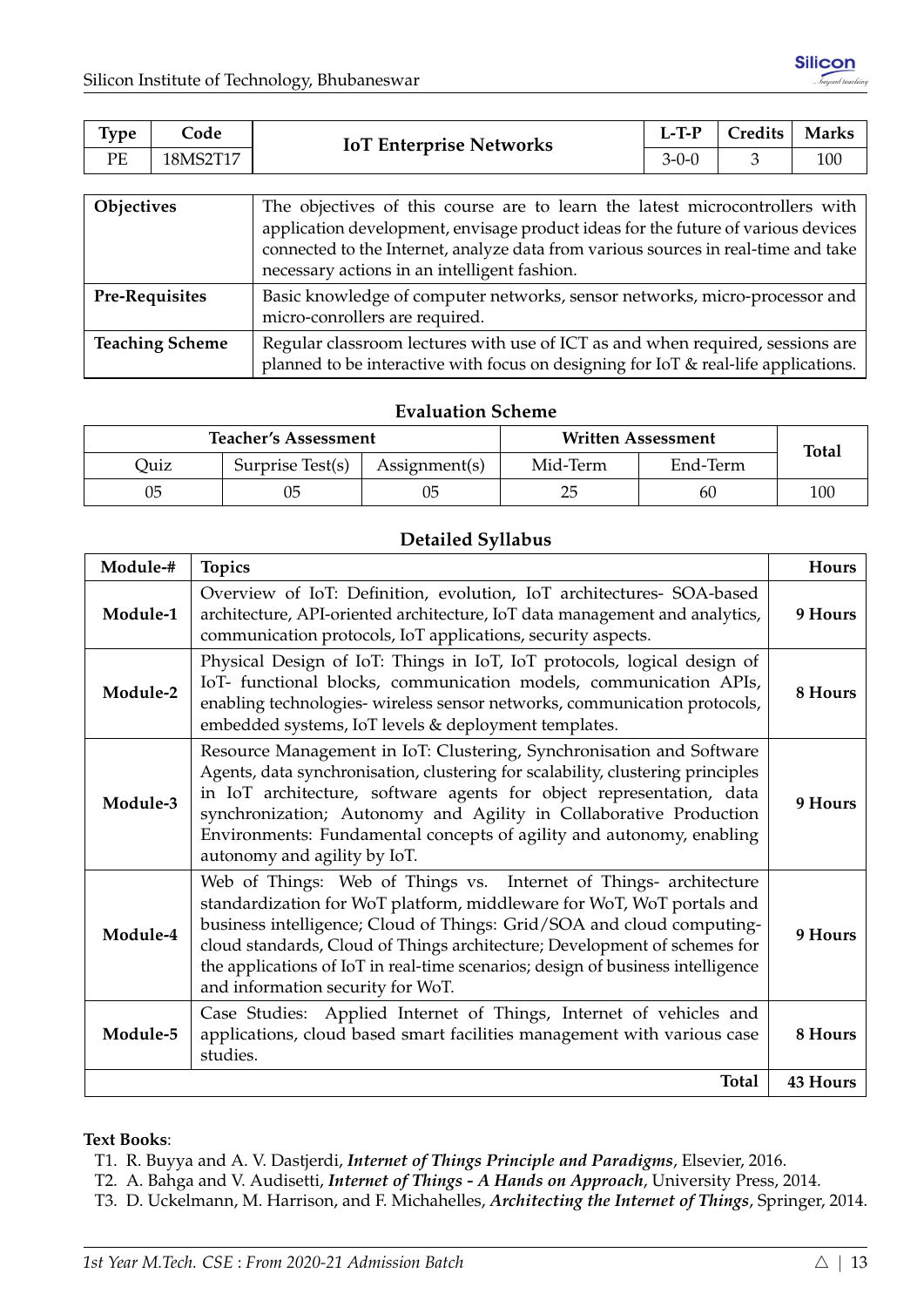| Type | Code | IoT Enterprise Networks | L-T-P | Credits | Marks |
|---|---|---|---|---|---|
| PE | 18MS2T17 | | 3-0-0 | 3 | 100 |

| | |
|---|---|
| **Objectives** | The objectives of this course are to learn the latest microcontrollers with application development, envisage product ideas for the future of various devices connected to the Internet, analyze data from various sources in real-time and take necessary actions in an intelligent fashion. |
| **Pre-Requisites** | Basic knowledge of computer networks, sensor networks, micro-processor and micro-conrollers are required. |
| **Teaching Scheme** | Regular classroom lectures with use of ICT as and when required, sessions are planned to be interactive with focus on designing for IoT & real-life applications. |

### Evaluation Scheme

| Teacher's Assessment | | | Written Assessment | | Total |
|---|---|---|---|---|---|
| Quiz | Surprise Test(s) | Assignment(s) | Mid-Term | End-Term | |
| 05 | 05 | 05 | 25 | 60 | 100 |

### Detailed Syllabus

| Module-# | Topics | Hours |
|---|---|---|
| **Module-1** | Overview of IoT: Definition, evolution, IoT architectures- SOA-based architecture, API-oriented architecture, IoT data management and analytics, communication protocols, IoT applications, security aspects. | **9 Hours** |
| **Module-2** | Physical Design of IoT: Things in IoT, IoT protocols, logical design of IoT- functional blocks, communication models, communication APIs, enabling technologies- wireless sensor networks, communication protocols, embedded systems, IoT levels & deployment templates. | **8 Hours** |
| **Module-3** | Resource Management in IoT: Clustering, Synchronisation and Software Agents, data synchronisation, clustering for scalability, clustering principles in IoT architecture, software agents for object representation, data synchronization; Autonomy and Agility in Collaborative Production Environments: Fundamental concepts of agility and autonomy, enabling autonomy and agility by IoT. | **9 Hours** |
| **Module-4** | Web of Things: Web of Things vs. Internet of Things- architecture standardization for WoT platform, middleware for WoT, WoT portals and business intelligence; Cloud of Things: Grid/SOA and cloud computing- cloud standards, Cloud of Things architecture; Development of schemes for the applications of IoT in real-time scenarios; design of business intelligence and information security for WoT. | **9 Hours** |
| **Module-5** | Case Studies: Applied Internet of Things, Internet of vehicles and applications, cloud based smart facilities management with various case studies. | **8 Hours** |
| | **Total** | **43 Hours** |

**Text Books**:

T1. R. Buyya and A. V. Dastjerdi, ***Internet of Things Principle and Paradigms***, Elsevier, 2016.

T2. A. Bahga and V. Audisetti, ***Internet of Things - A Hands on Approach***, University Press, 2014.

T3. D. Uckelmann, M. Harrison, and F. Michahelles, ***Architecting the Internet of Things***, Springer, 2014.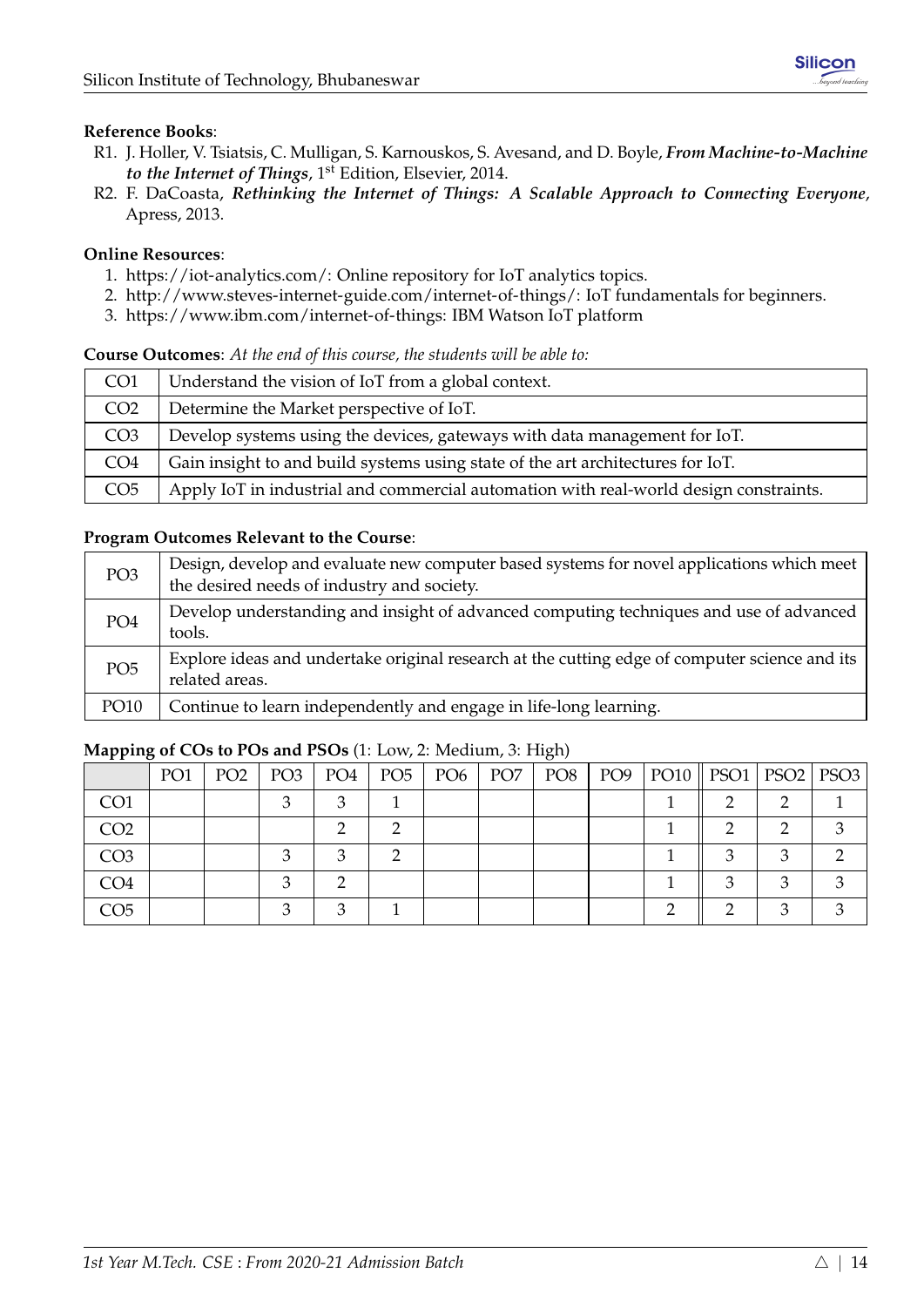**Reference Books**:

R1. J. Holler, V. Tsiatsis, C. Mulligan, S. Karnouskos, S. Avesand, and D. Boyle, ***From Machine-to-Machine to the Internet of Things***, 1st Edition, Elsevier, 2014.

R2. F. DaCoasta, ***Rethinking the Internet of Things: A Scalable Approach to Connecting Everyone***, Apress, 2013.

**Online Resources**:

1. https://iot-analytics.com/: Online repository for IoT analytics topics.
2. http://www.steves-internet-guide.com/internet-of-things/: IoT fundamentals for beginners.
3. https://www.ibm.com/internet-of-things: IBM Watson IoT platform

**Course Outcomes**: *At the end of this course, the students will be able to:*

| | |
|---|---|
| CO1 | Understand the vision of IoT from a global context. |
| CO2 | Determine the Market perspective of IoT. |
| CO3 | Develop systems using the devices, gateways with data management for IoT. |
| CO4 | Gain insight to and build systems using state of the art architectures for IoT. |
| CO5 | Apply IoT in industrial and commercial automation with real-world design constraints. |

**Program Outcomes Relevant to the Course**:

| | |
|---|---|
| PO3 | Design, develop and evaluate new computer based systems for novel applications which meet the desired needs of industry and society. |
| PO4 | Develop understanding and insight of advanced computing techniques and use of advanced tools. |
| PO5 | Explore ideas and undertake original research at the cutting edge of computer science and its related areas. |
| PO10 | Continue to learn independently and engage in life-long learning. |

**Mapping of COs to POs and PSOs** (1: Low, 2: Medium, 3: High)

| | PO1 | PO2 | PO3 | PO4 | PO5 | PO6 | PO7 | PO8 | PO9 | PO10 | PSO1 | PSO2 | PSO3 |
|---|---|---|---|---|---|---|---|---|---|---|---|---|---|
| CO1 | | | 3 | 3 | 1 | | | | | 1 | 2 | 2 | 1 |
| CO2 | | | | 2 | 2 | | | | | 1 | 2 | 2 | 3 |
| CO3 | | | 3 | 3 | 2 | | | | | 1 | 3 | 3 | 2 |
| CO4 | | | 3 | 2 | | | | | | 1 | 3 | 3 | 3 |
| CO5 | | | 3 | 3 | 1 | | | | | 2 | 2 | 3 | 3 |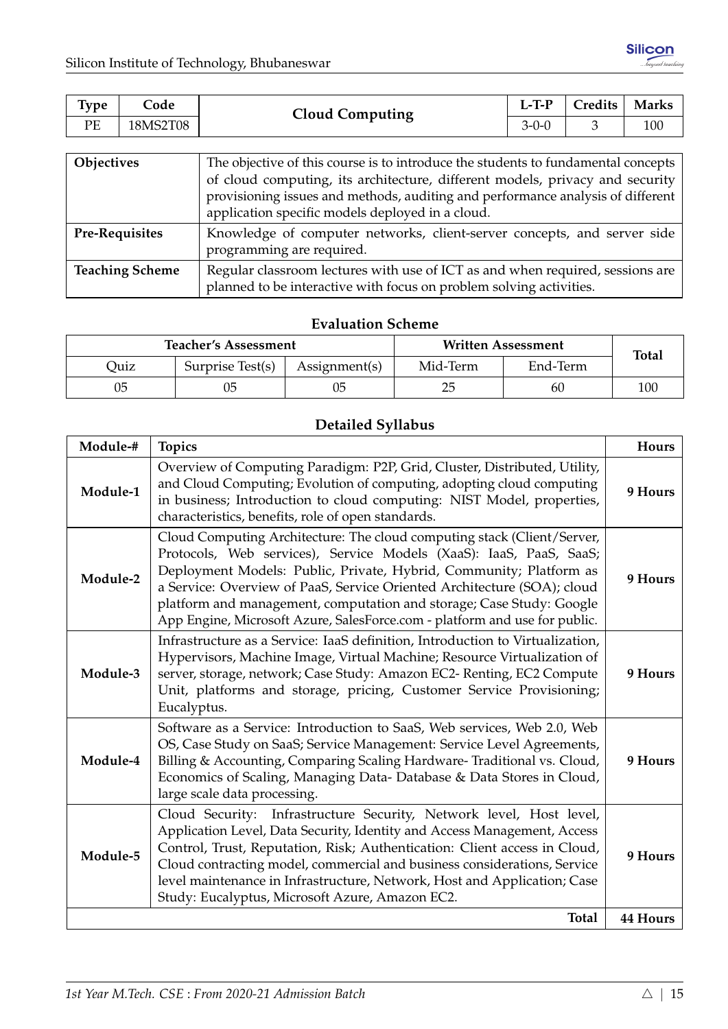| Type | Code | Cloud Computing | L-T-P | Credits | Marks |
|---|---|---|---|---|---|
| PE | 18MS2T08 | | 3-0-0 | 3 | 100 |

| | |
|---|---|
| **Objectives** | The objective of this course is to introduce the students to fundamental concepts of cloud computing, its architecture, different models, privacy and security provisioning issues and methods, auditing and performance analysis of different application specific models deployed in a cloud. |
| **Pre-Requisites** | Knowledge of computer networks, client-server concepts, and server side programming are required. |
| **Teaching Scheme** | Regular classroom lectures with use of ICT as and when required, sessions are planned to be interactive with focus on problem solving activities. |

### Evaluation Scheme

| Teacher's Assessment | | | Written Assessment | | Total |
|---|---|---|---|---|---|
| Quiz | Surprise Test(s) | Assignment(s) | Mid-Term | End-Term | |
| 05 | 05 | 05 | 25 | 60 | 100 |

### Detailed Syllabus

| Module-# | Topics | Hours |
|---|---|---|
| **Module-1** | Overview of Computing Paradigm: P2P, Grid, Cluster, Distributed, Utility, and Cloud Computing; Evolution of computing, adopting cloud computing in business; Introduction to cloud computing: NIST Model, properties, characteristics, benefits, role of open standards. | **9 Hours** |
| **Module-2** | Cloud Computing Architecture: The cloud computing stack (Client/Server, Protocols, Web services), Service Models (XaaS): IaaS, PaaS, SaaS; Deployment Models: Public, Private, Hybrid, Community; Platform as a Service: Overview of PaaS, Service Oriented Architecture (SOA); cloud platform and management, computation and storage; Case Study: Google App Engine, Microsoft Azure, SalesForce.com - platform and use for public. | **9 Hours** |
| **Module-3** | Infrastructure as a Service: IaaS definition, Introduction to Virtualization, Hypervisors, Machine Image, Virtual Machine; Resource Virtualization of server, storage, network; Case Study: Amazon EC2- Renting, EC2 Compute Unit, platforms and storage, pricing, Customer Service Provisioning; Eucalyptus. | **9 Hours** |
| **Module-4** | Software as a Service: Introduction to SaaS, Web services, Web 2.0, Web OS, Case Study on SaaS; Service Management: Service Level Agreements, Billing & Accounting, Comparing Scaling Hardware- Traditional vs. Cloud, Economics of Scaling, Managing Data- Database & Data Stores in Cloud, large scale data processing. | **9 Hours** |
| **Module-5** | Cloud Security: Infrastructure Security, Network level, Host level, Application Level, Data Security, Identity and Access Management, Access Control, Trust, Reputation, Risk; Authentication: Client access in Cloud, Cloud contracting model, commercial and business considerations, Service level maintenance in Infrastructure, Network, Host and Application; Case Study: Eucalyptus, Microsoft Azure, Amazon EC2. | **9 Hours** |
| | **Total** | **44 Hours** |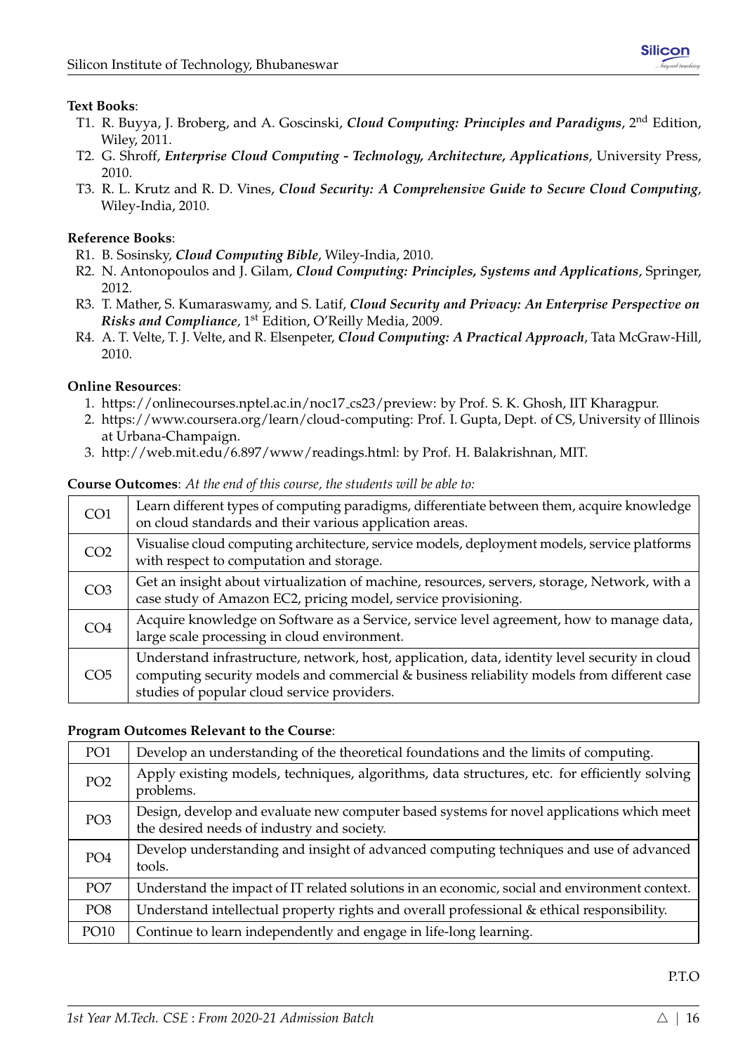**Text Books**:

T1. R. Buyya, J. Broberg, and A. Goscinski, ***Cloud Computing: Principles and Paradigms***, 2nd Edition, Wiley, 2011.

T2. G. Shroff, ***Enterprise Cloud Computing - Technology, Architecture, Applications***, University Press, 2010.

T3. R. L. Krutz and R. D. Vines, ***Cloud Security: A Comprehensive Guide to Secure Cloud Computing***, Wiley-India, 2010.

**Reference Books**:

R1. B. Sosinsky, ***Cloud Computing Bible***, Wiley-India, 2010.

R2. N. Antonopoulos and J. Gilam, ***Cloud Computing: Principles, Systems and Applications***, Springer, 2012.

R3. T. Mather, S. Kumaraswamy, and S. Latif, ***Cloud Security and Privacy: An Enterprise Perspective on Risks and Compliance***, 1st Edition, O'Reilly Media, 2009.

R4. A. T. Velte, T. J. Velte, and R. Elsenpeter, ***Cloud Computing: A Practical Approach***, Tata McGraw-Hill, 2010.

**Online Resources**:

1. https://onlinecourses.nptel.ac.in/noc17_cs23/preview: by Prof. S. K. Ghosh, IIT Kharagpur.
2. https://www.coursera.org/learn/cloud-computing: Prof. I. Gupta, Dept. of CS, University of Illinois at Urbana-Champaign.
3. http://web.mit.edu/6.897/www/readings.html: by Prof. H. Balakrishnan, MIT.

**Course Outcomes**: *At the end of this course, the students will be able to:*

| | |
|---|---|
| CO1 | Learn different types of computing paradigms, differentiate between them, acquire knowledge on cloud standards and their various application areas. |
| CO2 | Visualise cloud computing architecture, service models, deployment models, service platforms with respect to computation and storage. |
| CO3 | Get an insight about virtualization of machine, resources, servers, storage, Network, with a case study of Amazon EC2, pricing model, service provisioning. |
| CO4 | Acquire knowledge on Software as a Service, service level agreement, how to manage data, large scale processing in cloud environment. |
| CO5 | Understand infrastructure, network, host, application, data, identity level security in cloud computing security models and commercial & business reliability models from different case studies of popular cloud service providers. |

**Program Outcomes Relevant to the Course**:

| | |
|---|---|
| PO1 | Develop an understanding of the theoretical foundations and the limits of computing. |
| PO2 | Apply existing models, techniques, algorithms, data structures, etc. for efficiently solving problems. |
| PO3 | Design, develop and evaluate new computer based systems for novel applications which meet the desired needs of industry and society. |
| PO4 | Develop understanding and insight of advanced computing techniques and use of advanced tools. |
| PO7 | Understand the impact of IT related solutions in an economic, social and environment context. |
| PO8 | Understand intellectual property rights and overall professional & ethical responsibility. |
| PO10 | Continue to learn independently and engage in life-long learning. |

P.T.O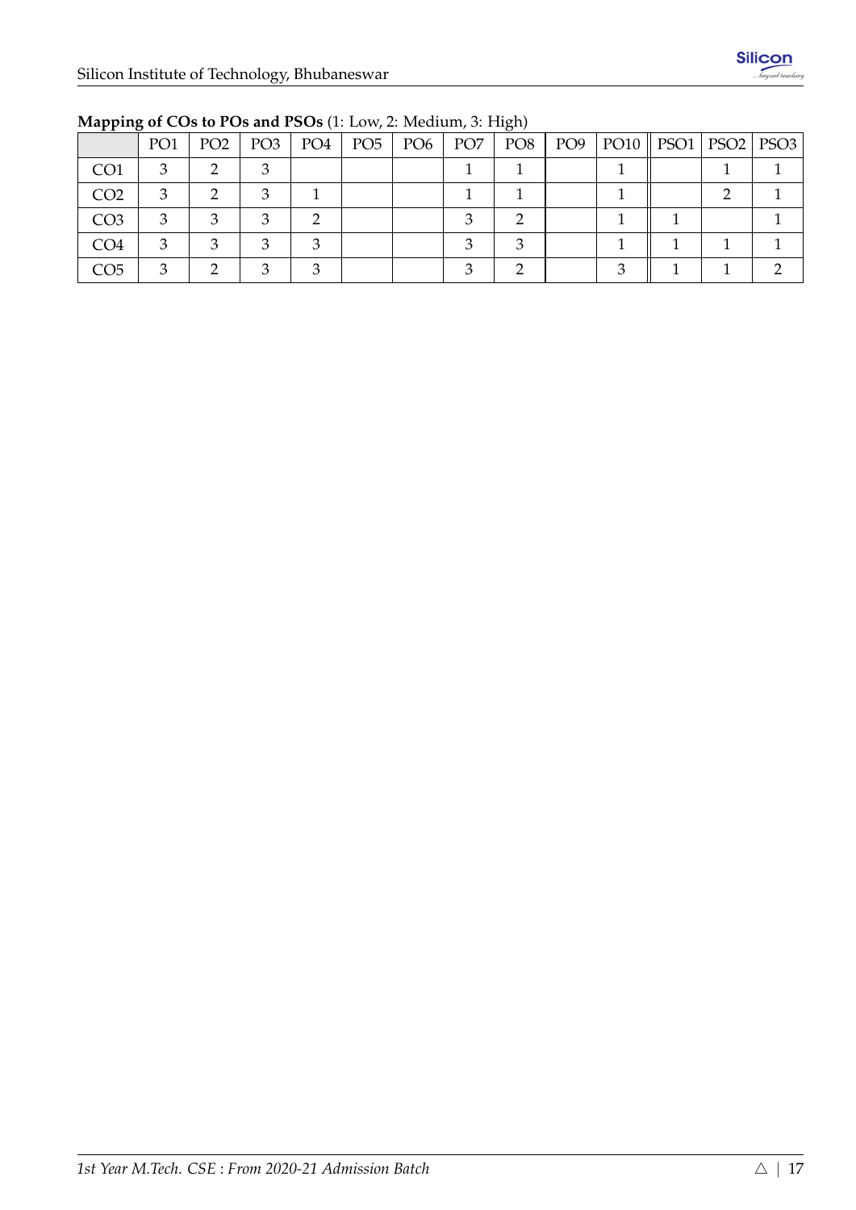**Mapping of COs to POs and PSOs** (1: Low, 2: Medium, 3: High)

| | PO1 | PO2 | PO3 | PO4 | PO5 | PO6 | PO7 | PO8 | PO9 | PO10 | PSO1 | PSO2 | PSO3 |
|---|---|---|---|---|---|---|---|---|---|---|---|---|---|
| CO1 | 3 | 2 | 3 | | | | 1 | 1 | | 1 | | 1 | 1 |
| CO2 | 3 | 2 | 3 | 1 | | | 1 | 1 | | 1 | | 2 | 1 |
| CO3 | 3 | 3 | 3 | 2 | | | 3 | 2 | | 1 | 1 | | 1 |
| CO4 | 3 | 3 | 3 | 3 | | | 3 | 3 | | 1 | 1 | 1 | 1 |
| CO5 | 3 | 2 | 3 | 3 | | | 3 | 2 | | 3 | 1 | 1 | 2 |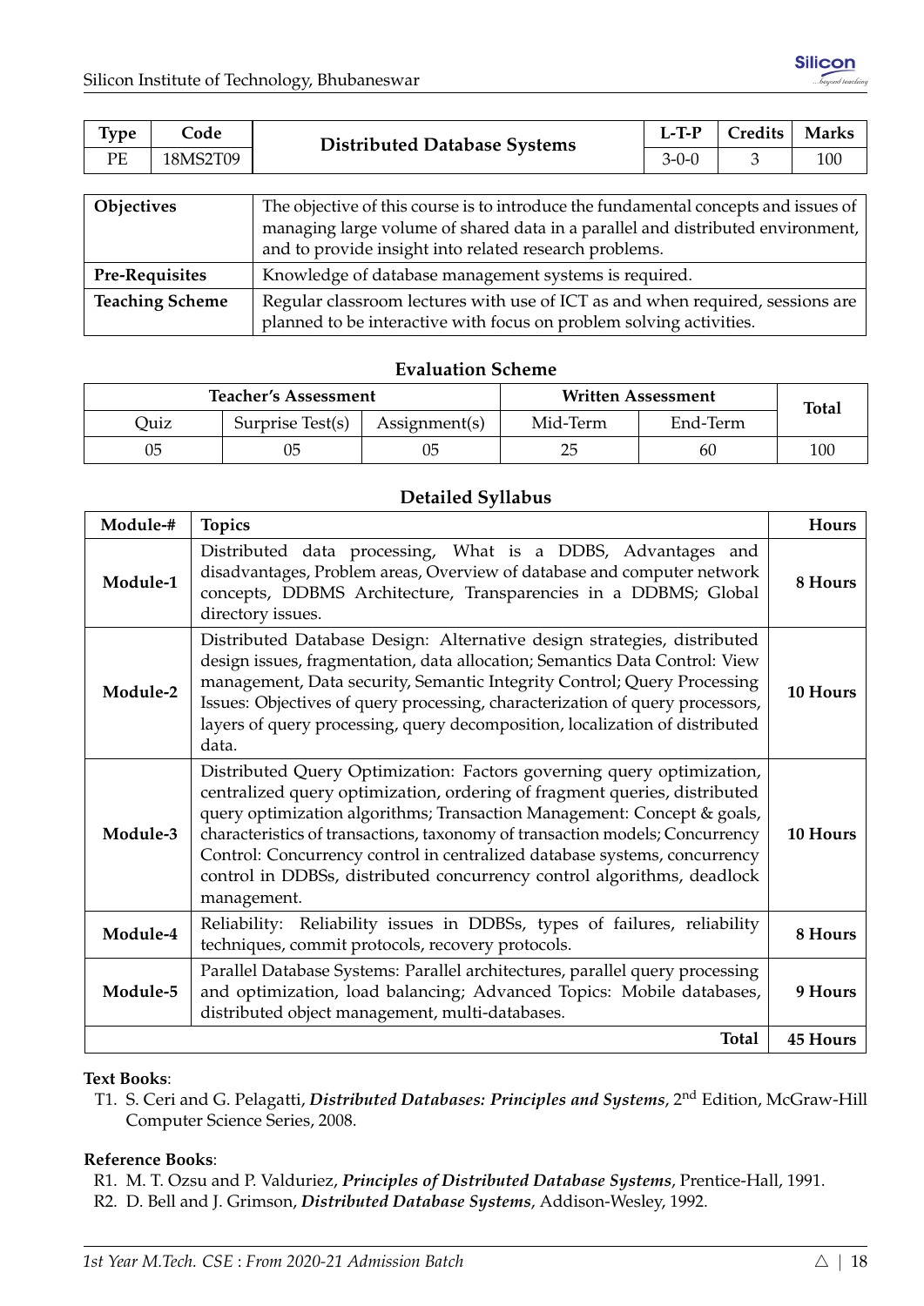| Type | Code | Distributed Database Systems | L-T-P | Credits | Marks |
|---|---|---|---|---|---|
| PE | 18MS2T09 | | 3-0-0 | 3 | 100 |

| | |
|---|---|
| **Objectives** | The objective of this course is to introduce the fundamental concepts and issues of managing large volume of shared data in a parallel and distributed environment, and to provide insight into related research problems. |
| **Pre-Requisites** | Knowledge of database management systems is required. |
| **Teaching Scheme** | Regular classroom lectures with use of ICT as and when required, sessions are planned to be interactive with focus on problem solving activities. |

### Evaluation Scheme

| Teacher's Assessment | | | Written Assessment | | Total |
|---|---|---|---|---|---|
| Quiz | Surprise Test(s) | Assignment(s) | Mid-Term | End-Term | |
| 05 | 05 | 05 | 25 | 60 | 100 |

### Detailed Syllabus

| Module-# | Topics | Hours |
|---|---|---|
| **Module-1** | Distributed data processing, What is a DDBS, Advantages and disadvantages, Problem areas, Overview of database and computer network concepts, DDBMS Architecture, Transparencies in a DDBMS; Global directory issues. | **8 Hours** |
| **Module-2** | Distributed Database Design: Alternative design strategies, distributed design issues, fragmentation, data allocation; Semantics Data Control: View management, Data security, Semantic Integrity Control; Query Processing Issues: Objectives of query processing, characterization of query processors, layers of query processing, query decomposition, localization of distributed data. | **10 Hours** |
| **Module-3** | Distributed Query Optimization: Factors governing query optimization, centralized query optimization, ordering of fragment queries, distributed query optimization algorithms; Transaction Management: Concept & goals, characteristics of transactions, taxonomy of transaction models; Concurrency Control: Concurrency control in centralized database systems, concurrency control in DDBSs, distributed concurrency control algorithms, deadlock management. | **10 Hours** |
| **Module-4** | Reliability: Reliability issues in DDBSs, types of failures, reliability techniques, commit protocols, recovery protocols. | **8 Hours** |
| **Module-5** | Parallel Database Systems: Parallel architectures, parallel query processing and optimization, load balancing; Advanced Topics: Mobile databases, distributed object management, multi-databases. | **9 Hours** |
| | **Total** | **45 Hours** |

**Text Books**:

T1. S. Ceri and G. Pelagatti, ***Distributed Databases: Principles and Systems***, 2nd Edition, McGraw-Hill Computer Science Series, 2008.

**Reference Books**:

R1. M. T. Ozsu and P. Valduriez, ***Principles of Distributed Database Systems***, Prentice-Hall, 1991.

R2. D. Bell and J. Grimson, ***Distributed Database Systems***, Addison-Wesley, 1992.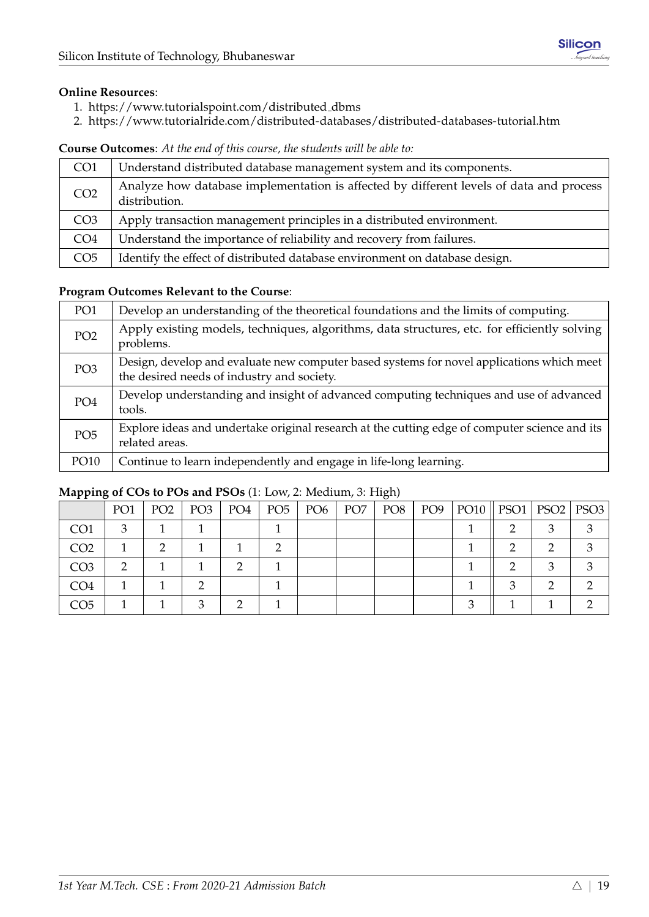**Online Resources**:

1. https://www.tutorialspoint.com/distributed_dbms
2. https://www.tutorialride.com/distributed-databases/distributed-databases-tutorial.htm

**Course Outcomes**: *At the end of this course, the students will be able to:*

| | |
|---|---|
| CO1 | Understand distributed database management system and its components. |
| CO2 | Analyze how database implementation is affected by different levels of data and process distribution. |
| CO3 | Apply transaction management principles in a distributed environment. |
| CO4 | Understand the importance of reliability and recovery from failures. |
| CO5 | Identify the effect of distributed database environment on database design. |

**Program Outcomes Relevant to the Course**:

| | |
|---|---|
| PO1 | Develop an understanding of the theoretical foundations and the limits of computing. |
| PO2 | Apply existing models, techniques, algorithms, data structures, etc. for efficiently solving problems. |
| PO3 | Design, develop and evaluate new computer based systems for novel applications which meet the desired needs of industry and society. |
| PO4 | Develop understanding and insight of advanced computing techniques and use of advanced tools. |
| PO5 | Explore ideas and undertake original research at the cutting edge of computer science and its related areas. |
| PO10 | Continue to learn independently and engage in life-long learning. |

**Mapping of COs to POs and PSOs** (1: Low, 2: Medium, 3: High)

| | PO1 | PO2 | PO3 | PO4 | PO5 | PO6 | PO7 | PO8 | PO9 | PO10 | PSO1 | PSO2 | PSO3 |
|---|---|---|---|---|---|---|---|---|---|---|---|---|---|
| CO1 | 3 | 1 | 1 | | 1 | | | | | 1 | 2 | 3 | 3 |
| CO2 | 1 | 2 | 1 | 1 | 2 | | | | | 1 | 2 | 2 | 3 |
| CO3 | 2 | 1 | 1 | 2 | 1 | | | | | 1 | 2 | 3 | 3 |
| CO4 | 1 | 1 | 2 | | 1 | | | | | 1 | 3 | 2 | 2 |
| CO5 | 1 | 1 | 3 | 2 | 1 | | | | | 3 | 1 | 1 | 2 |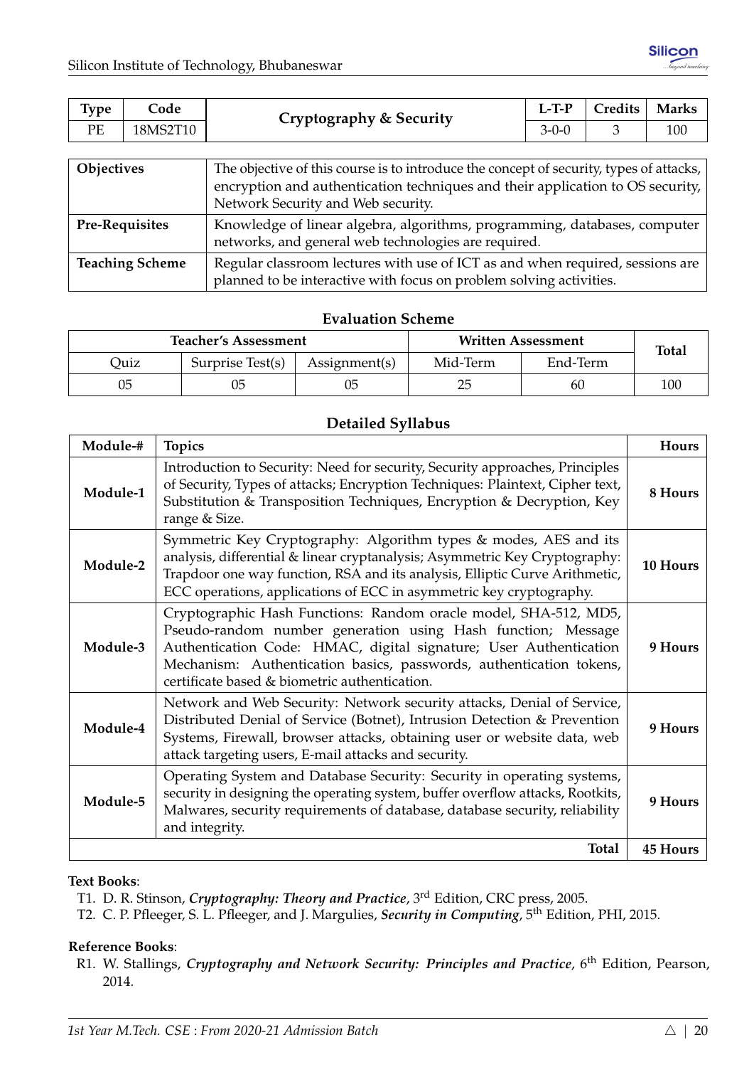| Type | Code | Cryptography & Security | L-T-P | Credits | Marks |
|---|---|---|---|---|---|
| PE | 18MS2T10 | | 3-0-0 | 3 | 100 |

| | |
|---|---|
| **Objectives** | The objective of this course is to introduce the concept of security, types of attacks, encryption and authentication techniques and their application to OS security, Network Security and Web security. |
| **Pre-Requisites** | Knowledge of linear algebra, algorithms, programming, databases, computer networks, and general web technologies are required. |
| **Teaching Scheme** | Regular classroom lectures with use of ICT as and when required, sessions are planned to be interactive with focus on problem solving activities. |

### Evaluation Scheme

| Teacher's Assessment | | | Written Assessment | | Total |
|---|---|---|---|---|---|
| Quiz | Surprise Test(s) | Assignment(s) | Mid-Term | End-Term | |
| 05 | 05 | 05 | 25 | 60 | 100 |

### Detailed Syllabus

| Module-# | Topics | Hours |
|---|---|---|
| **Module-1** | Introduction to Security: Need for security, Security approaches, Principles of Security, Types of attacks; Encryption Techniques: Plaintext, Cipher text, Substitution & Transposition Techniques, Encryption & Decryption, Key range & Size. | **8 Hours** |
| **Module-2** | Symmetric Key Cryptography: Algorithm types & modes, AES and its analysis, differential & linear cryptanalysis; Asymmetric Key Cryptography: Trapdoor one way function, RSA and its analysis, Elliptic Curve Arithmetic, ECC operations, applications of ECC in asymmetric key cryptography. | **10 Hours** |
| **Module-3** | Cryptographic Hash Functions: Random oracle model, SHA-512, MD5, Pseudo-random number generation using Hash function; Message Authentication Code: HMAC, digital signature; User Authentication Mechanism: Authentication basics, passwords, authentication tokens, certificate based & biometric authentication. | **9 Hours** |
| **Module-4** | Network and Web Security: Network security attacks, Denial of Service, Distributed Denial of Service (Botnet), Intrusion Detection & Prevention Systems, Firewall, browser attacks, obtaining user or website data, web attack targeting users, E-mail attacks and security. | **9 Hours** |
| **Module-5** | Operating System and Database Security: Security in operating systems, security in designing the operating system, buffer overflow attacks, Rootkits, Malwares, security requirements of database, database security, reliability and integrity. | **9 Hours** |
| | **Total** | **45 Hours** |

**Text Books**:

T1. D. R. Stinson, ***Cryptography: Theory and Practice***, 3rd Edition, CRC press, 2005.

T2. C. P. Pfleeger, S. L. Pfleeger, and J. Margulies, ***Security in Computing***, 5th Edition, PHI, 2015.

**Reference Books**:

R1. W. Stallings, ***Cryptography and Network Security: Principles and Practice***, 6th Edition, Pearson, 2014.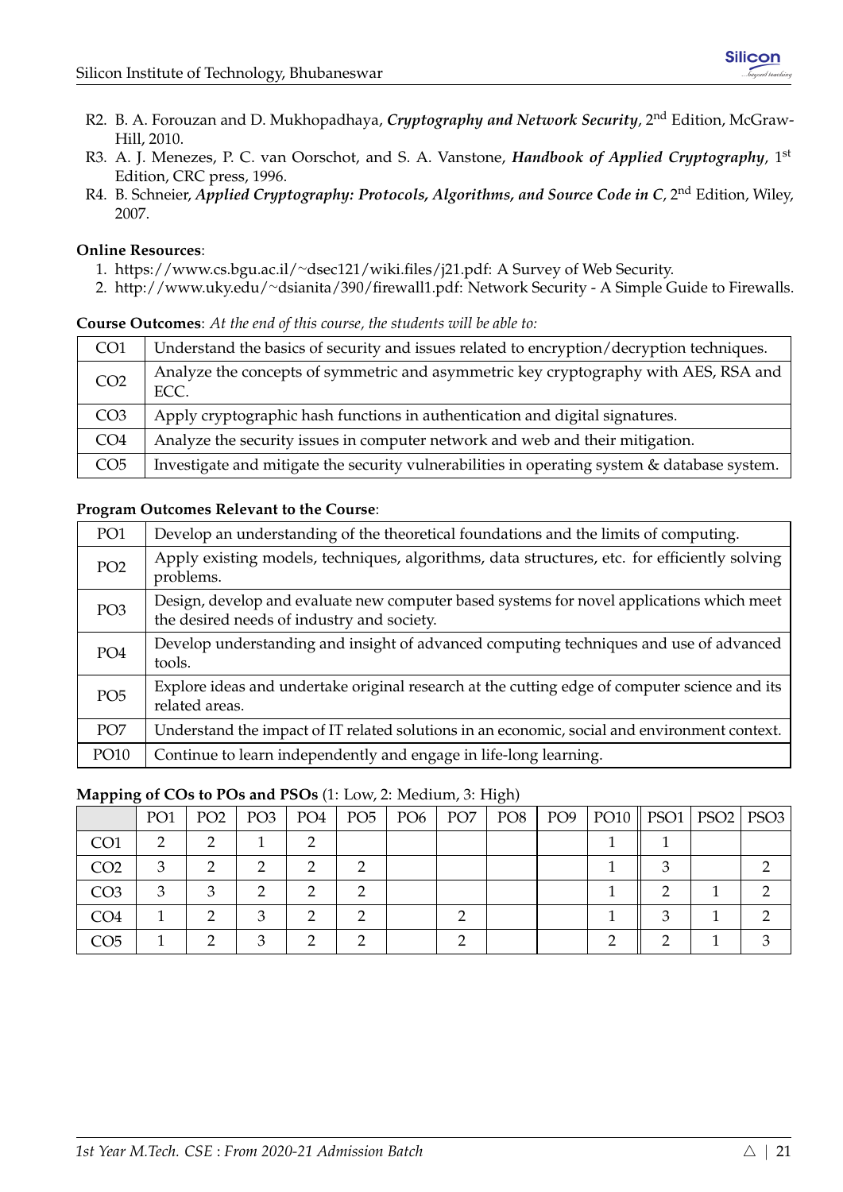R2. B. A. Forouzan and D. Mukhopadhaya, ***Cryptography and Network Security***, 2nd Edition, McGraw-Hill, 2010.
R3. A. J. Menezes, P. C. van Oorschot, and S. A. Vanstone, ***Handbook of Applied Cryptography***, 1st Edition, CRC press, 1996.
R4. B. Schneier, ***Applied Cryptography: Protocols, Algorithms, and Source Code in C***, 2nd Edition, Wiley, 2007.

**Online Resources**:

1. https://www.cs.bgu.ac.il/~dsec121/wiki.files/j21.pdf: A Survey of Web Security.
2. http://www.uky.edu/~dsianita/390/firewall1.pdf: Network Security - A Simple Guide to Firewalls.

**Course Outcomes**: *At the end of this course, the students will be able to:*

| | |
|---|---|
| CO1 | Understand the basics of security and issues related to encryption/decryption techniques. |
| CO2 | Analyze the concepts of symmetric and asymmetric key cryptography with AES, RSA and ECC. |
| CO3 | Apply cryptographic hash functions in authentication and digital signatures. |
| CO4 | Analyze the security issues in computer network and web and their mitigation. |
| CO5 | Investigate and mitigate the security vulnerabilities in operating system & database system. |

**Program Outcomes Relevant to the Course**:

| | |
|---|---|
| PO1 | Develop an understanding of the theoretical foundations and the limits of computing. |
| PO2 | Apply existing models, techniques, algorithms, data structures, etc. for efficiently solving problems. |
| PO3 | Design, develop and evaluate new computer based systems for novel applications which meet the desired needs of industry and society. |
| PO4 | Develop understanding and insight of advanced computing techniques and use of advanced tools. |
| PO5 | Explore ideas and undertake original research at the cutting edge of computer science and its related areas. |
| PO7 | Understand the impact of IT related solutions in an economic, social and environment context. |
| PO10 | Continue to learn independently and engage in life-long learning. |

**Mapping of COs to POs and PSOs** (1: Low, 2: Medium, 3: High)

| | PO1 | PO2 | PO3 | PO4 | PO5 | PO6 | PO7 | PO8 | PO9 | PO10 | PSO1 | PSO2 | PSO3 |
|---|---|---|---|---|---|---|---|---|---|---|---|---|---|
| CO1 | 2 | 2 | 1 | 2 | | | | | | 1 | 1 | | |
| CO2 | 3 | 2 | 2 | 2 | 2 | | | | | 1 | 3 | | 2 |
| CO3 | 3 | 3 | 2 | 2 | 2 | | | | | 1 | 2 | 1 | 2 |
| CO4 | 1 | 2 | 3 | 2 | 2 | | 2 | | | 1 | 3 | 1 | 2 |
| CO5 | 1 | 2 | 3 | 2 | 2 | | 2 | | | 2 | 2 | 1 | 3 |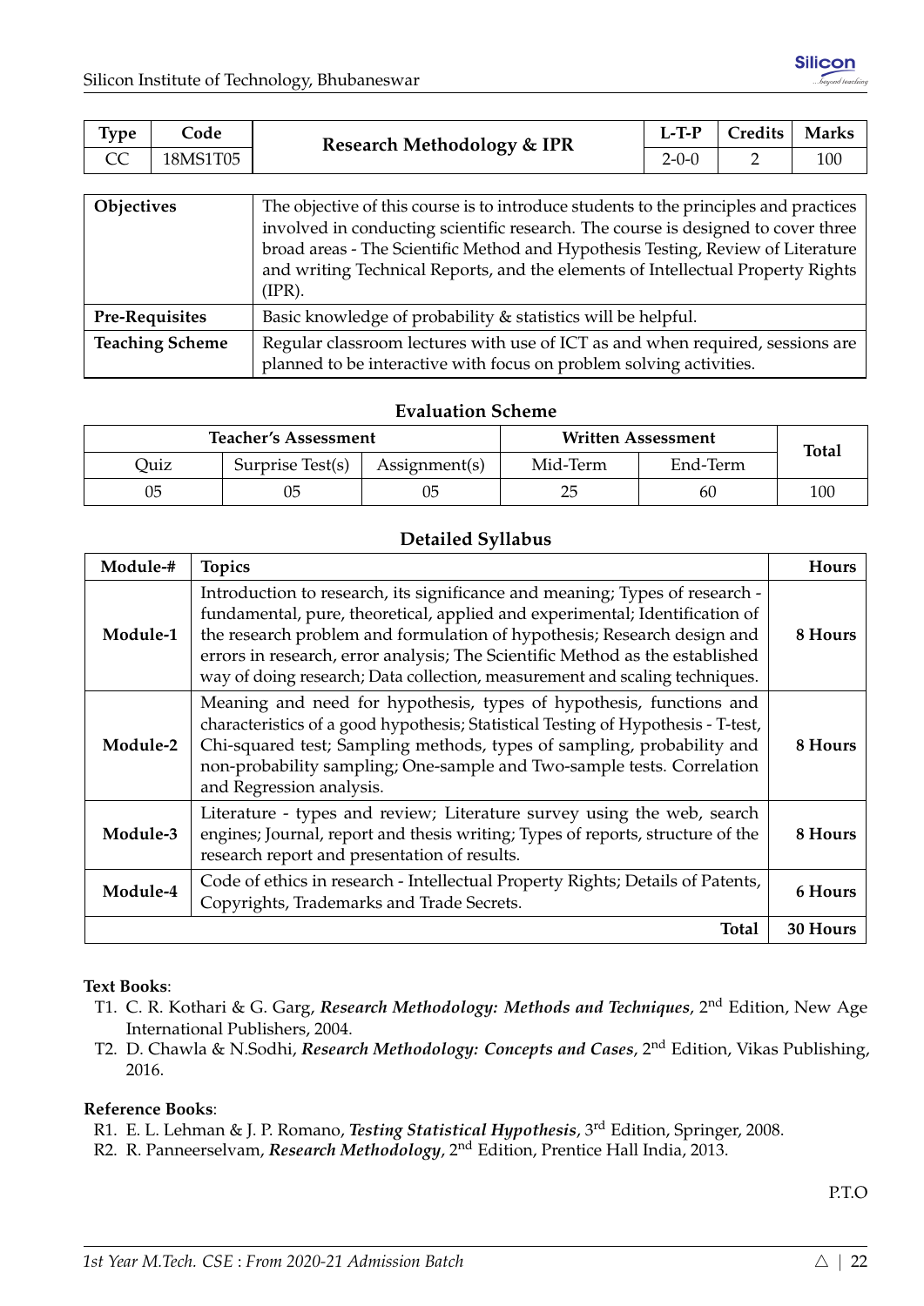| Type | Code | Research Methodology & IPR | L-T-P | Credits | Marks |
|---|---|---|---|---|---|
| CC | 18MS1T05 | | 2-0-0 | 2 | 100 |

| | |
|---|---|
| **Objectives** | The objective of this course is to introduce students to the principles and practices involved in conducting scientific research. The course is designed to cover three broad areas - The Scientific Method and Hypothesis Testing, Review of Literature and writing Technical Reports, and the elements of Intellectual Property Rights (IPR). |
| **Pre-Requisites** | Basic knowledge of probability & statistics will be helpful. |
| **Teaching Scheme** | Regular classroom lectures with use of ICT as and when required, sessions are planned to be interactive with focus on problem solving activities. |

### Evaluation Scheme

| Teacher's Assessment | | | Written Assessment | | Total |
|---|---|---|---|---|---|
| Quiz | Surprise Test(s) | Assignment(s) | Mid-Term | End-Term | |
| 05 | 05 | 05 | 25 | 60 | 100 |

### Detailed Syllabus

| Module-# | Topics | Hours |
|---|---|---|
| **Module-1** | Introduction to research, its significance and meaning; Types of research - fundamental, pure, theoretical, applied and experimental; Identification of the research problem and formulation of hypothesis; Research design and errors in research, error analysis; The Scientific Method as the established way of doing research; Data collection, measurement and scaling techniques. | **8 Hours** |
| **Module-2** | Meaning and need for hypothesis, types of hypothesis, functions and characteristics of a good hypothesis; Statistical Testing of Hypothesis - T-test, Chi-squared test; Sampling methods, types of sampling, probability and non-probability sampling; One-sample and Two-sample tests. Correlation and Regression analysis. | **8 Hours** |
| **Module-3** | Literature - types and review; Literature survey using the web, search engines; Journal, report and thesis writing; Types of reports, structure of the research report and presentation of results. | **8 Hours** |
| **Module-4** | Code of ethics in research - Intellectual Property Rights; Details of Patents, Copyrights, Trademarks and Trade Secrets. | **6 Hours** |
| | **Total** | **30 Hours** |

**Text Books**:

- T1. C. R. Kothari & G. Garg, ***Research Methodology: Methods and Techniques***, 2nd Edition, New Age International Publishers, 2004.
- T2. D. Chawla & N.Sodhi, ***Research Methodology: Concepts and Cases***, 2nd Edition, Vikas Publishing, 2016.

**Reference Books**:

- R1. E. L. Lehman & J. P. Romano, ***Testing Statistical Hypothesis***, 3rd Edition, Springer, 2008.
- R2. R. Panneerselvam, ***Research Methodology***, 2nd Edition, Prentice Hall India, 2013.

P.T.O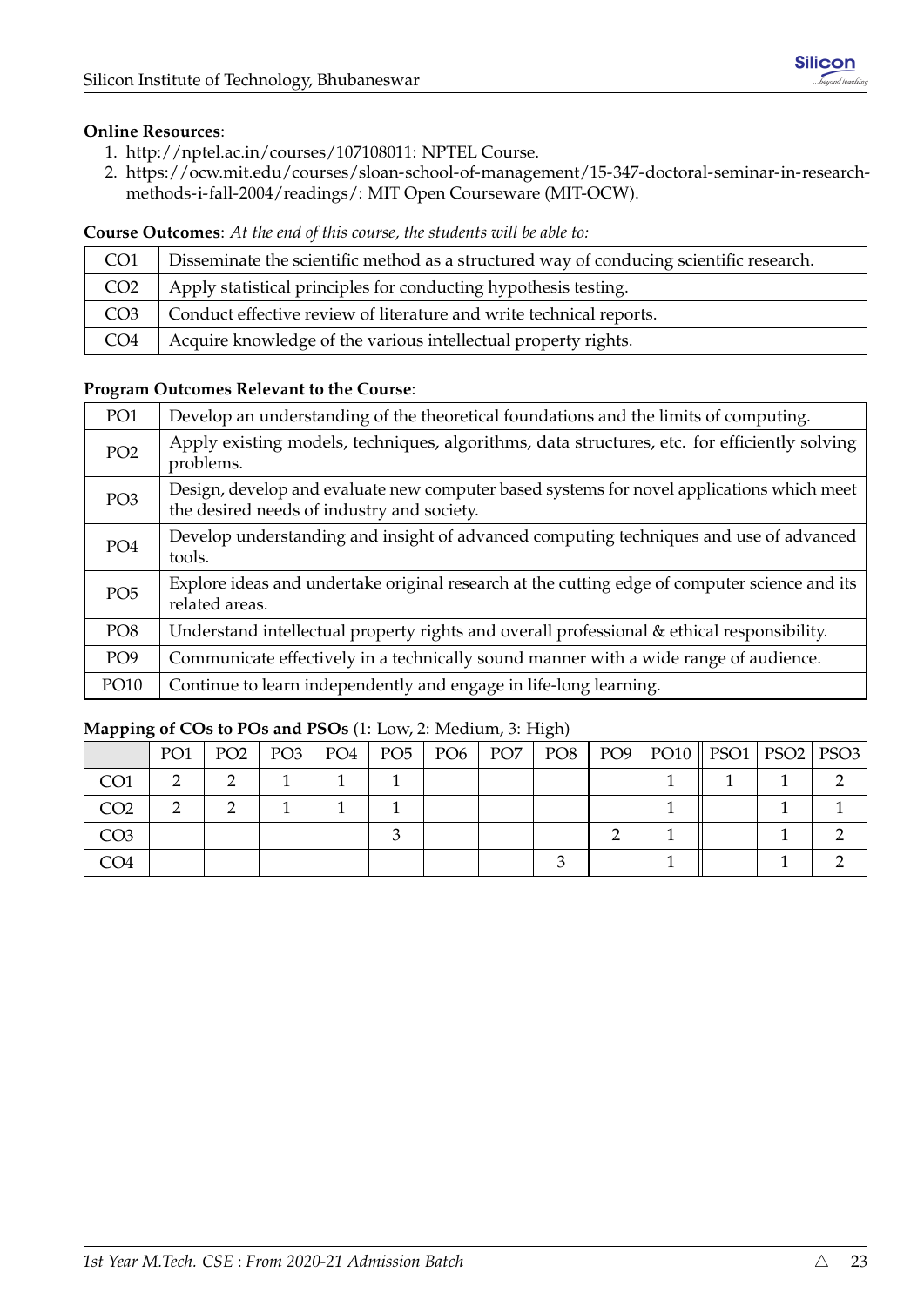**Online Resources**:

1. http://nptel.ac.in/courses/107108011: NPTEL Course.
2. https://ocw.mit.edu/courses/sloan-school-of-management/15-347-doctoral-seminar-in-research-methods-i-fall-2004/readings/: MIT Open Courseware (MIT-OCW).

**Course Outcomes**: *At the end of this course, the students will be able to:*

| | |
|---|---|
| CO1 | Disseminate the scientific method as a structured way of conducing scientific research. |
| CO2 | Apply statistical principles for conducting hypothesis testing. |
| CO3 | Conduct effective review of literature and write technical reports. |
| CO4 | Acquire knowledge of the various intellectual property rights. |

**Program Outcomes Relevant to the Course**:

| | |
|---|---|
| PO1 | Develop an understanding of the theoretical foundations and the limits of computing. |
| PO2 | Apply existing models, techniques, algorithms, data structures, etc. for efficiently solving problems. |
| PO3 | Design, develop and evaluate new computer based systems for novel applications which meet the desired needs of industry and society. |
| PO4 | Develop understanding and insight of advanced computing techniques and use of advanced tools. |
| PO5 | Explore ideas and undertake original research at the cutting edge of computer science and its related areas. |
| PO8 | Understand intellectual property rights and overall professional & ethical responsibility. |
| PO9 | Communicate effectively in a technically sound manner with a wide range of audience. |
| PO10 | Continue to learn independently and engage in life-long learning. |

**Mapping of COs to POs and PSOs** (1: Low, 2: Medium, 3: High)

| | PO1 | PO2 | PO3 | PO4 | PO5 | PO6 | PO7 | PO8 | PO9 | PO10 | PSO1 | PSO2 | PSO3 |
|---|---|---|---|---|---|---|---|---|---|---|---|---|---|
| CO1 | 2 | 2 | 1 | 1 | 1 | | | | | 1 | 1 | 1 | 2 |
| CO2 | 2 | 2 | 1 | 1 | 1 | | | | | 1 | | 1 | 1 |
| CO3 | | | | | 3 | | | | 2 | 1 | | 1 | 2 |
| CO4 | | | | | | | | 3 | | 1 | | 1 | 2 |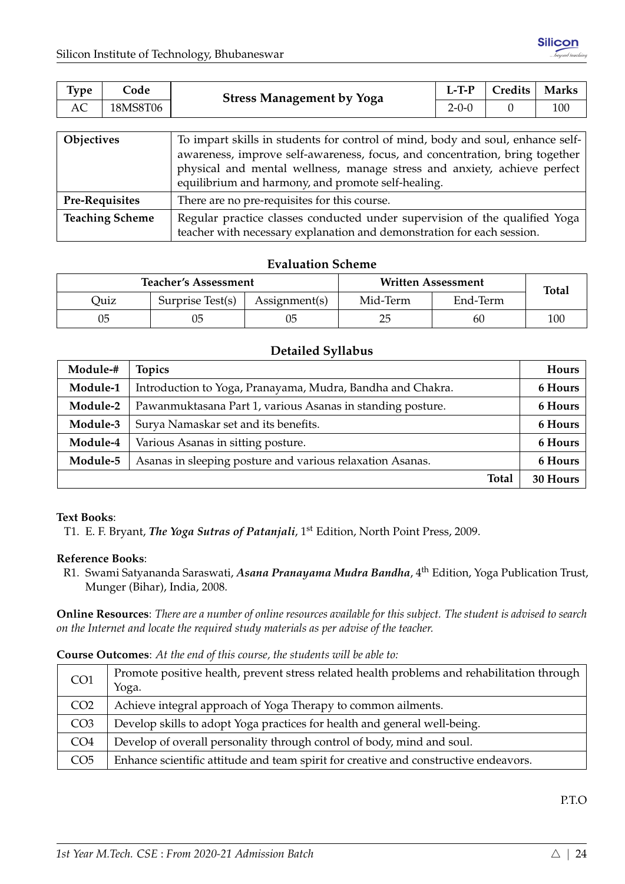| Type | Code | Stress Management by Yoga | L-T-P | Credits | Marks |
|---|---|---|---|---|---|
| AC | 18MS8T06 | | 2-0-0 | 0 | 100 |

| | |
|---|---|
| **Objectives** | To impart skills in students for control of mind, body and soul, enhance self-awareness, improve self-awareness, focus, and concentration, bring together physical and mental wellness, manage stress and anxiety, achieve perfect equilibrium and harmony, and promote self-healing. |
| **Pre-Requisites** | There are no pre-requisites for this course. |
| **Teaching Scheme** | Regular practice classes conducted under supervision of the qualified Yoga teacher with necessary explanation and demonstration for each session. |

### Evaluation Scheme

| Teacher's Assessment | | | Written Assessment | | Total |
|---|---|---|---|---|---|
| Quiz | Surprise Test(s) | Assignment(s) | Mid-Term | End-Term | |
| 05 | 05 | 05 | 25 | 60 | 100 |

### Detailed Syllabus

| Module-# | Topics | Hours |
|---|---|---|
| **Module-1** | Introduction to Yoga, Pranayama, Mudra, Bandha and Chakra. | **6 Hours** |
| **Module-2** | Pawanmuktasana Part 1, various Asanas in standing posture. | **6 Hours** |
| **Module-3** | Surya Namaskar set and its benefits. | **6 Hours** |
| **Module-4** | Various Asanas in sitting posture. | **6 Hours** |
| **Module-5** | Asanas in sleeping posture and various relaxation Asanas. | **6 Hours** |
| | **Total** | **30 Hours** |

**Text Books**:

T1. E. F. Bryant, ***The Yoga Sutras of Patanjali***, 1st Edition, North Point Press, 2009.

**Reference Books**:

R1. Swami Satyananda Saraswati, ***Asana Pranayama Mudra Bandha***, 4th Edition, Yoga Publication Trust, Munger (Bihar), India, 2008.

**Online Resources**: *There are a number of online resources available for this subject. The student is advised to search on the Internet and locate the required study materials as per advise of the teacher.*

**Course Outcomes**: *At the end of this course, the students will be able to:*

| | |
|---|---|
| CO1 | Promote positive health, prevent stress related health problems and rehabilitation through Yoga. |
| CO2 | Achieve integral approach of Yoga Therapy to common ailments. |
| CO3 | Develop skills to adopt Yoga practices for health and general well-being. |
| CO4 | Develop of overall personality through control of body, mind and soul. |
| CO5 | Enhance scientific attitude and team spirit for creative and constructive endeavors. |

P.T.O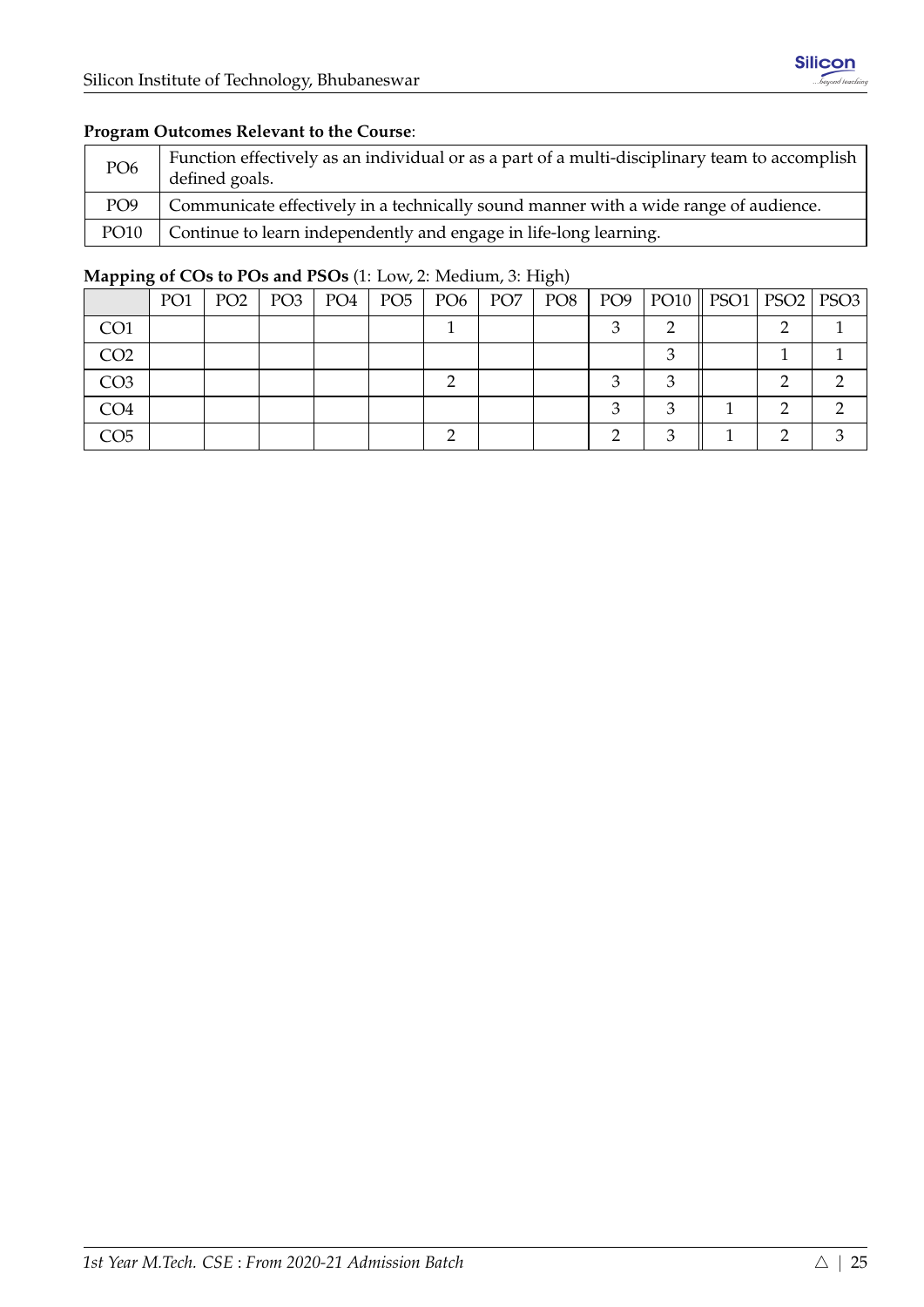**Program Outcomes Relevant to the Course**:

| | |
|---|---|
| PO6 | Function effectively as an individual or as a part of a multi-disciplinary team to accomplish defined goals. |
| PO9 | Communicate effectively in a technically sound manner with a wide range of audience. |
| PO10 | Continue to learn independently and engage in life-long learning. |

**Mapping of COs to POs and PSOs** (1: Low, 2: Medium, 3: High)

| | PO1 | PO2 | PO3 | PO4 | PO5 | PO6 | PO7 | PO8 | PO9 | PO10 | PSO1 | PSO2 | PSO3 |
|---|---|---|---|---|---|---|---|---|---|---|---|---|---|
| CO1 | | | | | | 1 | | | 3 | 2 | | 2 | 1 |
| CO2 | | | | | | | | | | 3 | | 1 | 1 |
| CO3 | | | | | | 2 | | | 3 | 3 | | 2 | 2 |
| CO4 | | | | | | | | | 3 | 3 | 1 | 2 | 2 |
| CO5 | | | | | | 2 | | | 2 | 3 | 1 | 2 | 3 |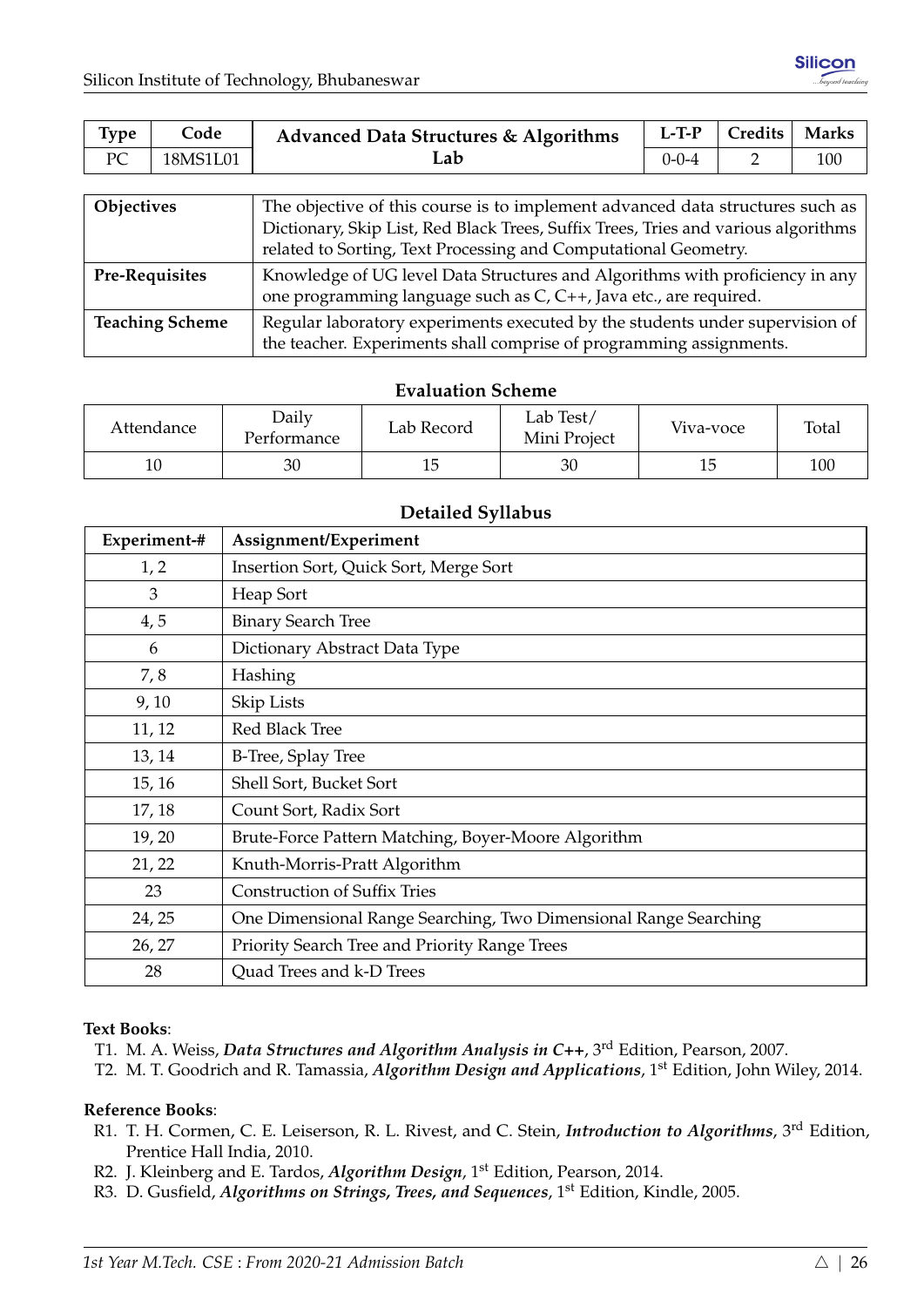| Type | Code | Advanced Data Structures & Algorithms Lab | L-T-P | Credits | Marks |
|---|---|---|---|---|---|
| PC | 18MS1L01 | | 0-0-4 | 2 | 100 |

| | |
|---|---|
| **Objectives** | The objective of this course is to implement advanced data structures such as Dictionary, Skip List, Red Black Trees, Suffix Trees, Tries and various algorithms related to Sorting, Text Processing and Computational Geometry. |
| **Pre-Requisites** | Knowledge of UG level Data Structures and Algorithms with proficiency in any one programming language such as C, C++, Java etc., are required. |
| **Teaching Scheme** | Regular laboratory experiments executed by the students under supervision of the teacher. Experiments shall comprise of programming assignments. |

### Evaluation Scheme

| Attendance | Daily Performance | Lab Record | Lab Test/ Mini Project | Viva-voce | Total |
|---|---|---|---|---|---|
| 10 | 30 | 15 | 30 | 15 | 100 |

### Detailed Syllabus

| Experiment-# | Assignment/Experiment |
|---|---|
| 1, 2 | Insertion Sort, Quick Sort, Merge Sort |
| 3 | Heap Sort |
| 4, 5 | Binary Search Tree |
| 6 | Dictionary Abstract Data Type |
| 7, 8 | Hashing |
| 9, 10 | Skip Lists |
| 11, 12 | Red Black Tree |
| 13, 14 | B-Tree, Splay Tree |
| 15, 16 | Shell Sort, Bucket Sort |
| 17, 18 | Count Sort, Radix Sort |
| 19, 20 | Brute-Force Pattern Matching, Boyer-Moore Algorithm |
| 21, 22 | Knuth-Morris-Pratt Algorithm |
| 23 | Construction of Suffix Tries |
| 24, 25 | One Dimensional Range Searching, Two Dimensional Range Searching |
| 26, 27 | Priority Search Tree and Priority Range Trees |
| 28 | Quad Trees and k-D Trees |

**Text Books**:

T1. M. A. Weiss, ***Data Structures and Algorithm Analysis in C++***, 3rd Edition, Pearson, 2007.

T2. M. T. Goodrich and R. Tamassia, ***Algorithm Design and Applications***, 1st Edition, John Wiley, 2014.

**Reference Books**:

R1. T. H. Cormen, C. E. Leiserson, R. L. Rivest, and C. Stein, ***Introduction to Algorithms***, 3rd Edition, Prentice Hall India, 2010.

R2. J. Kleinberg and E. Tardos, ***Algorithm Design***, 1st Edition, Pearson, 2014.

R3. D. Gusfield, ***Algorithms on Strings, Trees, and Sequences***, 1st Edition, Kindle, 2005.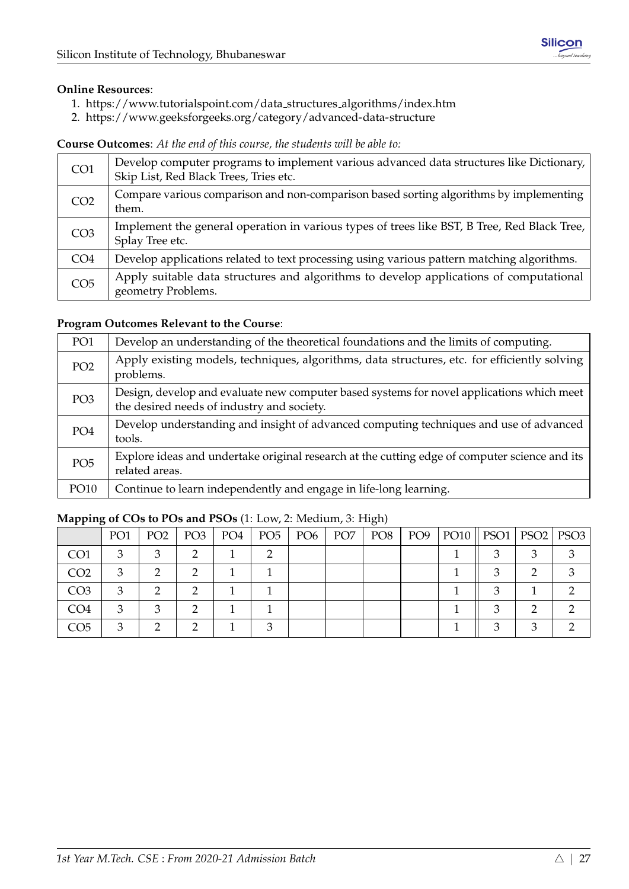**Online Resources**:

1. https://www.tutorialspoint.com/data_structures_algorithms/index.htm
2. https://www.geeksforgeeks.org/category/advanced-data-structure

**Course Outcomes**: *At the end of this course, the students will be able to:*

| | |
|---|---|
| CO1 | Develop computer programs to implement various advanced data structures like Dictionary, Skip List, Red Black Trees, Tries etc. |
| CO2 | Compare various comparison and non-comparison based sorting algorithms by implementing them. |
| CO3 | Implement the general operation in various types of trees like BST, B Tree, Red Black Tree, Splay Tree etc. |
| CO4 | Develop applications related to text processing using various pattern matching algorithms. |
| CO5 | Apply suitable data structures and algorithms to develop applications of computational geometry Problems. |

**Program Outcomes Relevant to the Course**:

| | |
|---|---|
| PO1 | Develop an understanding of the theoretical foundations and the limits of computing. |
| PO2 | Apply existing models, techniques, algorithms, data structures, etc. for efficiently solving problems. |
| PO3 | Design, develop and evaluate new computer based systems for novel applications which meet the desired needs of industry and society. |
| PO4 | Develop understanding and insight of advanced computing techniques and use of advanced tools. |
| PO5 | Explore ideas and undertake original research at the cutting edge of computer science and its related areas. |
| PO10 | Continue to learn independently and engage in life-long learning. |

**Mapping of COs to POs and PSOs** (1: Low, 2: Medium, 3: High)

| | PO1 | PO2 | PO3 | PO4 | PO5 | PO6 | PO7 | PO8 | PO9 | PO10 | PSO1 | PSO2 | PSO3 |
|---|---|---|---|---|---|---|---|---|---|---|---|---|---|
| CO1 | 3 | 3 | 2 | 1 | 2 | | | | | 1 | 3 | 3 | 3 |
| CO2 | 3 | 2 | 2 | 1 | 1 | | | | | 1 | 3 | 2 | 3 |
| CO3 | 3 | 2 | 2 | 1 | 1 | | | | | 1 | 3 | 1 | 2 |
| CO4 | 3 | 3 | 2 | 1 | 1 | | | | | 1 | 3 | 2 | 2 |
| CO5 | 3 | 2 | 2 | 1 | 3 | | | | | 1 | 3 | 3 | 2 |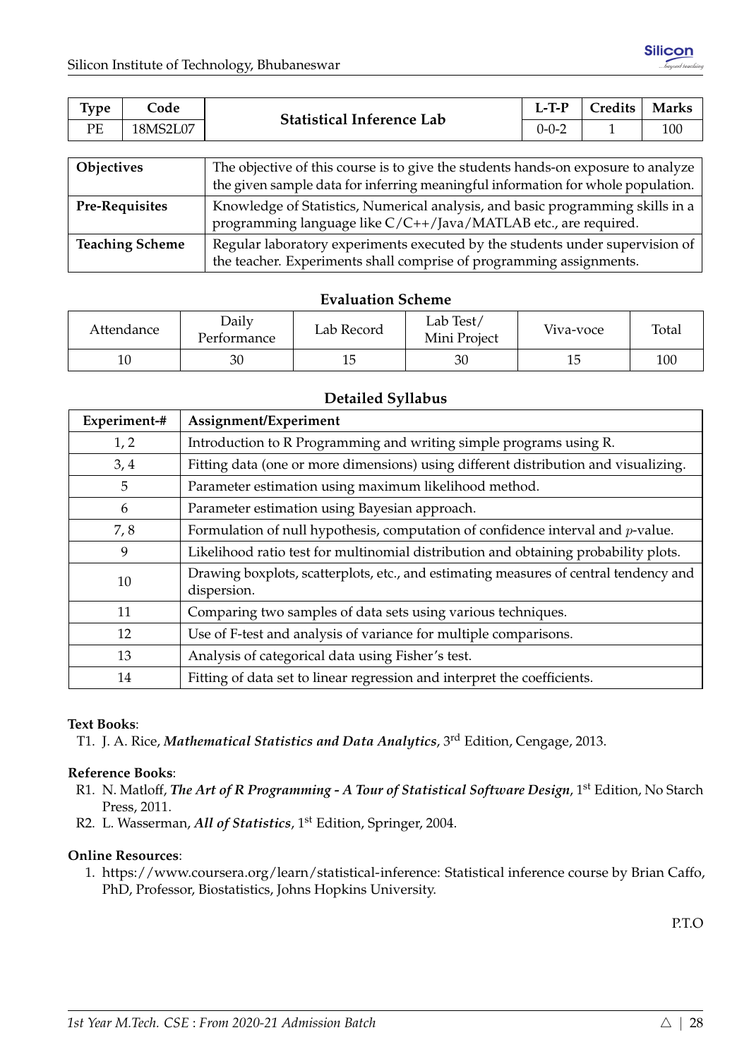| Type | Code | Statistical Inference Lab | L-T-P | Credits | Marks |
|---|---|---|---|---|---|
| PE | 18MS2L07 | | 0-0-2 | 1 | 100 |

| | |
|---|---|
| **Objectives** | The objective of this course is to give the students hands-on exposure to analyze the given sample data for inferring meaningful information for whole population. |
| **Pre-Requisites** | Knowledge of Statistics, Numerical analysis, and basic programming skills in a programming language like C/C++/Java/MATLAB etc., are required. |
| **Teaching Scheme** | Regular laboratory experiments executed by the students under supervision of the teacher. Experiments shall comprise of programming assignments. |

### Evaluation Scheme

| Attendance | Daily Performance | Lab Record | Lab Test/ Mini Project | Viva-voce | Total |
|---|---|---|---|---|---|
| 10 | 30 | 15 | 30 | 15 | 100 |

### Detailed Syllabus

| Experiment-# | Assignment/Experiment |
|---|---|
| 1, 2 | Introduction to R Programming and writing simple programs using R. |
| 3, 4 | Fitting data (one or more dimensions) using different distribution and visualizing. |
| 5 | Parameter estimation using maximum likelihood method. |
| 6 | Parameter estimation using Bayesian approach. |
| 7, 8 | Formulation of null hypothesis, computation of confidence interval and $p$-value. |
| 9 | Likelihood ratio test for multinomial distribution and obtaining probability plots. |
| 10 | Drawing boxplots, scatterplots, etc., and estimating measures of central tendency and dispersion. |
| 11 | Comparing two samples of data sets using various techniques. |
| 12 | Use of F-test and analysis of variance for multiple comparisons. |
| 13 | Analysis of categorical data using Fisher's test. |
| 14 | Fitting of data set to linear regression and interpret the coefficients. |

**Text Books**:

T1. J. A. Rice, ***Mathematical Statistics and Data Analytics***, 3rd Edition, Cengage, 2013.

**Reference Books**:

R1. N. Matloff, ***The Art of R Programming - A Tour of Statistical Software Design***, 1st Edition, No Starch Press, 2011.

R2. L. Wasserman, ***All of Statistics***, 1st Edition, Springer, 2004.

**Online Resources**:

1. https://www.coursera.org/learn/statistical-inference: Statistical inference course by Brian Caffo, PhD, Professor, Biostatistics, Johns Hopkins University.

P.T.O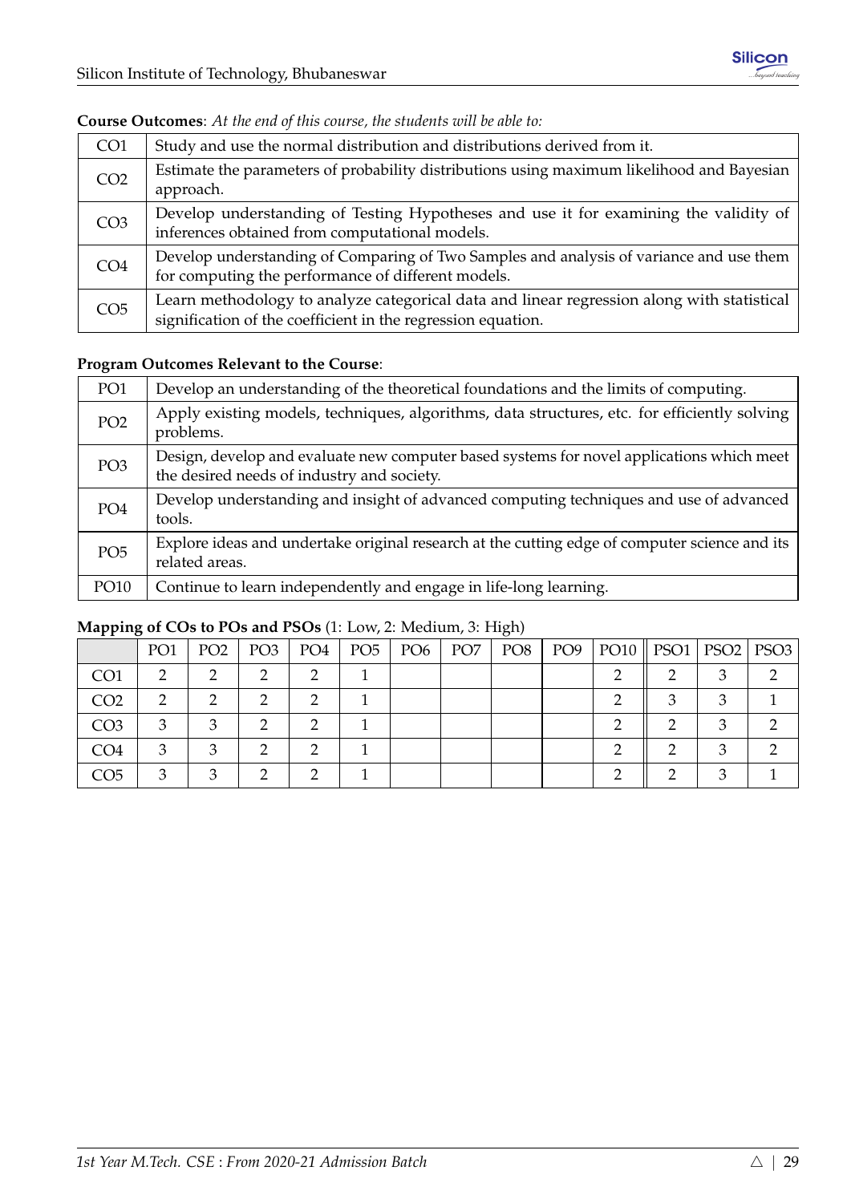**Course Outcomes**: *At the end of this course, the students will be able to:*

| | |
|---|---|
| CO1 | Study and use the normal distribution and distributions derived from it. |
| CO2 | Estimate the parameters of probability distributions using maximum likelihood and Bayesian approach. |
| CO3 | Develop understanding of Testing Hypotheses and use it for examining the validity of inferences obtained from computational models. |
| CO4 | Develop understanding of Comparing of Two Samples and analysis of variance and use them for computing the performance of different models. |
| CO5 | Learn methodology to analyze categorical data and linear regression along with statistical signification of the coefficient in the regression equation. |

**Program Outcomes Relevant to the Course**:

| | |
|---|---|
| PO1 | Develop an understanding of the theoretical foundations and the limits of computing. |
| PO2 | Apply existing models, techniques, algorithms, data structures, etc. for efficiently solving problems. |
| PO3 | Design, develop and evaluate new computer based systems for novel applications which meet the desired needs of industry and society. |
| PO4 | Develop understanding and insight of advanced computing techniques and use of advanced tools. |
| PO5 | Explore ideas and undertake original research at the cutting edge of computer science and its related areas. |
| PO10 | Continue to learn independently and engage in life-long learning. |

**Mapping of COs to POs and PSOs** (1: Low, 2: Medium, 3: High)

| | PO1 | PO2 | PO3 | PO4 | PO5 | PO6 | PO7 | PO8 | PO9 | PO10 | PSO1 | PSO2 | PSO3 |
|---|---|---|---|---|---|---|---|---|---|---|---|---|---|
| CO1 | 2 | 2 | 2 | 2 | 1 | | | | | 2 | 2 | 3 | 2 |
| CO2 | 2 | 2 | 2 | 2 | 1 | | | | | 2 | 3 | 3 | 1 |
| CO3 | 3 | 3 | 2 | 2 | 1 | | | | | 2 | 2 | 3 | 2 |
| CO4 | 3 | 3 | 2 | 2 | 1 | | | | | 2 | 2 | 3 | 2 |
| CO5 | 3 | 3 | 2 | 2 | 1 | | | | | 2 | 2 | 3 | 1 |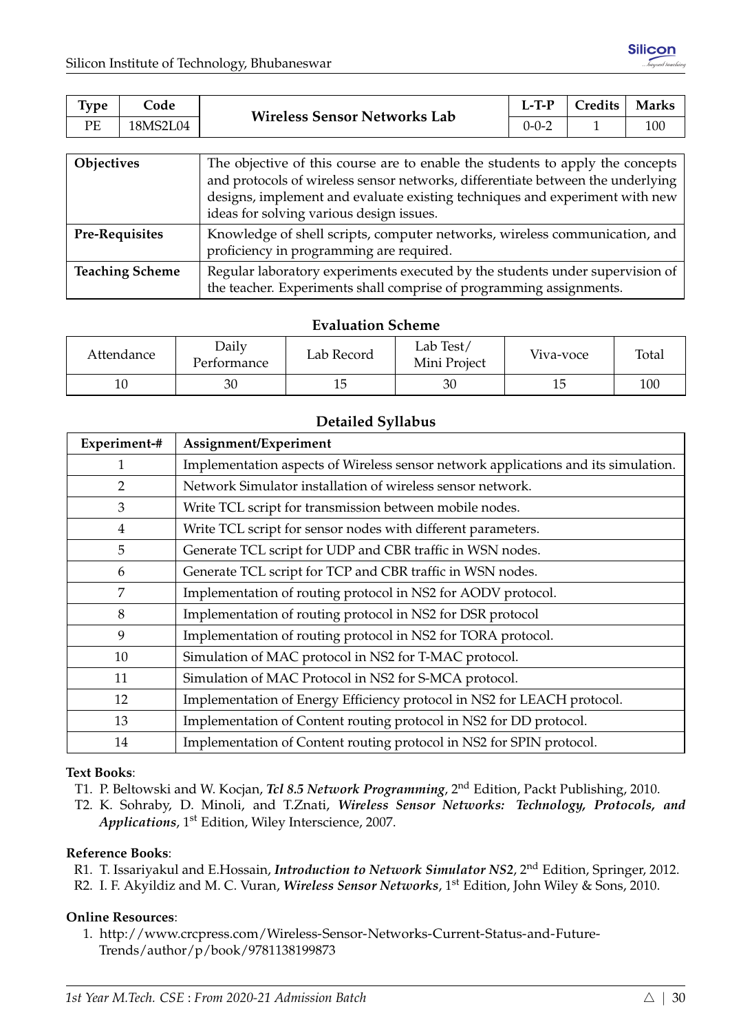| Type | Code | Wireless Sensor Networks Lab | L-T-P | Credits | Marks |
|---|---|---|---|---|---|
| PE | 18MS2L04 | | 0-0-2 | 1 | 100 |

| | |
|---|---|
| **Objectives** | The objective of this course are to enable the students to apply the concepts and protocols of wireless sensor networks, differentiate between the underlying designs, implement and evaluate existing techniques and experiment with new ideas for solving various design issues. |
| **Pre-Requisites** | Knowledge of shell scripts, computer networks, wireless communication, and proficiency in programming are required. |
| **Teaching Scheme** | Regular laboratory experiments executed by the students under supervision of the teacher. Experiments shall comprise of programming assignments. |

### Evaluation Scheme

| Attendance | Daily Performance | Lab Record | Lab Test/ Mini Project | Viva-voce | Total |
|---|---|---|---|---|---|
| 10 | 30 | 15 | 30 | 15 | 100 |

### Detailed Syllabus

| Experiment-# | Assignment/Experiment |
|---|---|
| 1 | Implementation aspects of Wireless sensor network applications and its simulation. |
| 2 | Network Simulator installation of wireless sensor network. |
| 3 | Write TCL script for transmission between mobile nodes. |
| 4 | Write TCL script for sensor nodes with different parameters. |
| 5 | Generate TCL script for UDP and CBR traffic in WSN nodes. |
| 6 | Generate TCL script for TCP and CBR traffic in WSN nodes. |
| 7 | Implementation of routing protocol in NS2 for AODV protocol. |
| 8 | Implementation of routing protocol in NS2 for DSR protocol |
| 9 | Implementation of routing protocol in NS2 for TORA protocol. |
| 10 | Simulation of MAC protocol in NS2 for T-MAC protocol. |
| 11 | Simulation of MAC Protocol in NS2 for S-MCA protocol. |
| 12 | Implementation of Energy Efficiency protocol in NS2 for LEACH protocol. |
| 13 | Implementation of Content routing protocol in NS2 for DD protocol. |
| 14 | Implementation of Content routing protocol in NS2 for SPIN protocol. |

**Text Books**:

T1. P. Beltowski and W. Kocjan, ***Tcl 8.5 Network Programming***, 2nd Edition, Packt Publishing, 2010.

T2. K. Sohraby, D. Minoli, and T.Znati, ***Wireless Sensor Networks: Technology, Protocols, and Applications***, 1st Edition, Wiley Interscience, 2007.

**Reference Books**:

R1. T. Issariyakul and E.Hossain, ***Introduction to Network Simulator NS2***, 2nd Edition, Springer, 2012.

R2. I. F. Akyildiz and M. C. Vuran, ***Wireless Sensor Networks***, 1st Edition, John Wiley & Sons, 2010.

**Online Resources**:

1. http://www.crcpress.com/Wireless-Sensor-Networks-Current-Status-and-Future-Trends/author/p/book/9781138199873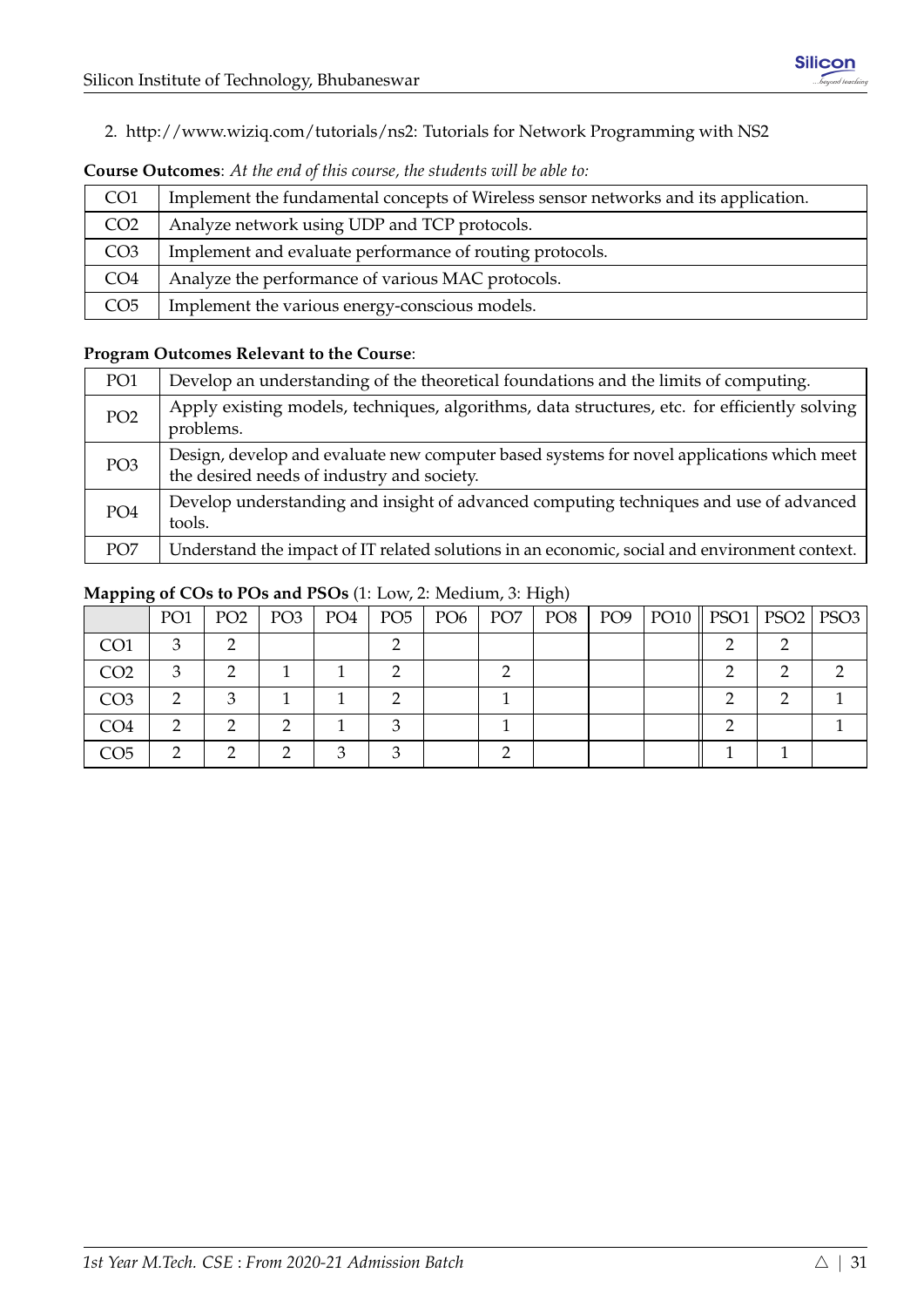2. http://www.wiziq.com/tutorials/ns2: Tutorials for Network Programming with NS2

**Course Outcomes**: *At the end of this course, the students will be able to:*

| | |
|---|---|
| CO1 | Implement the fundamental concepts of Wireless sensor networks and its application. |
| CO2 | Analyze network using UDP and TCP protocols. |
| CO3 | Implement and evaluate performance of routing protocols. |
| CO4 | Analyze the performance of various MAC protocols. |
| CO5 | Implement the various energy-conscious models. |

**Program Outcomes Relevant to the Course**:

| | |
|---|---|
| PO1 | Develop an understanding of the theoretical foundations and the limits of computing. |
| PO2 | Apply existing models, techniques, algorithms, data structures, etc. for efficiently solving problems. |
| PO3 | Design, develop and evaluate new computer based systems for novel applications which meet the desired needs of industry and society. |
| PO4 | Develop understanding and insight of advanced computing techniques and use of advanced tools. |
| PO7 | Understand the impact of IT related solutions in an economic, social and environment context. |

**Mapping of COs to POs and PSOs** (1: Low, 2: Medium, 3: High)

| | PO1 | PO2 | PO3 | PO4 | PO5 | PO6 | PO7 | PO8 | PO9 | PO10 | PSO1 | PSO2 | PSO3 |
|---|---|---|---|---|---|---|---|---|---|---|---|---|---|
| CO1 | 3 | 2 | | | 2 | | | | | | 2 | 2 | |
| CO2 | 3 | 2 | 1 | 1 | 2 | | 2 | | | | 2 | 2 | 2 |
| CO3 | 2 | 3 | 1 | 1 | 2 | | 1 | | | | 2 | 2 | 1 |
| CO4 | 2 | 2 | 2 | 1 | 3 | | 1 | | | | 2 | | 1 |
| CO5 | 2 | 2 | 2 | 3 | 3 | | 2 | | | | 1 | 1 | |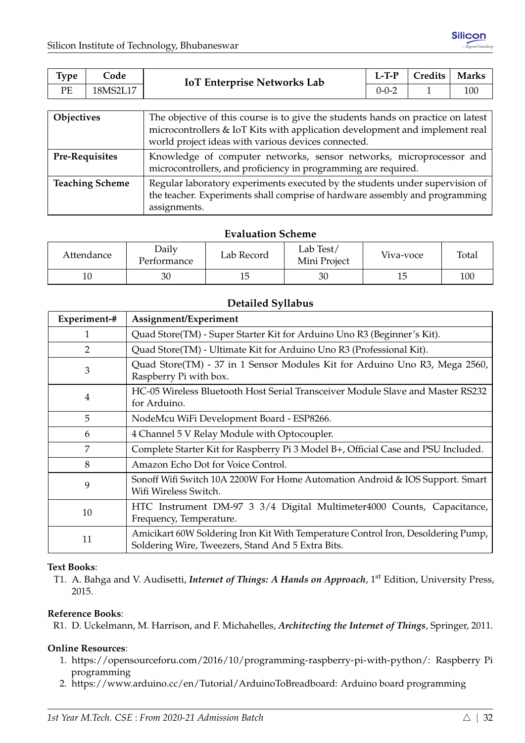| Type | Code | IoT Enterprise Networks Lab | L-T-P | Credits | Marks |
|---|---|---|---|---|---|
| PE | 18MS2L17 | | 0-0-2 | 1 | 100 |

| | |
|---|---|
| **Objectives** | The objective of this course is to give the students hands on practice on latest microcontrollers & IoT Kits with application development and implement real world project ideas with various devices connected. |
| **Pre-Requisites** | Knowledge of computer networks, sensor networks, microprocessor and microcontrollers, and proficiency in programming are required. |
| **Teaching Scheme** | Regular laboratory experiments executed by the students under supervision of the teacher. Experiments shall comprise of hardware assembly and programming assignments. |

**Evaluation Scheme**

| Attendance | Daily Performance | Lab Record | Lab Test/ Mini Project | Viva-voce | Total |
|---|---|---|---|---|---|
| 10 | 30 | 15 | 30 | 15 | 100 |

**Detailed Syllabus**

| Experiment-# | Assignment/Experiment |
|---|---|
| 1 | Quad Store(TM) - Super Starter Kit for Arduino Uno R3 (Beginner's Kit). |
| 2 | Quad Store(TM) - Ultimate Kit for Arduino Uno R3 (Professional Kit). |
| 3 | Quad Store(TM) - 37 in 1 Sensor Modules Kit for Arduino Uno R3, Mega 2560, Raspberry Pi with box. |
| 4 | HC-05 Wireless Bluetooth Host Serial Transceiver Module Slave and Master RS232 for Arduino. |
| 5 | NodeMcu WiFi Development Board - ESP8266. |
| 6 | 4 Channel 5 V Relay Module with Optocoupler. |
| 7 | Complete Starter Kit for Raspberry Pi 3 Model B+, Official Case and PSU Included. |
| 8 | Amazon Echo Dot for Voice Control. |
| 9 | Sonoff Wifi Switch 10A 2200W For Home Automation Android & IOS Support. Smart Wifi Wireless Switch. |
| 10 | HTC Instrument DM-97 3 3/4 Digital Multimeter4000 Counts, Capacitance, Frequency, Temperature. |
| 11 | Amicikart 60W Soldering Iron Kit With Temperature Control Iron, Desoldering Pump, Soldering Wire, Tweezers, Stand And 5 Extra Bits. |

**Text Books**:

T1. A. Bahga and V. Audisetti, ***Internet of Things: A Hands on Approach***, 1st Edition, University Press, 2015.

**Reference Books**:

R1. D. Uckelmann, M. Harrison, and F. Michahelles, ***Architecting the Internet of Things***, Springer, 2011.

**Online Resources**:

1. https://opensourceforu.com/2016/10/programming-raspberry-pi-with-python/: Raspberry Pi programming
2. https://www.arduino.cc/en/Tutorial/ArduinoToBreadboard: Arduino board programming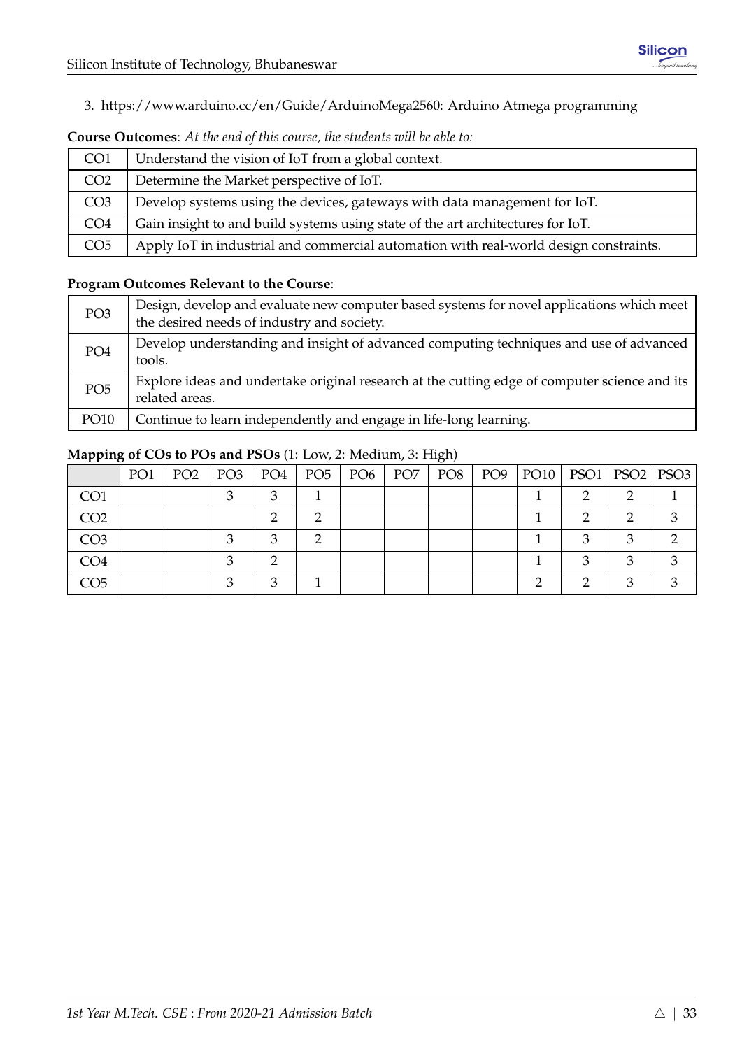3. https://www.arduino.cc/en/Guide/ArduinoMega2560: Arduino Atmega programming

**Course Outcomes**: *At the end of this course, the students will be able to:*

| | |
|---|---|
| CO1 | Understand the vision of IoT from a global context. |
| CO2 | Determine the Market perspective of IoT. |
| CO3 | Develop systems using the devices, gateways with data management for IoT. |
| CO4 | Gain insight to and build systems using state of the art architectures for IoT. |
| CO5 | Apply IoT in industrial and commercial automation with real-world design constraints. |

**Program Outcomes Relevant to the Course**:

| | |
|---|---|
| PO3 | Design, develop and evaluate new computer based systems for novel applications which meet the desired needs of industry and society. |
| PO4 | Develop understanding and insight of advanced computing techniques and use of advanced tools. |
| PO5 | Explore ideas and undertake original research at the cutting edge of computer science and its related areas. |
| PO10 | Continue to learn independently and engage in life-long learning. |

**Mapping of COs to POs and PSOs** (1: Low, 2: Medium, 3: High)

| | PO1 | PO2 | PO3 | PO4 | PO5 | PO6 | PO7 | PO8 | PO9 | PO10 | PSO1 | PSO2 | PSO3 |
|---|---|---|---|---|---|---|---|---|---|---|---|---|---|
| CO1 | | | 3 | 3 | 1 | | | | | 1 | 2 | 2 | 1 |
| CO2 | | | | 2 | 2 | | | | | 1 | 2 | 2 | 3 |
| CO3 | | | 3 | 3 | 2 | | | | | 1 | 3 | 3 | 2 |
| CO4 | | | 3 | 2 | | | | | | 1 | 3 | 3 | 3 |
| CO5 | | | 3 | 3 | 1 | | | | | 2 | 2 | 3 | 3 |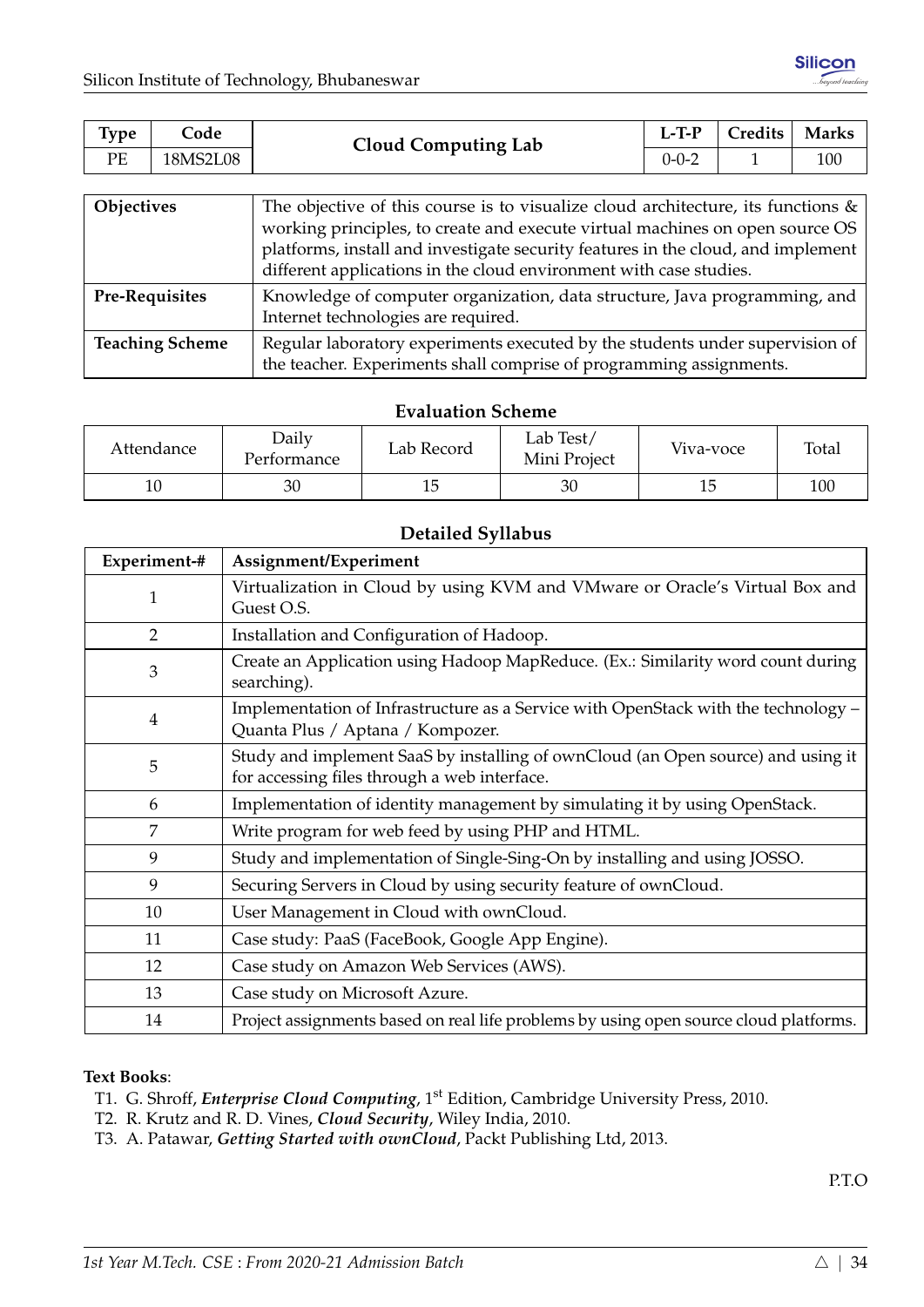| Type | Code | Cloud Computing Lab | L-T-P | Credits | Marks |
|---|---|---|---|---|---|
| PE | 18MS2L08 | | 0-0-2 | 1 | 100 |

| | |
|---|---|
| **Objectives** | The objective of this course is to visualize cloud architecture, its functions & working principles, to create and execute virtual machines on open source OS platforms, install and investigate security features in the cloud, and implement different applications in the cloud environment with case studies. |
| **Pre-Requisites** | Knowledge of computer organization, data structure, Java programming, and Internet technologies are required. |
| **Teaching Scheme** | Regular laboratory experiments executed by the students under supervision of the teacher. Experiments shall comprise of programming assignments. |

### Evaluation Scheme

| Attendance | Daily Performance | Lab Record | Lab Test/ Mini Project | Viva-voce | Total |
|---|---|---|---|---|---|
| 10 | 30 | 15 | 30 | 15 | 100 |

### Detailed Syllabus

| Experiment-# | Assignment/Experiment |
|---|---|
| 1 | Virtualization in Cloud by using KVM and VMware or Oracle's Virtual Box and Guest O.S. |
| 2 | Installation and Configuration of Hadoop. |
| 3 | Create an Application using Hadoop MapReduce. (Ex.: Similarity word count during searching). |
| 4 | Implementation of Infrastructure as a Service with OpenStack with the technology – Quanta Plus / Aptana / Kompozer. |
| 5 | Study and implement SaaS by installing of ownCloud (an Open source) and using it for accessing files through a web interface. |
| 6 | Implementation of identity management by simulating it by using OpenStack. |
| 7 | Write program for web feed by using PHP and HTML. |
| 9 | Study and implementation of Single-Sing-On by installing and using JOSSO. |
| 9 | Securing Servers in Cloud by using security feature of ownCloud. |
| 10 | User Management in Cloud with ownCloud. |
| 11 | Case study: PaaS (FaceBook, Google App Engine). |
| 12 | Case study on Amazon Web Services (AWS). |
| 13 | Case study on Microsoft Azure. |
| 14 | Project assignments based on real life problems by using open source cloud platforms. |

**Text Books**:

T1. G. Shroff, ***Enterprise Cloud Computing***, 1st Edition, Cambridge University Press, 2010.

T2. R. Krutz and R. D. Vines, ***Cloud Security***, Wiley India, 2010.

T3. A. Patawar, ***Getting Started with ownCloud***, Packt Publishing Ltd, 2013.

P.T.O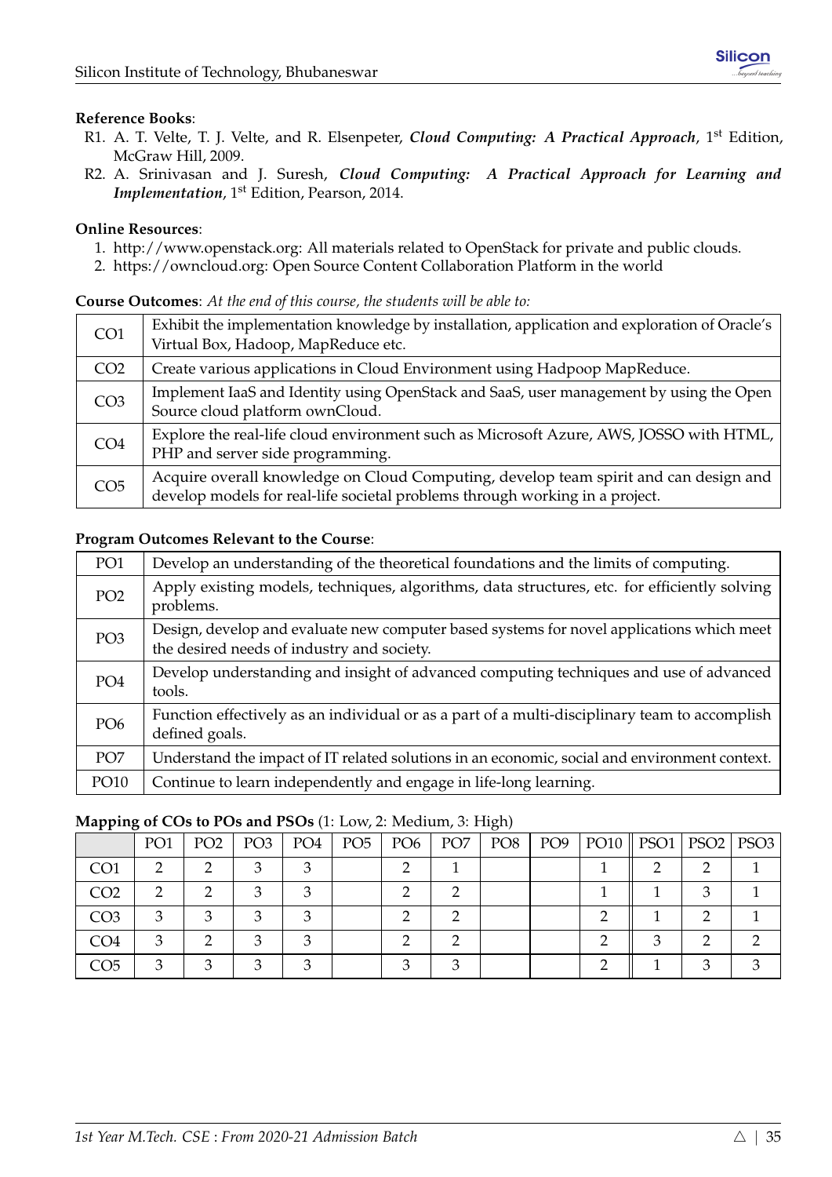**Reference Books**:

R1. A. T. Velte, T. J. Velte, and R. Elsenpeter, ***Cloud Computing: A Practical Approach***, 1st Edition, McGraw Hill, 2009.

R2. A. Srinivasan and J. Suresh, ***Cloud Computing: A Practical Approach for Learning and Implementation***, 1st Edition, Pearson, 2014.

**Online Resources**:

1. http://www.openstack.org: All materials related to OpenStack for private and public clouds.
2. https://owncloud.org: Open Source Content Collaboration Platform in the world

**Course Outcomes**: *At the end of this course, the students will be able to:*

| | |
|---|---|
| CO1 | Exhibit the implementation knowledge by installation, application and exploration of Oracle's Virtual Box, Hadoop, MapReduce etc. |
| CO2 | Create various applications in Cloud Environment using Hadpoop MapReduce. |
| CO3 | Implement IaaS and Identity using OpenStack and SaaS, user management by using the Open Source cloud platform ownCloud. |
| CO4 | Explore the real-life cloud environment such as Microsoft Azure, AWS, JOSSO with HTML, PHP and server side programming. |
| CO5 | Acquire overall knowledge on Cloud Computing, develop team spirit and can design and develop models for real-life societal problems through working in a project. |

**Program Outcomes Relevant to the Course**:

| | |
|---|---|
| PO1 | Develop an understanding of the theoretical foundations and the limits of computing. |
| PO2 | Apply existing models, techniques, algorithms, data structures, etc. for efficiently solving problems. |
| PO3 | Design, develop and evaluate new computer based systems for novel applications which meet the desired needs of industry and society. |
| PO4 | Develop understanding and insight of advanced computing techniques and use of advanced tools. |
| PO6 | Function effectively as an individual or as a part of a multi-disciplinary team to accomplish defined goals. |
| PO7 | Understand the impact of IT related solutions in an economic, social and environment context. |
| PO10 | Continue to learn independently and engage in life-long learning. |

**Mapping of COs to POs and PSOs** (1: Low, 2: Medium, 3: High)

| | PO1 | PO2 | PO3 | PO4 | PO5 | PO6 | PO7 | PO8 | PO9 | PO10 | PSO1 | PSO2 | PSO3 |
|---|---|---|---|---|---|---|---|---|---|---|---|---|---|
| CO1 | 2 | 2 | 3 | 3 | | 2 | 1 | | | 1 | 2 | 2 | 1 |
| CO2 | 2 | 2 | 3 | 3 | | 2 | 2 | | | 1 | 1 | 3 | 1 |
| CO3 | 3 | 3 | 3 | 3 | | 2 | 2 | | | 2 | 1 | 2 | 1 |
| CO4 | 3 | 2 | 3 | 3 | | 2 | 2 | | | 2 | 3 | 2 | 2 |
| CO5 | 3 | 3 | 3 | 3 | | 3 | 3 | | | 2 | 1 | 3 | 3 |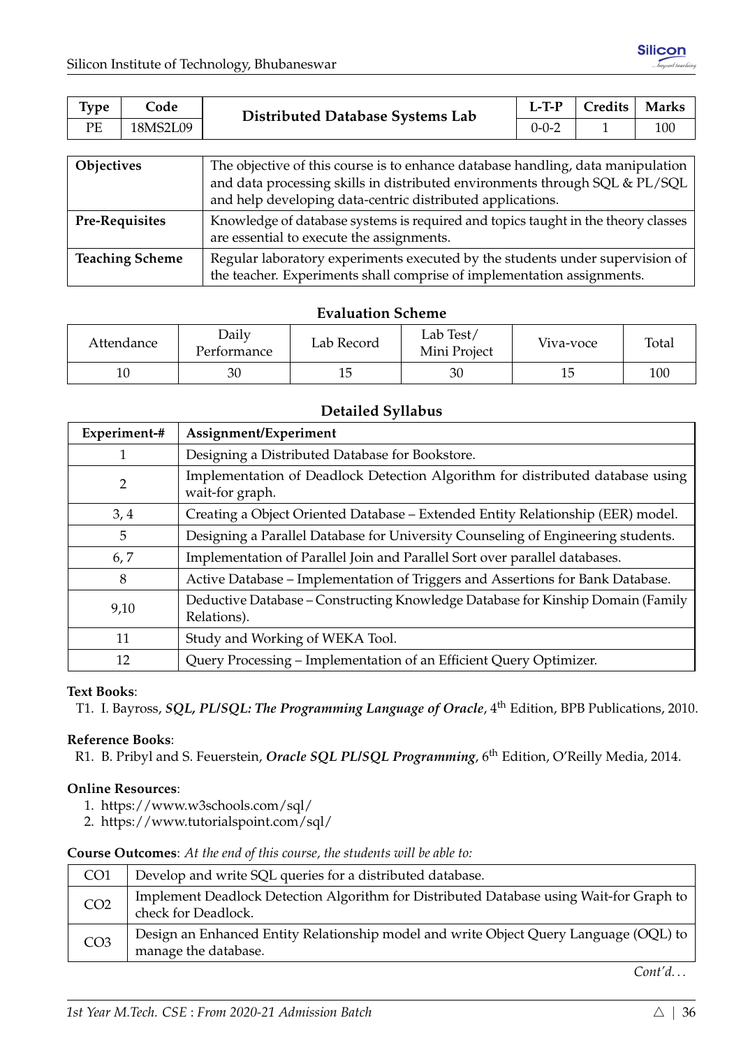| Type | Code | Distributed Database Systems Lab | L-T-P | Credits | Marks |
|---|---|---|---|---|---|
| PE | 18MS2L09 | | 0-0-2 | 1 | 100 |

| | |
|---|---|
| **Objectives** | The objective of this course is to enhance database handling, data manipulation and data processing skills in distributed environments through SQL & PL/SQL and help developing data-centric distributed applications. |
| **Pre-Requisites** | Knowledge of database systems is required and topics taught in the theory classes are essential to execute the assignments. |
| **Teaching Scheme** | Regular laboratory experiments executed by the students under supervision of the teacher. Experiments shall comprise of implementation assignments. |

### Evaluation Scheme

| Attendance | Daily Performance | Lab Record | Lab Test/ Mini Project | Viva-voce | Total |
|---|---|---|---|---|---|
| 10 | 30 | 15 | 30 | 15 | 100 |

### Detailed Syllabus

| Experiment-# | Assignment/Experiment |
|---|---|
| 1 | Designing a Distributed Database for Bookstore. |
| 2 | Implementation of Deadlock Detection Algorithm for distributed database using wait-for graph. |
| 3, 4 | Creating a Object Oriented Database – Extended Entity Relationship (EER) model. |
| 5 | Designing a Parallel Database for University Counseling of Engineering students. |
| 6, 7 | Implementation of Parallel Join and Parallel Sort over parallel databases. |
| 8 | Active Database – Implementation of Triggers and Assertions for Bank Database. |
| 9,10 | Deductive Database – Constructing Knowledge Database for Kinship Domain (Family Relations). |
| 11 | Study and Working of WEKA Tool. |
| 12 | Query Processing – Implementation of an Efficient Query Optimizer. |

**Text Books**:

T1. I. Bayross, ***SQL, PL/SQL: The Programming Language of Oracle***, 4th Edition, BPB Publications, 2010.

**Reference Books**:

R1. B. Pribyl and S. Feuerstein, ***Oracle SQL PL/SQL Programming***, 6th Edition, O'Reilly Media, 2014.

**Online Resources**:

1. https://www.w3schools.com/sql/
2. https://www.tutorialspoint.com/sql/

**Course Outcomes**: *At the end of this course, the students will be able to:*

| | |
|---|---|
| CO1 | Develop and write SQL queries for a distributed database. |
| CO2 | Implement Deadlock Detection Algorithm for Distributed Database using Wait-for Graph to check for Deadlock. |
| CO3 | Design an Enhanced Entity Relationship model and write Object Query Language (OQL) to manage the database. |

*Cont'd...*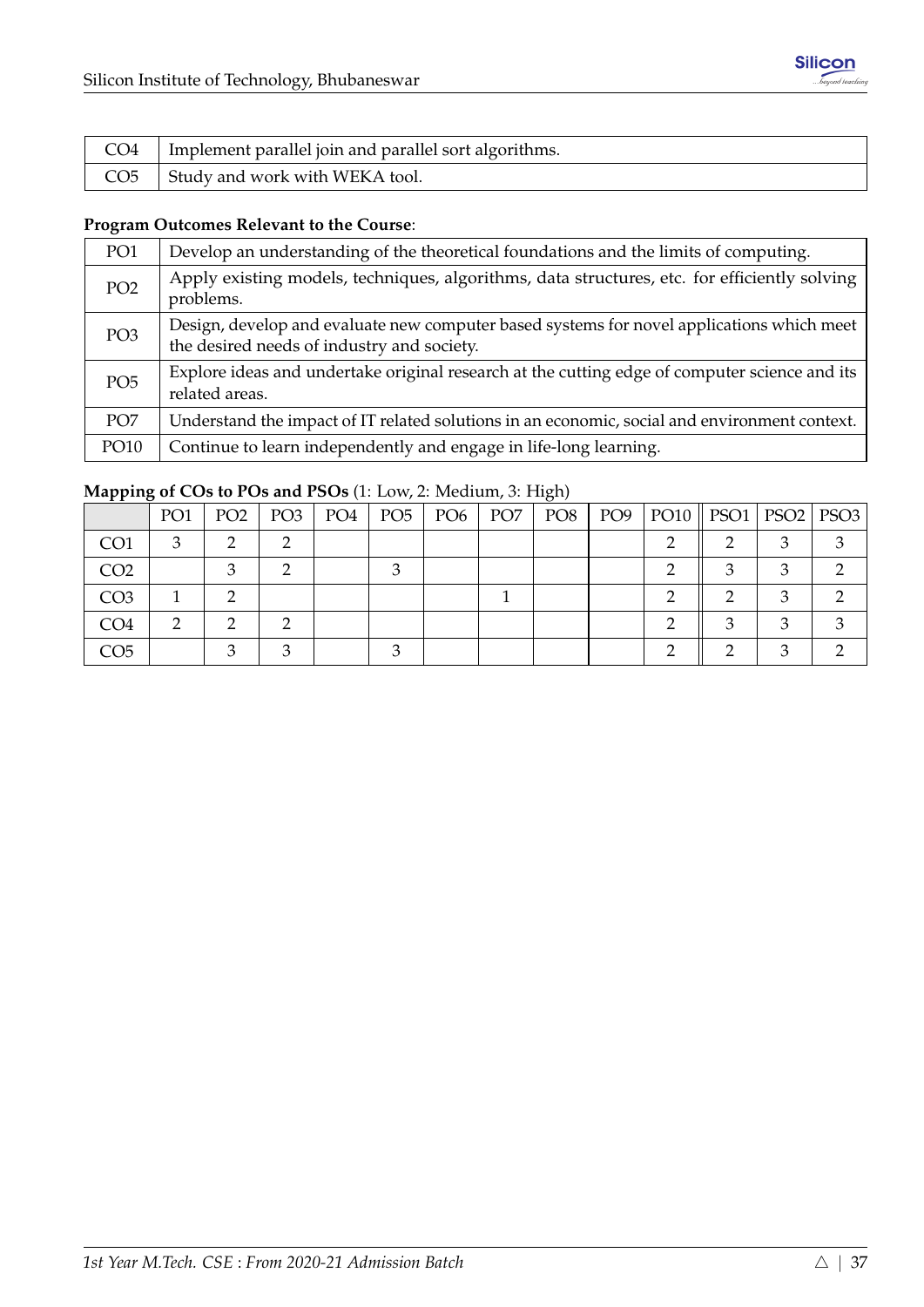| CO4 | Implement parallel join and parallel sort algorithms. |
|---|---|
| CO5 | Study and work with WEKA tool. |

**Program Outcomes Relevant to the Course**:

| PO1 | Develop an understanding of the theoretical foundations and the limits of computing. |
|---|---|
| PO2 | Apply existing models, techniques, algorithms, data structures, etc. for efficiently solving problems. |
| PO3 | Design, develop and evaluate new computer based systems for novel applications which meet the desired needs of industry and society. |
| PO5 | Explore ideas and undertake original research at the cutting edge of computer science and its related areas. |
| PO7 | Understand the impact of IT related solutions in an economic, social and environment context. |
| PO10 | Continue to learn independently and engage in life-long learning. |

**Mapping of COs to POs and PSOs** (1: Low, 2: Medium, 3: High)

| | PO1 | PO2 | PO3 | PO4 | PO5 | PO6 | PO7 | PO8 | PO9 | PO10 | PSO1 | PSO2 | PSO3 |
|---|---|---|---|---|---|---|---|---|---|---|---|---|---|
| CO1 | 3 | 2 | 2 | | | | | | | 2 | 2 | 3 | 3 |
| CO2 | | 3 | 2 | | 3 | | | | | 2 | 3 | 3 | 2 |
| CO3 | 1 | 2 | | | | | 1 | | | 2 | 2 | 3 | 2 |
| CO4 | 2 | 2 | 2 | | | | | | | 2 | 3 | 3 | 3 |
| CO5 | | 3 | 3 | | 3 | | | | | 2 | 2 | 3 | 2 |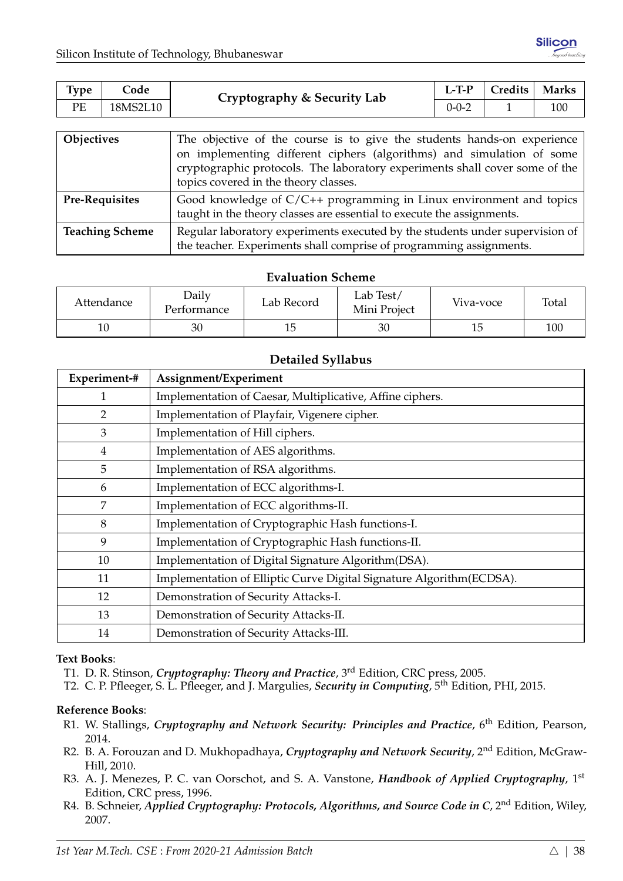| Type | Code | Cryptography & Security Lab | L-T-P | Credits | Marks |
|---|---|---|---|---|---|
| PE | 18MS2L10 | | 0-0-2 | 1 | 100 |

| | |
|---|---|
| **Objectives** | The objective of the course is to give the students hands-on experience on implementing different ciphers (algorithms) and simulation of some cryptographic protocols. The laboratory experiments shall cover some of the topics covered in the theory classes. |
| **Pre-Requisites** | Good knowledge of C/C++ programming in Linux environment and topics taught in the theory classes are essential to execute the assignments. |
| **Teaching Scheme** | Regular laboratory experiments executed by the students under supervision of the teacher. Experiments shall comprise of programming assignments. |

### Evaluation Scheme

| Attendance | Daily Performance | Lab Record | Lab Test/ Mini Project | Viva-voce | Total |
|---|---|---|---|---|---|
| 10 | 30 | 15 | 30 | 15 | 100 |

### Detailed Syllabus

| Experiment-# | Assignment/Experiment |
|---|---|
| 1 | Implementation of Caesar, Multiplicative, Affine ciphers. |
| 2 | Implementation of Playfair, Vigenere cipher. |
| 3 | Implementation of Hill ciphers. |
| 4 | Implementation of AES algorithms. |
| 5 | Implementation of RSA algorithms. |
| 6 | Implementation of ECC algorithms-I. |
| 7 | Implementation of ECC algorithms-II. |
| 8 | Implementation of Cryptographic Hash functions-I. |
| 9 | Implementation of Cryptographic Hash functions-II. |
| 10 | Implementation of Digital Signature Algorithm(DSA). |
| 11 | Implementation of Elliptic Curve Digital Signature Algorithm(ECDSA). |
| 12 | Demonstration of Security Attacks-I. |
| 13 | Demonstration of Security Attacks-II. |
| 14 | Demonstration of Security Attacks-III. |

**Text Books**:

- T1. D. R. Stinson, ***Cryptography: Theory and Practice***, 3rd Edition, CRC press, 2005.
- T2. C. P. Pfleeger, S. L. Pfleeger, and J. Margulies, ***Security in Computing***, 5th Edition, PHI, 2015.

**Reference Books**:

- R1. W. Stallings, ***Cryptography and Network Security: Principles and Practice***, 6th Edition, Pearson, 2014.
- R2. B. A. Forouzan and D. Mukhopadhaya, ***Cryptography and Network Security***, 2nd Edition, McGraw-Hill, 2010.
- R3. A. J. Menezes, P. C. van Oorschot, and S. A. Vanstone, ***Handbook of Applied Cryptography***, 1st Edition, CRC press, 1996.
- R4. B. Schneier, ***Applied Cryptography: Protocols, Algorithms, and Source Code in C***, 2nd Edition, Wiley, 2007.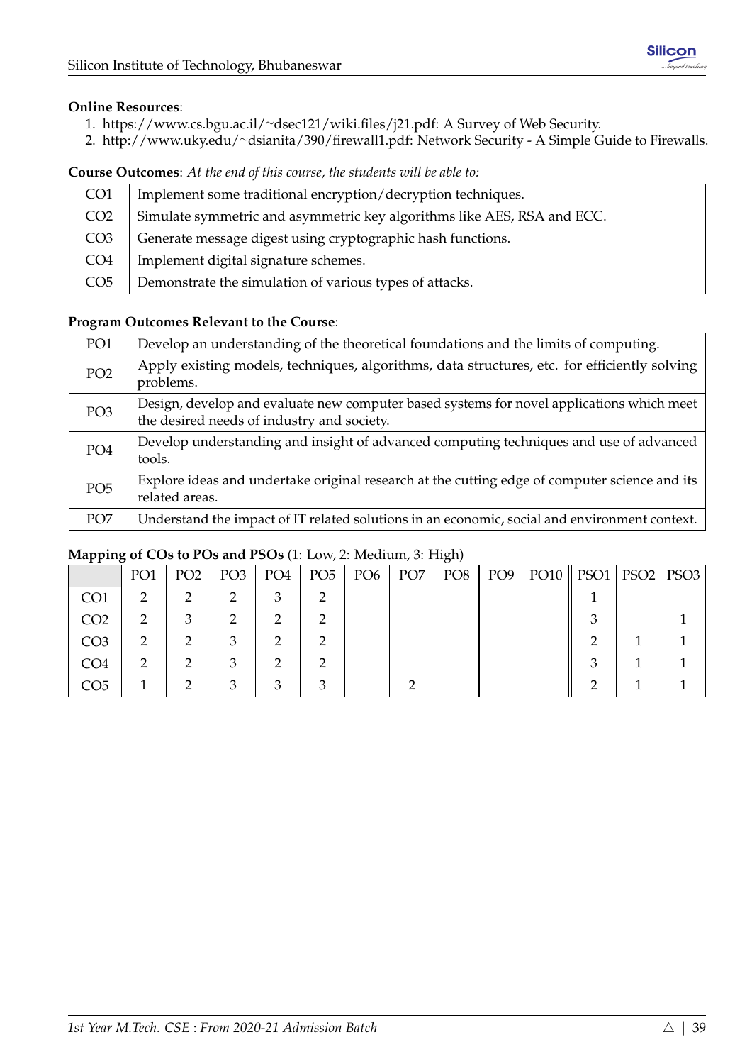**Online Resources**:

1. https://www.cs.bgu.ac.il/~dsec121/wiki.files/j21.pdf: A Survey of Web Security.
2. http://www.uky.edu/~dsianita/390/firewall1.pdf: Network Security - A Simple Guide to Firewalls.

**Course Outcomes**: *At the end of this course, the students will be able to:*

| | |
|---|---|
| CO1 | Implement some traditional encryption/decryption techniques. |
| CO2 | Simulate symmetric and asymmetric key algorithms like AES, RSA and ECC. |
| CO3 | Generate message digest using cryptographic hash functions. |
| CO4 | Implement digital signature schemes. |
| CO5 | Demonstrate the simulation of various types of attacks. |

**Program Outcomes Relevant to the Course**:

| | |
|---|---|
| PO1 | Develop an understanding of the theoretical foundations and the limits of computing. |
| PO2 | Apply existing models, techniques, algorithms, data structures, etc. for efficiently solving problems. |
| PO3 | Design, develop and evaluate new computer based systems for novel applications which meet the desired needs of industry and society. |
| PO4 | Develop understanding and insight of advanced computing techniques and use of advanced tools. |
| PO5 | Explore ideas and undertake original research at the cutting edge of computer science and its related areas. |
| PO7 | Understand the impact of IT related solutions in an economic, social and environment context. |

**Mapping of COs to POs and PSOs** (1: Low, 2: Medium, 3: High)

| | PO1 | PO2 | PO3 | PO4 | PO5 | PO6 | PO7 | PO8 | PO9 | PO10 | PSO1 | PSO2 | PSO3 |
|---|---|---|---|---|---|---|---|---|---|---|---|---|---|
| CO1 | 2 | 2 | 2 | 3 | 2 | | | | | | 1 | | |
| CO2 | 2 | 3 | 2 | 2 | 2 | | | | | | 3 | | 1 |
| CO3 | 2 | 2 | 3 | 2 | 2 | | | | | | 2 | 1 | 1 |
| CO4 | 2 | 2 | 3 | 2 | 2 | | | | | | 3 | 1 | 1 |
| CO5 | 1 | 2 | 3 | 3 | 3 | | 2 | | | | 2 | 1 | 1 |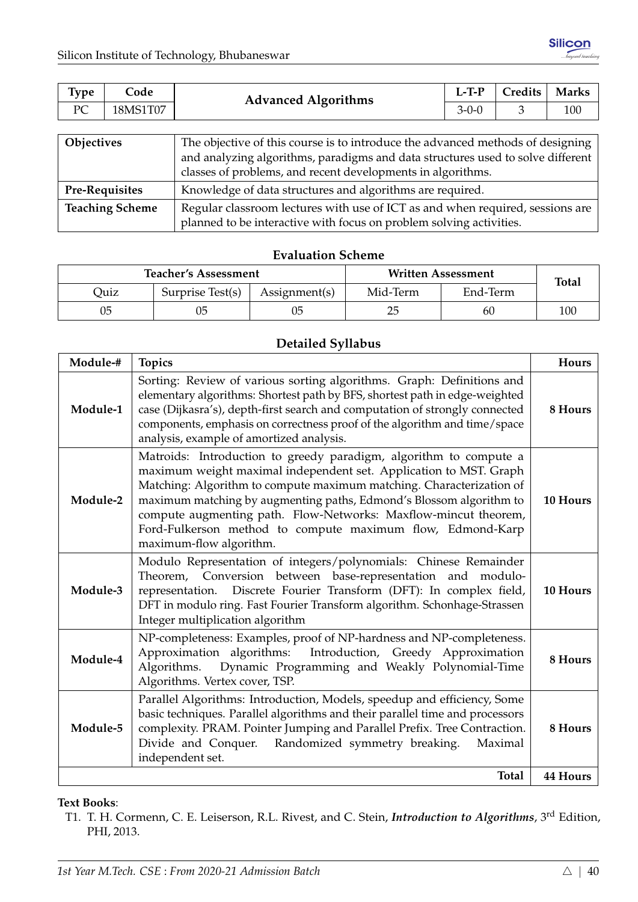| Type | Code | Advanced Algorithms | L-T-P | Credits | Marks |
|---|---|---|---|---|---|
| PC | 18MS1T07 | | 3-0-0 | 3 | 100 |

| | |
|---|---|
| **Objectives** | The objective of this course is to introduce the advanced methods of designing and analyzing algorithms, paradigms and data structures used to solve different classes of problems, and recent developments in algorithms. |
| **Pre-Requisites** | Knowledge of data structures and algorithms are required. |
| **Teaching Scheme** | Regular classroom lectures with use of ICT as and when required, sessions are planned to be interactive with focus on problem solving activities. |

## Evaluation Scheme

| Teacher's Assessment | | | Written Assessment | | Total |
|---|---|---|---|---|---|
| Quiz | Surprise Test(s) | Assignment(s) | Mid-Term | End-Term | |
| 05 | 05 | 05 | 25 | 60 | 100 |

## Detailed Syllabus

| Module-# | Topics | Hours |
|---|---|---|
| **Module-1** | Sorting: Review of various sorting algorithms. Graph: Definitions and elementary algorithms: Shortest path by BFS, shortest path in edge-weighted case (Dijkasra's), depth-first search and computation of strongly connected components, emphasis on correctness proof of the algorithm and time/space analysis, example of amortized analysis. | **8 Hours** |
| **Module-2** | Matroids: Introduction to greedy paradigm, algorithm to compute a maximum weight maximal independent set. Application to MST. Graph Matching: Algorithm to compute maximum matching. Characterization of maximum matching by augmenting paths, Edmond's Blossom algorithm to compute augmenting path. Flow-Networks: Maxflow-mincut theorem, Ford-Fulkerson method to compute maximum flow, Edmond-Karp maximum-flow algorithm. | **10 Hours** |
| **Module-3** | Modulo Representation of integers/polynomials: Chinese Remainder Theorem, Conversion between base-representation and modulo-representation. Discrete Fourier Transform (DFT): In complex field, DFT in modulo ring. Fast Fourier Transform algorithm. Schonhage-Strassen Integer multiplication algorithm | **10 Hours** |
| **Module-4** | NP-completeness: Examples, proof of NP-hardness and NP-completeness. Approximation algorithms: Introduction, Greedy Approximation Algorithms. Dynamic Programming and Weakly Polynomial-Time Algorithms. Vertex cover, TSP. | **8 Hours** |
| **Module-5** | Parallel Algorithms: Introduction, Models, speedup and efficiency, Some basic techniques. Parallel algorithms and their parallel time and processors complexity. PRAM. Pointer Jumping and Parallel Prefix. Tree Contraction. Divide and Conquer. Randomized symmetry breaking. Maximal independent set. | **8 Hours** |
| | **Total** | **44 Hours** |

**Text Books**:

T1. T. H. Cormenn, C. E. Leiserson, R.L. Rivest, and C. Stein, ***Introduction to Algorithms***, 3rd Edition, PHI, 2013.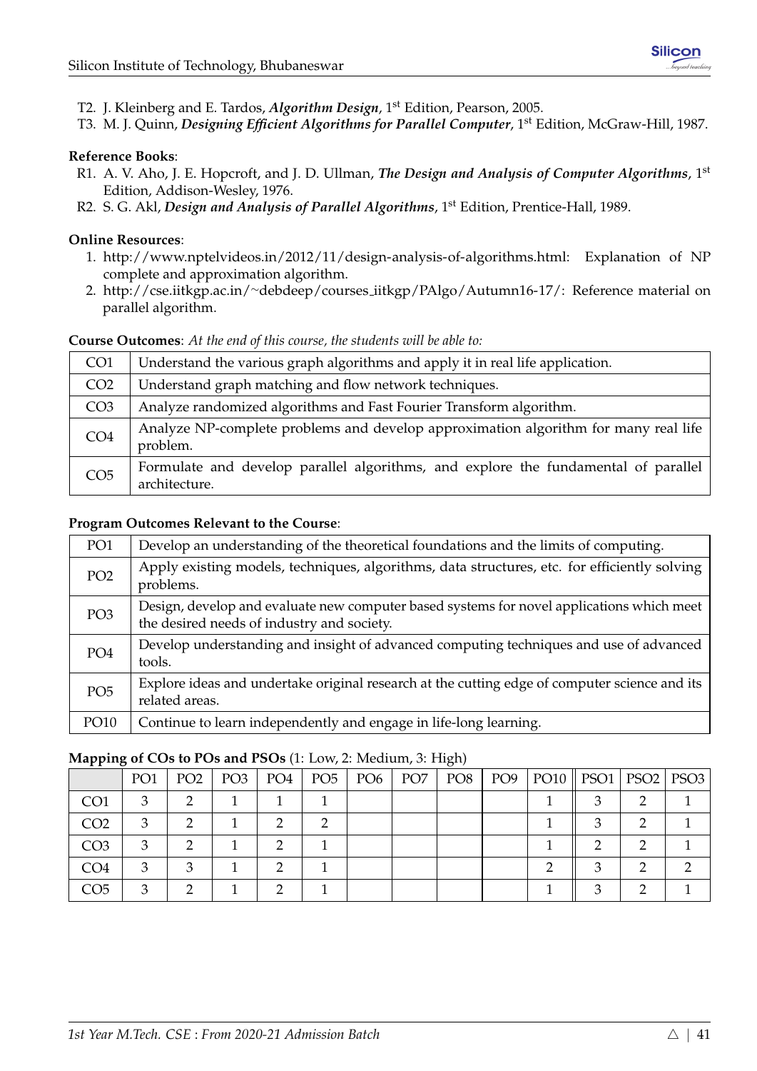T2. J. Kleinberg and E. Tardos, ***Algorithm Design***, 1st Edition, Pearson, 2005.
T3. M. J. Quinn, ***Designing Efficient Algorithms for Parallel Computer***, 1st Edition, McGraw-Hill, 1987.

**Reference Books**:

R1. A. V. Aho, J. E. Hopcroft, and J. D. Ullman, ***The Design and Analysis of Computer Algorithms***, 1st Edition, Addison-Wesley, 1976.
R2. S. G. Akl, ***Design and Analysis of Parallel Algorithms***, 1st Edition, Prentice-Hall, 1989.

**Online Resources**:

1. http://www.nptelvideos.in/2012/11/design-analysis-of-algorithms.html: Explanation of NP complete and approximation algorithm.
2. http://cse.iitkgp.ac.in/~debdeep/courses_iitkgp/PAlgo/Autumn16-17/: Reference material on parallel algorithm.

**Course Outcomes**: *At the end of this course, the students will be able to:*

| | |
|---|---|
| CO1 | Understand the various graph algorithms and apply it in real life application. |
| CO2 | Understand graph matching and flow network techniques. |
| CO3 | Analyze randomized algorithms and Fast Fourier Transform algorithm. |
| CO4 | Analyze NP-complete problems and develop approximation algorithm for many real life problem. |
| CO5 | Formulate and develop parallel algorithms, and explore the fundamental of parallel architecture. |

**Program Outcomes Relevant to the Course**:

| | |
|---|---|
| PO1 | Develop an understanding of the theoretical foundations and the limits of computing. |
| PO2 | Apply existing models, techniques, algorithms, data structures, etc. for efficiently solving problems. |
| PO3 | Design, develop and evaluate new computer based systems for novel applications which meet the desired needs of industry and society. |
| PO4 | Develop understanding and insight of advanced computing techniques and use of advanced tools. |
| PO5 | Explore ideas and undertake original research at the cutting edge of computer science and its related areas. |
| PO10 | Continue to learn independently and engage in life-long learning. |

**Mapping of COs to POs and PSOs** (1: Low, 2: Medium, 3: High)

| | PO1 | PO2 | PO3 | PO4 | PO5 | PO6 | PO7 | PO8 | PO9 | PO10 | PSO1 | PSO2 | PSO3 |
|---|---|---|---|---|---|---|---|---|---|---|---|---|---|
| CO1 | 3 | 2 | 1 | 1 | 1 | | | | | 1 | 3 | 2 | 1 |
| CO2 | 3 | 2 | 1 | 2 | 2 | | | | | 1 | 3 | 2 | 1 |
| CO3 | 3 | 2 | 1 | 2 | 1 | | | | | 1 | 2 | 2 | 1 |
| CO4 | 3 | 3 | 1 | 2 | 1 | | | | | 2 | 3 | 2 | 2 |
| CO5 | 3 | 2 | 1 | 2 | 1 | | | | | 1 | 3 | 2 | 1 |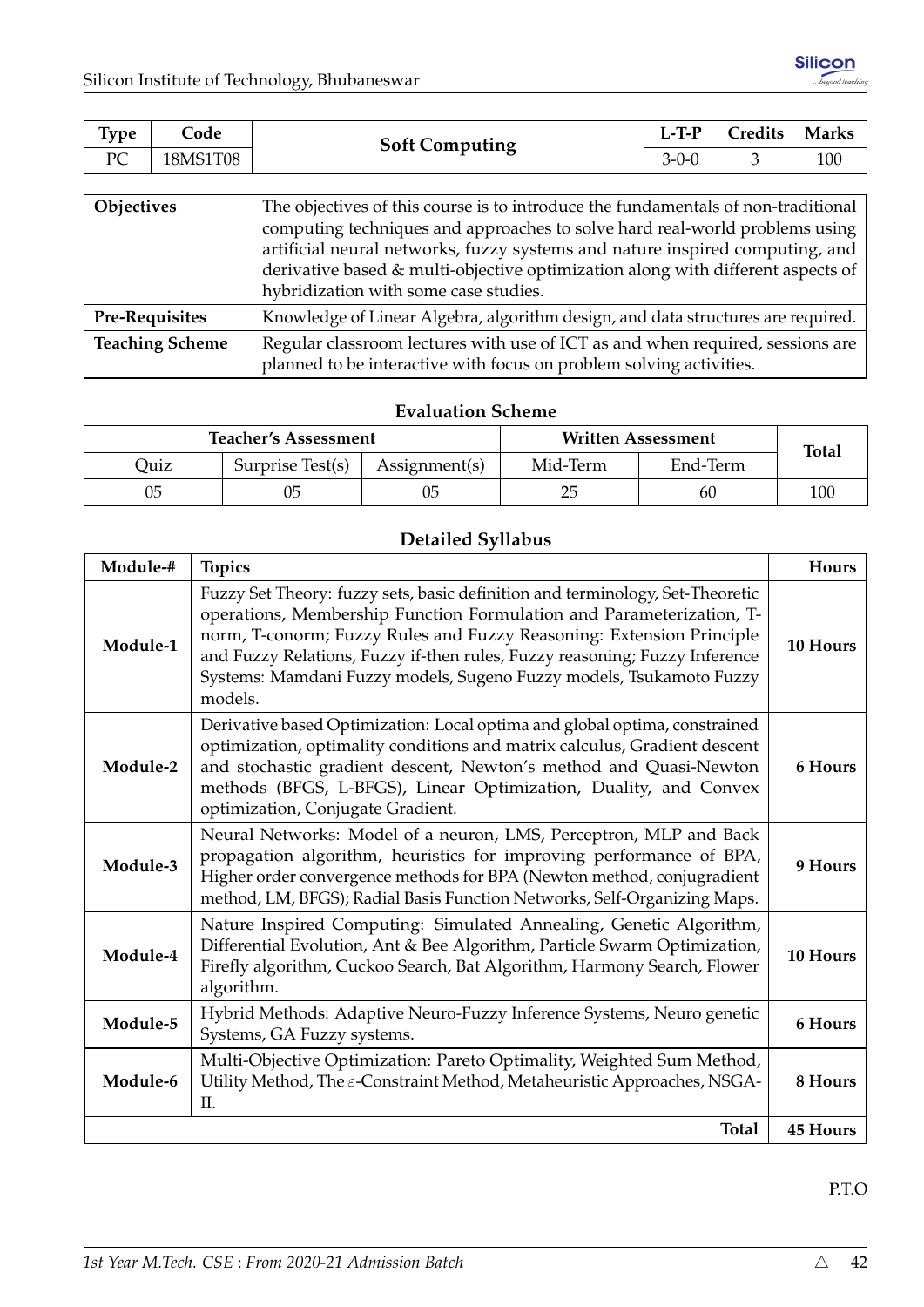| Type | Code | Soft Computing | L-T-P | Credits | Marks |
|---|---|---|---|---|---|
| PC | 18MS1T08 | | 3-0-0 | 3 | 100 |

| | |
|---|---|
| **Objectives** | The objectives of this course is to introduce the fundamentals of non-traditional computing techniques and approaches to solve hard real-world problems using artificial neural networks, fuzzy systems and nature inspired computing, and derivative based & multi-objective optimization along with different aspects of hybridization with some case studies. |
| **Pre-Requisites** | Knowledge of Linear Algebra, algorithm design, and data structures are required. |
| **Teaching Scheme** | Regular classroom lectures with use of ICT as and when required, sessions are planned to be interactive with focus on problem solving activities. |

### Evaluation Scheme

| Teacher's Assessment | | | Written Assessment | | Total |
|---|---|---|---|---|---|
| Quiz | Surprise Test(s) | Assignment(s) | Mid-Term | End-Term | |
| 05 | 05 | 05 | 25 | 60 | 100 |

### Detailed Syllabus

| Module-# | Topics | Hours |
|---|---|---|
| **Module-1** | Fuzzy Set Theory: fuzzy sets, basic definition and terminology, Set-Theoretic operations, Membership Function Formulation and Parameterization, T-norm, T-conorm; Fuzzy Rules and Fuzzy Reasoning: Extension Principle and Fuzzy Relations, Fuzzy if-then rules, Fuzzy reasoning; Fuzzy Inference Systems: Mamdani Fuzzy models, Sugeno Fuzzy models, Tsukamoto Fuzzy models. | **10 Hours** |
| **Module-2** | Derivative based Optimization: Local optima and global optima, constrained optimization, optimality conditions and matrix calculus, Gradient descent and stochastic gradient descent, Newton's method and Quasi-Newton methods (BFGS, L-BFGS), Linear Optimization, Duality, and Convex optimization, Conjugate Gradient. | **6 Hours** |
| **Module-3** | Neural Networks: Model of a neuron, LMS, Perceptron, MLP and Back propagation algorithm, heuristics for improving performance of BPA, Higher order convergence methods for BPA (Newton method, conjugradient method, LM, BFGS); Radial Basis Function Networks, Self-Organizing Maps. | **9 Hours** |
| **Module-4** | Nature Inspired Computing: Simulated Annealing, Genetic Algorithm, Differential Evolution, Ant & Bee Algorithm, Particle Swarm Optimization, Firefly algorithm, Cuckoo Search, Bat Algorithm, Harmony Search, Flower algorithm. | **10 Hours** |
| **Module-5** | Hybrid Methods: Adaptive Neuro-Fuzzy Inference Systems, Neuro genetic Systems, GA Fuzzy systems. | **6 Hours** |
| **Module-6** | Multi-Objective Optimization: Pareto Optimality, Weighted Sum Method, Utility Method, The $\varepsilon$-Constraint Method, Metaheuristic Approaches, NSGA-II. | **8 Hours** |
| | **Total** | **45 Hours** |

P.T.O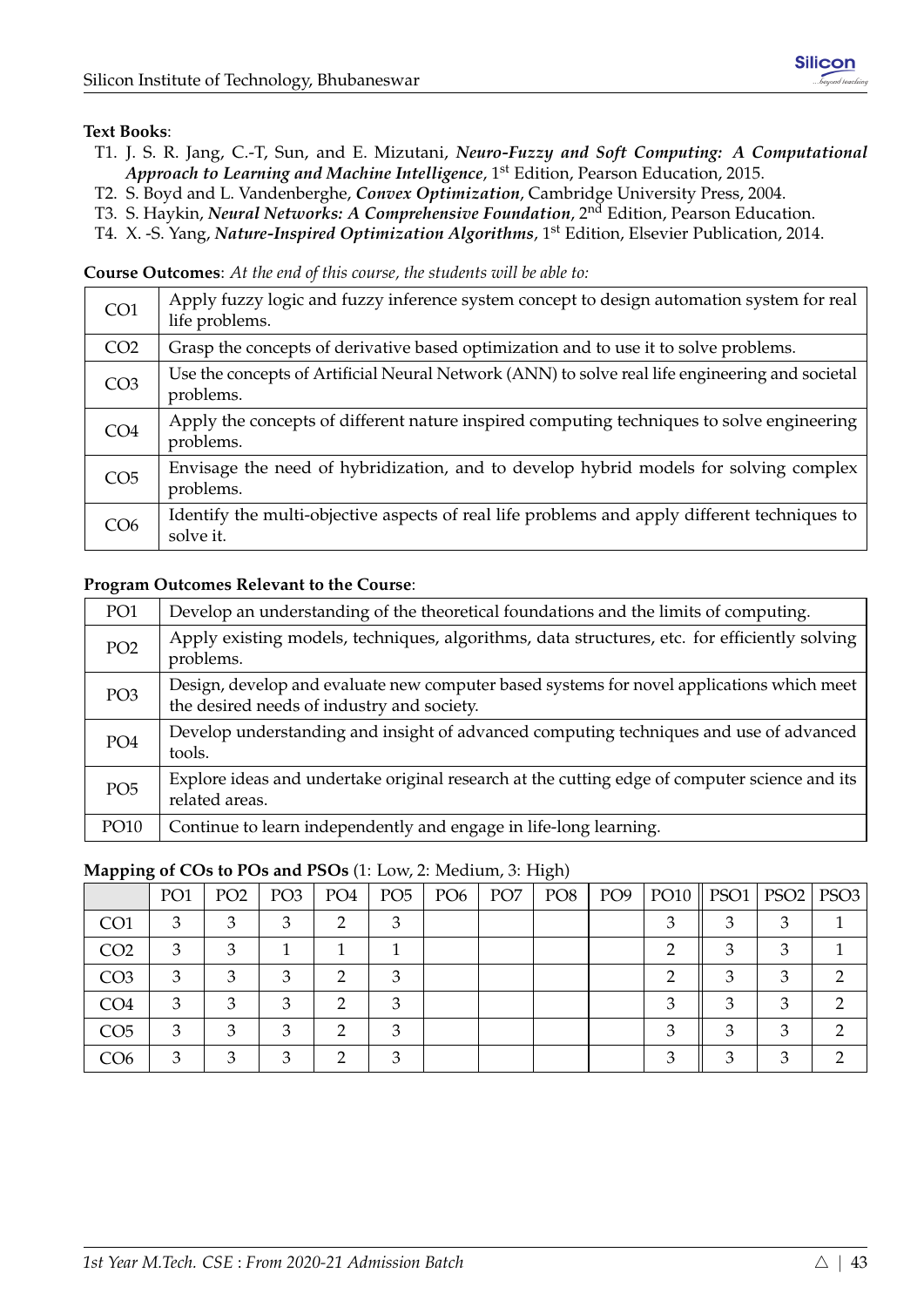**Text Books**:

- T1. J. S. R. Jang, C.-T, Sun, and E. Mizutani, ***Neuro-Fuzzy and Soft Computing: A Computational Approach to Learning and Machine Intelligence***, 1st Edition, Pearson Education, 2015.
- T2. S. Boyd and L. Vandenberghe, ***Convex Optimization***, Cambridge University Press, 2004.
- T3. S. Haykin, ***Neural Networks: A Comprehensive Foundation***, 2nd Edition, Pearson Education.
- T4. X. -S. Yang, ***Nature-Inspired Optimization Algorithms***, 1st Edition, Elsevier Publication, 2014.

**Course Outcomes**: *At the end of this course, the students will be able to:*

| | |
|---|---|
| CO1 | Apply fuzzy logic and fuzzy inference system concept to design automation system for real life problems. |
| CO2 | Grasp the concepts of derivative based optimization and to use it to solve problems. |
| CO3 | Use the concepts of Artificial Neural Network (ANN) to solve real life engineering and societal problems. |
| CO4 | Apply the concepts of different nature inspired computing techniques to solve engineering problems. |
| CO5 | Envisage the need of hybridization, and to develop hybrid models for solving complex problems. |
| CO6 | Identify the multi-objective aspects of real life problems and apply different techniques to solve it. |

**Program Outcomes Relevant to the Course**:

| | |
|---|---|
| PO1 | Develop an understanding of the theoretical foundations and the limits of computing. |
| PO2 | Apply existing models, techniques, algorithms, data structures, etc. for efficiently solving problems. |
| PO3 | Design, develop and evaluate new computer based systems for novel applications which meet the desired needs of industry and society. |
| PO4 | Develop understanding and insight of advanced computing techniques and use of advanced tools. |
| PO5 | Explore ideas and undertake original research at the cutting edge of computer science and its related areas. |
| PO10 | Continue to learn independently and engage in life-long learning. |

**Mapping of COs to POs and PSOs** (1: Low, 2: Medium, 3: High)

| | PO1 | PO2 | PO3 | PO4 | PO5 | PO6 | PO7 | PO8 | PO9 | PO10 | PSO1 | PSO2 | PSO3 |
|---|---|---|---|---|---|---|---|---|---|---|---|---|---|
| CO1 | 3 | 3 | 3 | 2 | 3 | | | | | 3 | 3 | 3 | 1 |
| CO2 | 3 | 3 | 1 | 1 | 1 | | | | | 2 | 3 | 3 | 1 |
| CO3 | 3 | 3 | 3 | 2 | 3 | | | | | 2 | 3 | 3 | 2 |
| CO4 | 3 | 3 | 3 | 2 | 3 | | | | | 3 | 3 | 3 | 2 |
| CO5 | 3 | 3 | 3 | 2 | 3 | | | | | 3 | 3 | 3 | 2 |
| CO6 | 3 | 3 | 3 | 2 | 3 | | | | | 3 | 3 | 3 | 2 |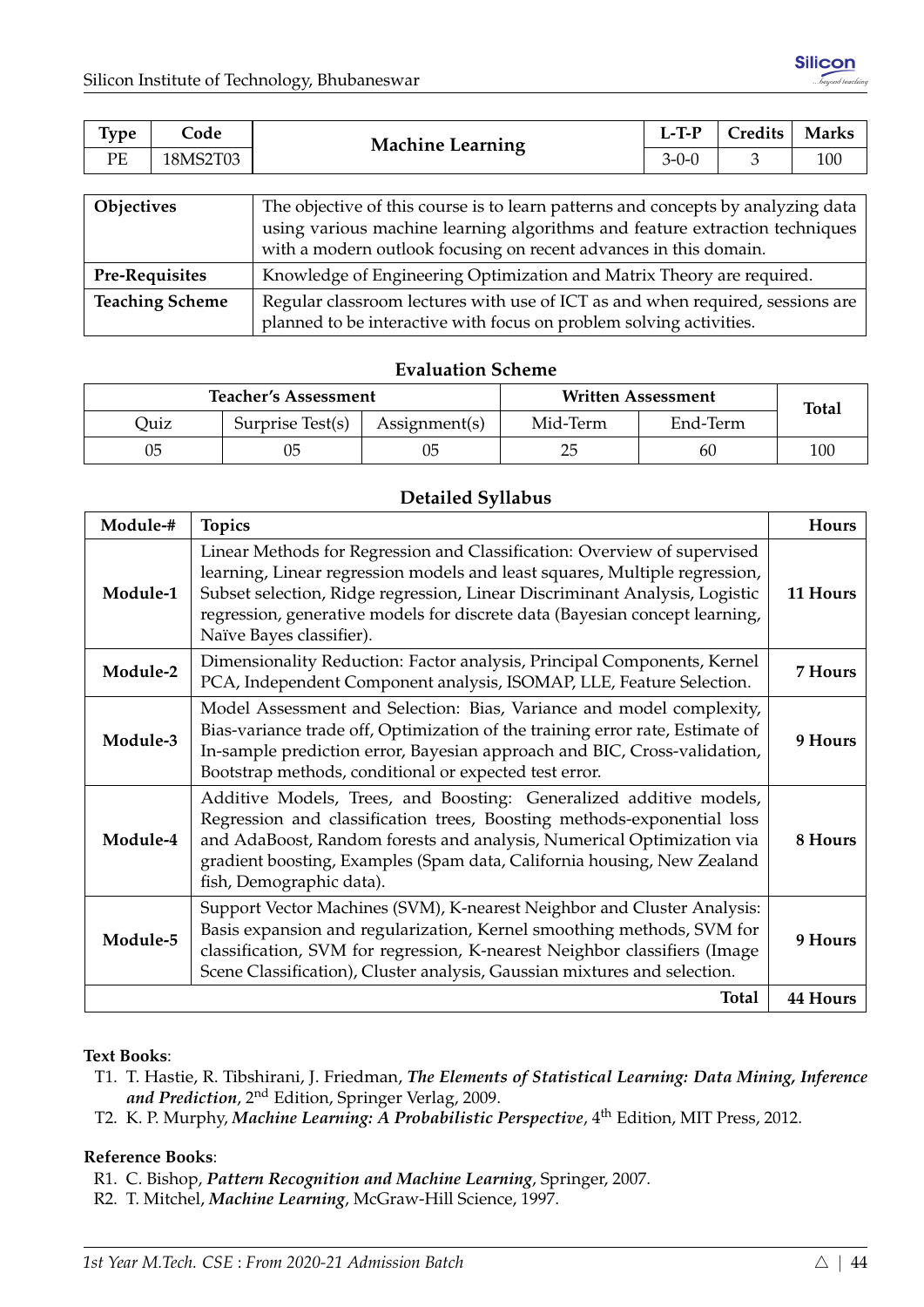| Type | Code | Machine Learning | L-T-P | Credits | Marks |
|---|---|---|---|---|---|
| PE | 18MS2T03 | | 3-0-0 | 3 | 100 |

| | |
|---|---|
| **Objectives** | The objective of this course is to learn patterns and concepts by analyzing data using various machine learning algorithms and feature extraction techniques with a modern outlook focusing on recent advances in this domain. |
| **Pre-Requisites** | Knowledge of Engineering Optimization and Matrix Theory are required. |
| **Teaching Scheme** | Regular classroom lectures with use of ICT as and when required, sessions are planned to be interactive with focus on problem solving activities. |

### Evaluation Scheme

| Teacher's Assessment | | | Written Assessment | | Total |
|---|---|---|---|---|---|
| Quiz | Surprise Test(s) | Assignment(s) | Mid-Term | End-Term | |
| 05 | 05 | 05 | 25 | 60 | 100 |

### Detailed Syllabus

| Module-# | Topics | Hours |
|---|---|---|
| **Module-1** | Linear Methods for Regression and Classification: Overview of supervised learning, Linear regression models and least squares, Multiple regression, Subset selection, Ridge regression, Linear Discriminant Analysis, Logistic regression, generative models for discrete data (Bayesian concept learning, Naïve Bayes classifier). | **11 Hours** |
| **Module-2** | Dimensionality Reduction: Factor analysis, Principal Components, Kernel PCA, Independent Component analysis, ISOMAP, LLE, Feature Selection. | **7 Hours** |
| **Module-3** | Model Assessment and Selection: Bias, Variance and model complexity, Bias-variance trade off, Optimization of the training error rate, Estimate of In-sample prediction error, Bayesian approach and BIC, Cross-validation, Bootstrap methods, conditional or expected test error. | **9 Hours** |
| **Module-4** | Additive Models, Trees, and Boosting: Generalized additive models, Regression and classification trees, Boosting methods-exponential loss and AdaBoost, Random forests and analysis, Numerical Optimization via gradient boosting, Examples (Spam data, California housing, New Zealand fish, Demographic data). | **8 Hours** |
| **Module-5** | Support Vector Machines (SVM), K-nearest Neighbor and Cluster Analysis: Basis expansion and regularization, Kernel smoothing methods, SVM for classification, SVM for regression, K-nearest Neighbor classifiers (Image Scene Classification), Cluster analysis, Gaussian mixtures and selection. | **9 Hours** |
| | **Total** | **44 Hours** |

**Text Books**:

T1. T. Hastie, R. Tibshirani, J. Friedman, ***The Elements of Statistical Learning: Data Mining, Inference and Prediction***, 2nd Edition, Springer Verlag, 2009.

T2. K. P. Murphy, ***Machine Learning: A Probabilistic Perspective***, 4th Edition, MIT Press, 2012.

**Reference Books**:

R1. C. Bishop, ***Pattern Recognition and Machine Learning***, Springer, 2007.

R2. T. Mitchel, ***Machine Learning***, McGraw-Hill Science, 1997.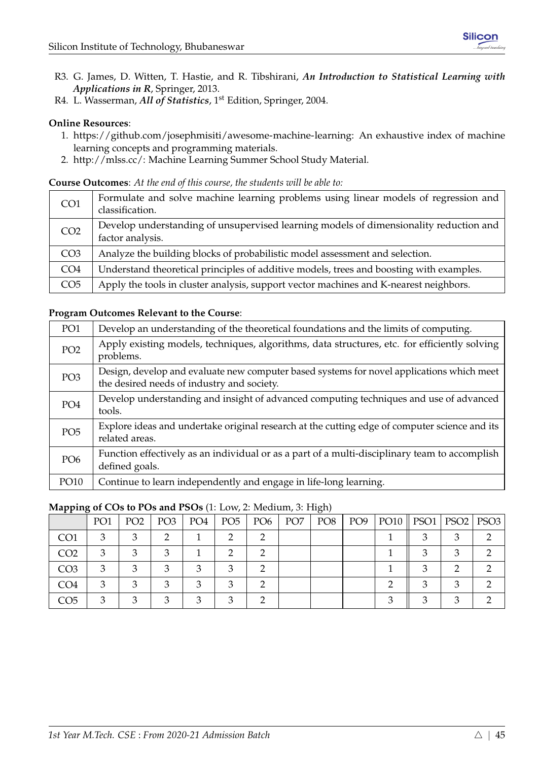R3. G. James, D. Witten, T. Hastie, and R. Tibshirani, ***An Introduction to Statistical Learning with Applications in R***, Springer, 2013.

R4. L. Wasserman, ***All of Statistics***, 1st Edition, Springer, 2004.

**Online Resources**:

1. https://github.com/josephmisiti/awesome-machine-learning: An exhaustive index of machine learning concepts and programming materials.
2. http://mlss.cc/: Machine Learning Summer School Study Material.

**Course Outcomes**: *At the end of this course, the students will be able to:*

| | |
|---|---|
| CO1 | Formulate and solve machine learning problems using linear models of regression and classification. |
| CO2 | Develop understanding of unsupervised learning models of dimensionality reduction and factor analysis. |
| CO3 | Analyze the building blocks of probabilistic model assessment and selection. |
| CO4 | Understand theoretical principles of additive models, trees and boosting with examples. |
| CO5 | Apply the tools in cluster analysis, support vector machines and K-nearest neighbors. |

**Program Outcomes Relevant to the Course**:

| | |
|---|---|
| PO1 | Develop an understanding of the theoretical foundations and the limits of computing. |
| PO2 | Apply existing models, techniques, algorithms, data structures, etc. for efficiently solving problems. |
| PO3 | Design, develop and evaluate new computer based systems for novel applications which meet the desired needs of industry and society. |
| PO4 | Develop understanding and insight of advanced computing techniques and use of advanced tools. |
| PO5 | Explore ideas and undertake original research at the cutting edge of computer science and its related areas. |
| PO6 | Function effectively as an individual or as a part of a multi-disciplinary team to accomplish defined goals. |
| PO10 | Continue to learn independently and engage in life-long learning. |

**Mapping of COs to POs and PSOs** (1: Low, 2: Medium, 3: High)

| | PO1 | PO2 | PO3 | PO4 | PO5 | PO6 | PO7 | PO8 | PO9 | PO10 | PSO1 | PSO2 | PSO3 |
|---|---|---|---|---|---|---|---|---|---|---|---|---|---|
| CO1 | 3 | 3 | 2 | 1 | 2 | 2 | | | | 1 | 3 | 3 | 2 |
| CO2 | 3 | 3 | 3 | 1 | 2 | 2 | | | | 1 | 3 | 3 | 2 |
| CO3 | 3 | 3 | 3 | 3 | 3 | 2 | | | | 1 | 3 | 2 | 2 |
| CO4 | 3 | 3 | 3 | 3 | 3 | 2 | | | | 2 | 3 | 3 | 2 |
| CO5 | 3 | 3 | 3 | 3 | 3 | 2 | | | | 3 | 3 | 3 | 2 |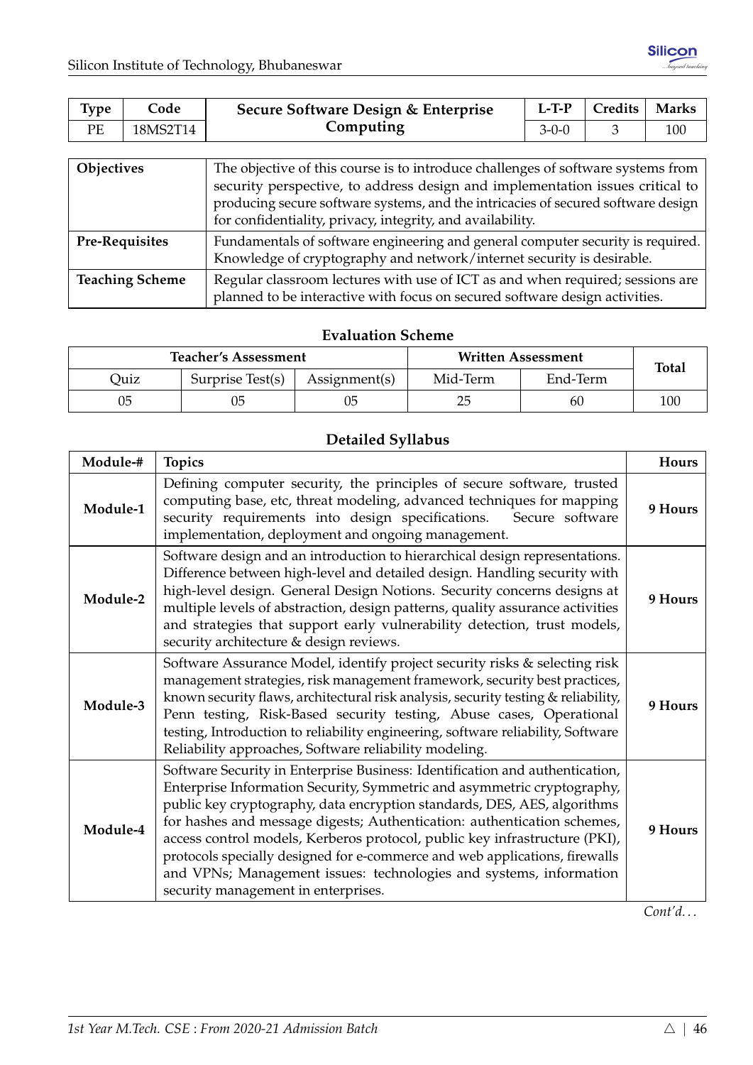| Type | Code | Secure Software Design & Enterprise Computing | L-T-P | Credits | Marks |
|---|---|---|---|---|---|
| PE | 18MS2T14 | | 3-0-0 | 3 | 100 |

| | |
|---|---|
| **Objectives** | The objective of this course is to introduce challenges of software systems from security perspective, to address design and implementation issues critical to producing secure software systems, and the intricacies of secured software design for confidentiality, privacy, integrity, and availability. |
| **Pre-Requisites** | Fundamentals of software engineering and general computer security is required. Knowledge of cryptography and network/internet security is desirable. |
| **Teaching Scheme** | Regular classroom lectures with use of ICT as and when required; sessions are planned to be interactive with focus on secured software design activities. |

### Evaluation Scheme

| Teacher's Assessment | | | Written Assessment | | Total |
|---|---|---|---|---|---|
| Quiz | Surprise Test(s) | Assignment(s) | Mid-Term | End-Term | |
| 05 | 05 | 05 | 25 | 60 | 100 |

### Detailed Syllabus

| Module-# | Topics | Hours |
|---|---|---|
| **Module-1** | Defining computer security, the principles of secure software, trusted computing base, etc, threat modeling, advanced techniques for mapping security requirements into design specifications. Secure software implementation, deployment and ongoing management. | **9 Hours** |
| **Module-2** | Software design and an introduction to hierarchical design representations. Difference between high-level and detailed design. Handling security with high-level design. General Design Notions. Security concerns designs at multiple levels of abstraction, design patterns, quality assurance activities and strategies that support early vulnerability detection, trust models, security architecture & design reviews. | **9 Hours** |
| **Module-3** | Software Assurance Model, identify project security risks & selecting risk management strategies, risk management framework, security best practices, known security flaws, architectural risk analysis, security testing & reliability, Penn testing, Risk-Based security testing, Abuse cases, Operational testing, Introduction to reliability engineering, software reliability, Software Reliability approaches, Software reliability modeling. | **9 Hours** |
| **Module-4** | Software Security in Enterprise Business: Identification and authentication, Enterprise Information Security, Symmetric and asymmetric cryptography, public key cryptography, data encryption standards, DES, AES, algorithms for hashes and message digests; Authentication: authentication schemes, access control models, Kerberos protocol, public key infrastructure (PKI), protocols specially designed for e-commerce and web applications, firewalls and VPNs; Management issues: technologies and systems, information security management in enterprises. | **9 Hours** |

*Cont'd...*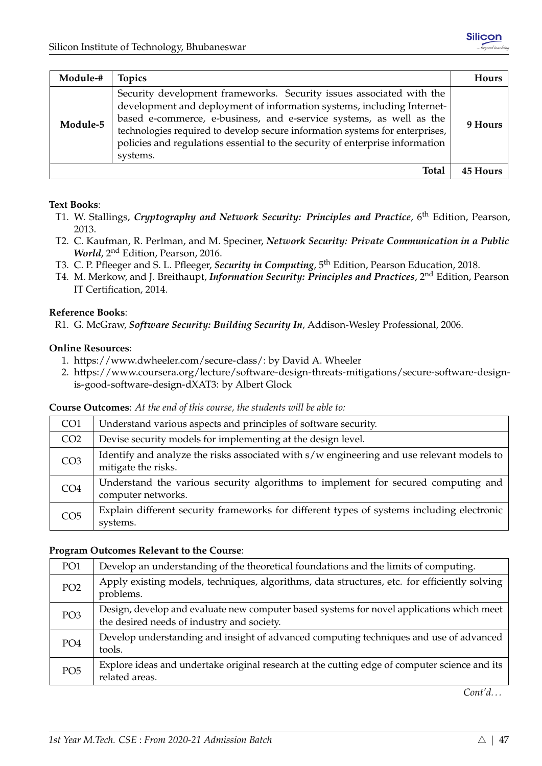| Module-# | Topics | Hours |
|---|---|---|
| **Module-5** | Security development frameworks. Security issues associated with the development and deployment of information systems, including Internet-based e-commerce, e-business, and e-service systems, as well as the technologies required to develop secure information systems for enterprises, policies and regulations essential to the security of enterprise information systems. | **9 Hours** |
| | **Total** | **45 Hours** |

**Text Books**:

- T1. W. Stallings, ***Cryptography and Network Security: Principles and Practice***, 6th Edition, Pearson, 2013.
- T2. C. Kaufman, R. Perlman, and M. Speciner, ***Network Security: Private Communication in a Public World***, 2nd Edition, Pearson, 2016.
- T3. C. P. Pfleeger and S. L. Pfleeger, ***Security in Computing***, 5th Edition, Pearson Education, 2018.
- T4. M. Merkow, and J. Breithaupt, ***Information Security: Principles and Practices***, 2nd Edition, Pearson IT Certification, 2014.

**Reference Books**:

- R1. G. McGraw, ***Software Security: Building Security In***, Addison-Wesley Professional, 2006.

**Online Resources**:

1. https://www.dwheeler.com/secure-class/: by David A. Wheeler
2. https://www.coursera.org/lecture/software-design-threats-mitigations/secure-software-design-is-good-software-design-dXAT3: by Albert Glock

**Course Outcomes**: *At the end of this course, the students will be able to:*

| | |
|---|---|
| CO1 | Understand various aspects and principles of software security. |
| CO2 | Devise security models for implementing at the design level. |
| CO3 | Identify and analyze the risks associated with s/w engineering and use relevant models to mitigate the risks. |
| CO4 | Understand the various security algorithms to implement for secured computing and computer networks. |
| CO5 | Explain different security frameworks for different types of systems including electronic systems. |

**Program Outcomes Relevant to the Course**:

| | |
|---|---|
| PO1 | Develop an understanding of the theoretical foundations and the limits of computing. |
| PO2 | Apply existing models, techniques, algorithms, data structures, etc. for efficiently solving problems. |
| PO3 | Design, develop and evaluate new computer based systems for novel applications which meet the desired needs of industry and society. |
| PO4 | Develop understanding and insight of advanced computing techniques and use of advanced tools. |
| PO5 | Explore ideas and undertake original research at the cutting edge of computer science and its related areas. |

*Cont'd...*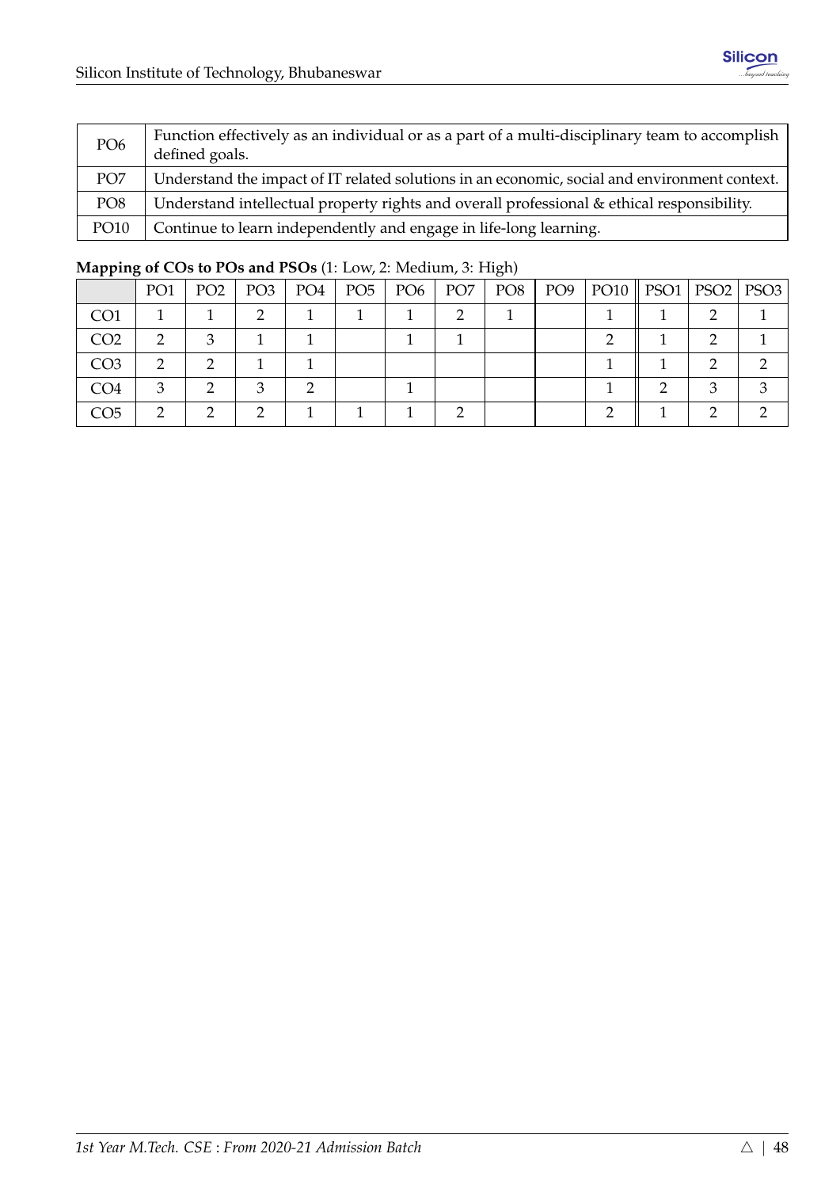| PO6 | Function effectively as an individual or as a part of a multi-disciplinary team to accomplish defined goals. |
|---|---|
| PO7 | Understand the impact of IT related solutions in an economic, social and environment context. |
| PO8 | Understand intellectual property rights and overall professional & ethical responsibility. |
| PO10 | Continue to learn independently and engage in life-long learning. |

**Mapping of COs to POs and PSOs** (1: Low, 2: Medium, 3: High)

| | PO1 | PO2 | PO3 | PO4 | PO5 | PO6 | PO7 | PO8 | PO9 | PO10 | PSO1 | PSO2 | PSO3 |
|---|---|---|---|---|---|---|---|---|---|---|---|---|---|
| CO1 | 1 | 1 | 2 | 1 | 1 | 1 | 2 | 1 | | 1 | 1 | 2 | 1 |
| CO2 | 2 | 3 | 1 | 1 | | 1 | 1 | | | 2 | 1 | 2 | 1 |
| CO3 | 2 | 2 | 1 | 1 | | | | | | 1 | 1 | 2 | 2 |
| CO4 | 3 | 2 | 3 | 2 | | 1 | | | | 1 | 2 | 3 | 3 |
| CO5 | 2 | 2 | 2 | 1 | 1 | 1 | 2 | | | 2 | 1 | 2 | 2 |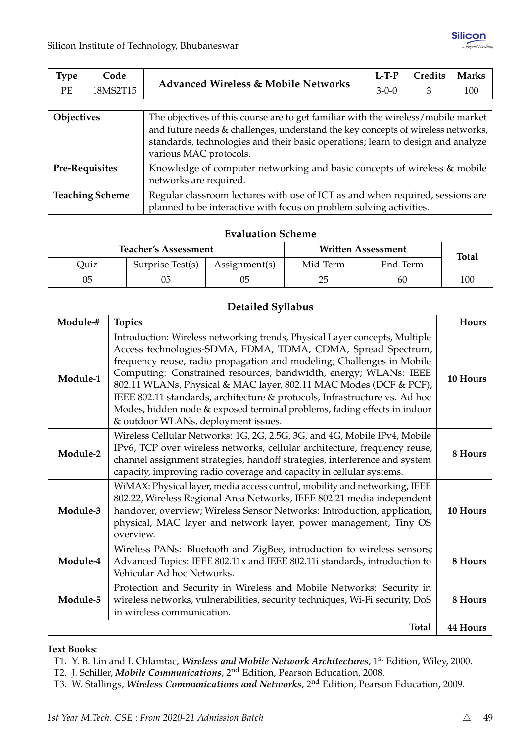| Type | Code | Advanced Wireless & Mobile Networks | L-T-P | Credits | Marks |
|---|---|---|---|---|---|
| PE | 18MS2T15 | | 3-0-0 | 3 | 100 |

| | |
|---|---|
| **Objectives** | The objectives of this course are to get familiar with the wireless/mobile market and future needs & challenges, understand the key concepts of wireless networks, standards, technologies and their basic operations; learn to design and analyze various MAC protocols. |
| **Pre-Requisites** | Knowledge of computer networking and basic concepts of wireless & mobile networks are required. |
| **Teaching Scheme** | Regular classroom lectures with use of ICT as and when required, sessions are planned to be interactive with focus on problem solving activities. |

### Evaluation Scheme

| Teacher's Assessment | | | Written Assessment | | Total |
|---|---|---|---|---|---|
| Quiz | Surprise Test(s) | Assignment(s) | Mid-Term | End-Term | |
| 05 | 05 | 05 | 25 | 60 | 100 |

### Detailed Syllabus

| Module-# | Topics | Hours |
|---|---|---|
| **Module-1** | Introduction: Wireless networking trends, Physical Layer concepts, Multiple Access technologies-SDMA, FDMA, TDMA, CDMA, Spread Spectrum, frequency reuse, radio propagation and modeling; Challenges in Mobile Computing: Constrained resources, bandwidth, energy; WLANs: IEEE 802.11 WLANs, Physical & MAC layer, 802.11 MAC Modes (DCF & PCF), IEEE 802.11 standards, architecture & protocols, Infrastructure vs. Ad hoc Modes, hidden node & exposed terminal problems, fading effects in indoor & outdoor WLANs, deployment issues. | **10 Hours** |
| **Module-2** | Wireless Cellular Networks: 1G, 2G, 2.5G, 3G, and 4G, Mobile IPv4, Mobile IPv6, TCP over wireless networks, cellular architecture, frequency reuse, channel assignment strategies, handoff strategies, interference and system capacity, improving radio coverage and capacity in cellular systems. | **8 Hours** |
| **Module-3** | WiMAX: Physical layer, media access control, mobility and networking, IEEE 802.22, Wireless Regional Area Networks, IEEE 802.21 media independent handover, overview; Wireless Sensor Networks: Introduction, application, physical, MAC layer and network layer, power management, Tiny OS overview. | **10 Hours** |
| **Module-4** | Wireless PANs: Bluetooth and ZigBee, introduction to wireless sensors; Advanced Topics: IEEE 802.11x and IEEE 802.11i standards, introduction to Vehicular Ad hoc Networks. | **8 Hours** |
| **Module-5** | Protection and Security in Wireless and Mobile Networks: Security in wireless networks, vulnerabilities, security techniques, Wi-Fi security, DoS in wireless communication. | **8 Hours** |
| | **Total** | **44 Hours** |

**Text Books**:

T1. Y. B. Lin and I. Chlamtac, ***Wireless and Mobile Network Architectures***, 1st Edition, Wiley, 2000.
T2. J. Schiller, ***Mobile Communications***, 2nd Edition, Pearson Education, 2008.
T3. W. Stallings, ***Wireless Communications and Networks***, 2nd Edition, Pearson Education, 2009.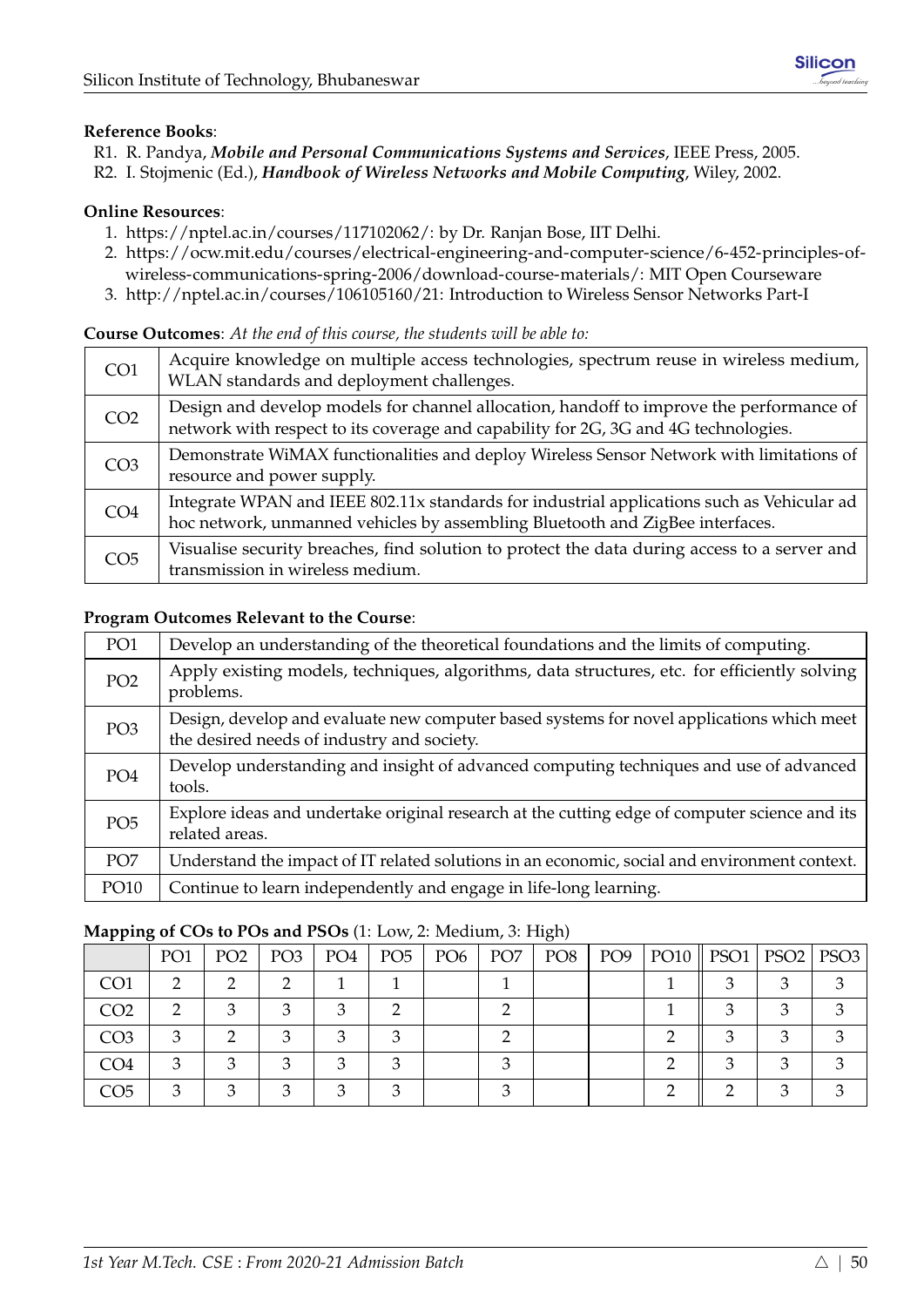**Reference Books**:

R1. R. Pandya, ***Mobile and Personal Communications Systems and Services***, IEEE Press, 2005.
R2. I. Stojmenic (Ed.), ***Handbook of Wireless Networks and Mobile Computing***, Wiley, 2002.

**Online Resources**:

1. https://nptel.ac.in/courses/117102062/: by Dr. Ranjan Bose, IIT Delhi.
2. https://ocw.mit.edu/courses/electrical-engineering-and-computer-science/6-452-principles-of-wireless-communications-spring-2006/download-course-materials/: MIT Open Courseware
3. http://nptel.ac.in/courses/106105160/21: Introduction to Wireless Sensor Networks Part-I

**Course Outcomes**: *At the end of this course, the students will be able to:*

| | |
|---|---|
| CO1 | Acquire knowledge on multiple access technologies, spectrum reuse in wireless medium, WLAN standards and deployment challenges. |
| CO2 | Design and develop models for channel allocation, handoff to improve the performance of network with respect to its coverage and capability for 2G, 3G and 4G technologies. |
| CO3 | Demonstrate WiMAX functionalities and deploy Wireless Sensor Network with limitations of resource and power supply. |
| CO4 | Integrate WPAN and IEEE 802.11x standards for industrial applications such as Vehicular ad hoc network, unmanned vehicles by assembling Bluetooth and ZigBee interfaces. |
| CO5 | Visualise security breaches, find solution to protect the data during access to a server and transmission in wireless medium. |

**Program Outcomes Relevant to the Course**:

| | |
|---|---|
| PO1 | Develop an understanding of the theoretical foundations and the limits of computing. |
| PO2 | Apply existing models, techniques, algorithms, data structures, etc. for efficiently solving problems. |
| PO3 | Design, develop and evaluate new computer based systems for novel applications which meet the desired needs of industry and society. |
| PO4 | Develop understanding and insight of advanced computing techniques and use of advanced tools. |
| PO5 | Explore ideas and undertake original research at the cutting edge of computer science and its related areas. |
| PO7 | Understand the impact of IT related solutions in an economic, social and environment context. |
| PO10 | Continue to learn independently and engage in life-long learning. |

**Mapping of COs to POs and PSOs** (1: Low, 2: Medium, 3: High)

| | PO1 | PO2 | PO3 | PO4 | PO5 | PO6 | PO7 | PO8 | PO9 | PO10 | PSO1 | PSO2 | PSO3 |
|---|---|---|---|---|---|---|---|---|---|---|---|---|---|
| CO1 | 2 | 2 | 2 | 1 | 1 | | 1 | | | 1 | 3 | 3 | 3 |
| CO2 | 2 | 3 | 3 | 3 | 2 | | 2 | | | 1 | 3 | 3 | 3 |
| CO3 | 3 | 2 | 3 | 3 | 3 | | 2 | | | 2 | 3 | 3 | 3 |
| CO4 | 3 | 3 | 3 | 3 | 3 | | 3 | | | 2 | 3 | 3 | 3 |
| CO5 | 3 | 3 | 3 | 3 | 3 | | 3 | | | 2 | 2 | 3 | 3 |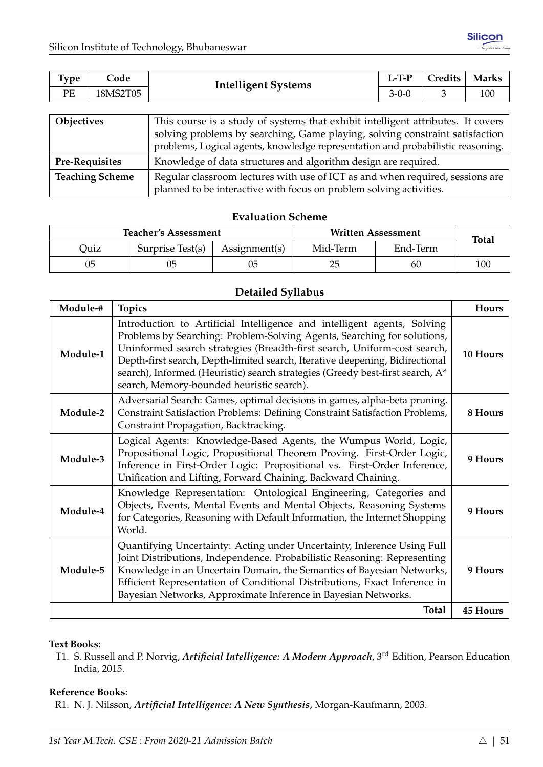| Type | Code | Intelligent Systems | L-T-P | Credits | Marks |
|---|---|---|---|---|---|
| PE | 18MS2T05 | | 3-0-0 | 3 | 100 |

| | |
|---|---|
| **Objectives** | This course is a study of systems that exhibit intelligent attributes. It covers solving problems by searching, Game playing, solving constraint satisfaction problems, Logical agents, knowledge representation and probabilistic reasoning. |
| **Pre-Requisites** | Knowledge of data structures and algorithm design are required. |
| **Teaching Scheme** | Regular classroom lectures with use of ICT as and when required, sessions are planned to be interactive with focus on problem solving activities. |

### Evaluation Scheme

| Teacher's Assessment | | | Written Assessment | | Total |
|---|---|---|---|---|---|
| Quiz | Surprise Test(s) | Assignment(s) | Mid-Term | End-Term | |
| 05 | 05 | 05 | 25 | 60 | 100 |

### Detailed Syllabus

| Module-# | Topics | Hours |
|---|---|---|
| **Module-1** | Introduction to Artificial Intelligence and intelligent agents, Solving Problems by Searching: Problem-Solving Agents, Searching for solutions, Uninformed search strategies (Breadth-first search, Uniform-cost search, Depth-first search, Depth-limited search, Iterative deepening, Bidirectional search), Informed (Heuristic) search strategies (Greedy best-first search, A* search, Memory-bounded heuristic search). | **10 Hours** |
| **Module-2** | Adversarial Search: Games, optimal decisions in games, alpha-beta pruning. Constraint Satisfaction Problems: Defining Constraint Satisfaction Problems, Constraint Propagation, Backtracking. | **8 Hours** |
| **Module-3** | Logical Agents: Knowledge-Based Agents, the Wumpus World, Logic, Propositional Logic, Propositional Theorem Proving. First-Order Logic, Inference in First-Order Logic: Propositional vs. First-Order Inference, Unification and Lifting, Forward Chaining, Backward Chaining. | **9 Hours** |
| **Module-4** | Knowledge Representation: Ontological Engineering, Categories and Objects, Events, Mental Events and Mental Objects, Reasoning Systems for Categories, Reasoning with Default Information, the Internet Shopping World. | **9 Hours** |
| **Module-5** | Quantifying Uncertainty: Acting under Uncertainty, Inference Using Full Joint Distributions, Independence. Probabilistic Reasoning: Representing Knowledge in an Uncertain Domain, the Semantics of Bayesian Networks, Efficient Representation of Conditional Distributions, Exact Inference in Bayesian Networks, Approximate Inference in Bayesian Networks. | **9 Hours** |
| | **Total** | **45 Hours** |

**Text Books**:

T1. S. Russell and P. Norvig, ***Artificial Intelligence: A Modern Approach***, 3rd Edition, Pearson Education India, 2015.

**Reference Books**:

R1. N. J. Nilsson, ***Artificial Intelligence: A New Synthesis***, Morgan-Kaufmann, 2003.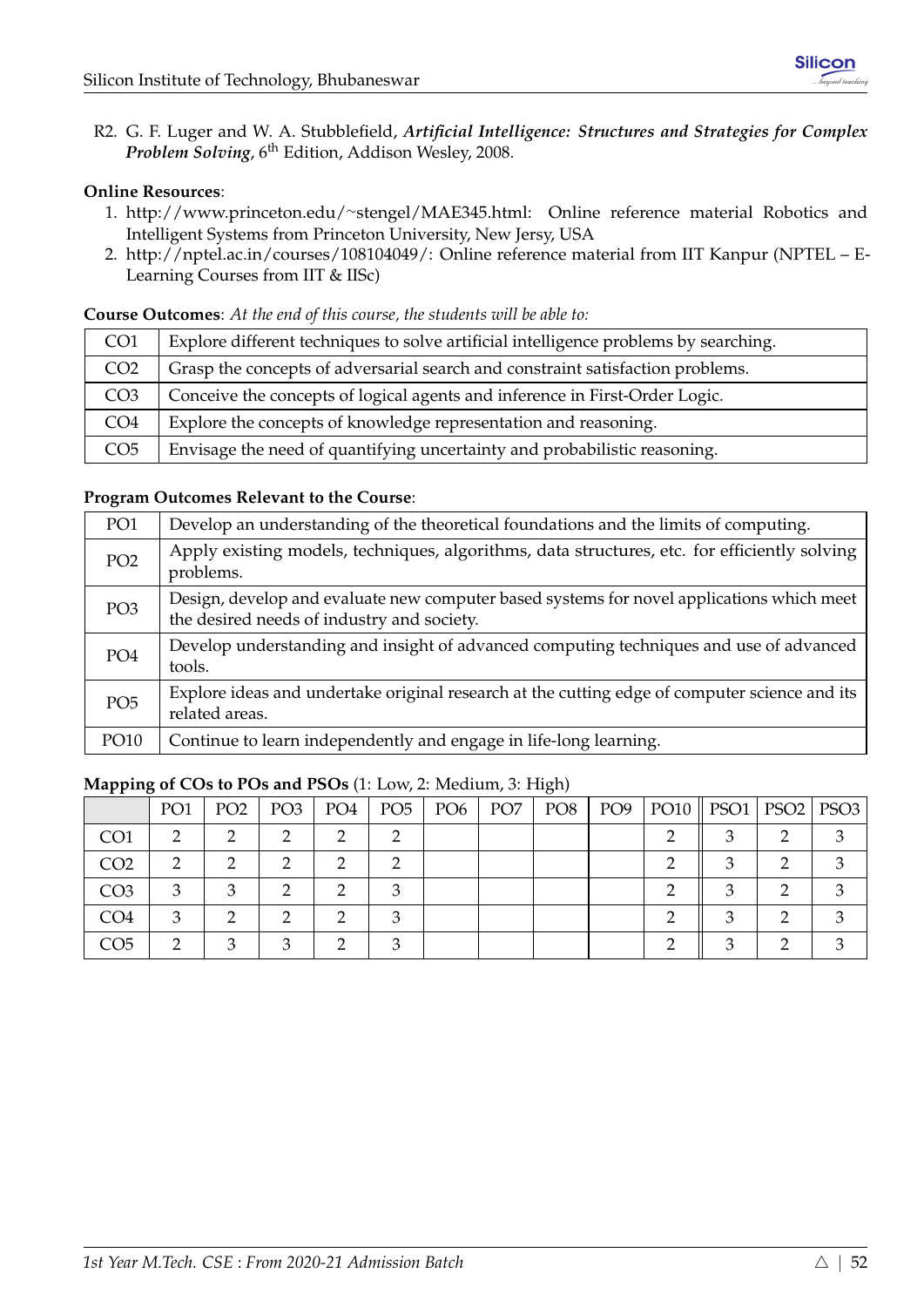R2. G. F. Luger and W. A. Stubblefield, ***Artificial Intelligence: Structures and Strategies for Complex Problem Solving***, 6th Edition, Addison Wesley, 2008.

**Online Resources**:

1. http://www.princeton.edu/~stengel/MAE345.html: Online reference material Robotics and Intelligent Systems from Princeton University, New Jersy, USA
2. http://nptel.ac.in/courses/108104049/: Online reference material from IIT Kanpur (NPTEL – E-Learning Courses from IIT & IISc)

**Course Outcomes**: *At the end of this course, the students will be able to:*

| | |
|---|---|
| CO1 | Explore different techniques to solve artificial intelligence problems by searching. |
| CO2 | Grasp the concepts of adversarial search and constraint satisfaction problems. |
| CO3 | Conceive the concepts of logical agents and inference in First-Order Logic. |
| CO4 | Explore the concepts of knowledge representation and reasoning. |
| CO5 | Envisage the need of quantifying uncertainty and probabilistic reasoning. |

**Program Outcomes Relevant to the Course**:

| | |
|---|---|
| PO1 | Develop an understanding of the theoretical foundations and the limits of computing. |
| PO2 | Apply existing models, techniques, algorithms, data structures, etc. for efficiently solving problems. |
| PO3 | Design, develop and evaluate new computer based systems for novel applications which meet the desired needs of industry and society. |
| PO4 | Develop understanding and insight of advanced computing techniques and use of advanced tools. |
| PO5 | Explore ideas and undertake original research at the cutting edge of computer science and its related areas. |
| PO10 | Continue to learn independently and engage in life-long learning. |

**Mapping of COs to POs and PSOs** (1: Low, 2: Medium, 3: High)

| | PO1 | PO2 | PO3 | PO4 | PO5 | PO6 | PO7 | PO8 | PO9 | PO10 | PSO1 | PSO2 | PSO3 |
|---|---|---|---|---|---|---|---|---|---|---|---|---|---|
| CO1 | 2 | 2 | 2 | 2 | 2 | | | | | 2 | 3 | 2 | 3 |
| CO2 | 2 | 2 | 2 | 2 | 2 | | | | | 2 | 3 | 2 | 3 |
| CO3 | 3 | 3 | 2 | 2 | 3 | | | | | 2 | 3 | 2 | 3 |
| CO4 | 3 | 2 | 2 | 2 | 3 | | | | | 2 | 3 | 2 | 3 |
| CO5 | 2 | 3 | 3 | 2 | 3 | | | | | 2 | 3 | 2 | 3 |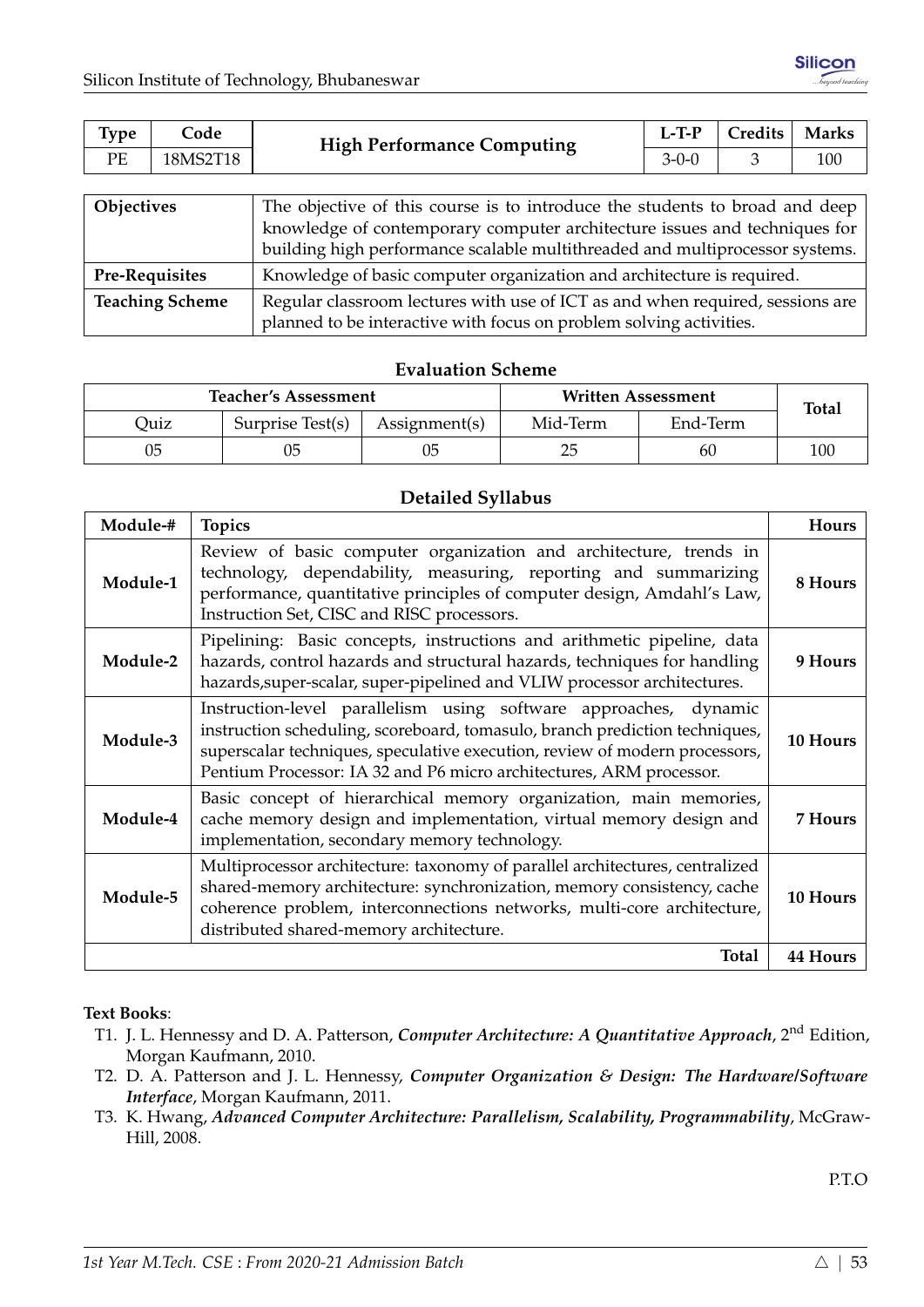| Type | Code | High Performance Computing | L-T-P | Credits | Marks |
|---|---|---|---|---|---|
| PE | 18MS2T18 | | 3-0-0 | 3 | 100 |

| | |
|---|---|
| **Objectives** | The objective of this course is to introduce the students to broad and deep knowledge of contemporary computer architecture issues and techniques for building high performance scalable multithreaded and multiprocessor systems. |
| **Pre-Requisites** | Knowledge of basic computer organization and architecture is required. |
| **Teaching Scheme** | Regular classroom lectures with use of ICT as and when required, sessions are planned to be interactive with focus on problem solving activities. |

## Evaluation Scheme

| Teacher's Assessment | | | Written Assessment | | Total |
|---|---|---|---|---|---|
| Quiz | Surprise Test(s) | Assignment(s) | Mid-Term | End-Term | |
| 05 | 05 | 05 | 25 | 60 | 100 |

## Detailed Syllabus

| Module-# | Topics | Hours |
|---|---|---|
| **Module-1** | Review of basic computer organization and architecture, trends in technology, dependability, measuring, reporting and summarizing performance, quantitative principles of computer design, Amdahl's Law, Instruction Set, CISC and RISC processors. | **8 Hours** |
| **Module-2** | Pipelining: Basic concepts, instructions and arithmetic pipeline, data hazards, control hazards and structural hazards, techniques for handling hazards,super-scalar, super-pipelined and VLIW processor architectures. | **9 Hours** |
| **Module-3** | Instruction-level parallelism using software approaches, dynamic instruction scheduling, scoreboard, tomasulo, branch prediction techniques, superscalar techniques, speculative execution, review of modern processors, Pentium Processor: IA 32 and P6 micro architectures, ARM processor. | **10 Hours** |
| **Module-4** | Basic concept of hierarchical memory organization, main memories, cache memory design and implementation, virtual memory design and implementation, secondary memory technology. | **7 Hours** |
| **Module-5** | Multiprocessor architecture: taxonomy of parallel architectures, centralized shared-memory architecture: synchronization, memory consistency, cache coherence problem, interconnections networks, multi-core architecture, distributed shared-memory architecture. | **10 Hours** |
| | **Total** | **44 Hours** |

**Text Books**:

- T1. J. L. Hennessy and D. A. Patterson, ***Computer Architecture: A Quantitative Approach***, 2nd Edition, Morgan Kaufmann, 2010.
- T2. D. A. Patterson and J. L. Hennessy, ***Computer Organization & Design: The Hardware/Software Interface***, Morgan Kaufmann, 2011.
- T3. K. Hwang, ***Advanced Computer Architecture: Parallelism, Scalability, Programmability***, McGraw-Hill, 2008.

P.T.O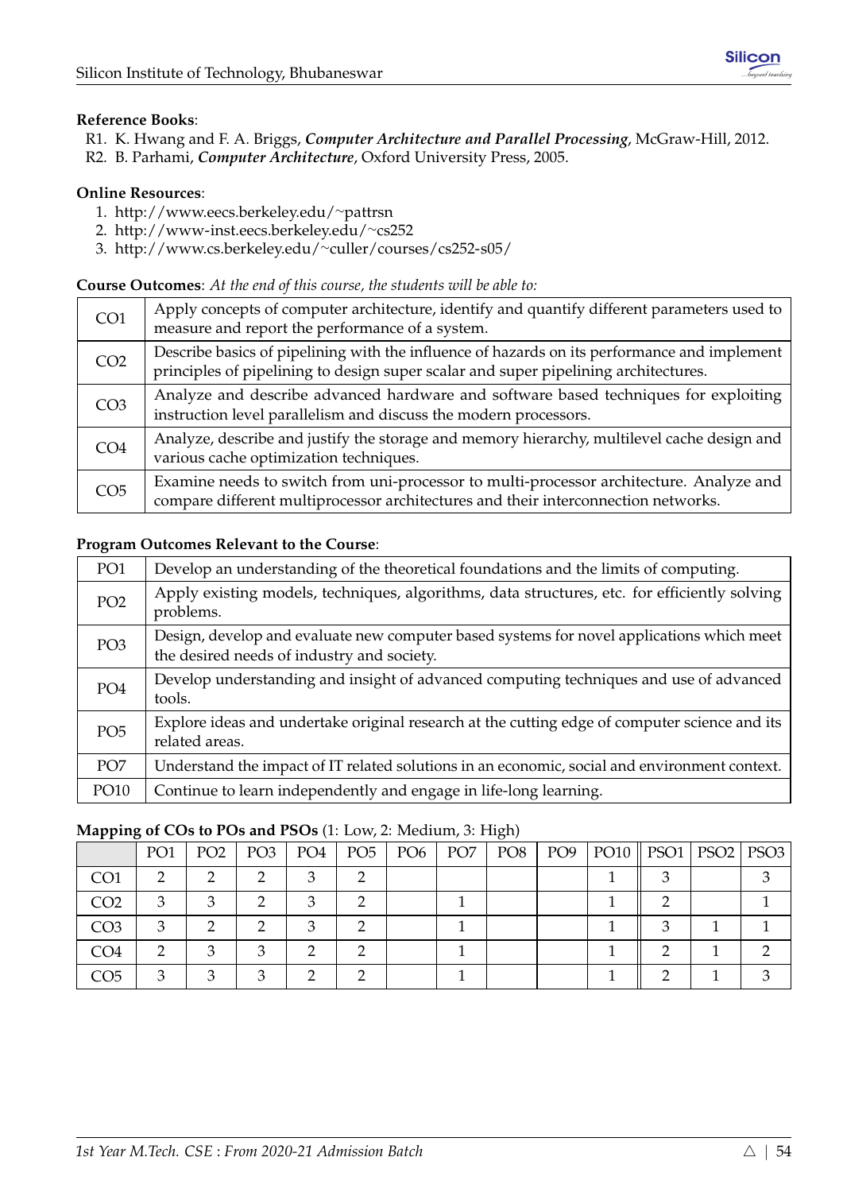**Reference Books**:

R1. K. Hwang and F. A. Briggs, ***Computer Architecture and Parallel Processing***, McGraw-Hill, 2012.
R2. B. Parhami, ***Computer Architecture***, Oxford University Press, 2005.

**Online Resources**:

1. http://www.eecs.berkeley.edu/~pattrsn
2. http://www-inst.eecs.berkeley.edu/~cs252
3. http://www.cs.berkeley.edu/~culler/courses/cs252-s05/

**Course Outcomes**: *At the end of this course, the students will be able to:*

| | |
|---|---|
| CO1 | Apply concepts of computer architecture, identify and quantify different parameters used to measure and report the performance of a system. |
| CO2 | Describe basics of pipelining with the influence of hazards on its performance and implement principles of pipelining to design super scalar and super pipelining architectures. |
| CO3 | Analyze and describe advanced hardware and software based techniques for exploiting instruction level parallelism and discuss the modern processors. |
| CO4 | Analyze, describe and justify the storage and memory hierarchy, multilevel cache design and various cache optimization techniques. |
| CO5 | Examine needs to switch from uni-processor to multi-processor architecture. Analyze and compare different multiprocessor architectures and their interconnection networks. |

**Program Outcomes Relevant to the Course**:

| | |
|---|---|
| PO1 | Develop an understanding of the theoretical foundations and the limits of computing. |
| PO2 | Apply existing models, techniques, algorithms, data structures, etc. for efficiently solving problems. |
| PO3 | Design, develop and evaluate new computer based systems for novel applications which meet the desired needs of industry and society. |
| PO4 | Develop understanding and insight of advanced computing techniques and use of advanced tools. |
| PO5 | Explore ideas and undertake original research at the cutting edge of computer science and its related areas. |
| PO7 | Understand the impact of IT related solutions in an economic, social and environment context. |
| PO10 | Continue to learn independently and engage in life-long learning. |

**Mapping of COs to POs and PSOs** (1: Low, 2: Medium, 3: High)

| | PO1 | PO2 | PO3 | PO4 | PO5 | PO6 | PO7 | PO8 | PO9 | PO10 | PSO1 | PSO2 | PSO3 |
|---|---|---|---|---|---|---|---|---|---|---|---|---|---|
| CO1 | 2 | 2 | 2 | 3 | 2 | | | | | 1 | 3 | | 3 |
| CO2 | 3 | 3 | 2 | 3 | 2 | | 1 | | | 1 | 2 | | 1 |
| CO3 | 3 | 2 | 2 | 3 | 2 | | 1 | | | 1 | 3 | 1 | 1 |
| CO4 | 2 | 3 | 3 | 2 | 2 | | 1 | | | 1 | 2 | 1 | 2 |
| CO5 | 3 | 3 | 3 | 2 | 2 | | 1 | | | 1 | 2 | 1 | 3 |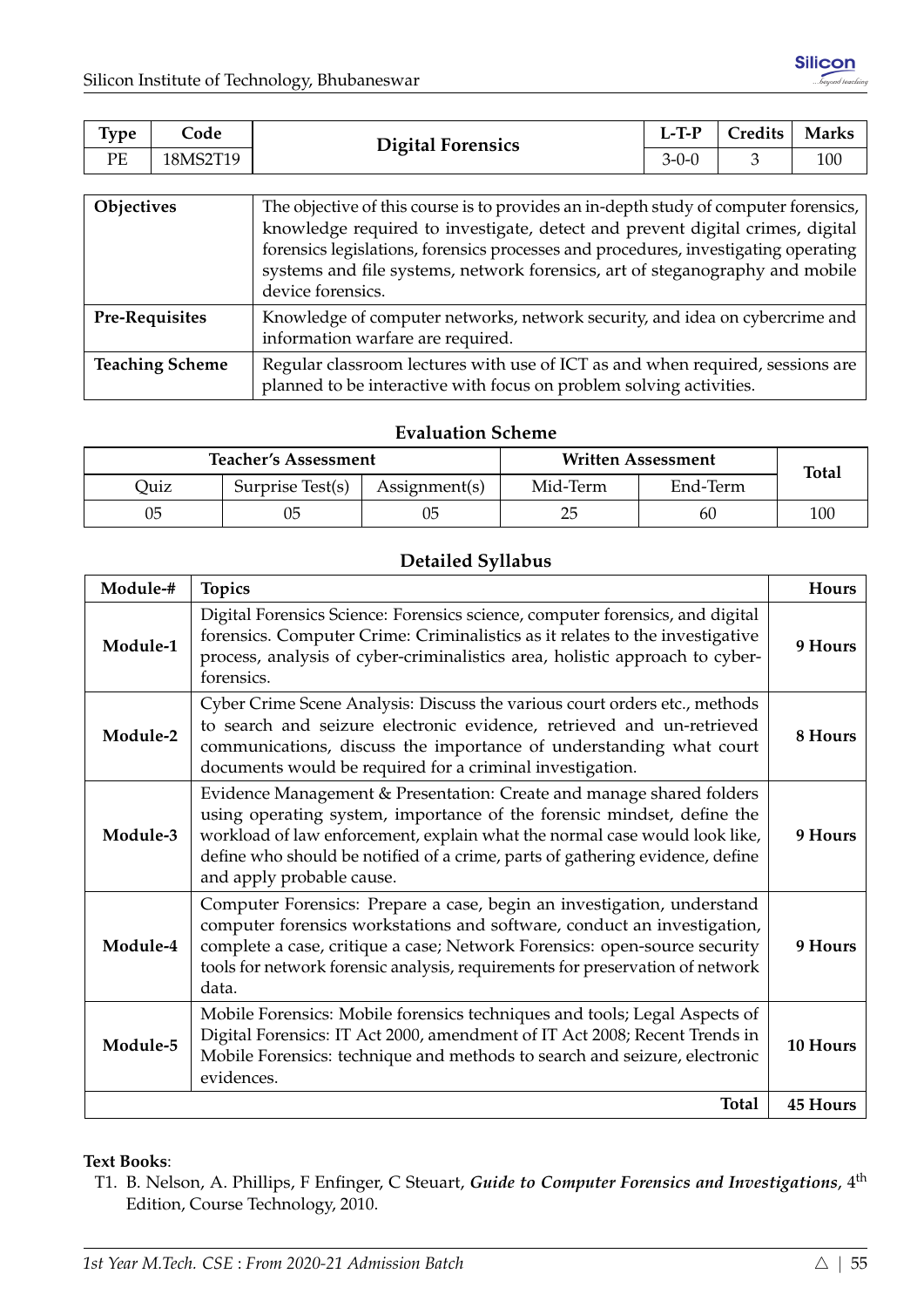| Type | Code | Digital Forensics | L-T-P | Credits | Marks |
|---|---|---|---|---|---|
| PE | 18MS2T19 | | 3-0-0 | 3 | 100 |

| | |
|---|---|
| **Objectives** | The objective of this course is to provides an in-depth study of computer forensics, knowledge required to investigate, detect and prevent digital crimes, digital forensics legislations, forensics processes and procedures, investigating operating systems and file systems, network forensics, art of steganography and mobile device forensics. |
| **Pre-Requisites** | Knowledge of computer networks, network security, and idea on cybercrime and information warfare are required. |
| **Teaching Scheme** | Regular classroom lectures with use of ICT as and when required, sessions are planned to be interactive with focus on problem solving activities. |

### Evaluation Scheme

| Teacher's Assessment | | | Written Assessment | | Total |
|---|---|---|---|---|---|
| Quiz | Surprise Test(s) | Assignment(s) | Mid-Term | End-Term | |
| 05 | 05 | 05 | 25 | 60 | 100 |

### Detailed Syllabus

| Module-# | Topics | Hours |
|---|---|---|
| **Module-1** | Digital Forensics Science: Forensics science, computer forensics, and digital forensics. Computer Crime: Criminalistics as it relates to the investigative process, analysis of cyber-criminalistics area, holistic approach to cyber-forensics. | **9 Hours** |
| **Module-2** | Cyber Crime Scene Analysis: Discuss the various court orders etc., methods to search and seizure electronic evidence, retrieved and un-retrieved communications, discuss the importance of understanding what court documents would be required for a criminal investigation. | **8 Hours** |
| **Module-3** | Evidence Management & Presentation: Create and manage shared folders using operating system, importance of the forensic mindset, define the workload of law enforcement, explain what the normal case would look like, define who should be notified of a crime, parts of gathering evidence, define and apply probable cause. | **9 Hours** |
| **Module-4** | Computer Forensics: Prepare a case, begin an investigation, understand computer forensics workstations and software, conduct an investigation, complete a case, critique a case; Network Forensics: open-source security tools for network forensic analysis, requirements for preservation of network data. | **9 Hours** |
| **Module-5** | Mobile Forensics: Mobile forensics techniques and tools; Legal Aspects of Digital Forensics: IT Act 2000, amendment of IT Act 2008; Recent Trends in Mobile Forensics: technique and methods to search and seizure, electronic evidences. | **10 Hours** |
| | **Total** | **45 Hours** |

**Text Books**:

T1. B. Nelson, A. Phillips, F Enfinger, C Steuart, ***Guide to Computer Forensics and Investigations***, 4th Edition, Course Technology, 2010.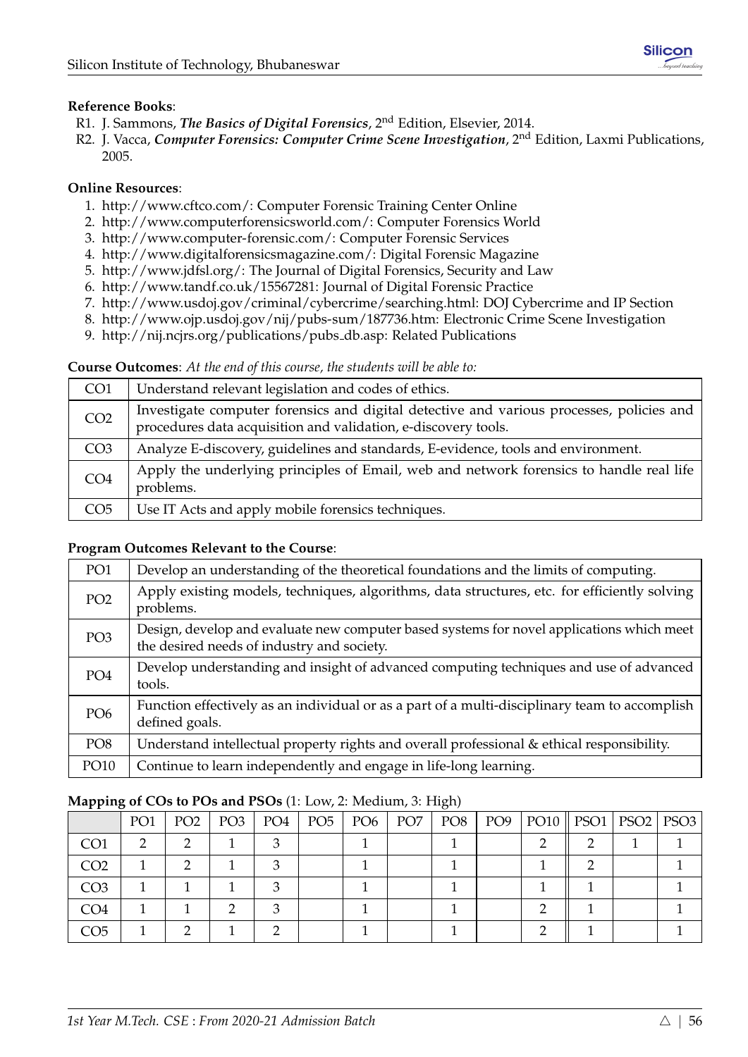**Reference Books**:

R1. J. Sammons, ***The Basics of Digital Forensics***, 2nd Edition, Elsevier, 2014.

R2. J. Vacca, ***Computer Forensics: Computer Crime Scene Investigation***, 2nd Edition, Laxmi Publications, 2005.

**Online Resources**:

1. http://www.cftco.com/: Computer Forensic Training Center Online
2. http://www.computerforensicsworld.com/: Computer Forensics World
3. http://www.computer-forensic.com/: Computer Forensic Services
4. http://www.digitalforensicsmagazine.com/: Digital Forensic Magazine
5. http://www.jdfsl.org/: The Journal of Digital Forensics, Security and Law
6. http://www.tandf.co.uk/15567281: Journal of Digital Forensic Practice
7. http://www.usdoj.gov/criminal/cybercrime/searching.html: DOJ Cybercrime and IP Section
8. http://www.ojp.usdoj.gov/nij/pubs-sum/187736.htm: Electronic Crime Scene Investigation
9. http://nij.ncjrs.org/publications/pubs_db.asp: Related Publications

**Course Outcomes**: *At the end of this course, the students will be able to:*

| | |
|---|---|
| CO1 | Understand relevant legislation and codes of ethics. |
| CO2 | Investigate computer forensics and digital detective and various processes, policies and procedures data acquisition and validation, e-discovery tools. |
| CO3 | Analyze E-discovery, guidelines and standards, E-evidence, tools and environment. |
| CO4 | Apply the underlying principles of Email, web and network forensics to handle real life problems. |
| CO5 | Use IT Acts and apply mobile forensics techniques. |

**Program Outcomes Relevant to the Course**:

| | |
|---|---|
| PO1 | Develop an understanding of the theoretical foundations and the limits of computing. |
| PO2 | Apply existing models, techniques, algorithms, data structures, etc. for efficiently solving problems. |
| PO3 | Design, develop and evaluate new computer based systems for novel applications which meet the desired needs of industry and society. |
| PO4 | Develop understanding and insight of advanced computing techniques and use of advanced tools. |
| PO6 | Function effectively as an individual or as a part of a multi-disciplinary team to accomplish defined goals. |
| PO8 | Understand intellectual property rights and overall professional & ethical responsibility. |
| PO10 | Continue to learn independently and engage in life-long learning. |

**Mapping of COs to POs and PSOs** (1: Low, 2: Medium, 3: High)

| | PO1 | PO2 | PO3 | PO4 | PO5 | PO6 | PO7 | PO8 | PO9 | PO10 | PSO1 | PSO2 | PSO3 |
|---|---|---|---|---|---|---|---|---|---|---|---|---|---|
| CO1 | 2 | 2 | 1 | 3 | | 1 | | 1 | | 2 | 2 | 1 | 1 |
| CO2 | 1 | 2 | 1 | 3 | | 1 | | 1 | | 1 | 2 | | 1 |
| CO3 | 1 | 1 | 1 | 3 | | 1 | | 1 | | 1 | 1 | | 1 |
| CO4 | 1 | 1 | 2 | 3 | | 1 | | 1 | | 2 | 1 | | 1 |
| CO5 | 1 | 2 | 1 | 2 | | 1 | | 1 | | 2 | 1 | | 1 |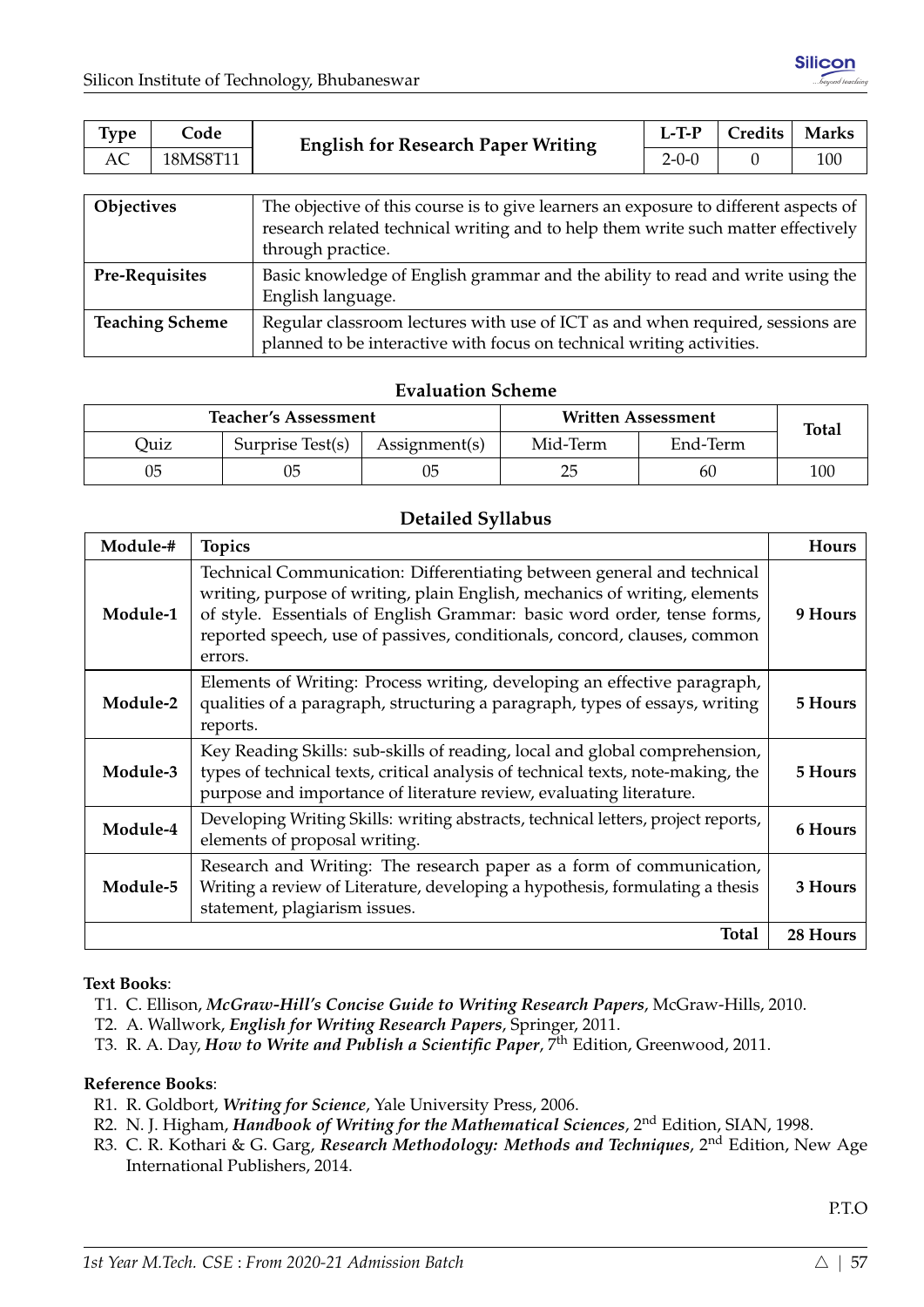| Type | Code | English for Research Paper Writing | L-T-P | Credits | Marks |
|---|---|---|---|---|---|
| AC | 18MS8T11 | | 2-0-0 | 0 | 100 |

| | |
|---|---|
| **Objectives** | The objective of this course is to give learners an exposure to different aspects of research related technical writing and to help them write such matter effectively through practice. |
| **Pre-Requisites** | Basic knowledge of English grammar and the ability to read and write using the English language. |
| **Teaching Scheme** | Regular classroom lectures with use of ICT as and when required, sessions are planned to be interactive with focus on technical writing activities. |

### Evaluation Scheme

| Teacher's Assessment | | | Written Assessment | | Total |
|---|---|---|---|---|---|
| Quiz | Surprise Test(s) | Assignment(s) | Mid-Term | End-Term | |
| 05 | 05 | 05 | 25 | 60 | 100 |

### Detailed Syllabus

| Module-# | Topics | Hours |
|---|---|---|
| **Module-1** | Technical Communication: Differentiating between general and technical writing, purpose of writing, plain English, mechanics of writing, elements of style. Essentials of English Grammar: basic word order, tense forms, reported speech, use of passives, conditionals, concord, clauses, common errors. | **9 Hours** |
| **Module-2** | Elements of Writing: Process writing, developing an effective paragraph, qualities of a paragraph, structuring a paragraph, types of essays, writing reports. | **5 Hours** |
| **Module-3** | Key Reading Skills: sub-skills of reading, local and global comprehension, types of technical texts, critical analysis of technical texts, note-making, the purpose and importance of literature review, evaluating literature. | **5 Hours** |
| **Module-4** | Developing Writing Skills: writing abstracts, technical letters, project reports, elements of proposal writing. | **6 Hours** |
| **Module-5** | Research and Writing: The research paper as a form of communication, Writing a review of Literature, developing a hypothesis, formulating a thesis statement, plagiarism issues. | **3 Hours** |
| | **Total** | **28 Hours** |

**Text Books**:

- T1. C. Ellison, ***McGraw-Hill's Concise Guide to Writing Research Papers***, McGraw-Hills, 2010.
- T2. A. Wallwork, ***English for Writing Research Papers***, Springer, 2011.
- T3. R. A. Day, ***How to Write and Publish a Scientific Paper***, 7th Edition, Greenwood, 2011.

**Reference Books**:

- R1. R. Goldbort, ***Writing for Science***, Yale University Press, 2006.
- R2. N. J. Higham, ***Handbook of Writing for the Mathematical Sciences***, 2nd Edition, SIAN, 1998.
- R3. C. R. Kothari & G. Garg, ***Research Methodology: Methods and Techniques***, 2nd Edition, New Age International Publishers, 2014.

P.T.O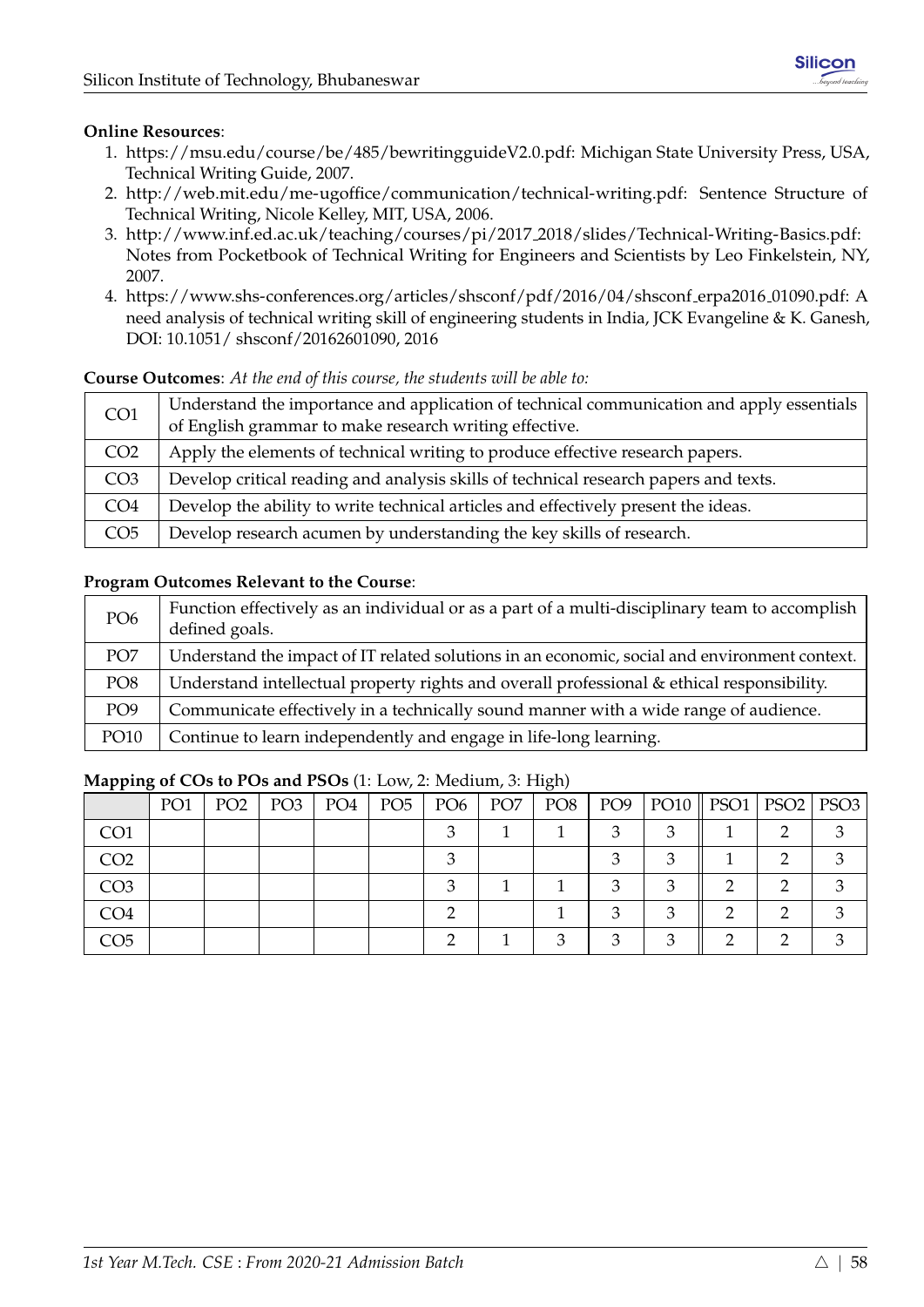**Online Resources**:

1. https://msu.edu/course/be/485/bewritingguideV2.0.pdf: Michigan State University Press, USA, Technical Writing Guide, 2007.
2. http://web.mit.edu/me-ugoffice/communication/technical-writing.pdf: Sentence Structure of Technical Writing, Nicole Kelley, MIT, USA, 2006.
3. http://www.inf.ed.ac.uk/teaching/courses/pi/2017_2018/slides/Technical-Writing-Basics.pdf: Notes from Pocketbook of Technical Writing for Engineers and Scientists by Leo Finkelstein, NY, 2007.
4. https://www.shs-conferences.org/articles/shsconf/pdf/2016/04/shsconf_erpa2016_01090.pdf: A need analysis of technical writing skill of engineering students in India, JCK Evangeline & K. Ganesh, DOI: 10.1051/ shsconf/20162601090, 2016

**Course Outcomes**: *At the end of this course, the students will be able to:*

| | |
|---|---|
| CO1 | Understand the importance and application of technical communication and apply essentials of English grammar to make research writing effective. |
| CO2 | Apply the elements of technical writing to produce effective research papers. |
| CO3 | Develop critical reading and analysis skills of technical research papers and texts. |
| CO4 | Develop the ability to write technical articles and effectively present the ideas. |
| CO5 | Develop research acumen by understanding the key skills of research. |

**Program Outcomes Relevant to the Course**:

| | |
|---|---|
| PO6 | Function effectively as an individual or as a part of a multi-disciplinary team to accomplish defined goals. |
| PO7 | Understand the impact of IT related solutions in an economic, social and environment context. |
| PO8 | Understand intellectual property rights and overall professional & ethical responsibility. |
| PO9 | Communicate effectively in a technically sound manner with a wide range of audience. |
| PO10 | Continue to learn independently and engage in life-long learning. |

**Mapping of COs to POs and PSOs** (1: Low, 2: Medium, 3: High)

| | PO1 | PO2 | PO3 | PO4 | PO5 | PO6 | PO7 | PO8 | PO9 | PO10 | PSO1 | PSO2 | PSO3 |
|---|---|---|---|---|---|---|---|---|---|---|---|---|---|
| CO1 | | | | | | 3 | 1 | 1 | 3 | 3 | 1 | 2 | 3 |
| CO2 | | | | | | 3 | | | 3 | 3 | 1 | 2 | 3 |
| CO3 | | | | | | 3 | 1 | 1 | 3 | 3 | 2 | 2 | 3 |
| CO4 | | | | | | 2 | | 1 | 3 | 3 | 2 | 2 | 3 |
| CO5 | | | | | | 2 | 1 | 3 | 3 | 3 | 2 | 2 | 3 |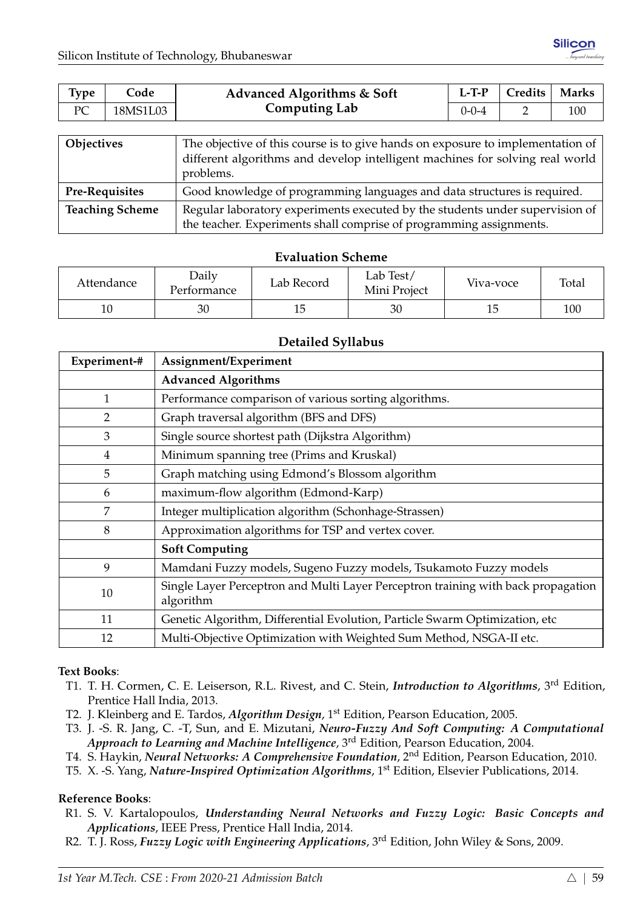| Type | Code | Advanced Algorithms & Soft Computing Lab | L-T-P | Credits | Marks |
|---|---|---|---|---|---|
| PC | 18MS1L03 | | 0-0-4 | 2 | 100 |

| | |
|---|---|
| **Objectives** | The objective of this course is to give hands on exposure to implementation of different algorithms and develop intelligent machines for solving real world problems. |
| **Pre-Requisites** | Good knowledge of programming languages and data structures is required. |
| **Teaching Scheme** | Regular laboratory experiments executed by the students under supervision of the teacher. Experiments shall comprise of programming assignments. |

### Evaluation Scheme

| Attendance | Daily Performance | Lab Record | Lab Test/ Mini Project | Viva-voce | Total |
|---|---|---|---|---|---|
| 10 | 30 | 15 | 30 | 15 | 100 |

### Detailed Syllabus

| Experiment-# | Assignment/Experiment |
|---|---|
| | **Advanced Algorithms** |
| 1 | Performance comparison of various sorting algorithms. |
| 2 | Graph traversal algorithm (BFS and DFS) |
| 3 | Single source shortest path (Dijkstra Algorithm) |
| 4 | Minimum spanning tree (Prims and Kruskal) |
| 5 | Graph matching using Edmond's Blossom algorithm |
| 6 | maximum-flow algorithm (Edmond-Karp) |
| 7 | Integer multiplication algorithm (Schonhage-Strassen) |
| 8 | Approximation algorithms for TSP and vertex cover. |
| | **Soft Computing** |
| 9 | Mamdani Fuzzy models, Sugeno Fuzzy models, Tsukamoto Fuzzy models |
| 10 | Single Layer Perceptron and Multi Layer Perceptron training with back propagation algorithm |
| 11 | Genetic Algorithm, Differential Evolution, Particle Swarm Optimization, etc |
| 12 | Multi-Objective Optimization with Weighted Sum Method, NSGA-II etc. |

**Text Books**:

- T1. T. H. Cormen, C. E. Leiserson, R.L. Rivest, and C. Stein, ***Introduction to Algorithms***, 3rd Edition, Prentice Hall India, 2013.
- T2. J. Kleinberg and E. Tardos, ***Algorithm Design***, 1st Edition, Pearson Education, 2005.
- T3. J. -S. R. Jang, C. -T, Sun, and E. Mizutani, ***Neuro-Fuzzy And Soft Computing: A Computational Approach to Learning and Machine Intelligence***, 3rd Edition, Pearson Education, 2004.
- T4. S. Haykin, ***Neural Networks: A Comprehensive Foundation***, 2nd Edition, Pearson Education, 2010.
- T5. X. -S. Yang, ***Nature-Inspired Optimization Algorithms***, 1st Edition, Elsevier Publications, 2014.

**Reference Books**:

- R1. S. V. Kartalopoulos, ***Understanding Neural Networks and Fuzzy Logic: Basic Concepts and Applications***, IEEE Press, Prentice Hall India, 2014.
- R2. T. J. Ross, ***Fuzzy Logic with Engineering Applications***, 3rd Edition, John Wiley & Sons, 2009.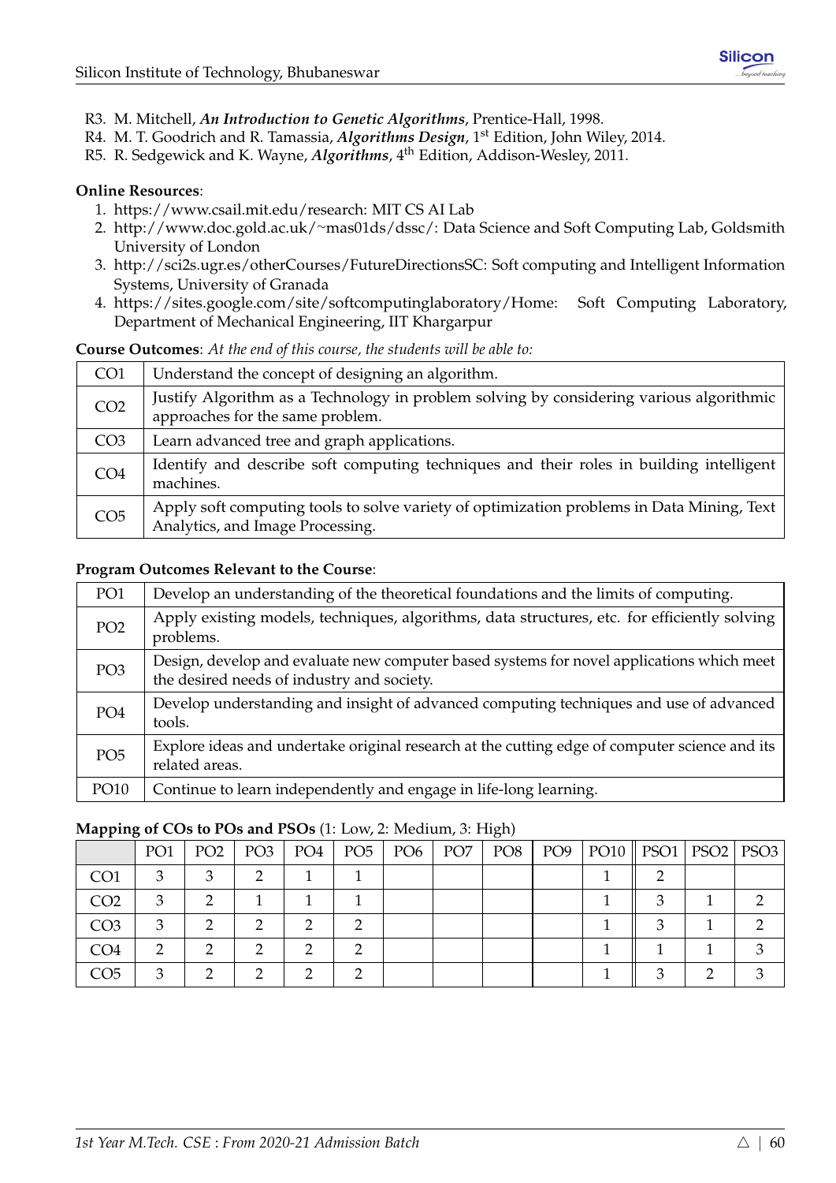R3. M. Mitchell, ***An Introduction to Genetic Algorithms***, Prentice-Hall, 1998.
R4. M. T. Goodrich and R. Tamassia, ***Algorithms Design***, 1st Edition, John Wiley, 2014.
R5. R. Sedgewick and K. Wayne, ***Algorithms***, 4th Edition, Addison-Wesley, 2011.

**Online Resources**:

1. https://www.csail.mit.edu/research: MIT CS AI Lab
2. http://www.doc.gold.ac.uk/~mas01ds/dssc/: Data Science and Soft Computing Lab, Goldsmith University of London
3. http://sci2s.ugr.es/otherCourses/FutureDirectionsSC: Soft computing and Intelligent Information Systems, University of Granada
4. https://sites.google.com/site/softcomputinglaboratory/Home: Soft Computing Laboratory, Department of Mechanical Engineering, IIT Khargarpur

**Course Outcomes**: *At the end of this course, the students will be able to:*

| | |
|---|---|
| CO1 | Understand the concept of designing an algorithm. |
| CO2 | Justify Algorithm as a Technology in problem solving by considering various algorithmic approaches for the same problem. |
| CO3 | Learn advanced tree and graph applications. |
| CO4 | Identify and describe soft computing techniques and their roles in building intelligent machines. |
| CO5 | Apply soft computing tools to solve variety of optimization problems in Data Mining, Text Analytics, and Image Processing. |

**Program Outcomes Relevant to the Course**:

| | |
|---|---|
| PO1 | Develop an understanding of the theoretical foundations and the limits of computing. |
| PO2 | Apply existing models, techniques, algorithms, data structures, etc. for efficiently solving problems. |
| PO3 | Design, develop and evaluate new computer based systems for novel applications which meet the desired needs of industry and society. |
| PO4 | Develop understanding and insight of advanced computing techniques and use of advanced tools. |
| PO5 | Explore ideas and undertake original research at the cutting edge of computer science and its related areas. |
| PO10 | Continue to learn independently and engage in life-long learning. |

**Mapping of COs to POs and PSOs** (1: Low, 2: Medium, 3: High)

| | PO1 | PO2 | PO3 | PO4 | PO5 | PO6 | PO7 | PO8 | PO9 | PO10 | PSO1 | PSO2 | PSO3 |
|---|---|---|---|---|---|---|---|---|---|---|---|---|---|
| CO1 | 3 | 3 | 2 | 1 | 1 | | | | | 1 | 2 | | |
| CO2 | 3 | 2 | 1 | 1 | 1 | | | | | 1 | 3 | 1 | 2 |
| CO3 | 3 | 2 | 2 | 2 | 2 | | | | | 1 | 3 | 1 | 2 |
| CO4 | 2 | 2 | 2 | 2 | 2 | | | | | 1 | 1 | 1 | 3 |
| CO5 | 3 | 2 | 2 | 2 | 2 | | | | | 1 | 3 | 2 | 3 |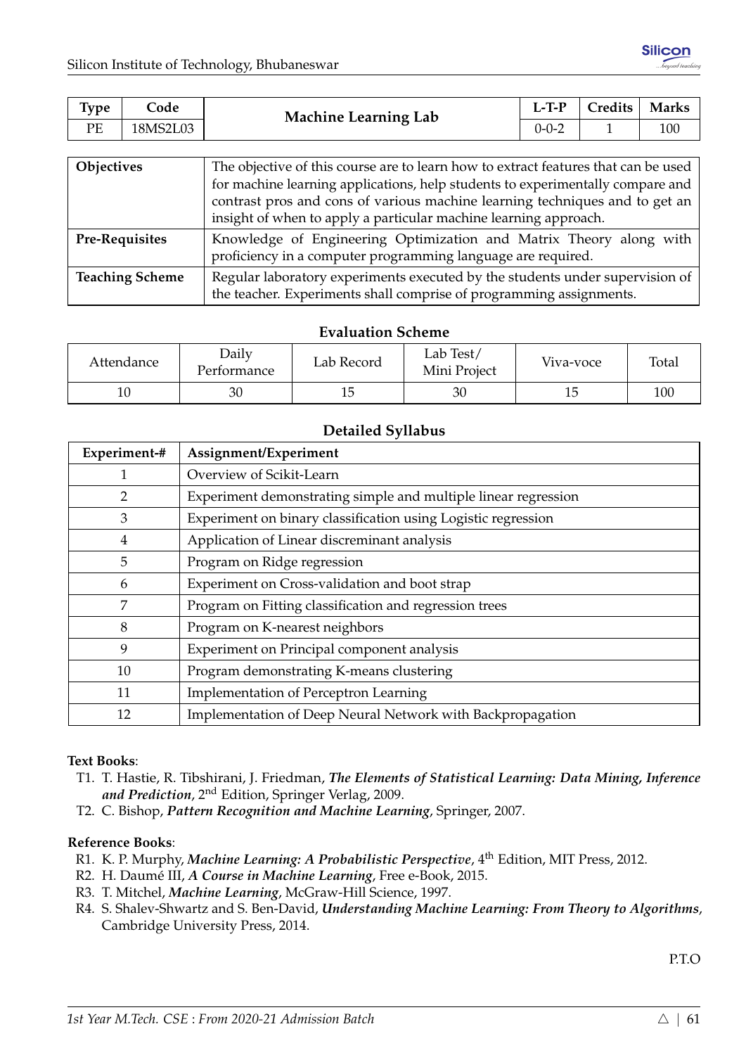| Type | Code | Machine Learning Lab | L-T-P | Credits | Marks |
|---|---|---|---|---|---|
| PE | 18MS2L03 | | 0-0-2 | 1 | 100 |

| | |
|---|---|
| **Objectives** | The objective of this course are to learn how to extract features that can be used for machine learning applications, help students to experimentally compare and contrast pros and cons of various machine learning techniques and to get an insight of when to apply a particular machine learning approach. |
| **Pre-Requisites** | Knowledge of Engineering Optimization and Matrix Theory along with proficiency in a computer programming language are required. |
| **Teaching Scheme** | Regular laboratory experiments executed by the students under supervision of the teacher. Experiments shall comprise of programming assignments. |

### Evaluation Scheme

| Attendance | Daily Performance | Lab Record | Lab Test/ Mini Project | Viva-voce | Total |
|---|---|---|---|---|---|
| 10 | 30 | 15 | 30 | 15 | 100 |

### Detailed Syllabus

| Experiment-# | Assignment/Experiment |
|---|---|
| 1 | Overview of Scikit-Learn |
| 2 | Experiment demonstrating simple and multiple linear regression |
| 3 | Experiment on binary classification using Logistic regression |
| 4 | Application of Linear discreminant analysis |
| 5 | Program on Ridge regression |
| 6 | Experiment on Cross-validation and boot strap |
| 7 | Program on Fitting classification and regression trees |
| 8 | Program on K-nearest neighbors |
| 9 | Experiment on Principal component analysis |
| 10 | Program demonstrating K-means clustering |
| 11 | Implementation of Perceptron Learning |
| 12 | Implementation of Deep Neural Network with Backpropagation |

**Text Books**:

- T1. T. Hastie, R. Tibshirani, J. Friedman, ***The Elements of Statistical Learning: Data Mining, Inference and Prediction***, 2nd Edition, Springer Verlag, 2009.
- T2. C. Bishop, ***Pattern Recognition and Machine Learning***, Springer, 2007.

**Reference Books**:

- R1. K. P. Murphy, ***Machine Learning: A Probabilistic Perspective***, 4th Edition, MIT Press, 2012.
- R2. H. Daumé III, ***A Course in Machine Learning***, Free e-Book, 2015.
- R3. T. Mitchel, ***Machine Learning***, McGraw-Hill Science, 1997.
- R4. S. Shalev-Shwartz and S. Ben-David, ***Understanding Machine Learning: From Theory to Algorithms***, Cambridge University Press, 2014.

P.T.O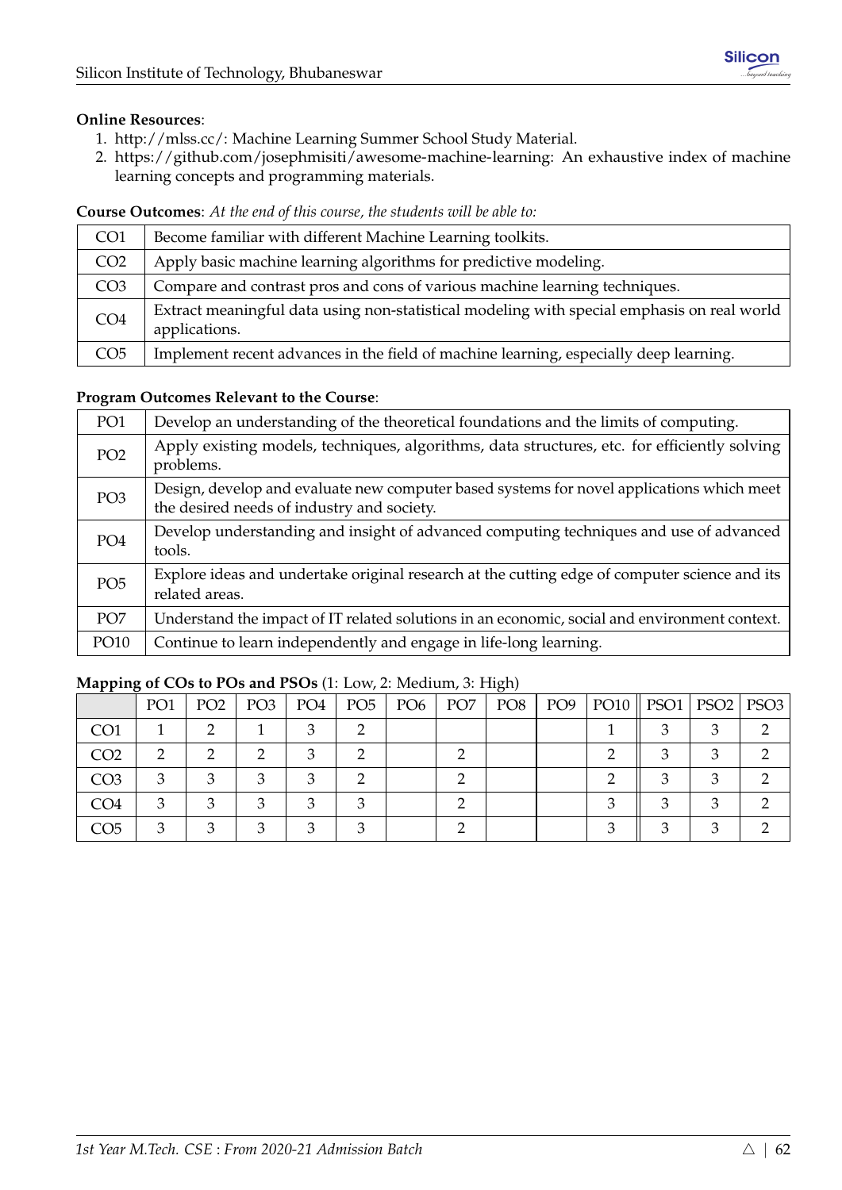**Online Resources**:

1. http://mlss.cc/: Machine Learning Summer School Study Material.
2. https://github.com/josephmisiti/awesome-machine-learning: An exhaustive index of machine learning concepts and programming materials.

**Course Outcomes**: *At the end of this course, the students will be able to:*

| | |
|---|---|
| CO1 | Become familiar with different Machine Learning toolkits. |
| CO2 | Apply basic machine learning algorithms for predictive modeling. |
| CO3 | Compare and contrast pros and cons of various machine learning techniques. |
| CO4 | Extract meaningful data using non-statistical modeling with special emphasis on real world applications. |
| CO5 | Implement recent advances in the field of machine learning, especially deep learning. |

**Program Outcomes Relevant to the Course**:

| | |
|---|---|
| PO1 | Develop an understanding of the theoretical foundations and the limits of computing. |
| PO2 | Apply existing models, techniques, algorithms, data structures, etc. for efficiently solving problems. |
| PO3 | Design, develop and evaluate new computer based systems for novel applications which meet the desired needs of industry and society. |
| PO4 | Develop understanding and insight of advanced computing techniques and use of advanced tools. |
| PO5 | Explore ideas and undertake original research at the cutting edge of computer science and its related areas. |
| PO7 | Understand the impact of IT related solutions in an economic, social and environment context. |
| PO10 | Continue to learn independently and engage in life-long learning. |

**Mapping of COs to POs and PSOs** (1: Low, 2: Medium, 3: High)

| | PO1 | PO2 | PO3 | PO4 | PO5 | PO6 | PO7 | PO8 | PO9 | PO10 | PSO1 | PSO2 | PSO3 |
|---|---|---|---|---|---|---|---|---|---|---|---|---|---|
| CO1 | 1 | 2 | 1 | 3 | 2 | | | | | 1 | 3 | 3 | 2 |
| CO2 | 2 | 2 | 2 | 3 | 2 | | 2 | | | 2 | 3 | 3 | 2 |
| CO3 | 3 | 3 | 3 | 3 | 2 | | 2 | | | 2 | 3 | 3 | 2 |
| CO4 | 3 | 3 | 3 | 3 | 3 | | 2 | | | 3 | 3 | 3 | 2 |
| CO5 | 3 | 3 | 3 | 3 | 3 | | 2 | | | 3 | 3 | 3 | 2 |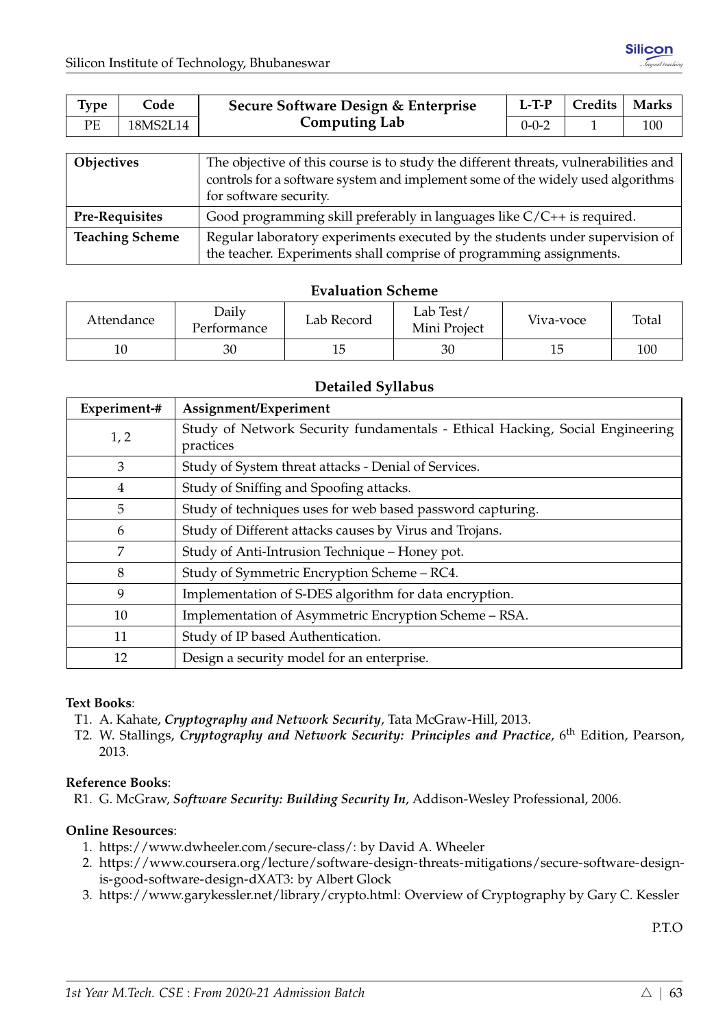| Type | Code | Secure Software Design & Enterprise Computing Lab | L-T-P | Credits | Marks |
|---|---|---|---|---|---|
| PE | 18MS2L14 | | 0-0-2 | 1 | 100 |

| | |
|---|---|
| **Objectives** | The objective of this course is to study the different threats, vulnerabilities and controls for a software system and implement some of the widely used algorithms for software security. |
| **Pre-Requisites** | Good programming skill preferably in languages like C/C++ is required. |
| **Teaching Scheme** | Regular laboratory experiments executed by the students under supervision of the teacher. Experiments shall comprise of programming assignments. |

### Evaluation Scheme

| Attendance | Daily Performance | Lab Record | Lab Test/ Mini Project | Viva-voce | Total |
|---|---|---|---|---|---|
| 10 | 30 | 15 | 30 | 15 | 100 |

### Detailed Syllabus

| Experiment-# | Assignment/Experiment |
|---|---|
| 1, 2 | Study of Network Security fundamentals - Ethical Hacking, Social Engineering practices |
| 3 | Study of System threat attacks - Denial of Services. |
| 4 | Study of Sniffing and Spoofing attacks. |
| 5 | Study of techniques uses for web based password capturing. |
| 6 | Study of Different attacks causes by Virus and Trojans. |
| 7 | Study of Anti-Intrusion Technique – Honey pot. |
| 8 | Study of Symmetric Encryption Scheme – RC4. |
| 9 | Implementation of S-DES algorithm for data encryption. |
| 10 | Implementation of Asymmetric Encryption Scheme – RSA. |
| 11 | Study of IP based Authentication. |
| 12 | Design a security model for an enterprise. |

**Text Books**:

T1. A. Kahate, ***Cryptography and Network Security***, Tata McGraw-Hill, 2013.

T2. W. Stallings, ***Cryptography and Network Security: Principles and Practice***, 6th Edition, Pearson, 2013.

**Reference Books**:

R1. G. McGraw, ***Software Security: Building Security In***, Addison-Wesley Professional, 2006.

**Online Resources**:

1. https://www.dwheeler.com/secure-class/: by David A. Wheeler
2. https://www.coursera.org/lecture/software-design-threats-mitigations/secure-software-design-is-good-software-design-dXAT3: by Albert Glock
3. https://www.garykessler.net/library/crypto.html: Overview of Cryptography by Gary C. Kessler

P.T.O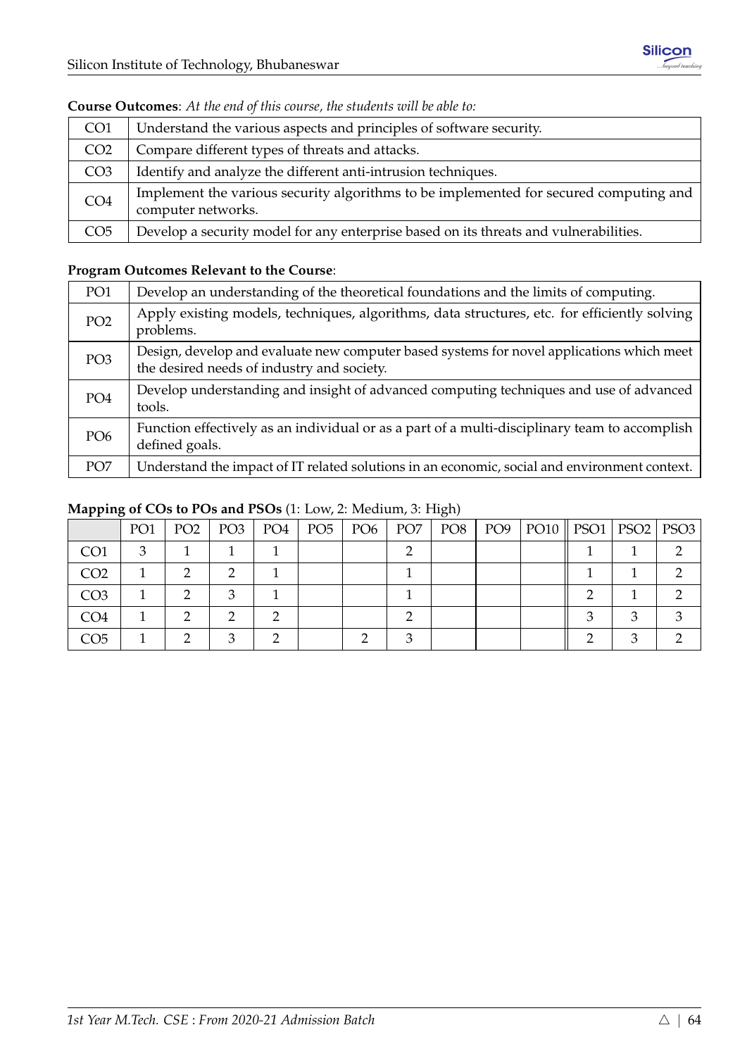**Course Outcomes**: *At the end of this course, the students will be able to:*

| | |
|---|---|
| CO1 | Understand the various aspects and principles of software security. |
| CO2 | Compare different types of threats and attacks. |
| CO3 | Identify and analyze the different anti-intrusion techniques. |
| CO4 | Implement the various security algorithms to be implemented for secured computing and computer networks. |
| CO5 | Develop a security model for any enterprise based on its threats and vulnerabilities. |

**Program Outcomes Relevant to the Course**:

| | |
|---|---|
| PO1 | Develop an understanding of the theoretical foundations and the limits of computing. |
| PO2 | Apply existing models, techniques, algorithms, data structures, etc. for efficiently solving problems. |
| PO3 | Design, develop and evaluate new computer based systems for novel applications which meet the desired needs of industry and society. |
| PO4 | Develop understanding and insight of advanced computing techniques and use of advanced tools. |
| PO6 | Function effectively as an individual or as a part of a multi-disciplinary team to accomplish defined goals. |
| PO7 | Understand the impact of IT related solutions in an economic, social and environment context. |

**Mapping of COs to POs and PSOs** (1: Low, 2: Medium, 3: High)

| | PO1 | PO2 | PO3 | PO4 | PO5 | PO6 | PO7 | PO8 | PO9 | PO10 | PSO1 | PSO2 | PSO3 |
|---|---|---|---|---|---|---|---|---|---|---|---|---|---|
| CO1 | 3 | 1 | 1 | 1 | | | 2 | | | | 1 | 1 | 2 |
| CO2 | 1 | 2 | 2 | 1 | | | 1 | | | | 1 | 1 | 2 |
| CO3 | 1 | 2 | 3 | 1 | | | 1 | | | | 2 | 1 | 2 |
| CO4 | 1 | 2 | 2 | 2 | | | 2 | | | | 3 | 3 | 3 |
| CO5 | 1 | 2 | 3 | 2 | | 2 | 3 | | | | 2 | 3 | 2 |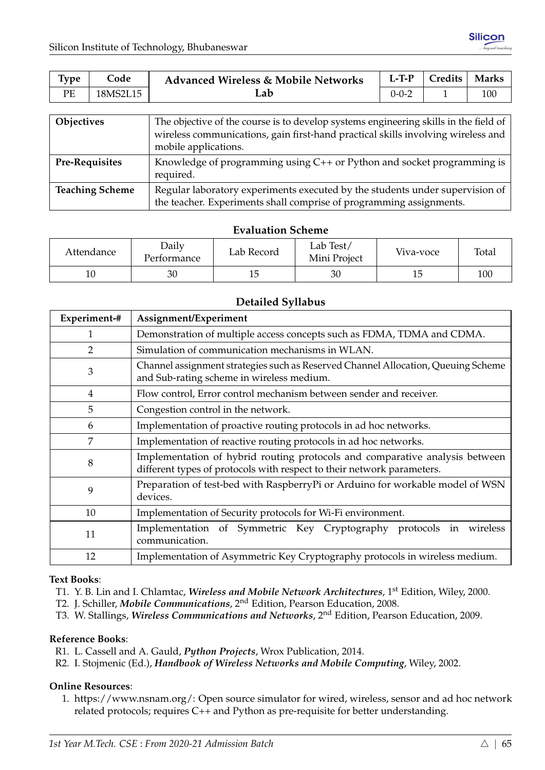| Type | Code | Advanced Wireless & Mobile Networks Lab | L-T-P | Credits | Marks |
|---|---|---|---|---|---|
| PE | 18MS2L15 | | 0-0-2 | 1 | 100 |

| **Objectives** | The objective of the course is to develop systems engineering skills in the field of wireless communications, gain first-hand practical skills involving wireless and mobile applications. |
|---|---|
| **Pre-Requisites** | Knowledge of programming using C++ or Python and socket programming is required. |
| **Teaching Scheme** | Regular laboratory experiments executed by the students under supervision of the teacher. Experiments shall comprise of programming assignments. |

### Evaluation Scheme

| Attendance | Daily Performance | Lab Record | Lab Test/ Mini Project | Viva-voce | Total |
|---|---|---|---|---|---|
| 10 | 30 | 15 | 30 | 15 | 100 |

### Detailed Syllabus

| Experiment-# | Assignment/Experiment |
|---|---|
| 1 | Demonstration of multiple access concepts such as FDMA, TDMA and CDMA. |
| 2 | Simulation of communication mechanisms in WLAN. |
| 3 | Channel assignment strategies such as Reserved Channel Allocation, Queuing Scheme and Sub-rating scheme in wireless medium. |
| 4 | Flow control, Error control mechanism between sender and receiver. |
| 5 | Congestion control in the network. |
| 6 | Implementation of proactive routing protocols in ad hoc networks. |
| 7 | Implementation of reactive routing protocols in ad hoc networks. |
| 8 | Implementation of hybrid routing protocols and comparative analysis between different types of protocols with respect to their network parameters. |
| 9 | Preparation of test-bed with RaspberryPi or Arduino for workable model of WSN devices. |
| 10 | Implementation of Security protocols for Wi-Fi environment. |
| 11 | Implementation of Symmetric Key Cryptography protocols in wireless communication. |
| 12 | Implementation of Asymmetric Key Cryptography protocols in wireless medium. |

**Text Books**:

T1. Y. B. Lin and I. Chlamtac, ***Wireless and Mobile Network Architectures***, 1st Edition, Wiley, 2000.
T2. J. Schiller, ***Mobile Communications***, 2nd Edition, Pearson Education, 2008.
T3. W. Stallings, ***Wireless Communications and Networks***, 2nd Edition, Pearson Education, 2009.

**Reference Books**:

R1. L. Cassell and A. Gauld, ***Python Projects***, Wrox Publication, 2014.
R2. I. Stojmenic (Ed.), ***Handbook of Wireless Networks and Mobile Computing***, Wiley, 2002.

**Online Resources**:

1. https://www.nsnam.org/: Open source simulator for wired, wireless, sensor and ad hoc network related protocols; requires C++ and Python as pre-requisite for better understanding.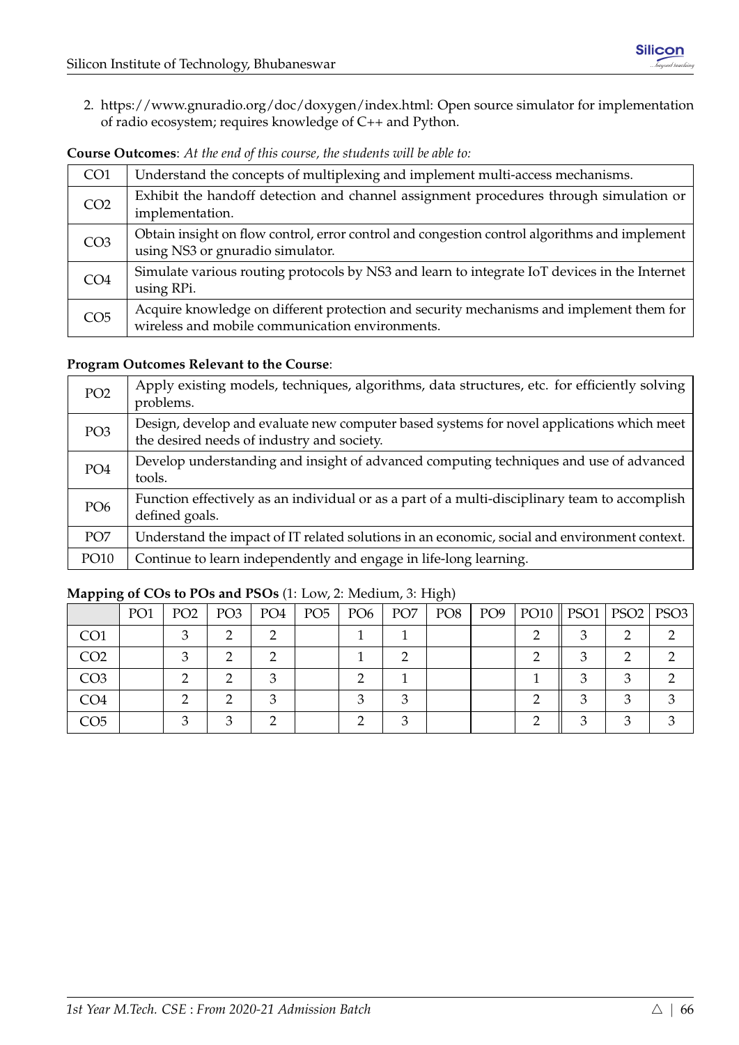2. https://www.gnuradio.org/doc/doxygen/index.html: Open source simulator for implementation of radio ecosystem; requires knowledge of C++ and Python.

**Course Outcomes**: *At the end of this course, the students will be able to:*

| | |
|---|---|
| CO1 | Understand the concepts of multiplexing and implement multi-access mechanisms. |
| CO2 | Exhibit the handoff detection and channel assignment procedures through simulation or implementation. |
| CO3 | Obtain insight on flow control, error control and congestion control algorithms and implement using NS3 or gnuradio simulator. |
| CO4 | Simulate various routing protocols by NS3 and learn to integrate IoT devices in the Internet using RPi. |
| CO5 | Acquire knowledge on different protection and security mechanisms and implement them for wireless and mobile communication environments. |

**Program Outcomes Relevant to the Course**:

| | |
|---|---|
| PO2 | Apply existing models, techniques, algorithms, data structures, etc. for efficiently solving problems. |
| PO3 | Design, develop and evaluate new computer based systems for novel applications which meet the desired needs of industry and society. |
| PO4 | Develop understanding and insight of advanced computing techniques and use of advanced tools. |
| PO6 | Function effectively as an individual or as a part of a multi-disciplinary team to accomplish defined goals. |
| PO7 | Understand the impact of IT related solutions in an economic, social and environment context. |
| PO10 | Continue to learn independently and engage in life-long learning. |

**Mapping of COs to POs and PSOs** (1: Low, 2: Medium, 3: High)

| | PO1 | PO2 | PO3 | PO4 | PO5 | PO6 | PO7 | PO8 | PO9 | PO10 | PSO1 | PSO2 | PSO3 |
|---|---|---|---|---|---|---|---|---|---|---|---|---|---|
| CO1 | | 3 | 2 | 2 | | 1 | 1 | | | 2 | 3 | 2 | 2 |
| CO2 | | 3 | 2 | 2 | | 1 | 2 | | | 2 | 3 | 2 | 2 |
| CO3 | | 2 | 2 | 3 | | 2 | 1 | | | 1 | 3 | 3 | 2 |
| CO4 | | 2 | 2 | 3 | | 3 | 3 | | | 2 | 3 | 3 | 3 |
| CO5 | | 3 | 3 | 2 | | 2 | 3 | | | 2 | 3 | 3 | 3 |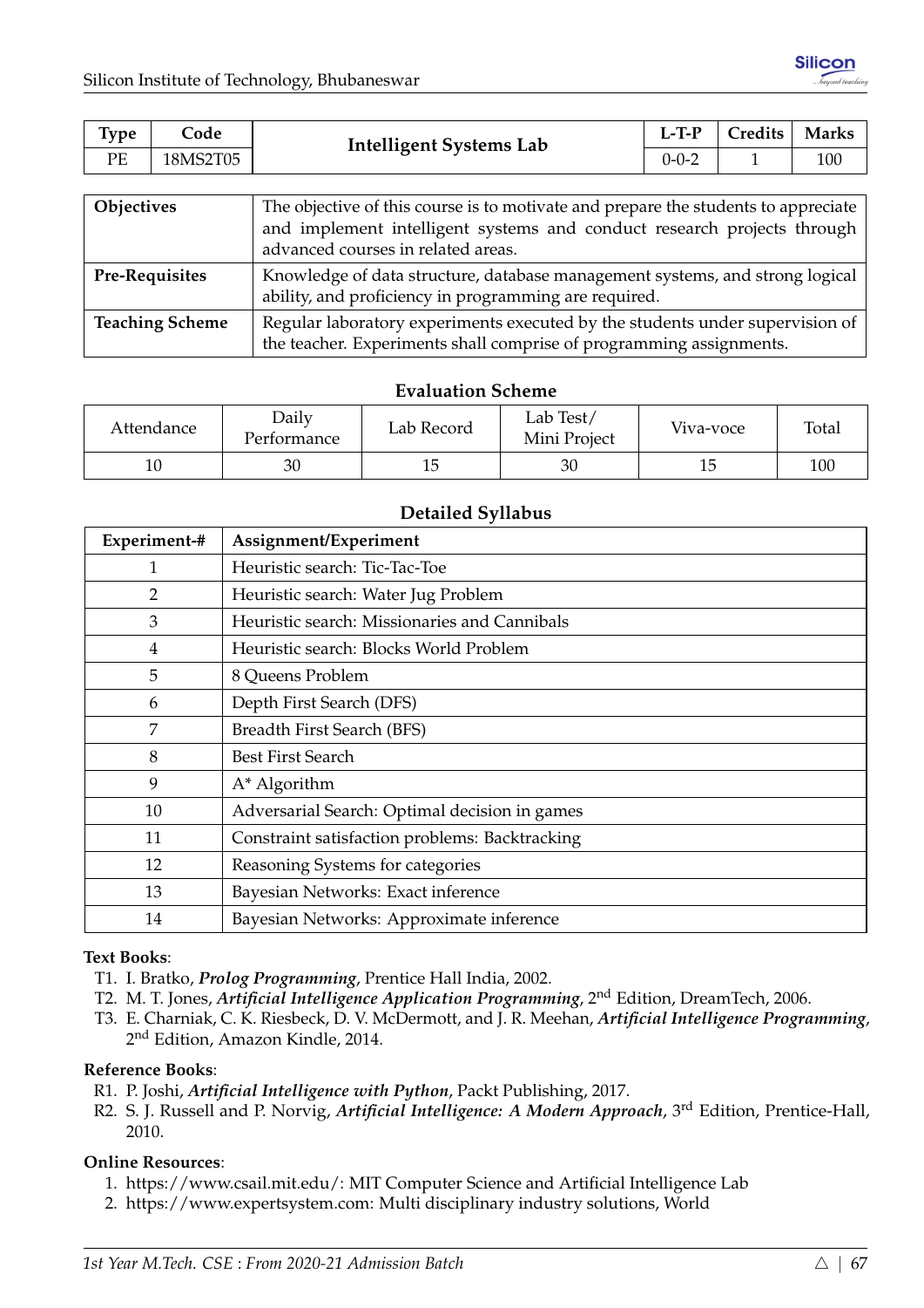| Type | Code | Intelligent Systems Lab | L-T-P | Credits | Marks |
|---|---|---|---|---|---|
| PE | 18MS2T05 | | 0-0-2 | 1 | 100 |

| | |
|---|---|
| **Objectives** | The objective of this course is to motivate and prepare the students to appreciate and implement intelligent systems and conduct research projects through advanced courses in related areas. |
| **Pre-Requisites** | Knowledge of data structure, database management systems, and strong logical ability, and proficiency in programming are required. |
| **Teaching Scheme** | Regular laboratory experiments executed by the students under supervision of the teacher. Experiments shall comprise of programming assignments. |

### Evaluation Scheme

| Attendance | Daily Performance | Lab Record | Lab Test/ Mini Project | Viva-voce | Total |
|---|---|---|---|---|---|
| 10 | 30 | 15 | 30 | 15 | 100 |

### Detailed Syllabus

| Experiment-# | Assignment/Experiment |
|---|---|
| 1 | Heuristic search: Tic-Tac-Toe |
| 2 | Heuristic search: Water Jug Problem |
| 3 | Heuristic search: Missionaries and Cannibals |
| 4 | Heuristic search: Blocks World Problem |
| 5 | 8 Queens Problem |
| 6 | Depth First Search (DFS) |
| 7 | Breadth First Search (BFS) |
| 8 | Best First Search |
| 9 | A* Algorithm |
| 10 | Adversarial Search: Optimal decision in games |
| 11 | Constraint satisfaction problems: Backtracking |
| 12 | Reasoning Systems for categories |
| 13 | Bayesian Networks: Exact inference |
| 14 | Bayesian Networks: Approximate inference |

**Text Books**:

- T1. I. Bratko, ***Prolog Programming***, Prentice Hall India, 2002.
- T2. M. T. Jones, ***Artificial Intelligence Application Programming***, 2nd Edition, DreamTech, 2006.
- T3. E. Charniak, C. K. Riesbeck, D. V. McDermott, and J. R. Meehan, ***Artificial Intelligence Programming***, 2nd Edition, Amazon Kindle, 2014.

**Reference Books**:

- R1. P. Joshi, ***Artificial Intelligence with Python***, Packt Publishing, 2017.
- R2. S. J. Russell and P. Norvig, ***Artificial Intelligence: A Modern Approach***, 3rd Edition, Prentice-Hall, 2010.

**Online Resources**:

1. https://www.csail.mit.edu/: MIT Computer Science and Artificial Intelligence Lab
2. https://www.expertsystem.com: Multi disciplinary industry solutions, World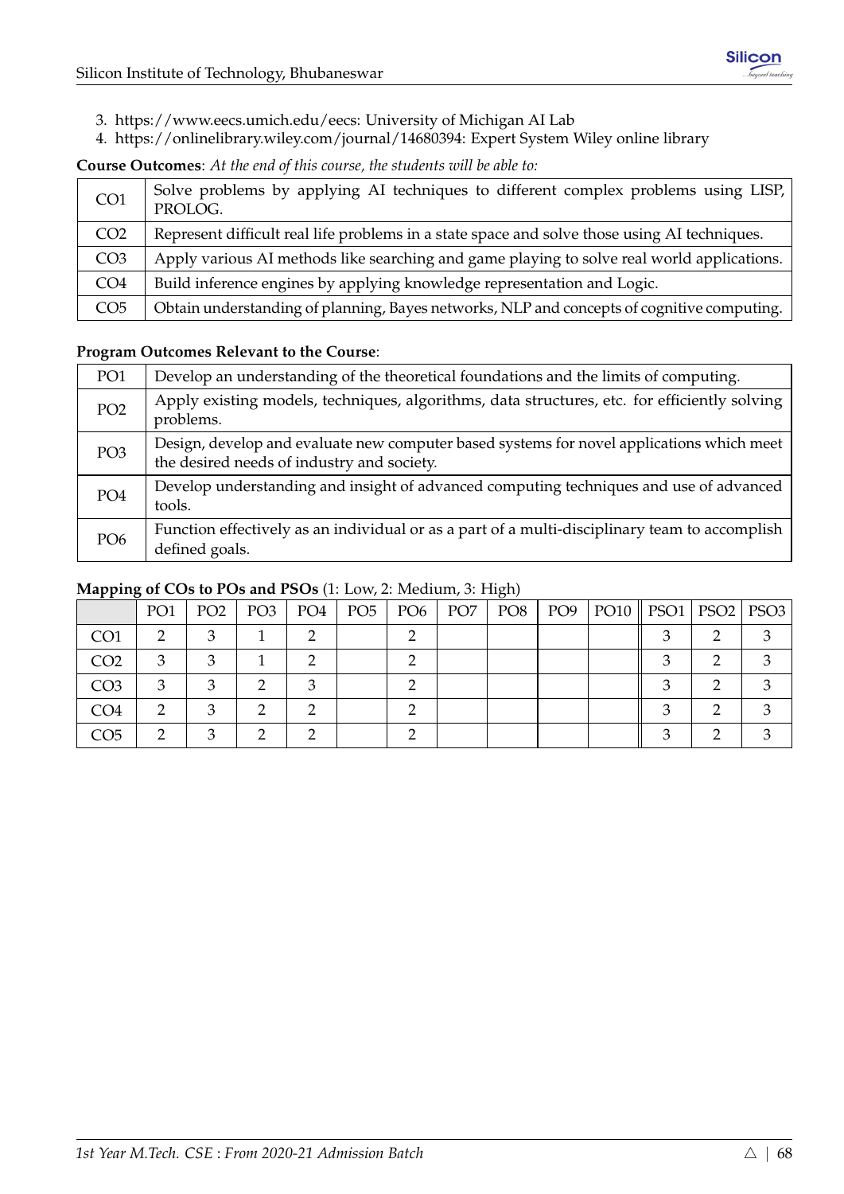3. https://www.eecs.umich.edu/eecs: University of Michigan AI Lab
4. https://onlinelibrary.wiley.com/journal/14680394: Expert System Wiley online library

**Course Outcomes**: *At the end of this course, the students will be able to:*

| | |
|---|---|
| CO1 | Solve problems by applying AI techniques to different complex problems using LISP, PROLOG. |
| CO2 | Represent difficult real life problems in a state space and solve those using AI techniques. |
| CO3 | Apply various AI methods like searching and game playing to solve real world applications. |
| CO4 | Build inference engines by applying knowledge representation and Logic. |
| CO5 | Obtain understanding of planning, Bayes networks, NLP and concepts of cognitive computing. |

**Program Outcomes Relevant to the Course**:

| | |
|---|---|
| PO1 | Develop an understanding of the theoretical foundations and the limits of computing. |
| PO2 | Apply existing models, techniques, algorithms, data structures, etc. for efficiently solving problems. |
| PO3 | Design, develop and evaluate new computer based systems for novel applications which meet the desired needs of industry and society. |
| PO4 | Develop understanding and insight of advanced computing techniques and use of advanced tools. |
| PO6 | Function effectively as an individual or as a part of a multi-disciplinary team to accomplish defined goals. |

**Mapping of COs to POs and PSOs** (1: Low, 2: Medium, 3: High)

| | PO1 | PO2 | PO3 | PO4 | PO5 | PO6 | PO7 | PO8 | PO9 | PO10 | PSO1 | PSO2 | PSO3 |
|---|---|---|---|---|---|---|---|---|---|---|---|---|---|
| CO1 | 2 | 3 | 1 | 2 | | 2 | | | | | 3 | 2 | 3 |
| CO2 | 3 | 3 | 1 | 2 | | 2 | | | | | 3 | 2 | 3 |
| CO3 | 3 | 3 | 2 | 3 | | 2 | | | | | 3 | 2 | 3 |
| CO4 | 2 | 3 | 2 | 2 | | 2 | | | | | 3 | 2 | 3 |
| CO5 | 2 | 3 | 2 | 2 | | 2 | | | | | 3 | 2 | 3 |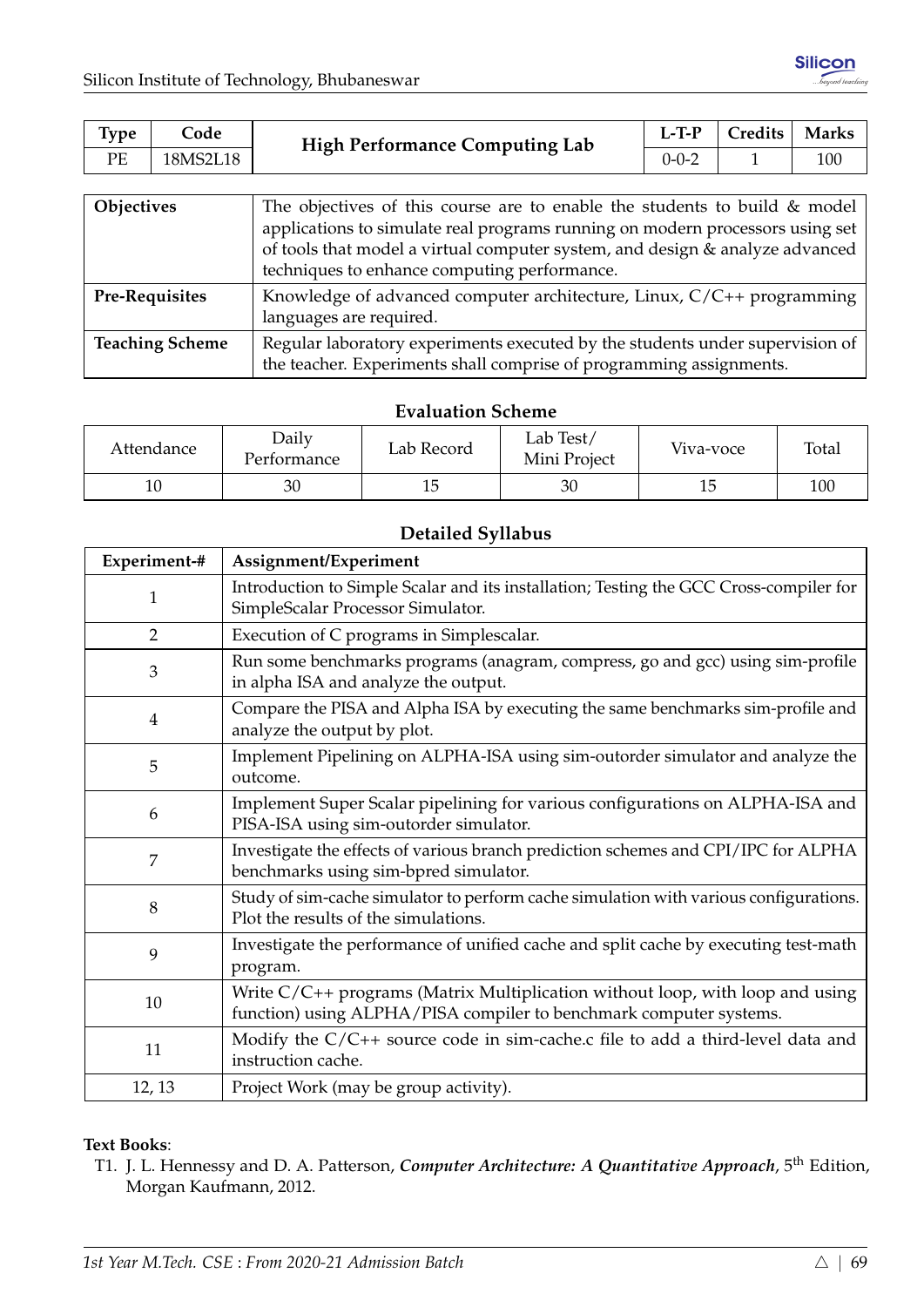| Type | Code | High Performance Computing Lab | L-T-P | Credits | Marks |
|---|---|---|---|---|---|
| PE | 18MS2L18 | | 0-0-2 | 1 | 100 |

| | |
|---|---|
| **Objectives** | The objectives of this course are to enable the students to build & model applications to simulate real programs running on modern processors using set of tools that model a virtual computer system, and design & analyze advanced techniques to enhance computing performance. |
| **Pre-Requisites** | Knowledge of advanced computer architecture, Linux, C/C++ programming languages are required. |
| **Teaching Scheme** | Regular laboratory experiments executed by the students under supervision of the teacher. Experiments shall comprise of programming assignments. |

### Evaluation Scheme

| Attendance | Daily Performance | Lab Record | Lab Test/ Mini Project | Viva-voce | Total |
|---|---|---|---|---|---|
| 10 | 30 | 15 | 30 | 15 | 100 |

### Detailed Syllabus

| Experiment-# | Assignment/Experiment |
|---|---|
| 1 | Introduction to Simple Scalar and its installation; Testing the GCC Cross-compiler for SimpleScalar Processor Simulator. |
| 2 | Execution of C programs in Simplescalar. |
| 3 | Run some benchmarks programs (anagram, compress, go and gcc) using sim-profile in alpha ISA and analyze the output. |
| 4 | Compare the PISA and Alpha ISA by executing the same benchmarks sim-profile and analyze the output by plot. |
| 5 | Implement Pipelining on ALPHA-ISA using sim-outorder simulator and analyze the outcome. |
| 6 | Implement Super Scalar pipelining for various configurations on ALPHA-ISA and PISA-ISA using sim-outorder simulator. |
| 7 | Investigate the effects of various branch prediction schemes and CPI/IPC for ALPHA benchmarks using sim-bpred simulator. |
| 8 | Study of sim-cache simulator to perform cache simulation with various configurations. Plot the results of the simulations. |
| 9 | Investigate the performance of unified cache and split cache by executing test-math program. |
| 10 | Write C/C++ programs (Matrix Multiplication without loop, with loop and using function) using ALPHA/PISA compiler to benchmark computer systems. |
| 11 | Modify the C/C++ source code in sim-cache.c file to add a third-level data and instruction cache. |
| 12, 13 | Project Work (may be group activity). |

**Text Books**:

T1. J. L. Hennessy and D. A. Patterson, ***Computer Architecture: A Quantitative Approach***, 5th Edition, Morgan Kaufmann, 2012.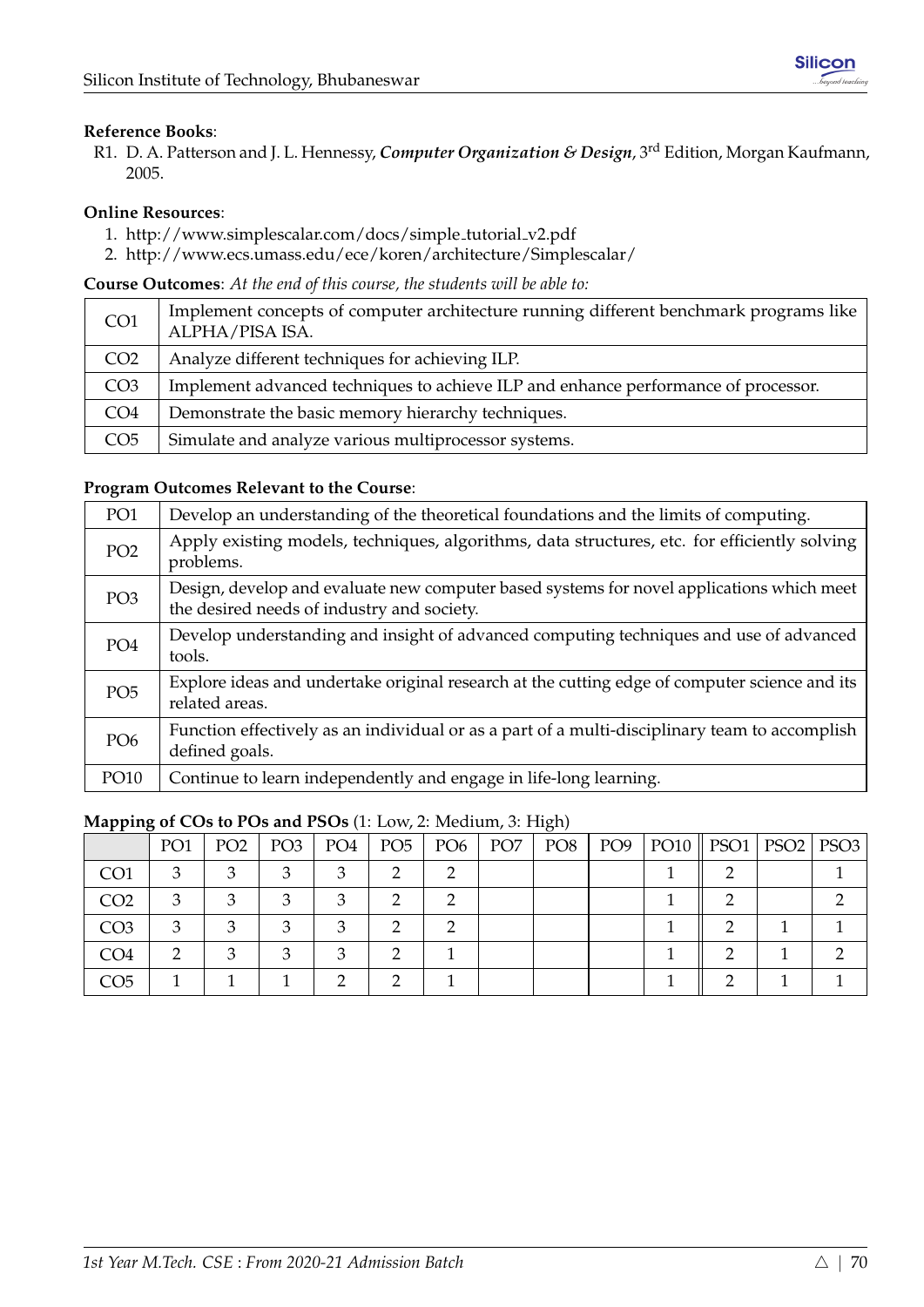**Reference Books**:

R1. D. A. Patterson and J. L. Hennessy, ***Computer Organization & Design***, 3rd Edition, Morgan Kaufmann, 2005.

**Online Resources**:

1. http://www.simplescalar.com/docs/simple_tutorial_v2.pdf
2. http://www.ecs.umass.edu/ece/koren/architecture/Simplescalar/

**Course Outcomes**: *At the end of this course, the students will be able to:*

| | |
|---|---|
| CO1 | Implement concepts of computer architecture running different benchmark programs like ALPHA/PISA ISA. |
| CO2 | Analyze different techniques for achieving ILP. |
| CO3 | Implement advanced techniques to achieve ILP and enhance performance of processor. |
| CO4 | Demonstrate the basic memory hierarchy techniques. |
| CO5 | Simulate and analyze various multiprocessor systems. |

**Program Outcomes Relevant to the Course**:

| | |
|---|---|
| PO1 | Develop an understanding of the theoretical foundations and the limits of computing. |
| PO2 | Apply existing models, techniques, algorithms, data structures, etc. for efficiently solving problems. |
| PO3 | Design, develop and evaluate new computer based systems for novel applications which meet the desired needs of industry and society. |
| PO4 | Develop understanding and insight of advanced computing techniques and use of advanced tools. |
| PO5 | Explore ideas and undertake original research at the cutting edge of computer science and its related areas. |
| PO6 | Function effectively as an individual or as a part of a multi-disciplinary team to accomplish defined goals. |
| PO10 | Continue to learn independently and engage in life-long learning. |

**Mapping of COs to POs and PSOs** (1: Low, 2: Medium, 3: High)

| | PO1 | PO2 | PO3 | PO4 | PO5 | PO6 | PO7 | PO8 | PO9 | PO10 | PSO1 | PSO2 | PSO3 |
|---|---|---|---|---|---|---|---|---|---|---|---|---|---|
| CO1 | 3 | 3 | 3 | 3 | 2 | 2 | | | | 1 | 2 | | 1 |
| CO2 | 3 | 3 | 3 | 3 | 2 | 2 | | | | 1 | 2 | | 2 |
| CO3 | 3 | 3 | 3 | 3 | 2 | 2 | | | | 1 | 2 | 1 | 1 |
| CO4 | 2 | 3 | 3 | 3 | 2 | 1 | | | | 1 | 2 | 1 | 2 |
| CO5 | 1 | 1 | 1 | 2 | 2 | 1 | | | | 1 | 2 | 1 | 1 |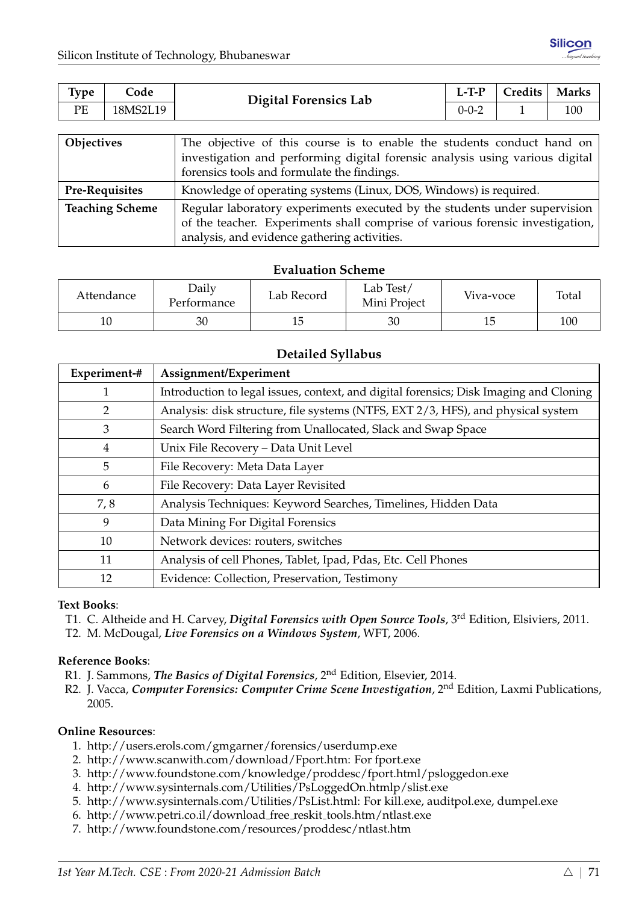| Type | Code | Digital Forensics Lab | L-T-P | Credits | Marks |
|---|---|---|---|---|---|
| PE | 18MS2L19 | | 0-0-2 | 1 | 100 |

| | |
|---|---|
| **Objectives** | The objective of this course is to enable the students conduct hand on investigation and performing digital forensic analysis using various digital forensics tools and formulate the findings. |
| **Pre-Requisites** | Knowledge of operating systems (Linux, DOS, Windows) is required. |
| **Teaching Scheme** | Regular laboratory experiments executed by the students under supervision of the teacher. Experiments shall comprise of various forensic investigation, analysis, and evidence gathering activities. |

## Evaluation Scheme

| Attendance | Daily Performance | Lab Record | Lab Test/ Mini Project | Viva-voce | Total |
|---|---|---|---|---|---|
| 10 | 30 | 15 | 30 | 15 | 100 |

## Detailed Syllabus

| Experiment-# | Assignment/Experiment |
|---|---|
| 1 | Introduction to legal issues, context, and digital forensics; Disk Imaging and Cloning |
| 2 | Analysis: disk structure, file systems (NTFS, EXT 2/3, HFS), and physical system |
| 3 | Search Word Filtering from Unallocated, Slack and Swap Space |
| 4 | Unix File Recovery – Data Unit Level |
| 5 | File Recovery: Meta Data Layer |
| 6 | File Recovery: Data Layer Revisited |
| 7, 8 | Analysis Techniques: Keyword Searches, Timelines, Hidden Data |
| 9 | Data Mining For Digital Forensics |
| 10 | Network devices: routers, switches |
| 11 | Analysis of cell Phones, Tablet, Ipad, Pdas, Etc. Cell Phones |
| 12 | Evidence: Collection, Preservation, Testimony |

**Text Books**:

- T1. C. Altheide and H. Carvey, ***Digital Forensics with Open Source Tools***, 3rd Edition, Elsiviers, 2011.
- T2. M. McDougal, ***Live Forensics on a Windows System***, WFT, 2006.

**Reference Books**:

- R1. J. Sammons, ***The Basics of Digital Forensics***, 2nd Edition, Elsevier, 2014.
- R2. J. Vacca, ***Computer Forensics: Computer Crime Scene Investigation***, 2nd Edition, Laxmi Publications, 2005.

**Online Resources**:

1. http://users.erols.com/gmgarner/forensics/userdump.exe
2. http://www.scanwith.com/download/Fport.htm: For fport.exe
3. http://www.foundstone.com/knowledge/proddesc/fport.html/psloggedon.exe
4. http://www.sysinternals.com/Utilities/PsLoggedOn.htmlp/slist.exe
5. http://www.sysinternals.com/Utilities/PsList.html: For kill.exe, auditpol.exe, dumpel.exe
6. http://www.petri.co.il/download_free_reskit_tools.htm/ntlast.exe
7. http://www.foundstone.com/resources/proddesc/ntlast.htm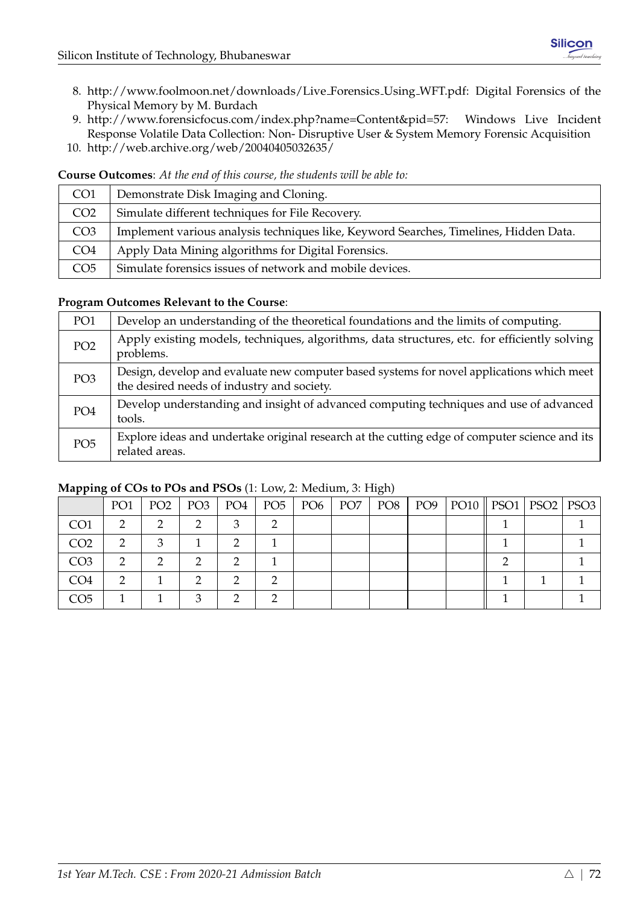8. http://www.foolmoon.net/downloads/Live_Forensics_Using_WFT.pdf: Digital Forensics of the Physical Memory by M. Burdach
9. http://www.forensicfocus.com/index.php?name=Content&pid=57: Windows Live Incident Response Volatile Data Collection: Non- Disruptive User & System Memory Forensic Acquisition
10. http://web.archive.org/web/20040405032635/

**Course Outcomes**: *At the end of this course, the students will be able to:*

| | |
|---|---|
| CO1 | Demonstrate Disk Imaging and Cloning. |
| CO2 | Simulate different techniques for File Recovery. |
| CO3 | Implement various analysis techniques like, Keyword Searches, Timelines, Hidden Data. |
| CO4 | Apply Data Mining algorithms for Digital Forensics. |
| CO5 | Simulate forensics issues of network and mobile devices. |

**Program Outcomes Relevant to the Course**:

| | |
|---|---|
| PO1 | Develop an understanding of the theoretical foundations and the limits of computing. |
| PO2 | Apply existing models, techniques, algorithms, data structures, etc. for efficiently solving problems. |
| PO3 | Design, develop and evaluate new computer based systems for novel applications which meet the desired needs of industry and society. |
| PO4 | Develop understanding and insight of advanced computing techniques and use of advanced tools. |
| PO5 | Explore ideas and undertake original research at the cutting edge of computer science and its related areas. |

**Mapping of COs to POs and PSOs** (1: Low, 2: Medium, 3: High)

| | PO1 | PO2 | PO3 | PO4 | PO5 | PO6 | PO7 | PO8 | PO9 | PO10 | PSO1 | PSO2 | PSO3 |
|---|---|---|---|---|---|---|---|---|---|---|---|---|---|
| CO1 | 2 | 2 | 2 | 3 | 2 | | | | | | 1 | | 1 |
| CO2 | 2 | 3 | 1 | 2 | 1 | | | | | | 1 | | 1 |
| CO3 | 2 | 2 | 2 | 2 | 1 | | | | | | 2 | | 1 |
| CO4 | 2 | 1 | 2 | 2 | 2 | | | | | | 1 | 1 | 1 |
| CO5 | 1 | 1 | 3 | 2 | 2 | | | | | | 1 | | 1 |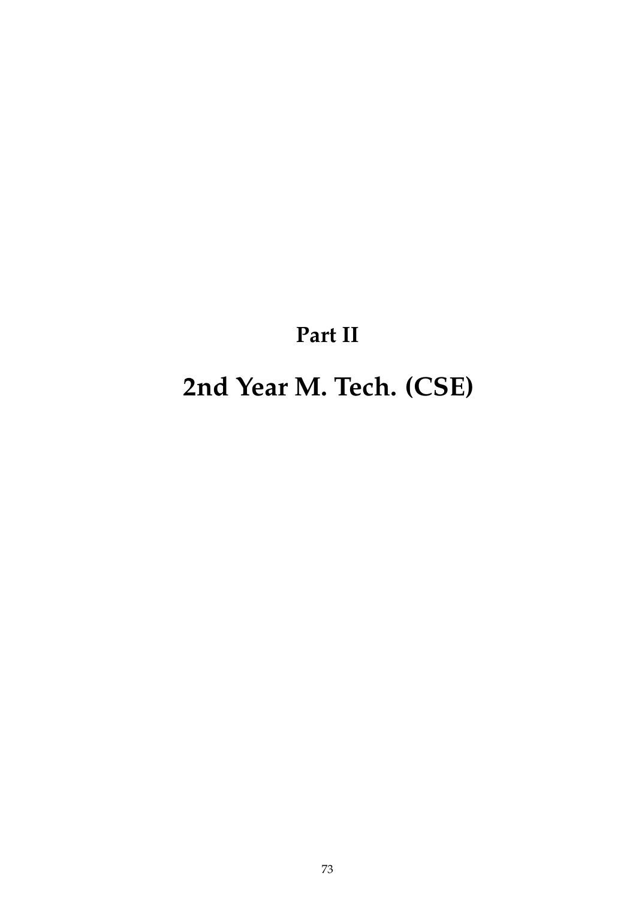# Part II

# 2nd Year M. Tech. (CSE)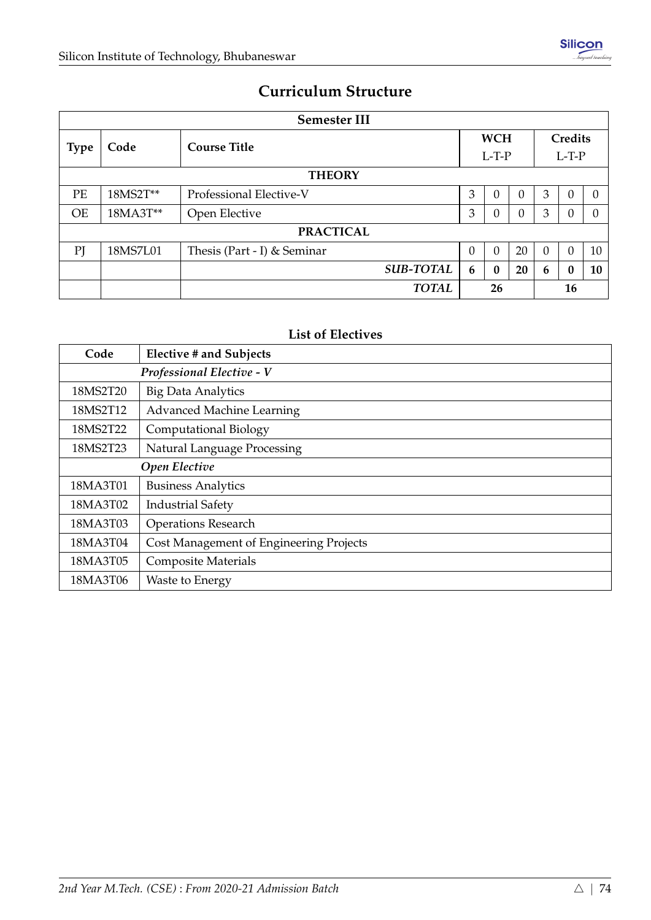## Curriculum Structure

| Semester III | | | | | | | | |
|---|---|---|---|---|---|---|---|---|
| **Type** | **Code** | **Course Title** | **WCH** L-T-P | | | **Credits** L-T-P | | |
| **THEORY** | | | | | | | | |
| PE | 18MS2T** | Professional Elective-V | 3 | 0 | 0 | 3 | 0 | 0 |
| OE | 18MA3T** | Open Elective | 3 | 0 | 0 | 3 | 0 | 0 |
| **PRACTICAL** | | | | | | | | |
| PJ | 18MS7L01 | Thesis (Part - I) & Seminar | 0 | 0 | 20 | 0 | 0 | 10 |
| | | ***SUB-TOTAL*** | **6** | **0** | **20** | **6** | **0** | **10** |
| | | ***TOTAL*** | | **26** | | | **16** | |

### List of Electives

| Code | Elective # and Subjects |
|---|---|
| | *Professional Elective - V* |
| 18MS2T20 | Big Data Analytics |
| 18MS2T12 | Advanced Machine Learning |
| 18MS2T22 | Computational Biology |
| 18MS2T23 | Natural Language Processing |
| | *Open Elective* |
| 18MA3T01 | Business Analytics |
| 18MA3T02 | Industrial Safety |
| 18MA3T03 | Operations Research |
| 18MA3T04 | Cost Management of Engineering Projects |
| 18MA3T05 | Composite Materials |
| 18MA3T06 | Waste to Energy |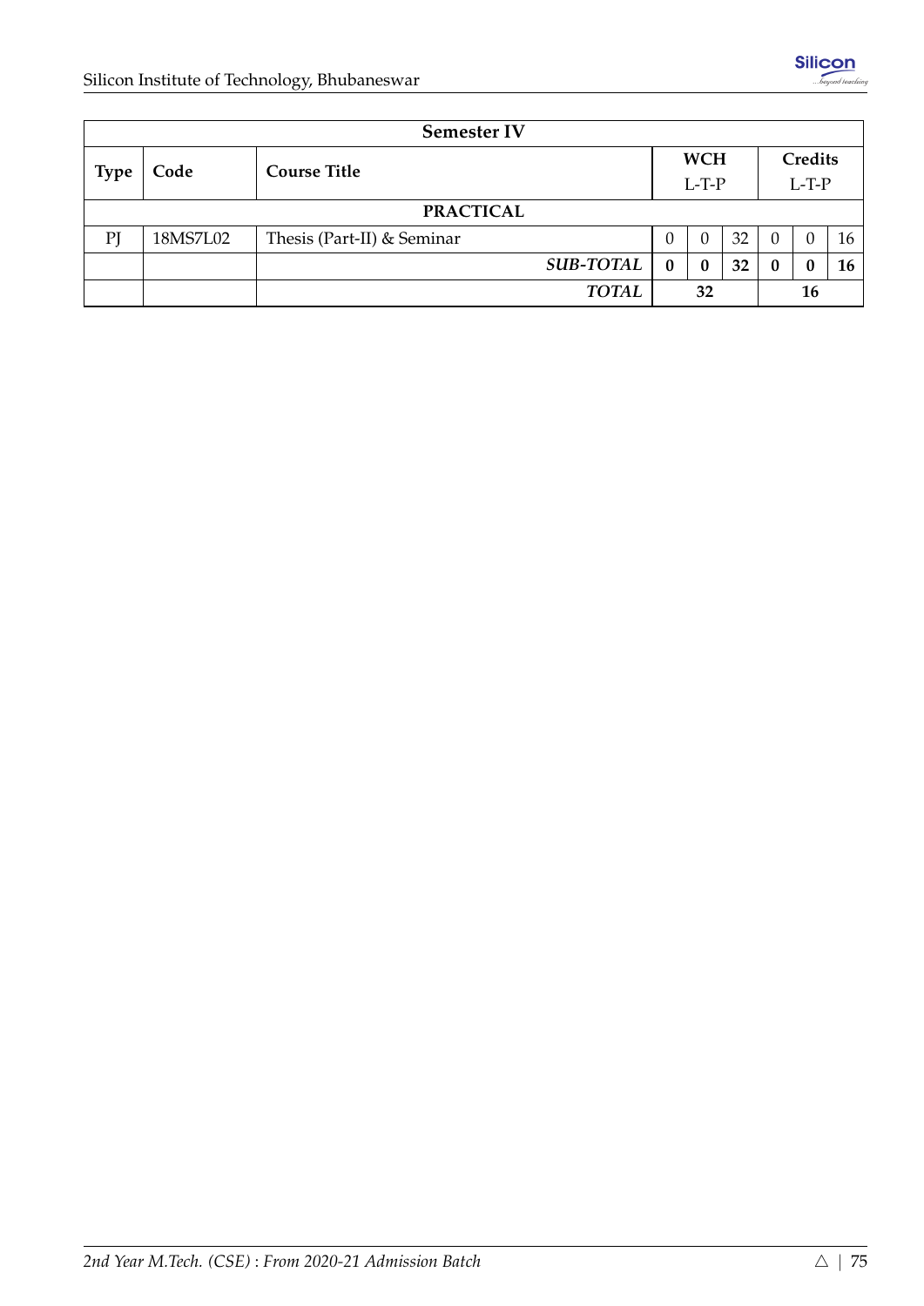| Semester IV | | | | | | | | |
|---|---|---|---|---|---|---|---|---|
| **Type** | **Code** | **Course Title** | **WCH** L-T-P | | | **Credits** L-T-P | | |
| **PRACTICAL** | | | | | | | | |
| PJ | 18MS7L02 | Thesis (Part-II) & Seminar | 0 | 0 | 32 | 0 | 0 | 16 |
| | | ***SUB-TOTAL*** | **0** | **0** | **32** | **0** | **0** | **16** |
| | | ***TOTAL*** | **32** | | | **16** | | |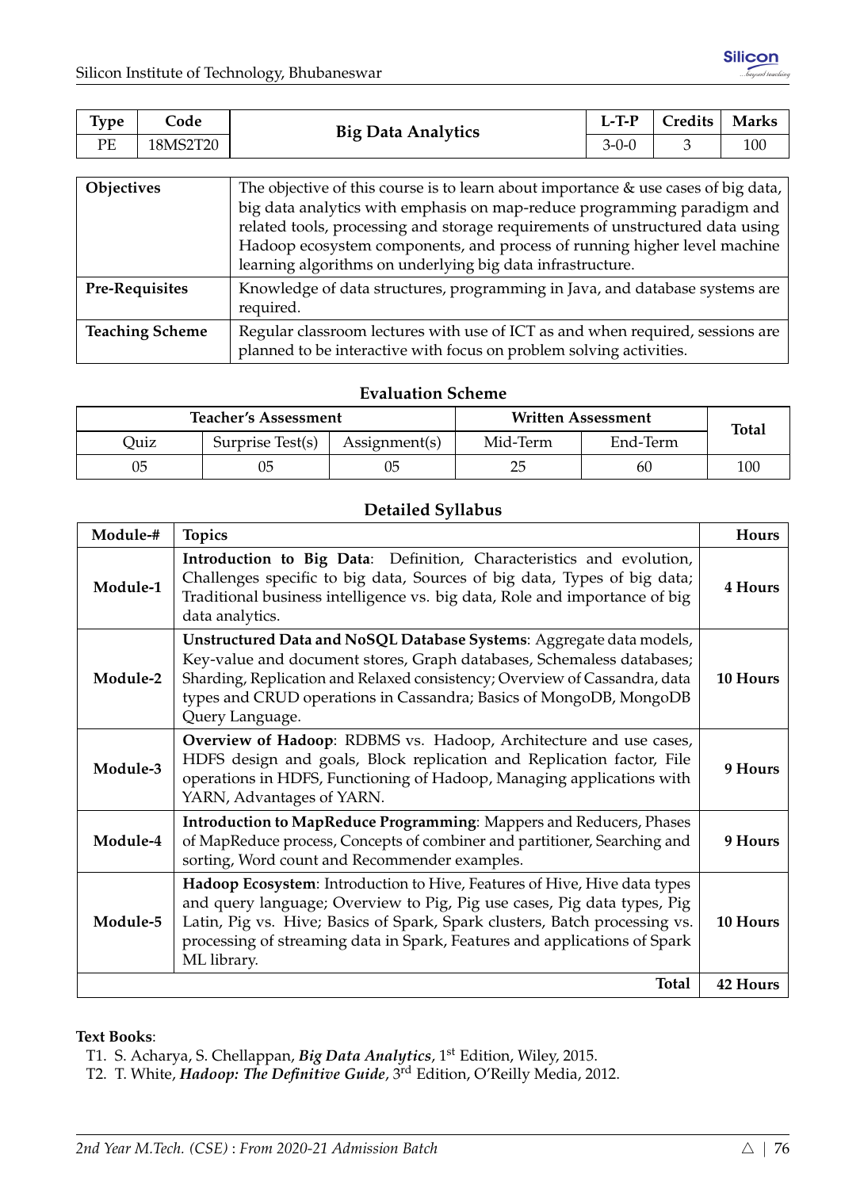| Type | Code | Big Data Analytics | L-T-P | Credits | Marks |
|---|---|---|---|---|---|
| PE | 18MS2T20 | | 3-0-0 | 3 | 100 |

| | |
|---|---|
| **Objectives** | The objective of this course is to learn about importance & use cases of big data, big data analytics with emphasis on map-reduce programming paradigm and related tools, processing and storage requirements of unstructured data using Hadoop ecosystem components, and process of running higher level machine learning algorithms on underlying big data infrastructure. |
| **Pre-Requisites** | Knowledge of data structures, programming in Java, and database systems are required. |
| **Teaching Scheme** | Regular classroom lectures with use of ICT as and when required, sessions are planned to be interactive with focus on problem solving activities. |

### Evaluation Scheme

| Teacher's Assessment | | | Written Assessment | | Total |
|---|---|---|---|---|---|
| Quiz | Surprise Test(s) | Assignment(s) | Mid-Term | End-Term | |
| 05 | 05 | 05 | 25 | 60 | 100 |

### Detailed Syllabus

| Module-# | Topics | Hours |
|---|---|---|
| **Module-1** | **Introduction to Big Data**: Definition, Characteristics and evolution, Challenges specific to big data, Sources of big data, Types of big data; Traditional business intelligence vs. big data, Role and importance of big data analytics. | **4 Hours** |
| **Module-2** | **Unstructured Data and NoSQL Database Systems**: Aggregate data models, Key-value and document stores, Graph databases, Schemaless databases; Sharding, Replication and Relaxed consistency; Overview of Cassandra, data types and CRUD operations in Cassandra; Basics of MongoDB, MongoDB Query Language. | **10 Hours** |
| **Module-3** | **Overview of Hadoop**: RDBMS vs. Hadoop, Architecture and use cases, HDFS design and goals, Block replication and Replication factor, File operations in HDFS, Functioning of Hadoop, Managing applications with YARN, Advantages of YARN. | **9 Hours** |
| **Module-4** | **Introduction to MapReduce Programming**: Mappers and Reducers, Phases of MapReduce process, Concepts of combiner and partitioner, Searching and sorting, Word count and Recommender examples. | **9 Hours** |
| **Module-5** | **Hadoop Ecosystem**: Introduction to Hive, Features of Hive, Hive data types and query language; Overview to Pig, Pig use cases, Pig data types, Pig Latin, Pig vs. Hive; Basics of Spark, Spark clusters, Batch processing vs. processing of streaming data in Spark, Features and applications of Spark ML library. | **10 Hours** |
| | **Total** | **42 Hours** |

**Text Books**:

T1. S. Acharya, S. Chellappan, ***Big Data Analytics***, 1st Edition, Wiley, 2015.

T2. T. White, ***Hadoop: The Definitive Guide***, 3rd Edition, O'Reilly Media, 2012.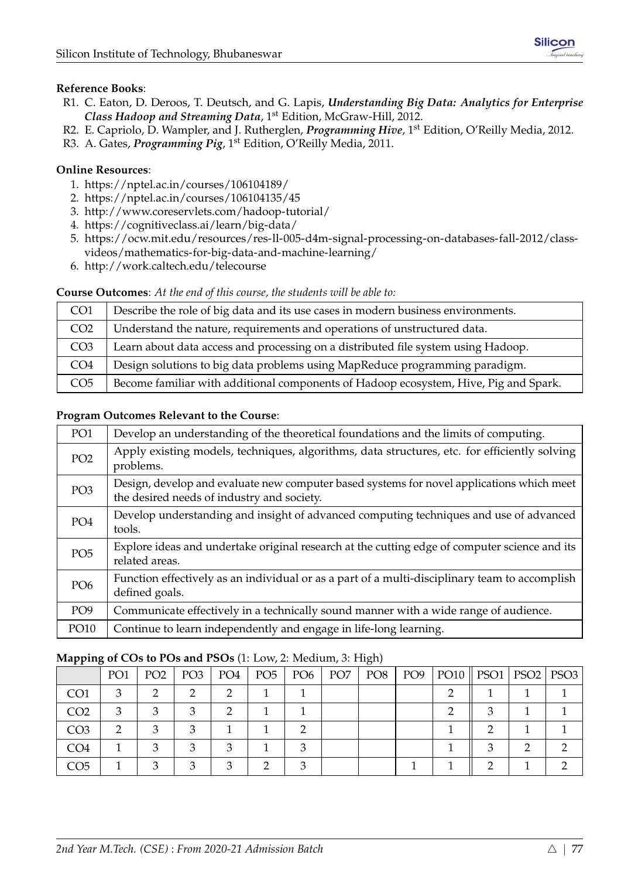**Reference Books**:

- R1. C. Eaton, D. Deroos, T. Deutsch, and G. Lapis, ***Understanding Big Data: Analytics for Enterprise Class Hadoop and Streaming Data***, 1st Edition, McGraw-Hill, 2012.
- R2. E. Capriolo, D. Wampler, and J. Rutherglen, ***Programming Hive***, 1st Edition, O'Reilly Media, 2012.
- R3. A. Gates, ***Programming Pig***, 1st Edition, O'Reilly Media, 2011.

**Online Resources**:

1. https://nptel.ac.in/courses/106104189/
2. https://nptel.ac.in/courses/106104135/45
3. http://www.coreservlets.com/hadoop-tutorial/
4. https://cognitiveclass.ai/learn/big-data/
5. https://ocw.mit.edu/resources/res-ll-005-d4m-signal-processing-on-databases-fall-2012/class-videos/mathematics-for-big-data-and-machine-learning/
6. http://work.caltech.edu/telecourse

**Course Outcomes**: *At the end of this course, the students will be able to:*

| | |
|---|---|
| CO1 | Describe the role of big data and its use cases in modern business environments. |
| CO2 | Understand the nature, requirements and operations of unstructured data. |
| CO3 | Learn about data access and processing on a distributed file system using Hadoop. |
| CO4 | Design solutions to big data problems using MapReduce programming paradigm. |
| CO5 | Become familiar with additional components of Hadoop ecosystem, Hive, Pig and Spark. |

**Program Outcomes Relevant to the Course**:

| | |
|---|---|
| PO1 | Develop an understanding of the theoretical foundations and the limits of computing. |
| PO2 | Apply existing models, techniques, algorithms, data structures, etc. for efficiently solving problems. |
| PO3 | Design, develop and evaluate new computer based systems for novel applications which meet the desired needs of industry and society. |
| PO4 | Develop understanding and insight of advanced computing techniques and use of advanced tools. |
| PO5 | Explore ideas and undertake original research at the cutting edge of computer science and its related areas. |
| PO6 | Function effectively as an individual or as a part of a multi-disciplinary team to accomplish defined goals. |
| PO9 | Communicate effectively in a technically sound manner with a wide range of audience. |
| PO10 | Continue to learn independently and engage in life-long learning. |

**Mapping of COs to POs and PSOs** (1: Low, 2: Medium, 3: High)

| | PO1 | PO2 | PO3 | PO4 | PO5 | PO6 | PO7 | PO8 | PO9 | PO10 | PSO1 | PSO2 | PSO3 |
|---|---|---|---|---|---|---|---|---|---|---|---|---|---|
| CO1 | 3 | 2 | 2 | 2 | 1 | 1 | | | | 2 | 1 | 1 | 1 |
| CO2 | 3 | 3 | 3 | 2 | 1 | 1 | | | | 2 | 3 | 1 | 1 |
| CO3 | 2 | 3 | 3 | 1 | 1 | 2 | | | | 1 | 2 | 1 | 1 |
| CO4 | 1 | 3 | 3 | 3 | 1 | 3 | | | | 1 | 3 | 2 | 2 |
| CO5 | 1 | 3 | 3 | 3 | 2 | 3 | | | 1 | 1 | 2 | 1 | 2 |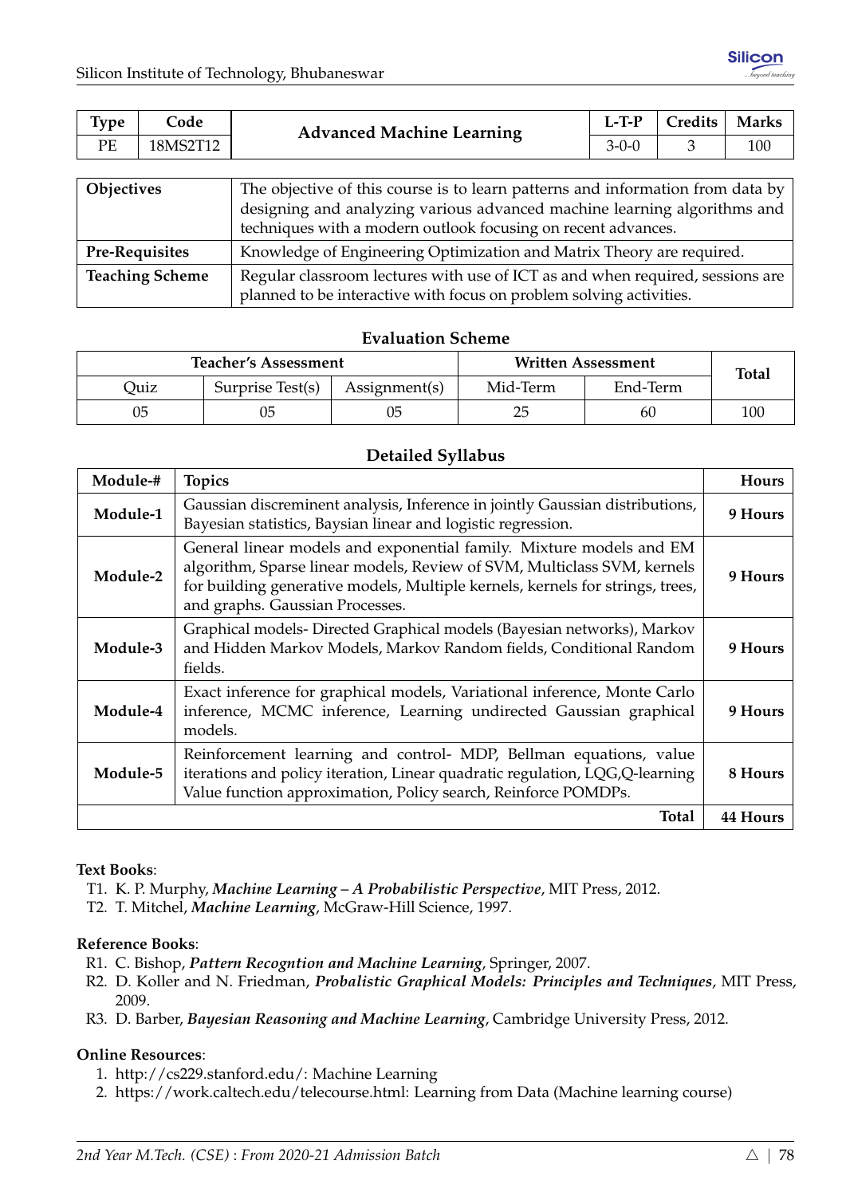| Type | Code | Advanced Machine Learning | L-T-P | Credits | Marks |
|---|---|---|---|---|---|
| PE | 18MS2T12 | | 3-0-0 | 3 | 100 |

| | |
|---|---|
| **Objectives** | The objective of this course is to learn patterns and information from data by designing and analyzing various advanced machine learning algorithms and techniques with a modern outlook focusing on recent advances. |
| **Pre-Requisites** | Knowledge of Engineering Optimization and Matrix Theory are required. |
| **Teaching Scheme** | Regular classroom lectures with use of ICT as and when required, sessions are planned to be interactive with focus on problem solving activities. |

### Evaluation Scheme

| Teacher's Assessment | | | Written Assessment | | Total |
|---|---|---|---|---|---|
| Quiz | Surprise Test(s) | Assignment(s) | Mid-Term | End-Term | |
| 05 | 05 | 05 | 25 | 60 | 100 |

### Detailed Syllabus

| Module-# | Topics | Hours |
|---|---|---|
| **Module-1** | Gaussian discreminent analysis, Inference in jointly Gaussian distributions, Bayesian statistics, Baysian linear and logistic regression. | **9 Hours** |
| **Module-2** | General linear models and exponential family. Mixture models and EM algorithm, Sparse linear models, Review of SVM, Multiclass SVM, kernels for building generative models, Multiple kernels, kernels for strings, trees, and graphs. Gaussian Processes. | **9 Hours** |
| **Module-3** | Graphical models- Directed Graphical models (Bayesian networks), Markov and Hidden Markov Models, Markov Random fields, Conditional Random fields. | **9 Hours** |
| **Module-4** | Exact inference for graphical models, Variational inference, Monte Carlo inference, MCMC inference, Learning undirected Gaussian graphical models. | **9 Hours** |
| **Module-5** | Reinforcement learning and control- MDP, Bellman equations, value iterations and policy iteration, Linear quadratic regulation, LQG,Q-learning Value function approximation, Policy search, Reinforce POMDPs. | **8 Hours** |
| | **Total** | **44 Hours** |

**Text Books**:

T1. K. P. Murphy, ***Machine Learning – A Probabilistic Perspective***, MIT Press, 2012.
T2. T. Mitchel, ***Machine Learning***, McGraw-Hill Science, 1997.

**Reference Books**:

R1. C. Bishop, ***Pattern Recogntion and Machine Learning***, Springer, 2007.
R2. D. Koller and N. Friedman, ***Probalistic Graphical Models: Principles and Techniques***, MIT Press, 2009.
R3. D. Barber, ***Bayesian Reasoning and Machine Learning***, Cambridge University Press, 2012.

**Online Resources**:

1. http://cs229.stanford.edu/: Machine Learning
2. https://work.caltech.edu/telecourse.html: Learning from Data (Machine learning course)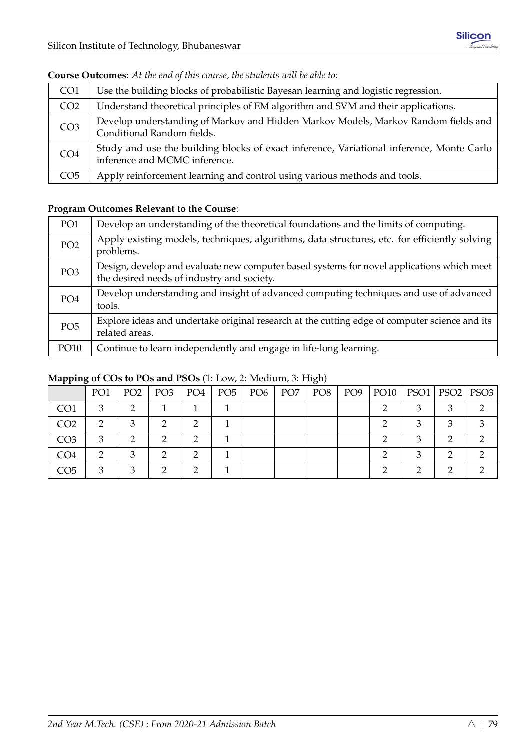**Course Outcomes**: *At the end of this course, the students will be able to:*

| | |
|---|---|
| CO1 | Use the building blocks of probabilistic Bayesan learning and logistic regression. |
| CO2 | Understand theoretical principles of EM algorithm and SVM and their applications. |
| CO3 | Develop understanding of Markov and Hidden Markov Models, Markov Random fields and Conditional Random fields. |
| CO4 | Study and use the building blocks of exact inference, Variational inference, Monte Carlo inference and MCMC inference. |
| CO5 | Apply reinforcement learning and control using various methods and tools. |

**Program Outcomes Relevant to the Course**:

| | |
|---|---|
| PO1 | Develop an understanding of the theoretical foundations and the limits of computing. |
| PO2 | Apply existing models, techniques, algorithms, data structures, etc. for efficiently solving problems. |
| PO3 | Design, develop and evaluate new computer based systems for novel applications which meet the desired needs of industry and society. |
| PO4 | Develop understanding and insight of advanced computing techniques and use of advanced tools. |
| PO5 | Explore ideas and undertake original research at the cutting edge of computer science and its related areas. |
| PO10 | Continue to learn independently and engage in life-long learning. |

**Mapping of COs to POs and PSOs** (1: Low, 2: Medium, 3: High)

| | PO1 | PO2 | PO3 | PO4 | PO5 | PO6 | PO7 | PO8 | PO9 | PO10 | PSO1 | PSO2 | PSO3 |
|---|---|---|---|---|---|---|---|---|---|---|---|---|---|
| CO1 | 3 | 2 | 1 | 1 | 1 | | | | | 2 | 3 | 3 | 2 |
| CO2 | 2 | 3 | 2 | 2 | 1 | | | | | 2 | 3 | 3 | 3 |
| CO3 | 3 | 2 | 2 | 2 | 1 | | | | | 2 | 3 | 2 | 2 |
| CO4 | 2 | 3 | 2 | 2 | 1 | | | | | 2 | 3 | 2 | 2 |
| CO5 | 3 | 3 | 2 | 2 | 1 | | | | | 2 | 2 | 2 | 2 |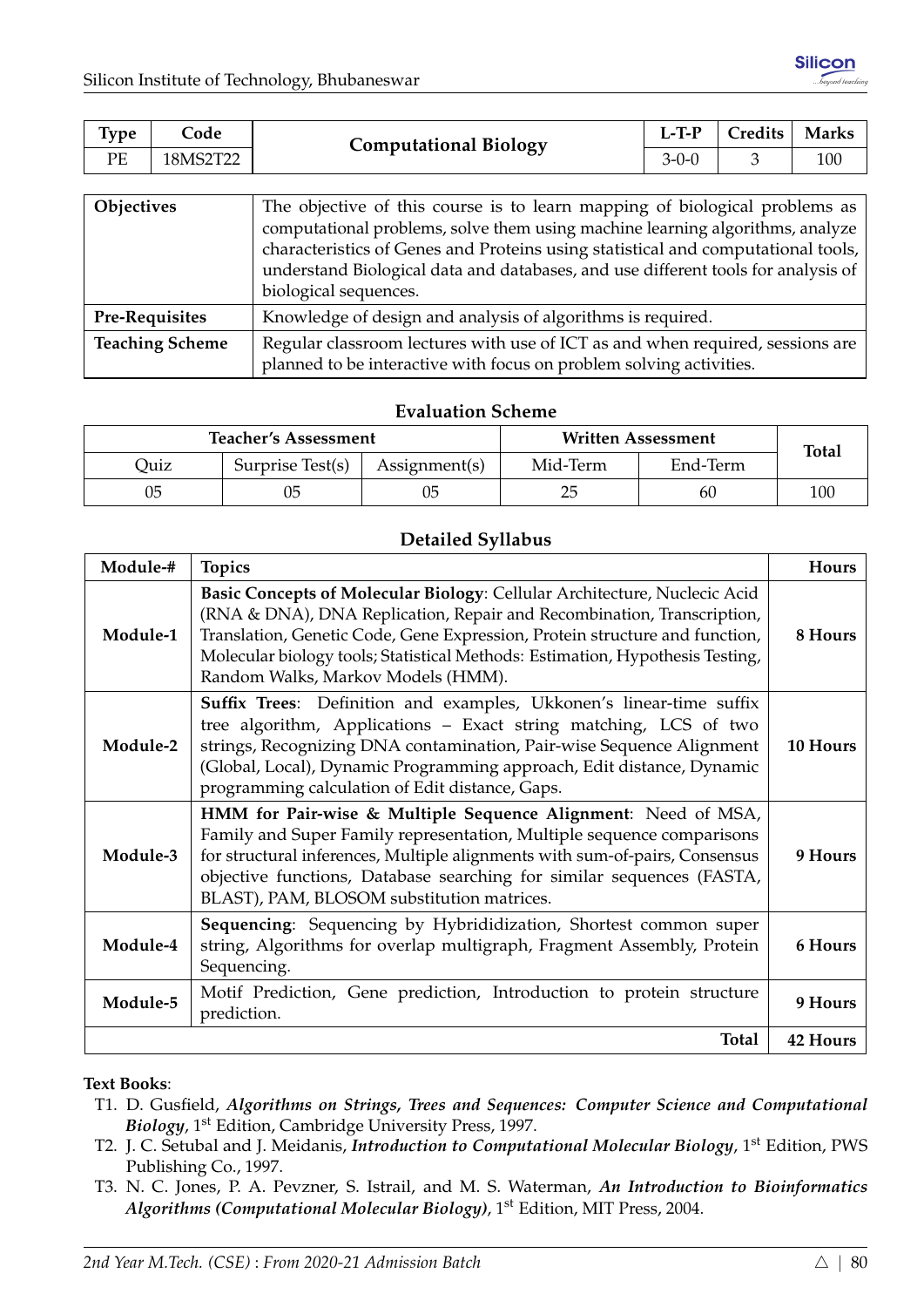| Type | Code | Computational Biology | L-T-P | Credits | Marks |
|---|---|---|---|---|---|
| PE | 18MS2T22 | | 3-0-0 | 3 | 100 |

| **Objectives** | The objective of this course is to learn mapping of biological problems as computational problems, solve them using machine learning algorithms, analyze characteristics of Genes and Proteins using statistical and computational tools, understand Biological data and databases, and use different tools for analysis of biological sequences. |
|---|---|
| **Pre-Requisites** | Knowledge of design and analysis of algorithms is required. |
| **Teaching Scheme** | Regular classroom lectures with use of ICT as and when required, sessions are planned to be interactive with focus on problem solving activities. |

### Evaluation Scheme

| Teacher's Assessment | | | Written Assessment | | Total |
|---|---|---|---|---|---|
| Quiz | Surprise Test(s) | Assignment(s) | Mid-Term | End-Term | |
| 05 | 05 | 05 | 25 | 60 | 100 |

### Detailed Syllabus

| Module-# | Topics | Hours |
|---|---|---|
| **Module-1** | **Basic Concepts of Molecular Biology**: Cellular Architecture, Nucleic Acid (RNA & DNA), DNA Replication, Repair and Recombination, Transcription, Translation, Genetic Code, Gene Expression, Protein structure and function, Molecular biology tools; Statistical Methods: Estimation, Hypothesis Testing, Random Walks, Markov Models (HMM). | **8 Hours** |
| **Module-2** | **Suffix Trees**: Definition and examples, Ukkonen's linear-time suffix tree algorithm, Applications – Exact string matching, LCS of two strings, Recognizing DNA contamination, Pair-wise Sequence Alignment (Global, Local), Dynamic Programming approach, Edit distance, Dynamic programming calculation of Edit distance, Gaps. | **10 Hours** |
| **Module-3** | **HMM for Pair-wise & Multiple Sequence Alignment**: Need of MSA, Family and Super Family representation, Multiple sequence comparisons for structural inferences, Multiple alignments with sum-of-pairs, Consensus objective functions, Database searching for similar sequences (FASTA, BLAST), PAM, BLOSOM substitution matrices. | **9 Hours** |
| **Module-4** | **Sequencing**: Sequencing by Hybrididization, Shortest common super string, Algorithms for overlap multigraph, Fragment Assembly, Protein Sequencing. | **6 Hours** |
| **Module-5** | Motif Prediction, Gene prediction, Introduction to protein structure prediction. | **9 Hours** |
| | **Total** | **42 Hours** |

**Text Books**:

T1. D. Gusfield, ***Algorithms on Strings, Trees and Sequences: Computer Science and Computational Biology***, 1st Edition, Cambridge University Press, 1997.

T2. J. C. Setubal and J. Meidanis, ***Introduction to Computational Molecular Biology***, 1st Edition, PWS Publishing Co., 1997.

T3. N. C. Jones, P. A. Pevzner, S. Istrail, and M. S. Waterman, ***An Introduction to Bioinformatics Algorithms (Computational Molecular Biology)***, 1st Edition, MIT Press, 2004.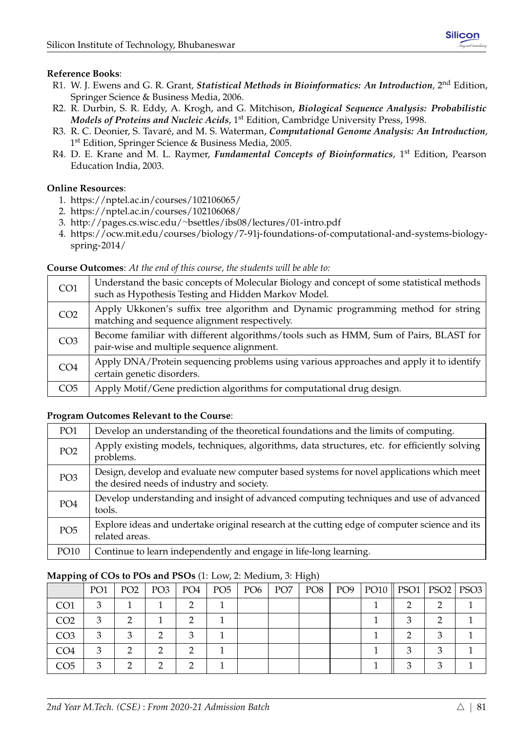**Reference Books**:

R1. W. J. Ewens and G. R. Grant, ***Statistical Methods in Bioinformatics: An Introduction***, 2nd Edition, Springer Science & Business Media, 2006.

R2. R. Durbin, S. R. Eddy, A. Krogh, and G. Mitchison, ***Biological Sequence Analysis: Probabilistic Models of Proteins and Nucleic Acids***, 1st Edition, Cambridge University Press, 1998.

R3. R. C. Deonier, S. Tavaré, and M. S. Waterman, ***Computational Genome Analysis: An Introduction***, 1st Edition, Springer Science & Business Media, 2005.

R4. D. E. Krane and M. L. Raymer, ***Fundamental Concepts of Bioinformatics***, 1st Edition, Pearson Education India, 2003.

**Online Resources**:

1. https://nptel.ac.in/courses/102106065/
2. https://nptel.ac.in/courses/102106068/
3. http://pages.cs.wisc.edu/~bsettles/ibs08/lectures/01-intro.pdf
4. https://ocw.mit.edu/courses/biology/7-91j-foundations-of-computational-and-systems-biology-spring-2014/

**Course Outcomes**: *At the end of this course, the students will be able to:*

| | |
|---|---|
| CO1 | Understand the basic concepts of Molecular Biology and concept of some statistical methods such as Hypothesis Testing and Hidden Markov Model. |
| CO2 | Apply Ukkonen's suffix tree algorithm and Dynamic programming method for string matching and sequence alignment respectively. |
| CO3 | Become familiar with different algorithms/tools such as HMM, Sum of Pairs, BLAST for pair-wise and multiple sequence alignment. |
| CO4 | Apply DNA/Protein sequencing problems using various approaches and apply it to identify certain genetic disorders. |
| CO5 | Apply Motif/Gene prediction algorithms for computational drug design. |

**Program Outcomes Relevant to the Course**:

| | |
|---|---|
| PO1 | Develop an understanding of the theoretical foundations and the limits of computing. |
| PO2 | Apply existing models, techniques, algorithms, data structures, etc. for efficiently solving problems. |
| PO3 | Design, develop and evaluate new computer based systems for novel applications which meet the desired needs of industry and society. |
| PO4 | Develop understanding and insight of advanced computing techniques and use of advanced tools. |
| PO5 | Explore ideas and undertake original research at the cutting edge of computer science and its related areas. |
| PO10 | Continue to learn independently and engage in life-long learning. |

**Mapping of COs to POs and PSOs** (1: Low, 2: Medium, 3: High)

| | PO1 | PO2 | PO3 | PO4 | PO5 | PO6 | PO7 | PO8 | PO9 | PO10 | PSO1 | PSO2 | PSO3 |
|---|---|---|---|---|---|---|---|---|---|---|---|---|---|
| CO1 | 3 | 1 | 1 | 2 | 1 | | | | | 1 | 2 | 2 | 1 |
| CO2 | 3 | 2 | 1 | 2 | 1 | | | | | 1 | 3 | 2 | 1 |
| CO3 | 3 | 3 | 2 | 3 | 1 | | | | | 1 | 2 | 3 | 1 |
| CO4 | 3 | 2 | 2 | 2 | 1 | | | | | 1 | 3 | 3 | 1 |
| CO5 | 3 | 2 | 2 | 2 | 1 | | | | | 1 | 3 | 3 | 1 |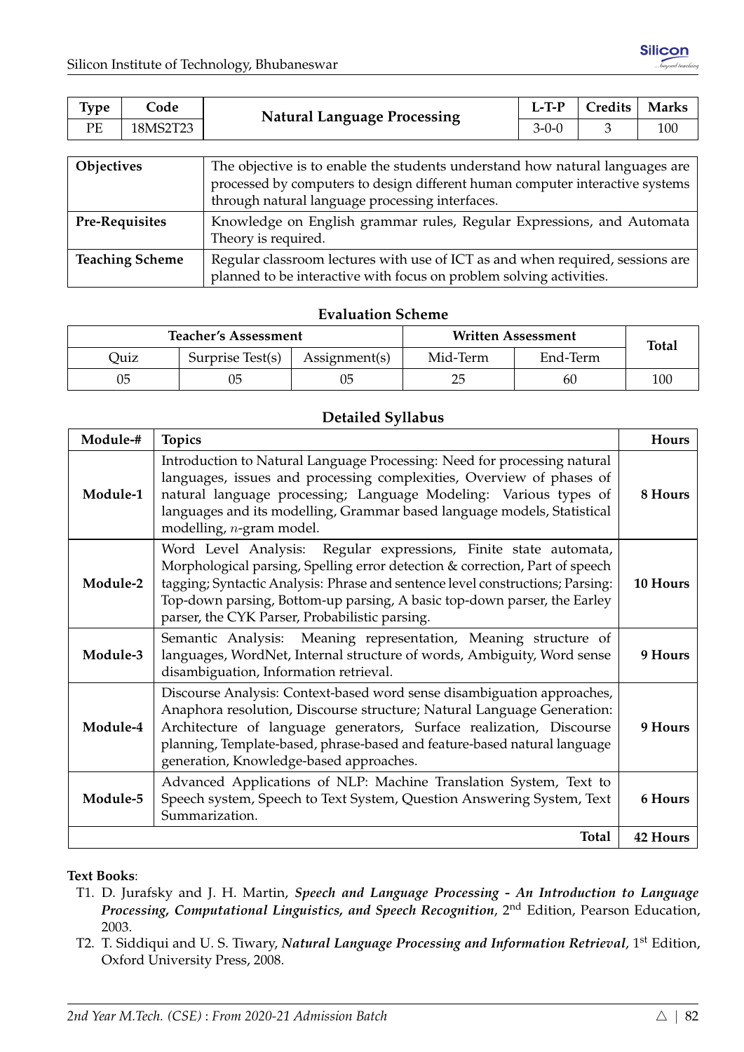| Type | Code | Natural Language Processing | L-T-P | Credits | Marks |
|---|---|---|---|---|---|
| PE | 18MS2T23 | | 3-0-0 | 3 | 100 |

| | |
|---|---|
| **Objectives** | The objective is to enable the students understand how natural languages are processed by computers to design different human computer interactive systems through natural language processing interfaces. |
| **Pre-Requisites** | Knowledge on English grammar rules, Regular Expressions, and Automata Theory is required. |
| **Teaching Scheme** | Regular classroom lectures with use of ICT as and when required, sessions are planned to be interactive with focus on problem solving activities. |

### Evaluation Scheme

| Teacher's Assessment | | | Written Assessment | | Total |
|---|---|---|---|---|---|
| Quiz | Surprise Test(s) | Assignment(s) | Mid-Term | End-Term | |
| 05 | 05 | 05 | 25 | 60 | 100 |

### Detailed Syllabus

| Module-# | Topics | Hours |
|---|---|---|
| **Module-1** | Introduction to Natural Language Processing: Need for processing natural languages, issues and processing complexities, Overview of phases of natural language processing; Language Modeling: Various types of languages and its modelling, Grammar based language models, Statistical modelling, $n$-gram model. | **8 Hours** |
| **Module-2** | Word Level Analysis: Regular expressions, Finite state automata, Morphological parsing, Spelling error detection & correction, Part of speech tagging; Syntactic Analysis: Phrase and sentence level constructions; Parsing: Top-down parsing, Bottom-up parsing, A basic top-down parser, the Earley parser, the CYK Parser, Probabilistic parsing. | **10 Hours** |
| **Module-3** | Semantic Analysis: Meaning representation, Meaning structure of languages, WordNet, Internal structure of words, Ambiguity, Word sense disambiguation, Information retrieval. | **9 Hours** |
| **Module-4** | Discourse Analysis: Context-based word sense disambiguation approaches, Anaphora resolution, Discourse structure; Natural Language Generation: Architecture of language generators, Surface realization, Discourse planning, Template-based, phrase-based and feature-based natural language generation, Knowledge-based approaches. | **9 Hours** |
| **Module-5** | Advanced Applications of NLP: Machine Translation System, Text to Speech system, Speech to Text System, Question Answering System, Text Summarization. | **6 Hours** |
| | **Total** | **42 Hours** |

**Text Books**:

T1. D. Jurafsky and J. H. Martin, ***Speech and Language Processing - An Introduction to Language Processing, Computational Linguistics, and Speech Recognition***, 2nd Edition, Pearson Education, 2003.

T2. T. Siddiqui and U. S. Tiwary, ***Natural Language Processing and Information Retrieval***, 1st Edition, Oxford University Press, 2008.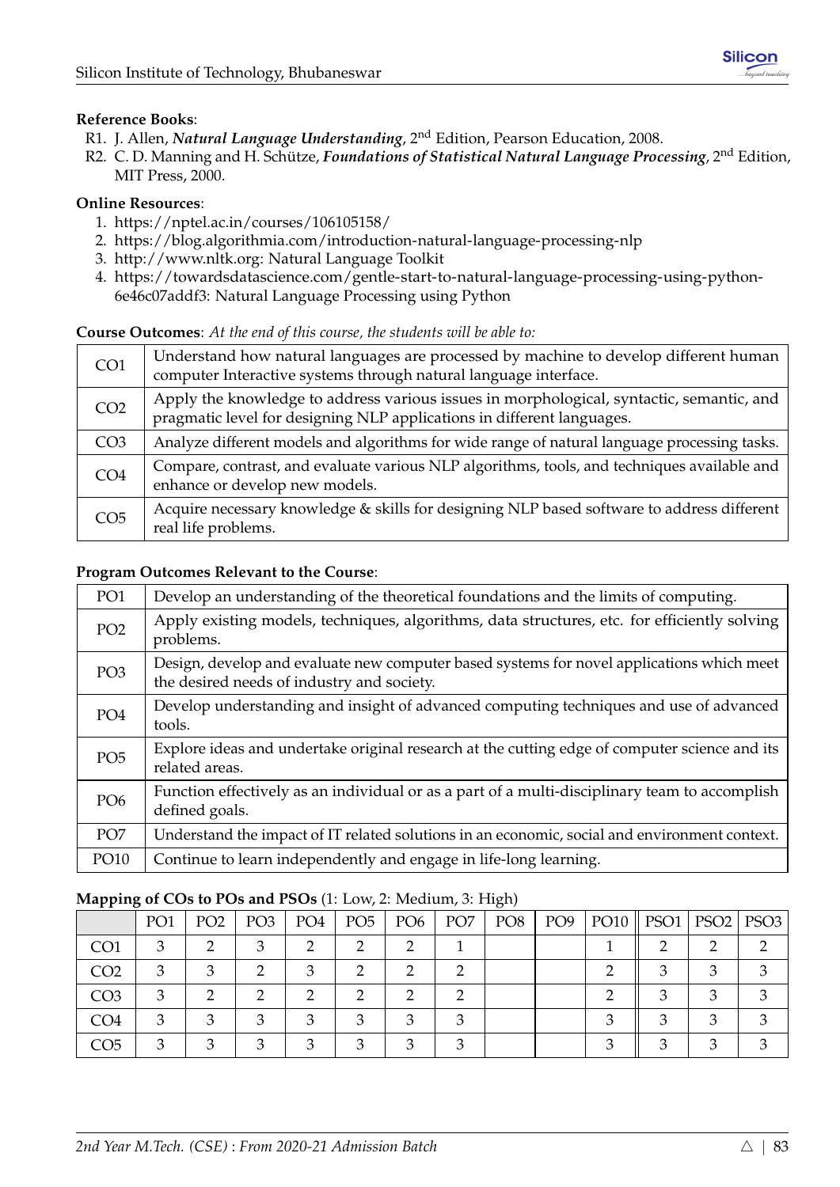**Reference Books**:

R1. J. Allen, ***Natural Language Understanding***, 2nd Edition, Pearson Education, 2008.

R2. C. D. Manning and H. Schütze, ***Foundations of Statistical Natural Language Processing***, 2nd Edition, MIT Press, 2000.

**Online Resources**:

1. https://nptel.ac.in/courses/106105158/
2. https://blog.algorithmia.com/introduction-natural-language-processing-nlp
3. http://www.nltk.org: Natural Language Toolkit
4. https://towardsdatascience.com/gentle-start-to-natural-language-processing-using-python-6e46c07addf3: Natural Language Processing using Python

**Course Outcomes**: *At the end of this course, the students will be able to:*

| | |
|---|---|
| CO1 | Understand how natural languages are processed by machine to develop different human computer Interactive systems through natural language interface. |
| CO2 | Apply the knowledge to address various issues in morphological, syntactic, semantic, and pragmatic level for designing NLP applications in different languages. |
| CO3 | Analyze different models and algorithms for wide range of natural language processing tasks. |
| CO4 | Compare, contrast, and evaluate various NLP algorithms, tools, and techniques available and enhance or develop new models. |
| CO5 | Acquire necessary knowledge & skills for designing NLP based software to address different real life problems. |

**Program Outcomes Relevant to the Course**:

| | |
|---|---|
| PO1 | Develop an understanding of the theoretical foundations and the limits of computing. |
| PO2 | Apply existing models, techniques, algorithms, data structures, etc. for efficiently solving problems. |
| PO3 | Design, develop and evaluate new computer based systems for novel applications which meet the desired needs of industry and society. |
| PO4 | Develop understanding and insight of advanced computing techniques and use of advanced tools. |
| PO5 | Explore ideas and undertake original research at the cutting edge of computer science and its related areas. |
| PO6 | Function effectively as an individual or as a part of a multi-disciplinary team to accomplish defined goals. |
| PO7 | Understand the impact of IT related solutions in an economic, social and environment context. |
| PO10 | Continue to learn independently and engage in life-long learning. |

**Mapping of COs to POs and PSOs** (1: Low, 2: Medium, 3: High)

| | PO1 | PO2 | PO3 | PO4 | PO5 | PO6 | PO7 | PO8 | PO9 | PO10 | PSO1 | PSO2 | PSO3 |
|---|---|---|---|---|---|---|---|---|---|---|---|---|---|
| CO1 | 3 | 2 | 3 | 2 | 2 | 2 | 1 | | | 1 | 2 | 2 | 2 |
| CO2 | 3 | 3 | 2 | 3 | 2 | 2 | 2 | | | 2 | 3 | 3 | 3 |
| CO3 | 3 | 2 | 2 | 2 | 2 | 2 | 2 | | | 2 | 3 | 3 | 3 |
| CO4 | 3 | 3 | 3 | 3 | 3 | 3 | 3 | | | 3 | 3 | 3 | 3 |
| CO5 | 3 | 3 | 3 | 3 | 3 | 3 | 3 | | | 3 | 3 | 3 | 3 |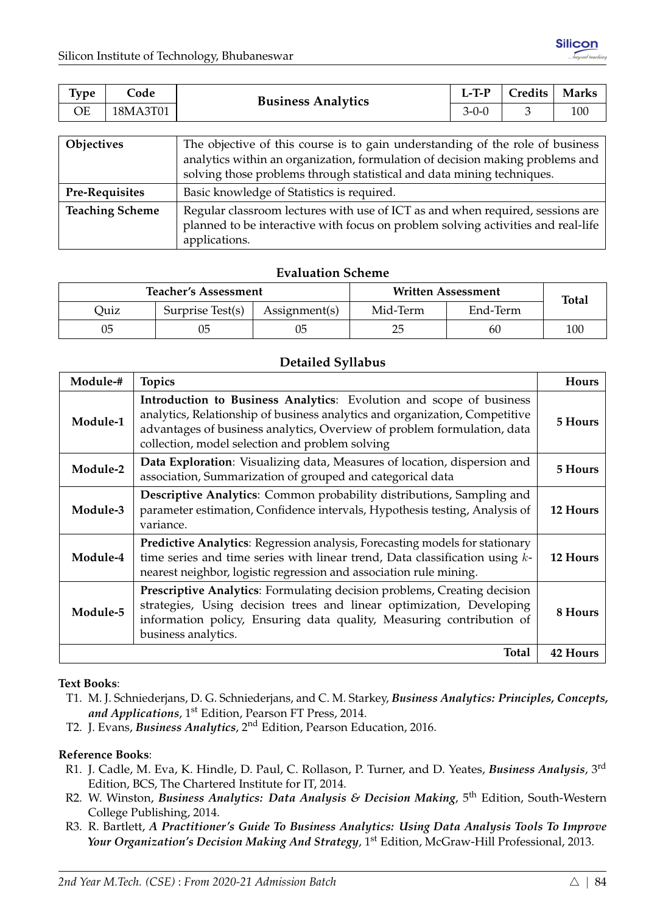| Type | Code | Business Analytics | L-T-P | Credits | Marks |
|---|---|---|---|---|---|
| OE | 18MA3T01 | | 3-0-0 | 3 | 100 |

| | |
|---|---|
| **Objectives** | The objective of this course is to gain understanding of the role of business analytics within an organization, formulation of decision making problems and solving those problems through statistical and data mining techniques. |
| **Pre-Requisites** | Basic knowledge of Statistics is required. |
| **Teaching Scheme** | Regular classroom lectures with use of ICT as and when required, sessions are planned to be interactive with focus on problem solving activities and real-life applications. |

## Evaluation Scheme

| Teacher's Assessment | | | Written Assessment | | Total |
|---|---|---|---|---|---|
| Quiz | Surprise Test(s) | Assignment(s) | Mid-Term | End-Term | |
| 05 | 05 | 05 | 25 | 60 | 100 |

## Detailed Syllabus

| Module-# | Topics | Hours |
|---|---|---|
| **Module-1** | **Introduction to Business Analytics**: Evolution and scope of business analytics, Relationship of business analytics and organization, Competitive advantages of business analytics, Overview of problem formulation, data collection, model selection and problem solving | **5 Hours** |
| **Module-2** | **Data Exploration**: Visualizing data, Measures of location, dispersion and association, Summarization of grouped and categorical data | **5 Hours** |
| **Module-3** | **Descriptive Analytics**: Common probability distributions, Sampling and parameter estimation, Confidence intervals, Hypothesis testing, Analysis of variance. | **12 Hours** |
| **Module-4** | **Predictive Analytics**: Regression analysis, Forecasting models for stationary time series and time series with linear trend, Data classification using $k$-nearest neighbor, logistic regression and association rule mining. | **12 Hours** |
| **Module-5** | **Prescriptive Analytics**: Formulating decision problems, Creating decision strategies, Using decision trees and linear optimization, Developing information policy, Ensuring data quality, Measuring contribution of business analytics. | **8 Hours** |
| | **Total** | **42 Hours** |

**Text Books**:

T1. M. J. Schniederjans, D. G. Schniederjans, and C. M. Starkey, ***Business Analytics: Principles, Concepts, and Applications***, 1st Edition, Pearson FT Press, 2014.

T2. J. Evans, ***Business Analytics***, 2nd Edition, Pearson Education, 2016.

**Reference Books**:

R1. J. Cadle, M. Eva, K. Hindle, D. Paul, C. Rollason, P. Turner, and D. Yeates, ***Business Analysis***, 3rd Edition, BCS, The Chartered Institute for IT, 2014.

R2. W. Winston, ***Business Analytics: Data Analysis & Decision Making***, 5th Edition, South-Western College Publishing, 2014.

R3. R. Bartlett, ***A Practitioner's Guide To Business Analytics: Using Data Analysis Tools To Improve Your Organization's Decision Making And Strategy***, 1st Edition, McGraw-Hill Professional, 2013.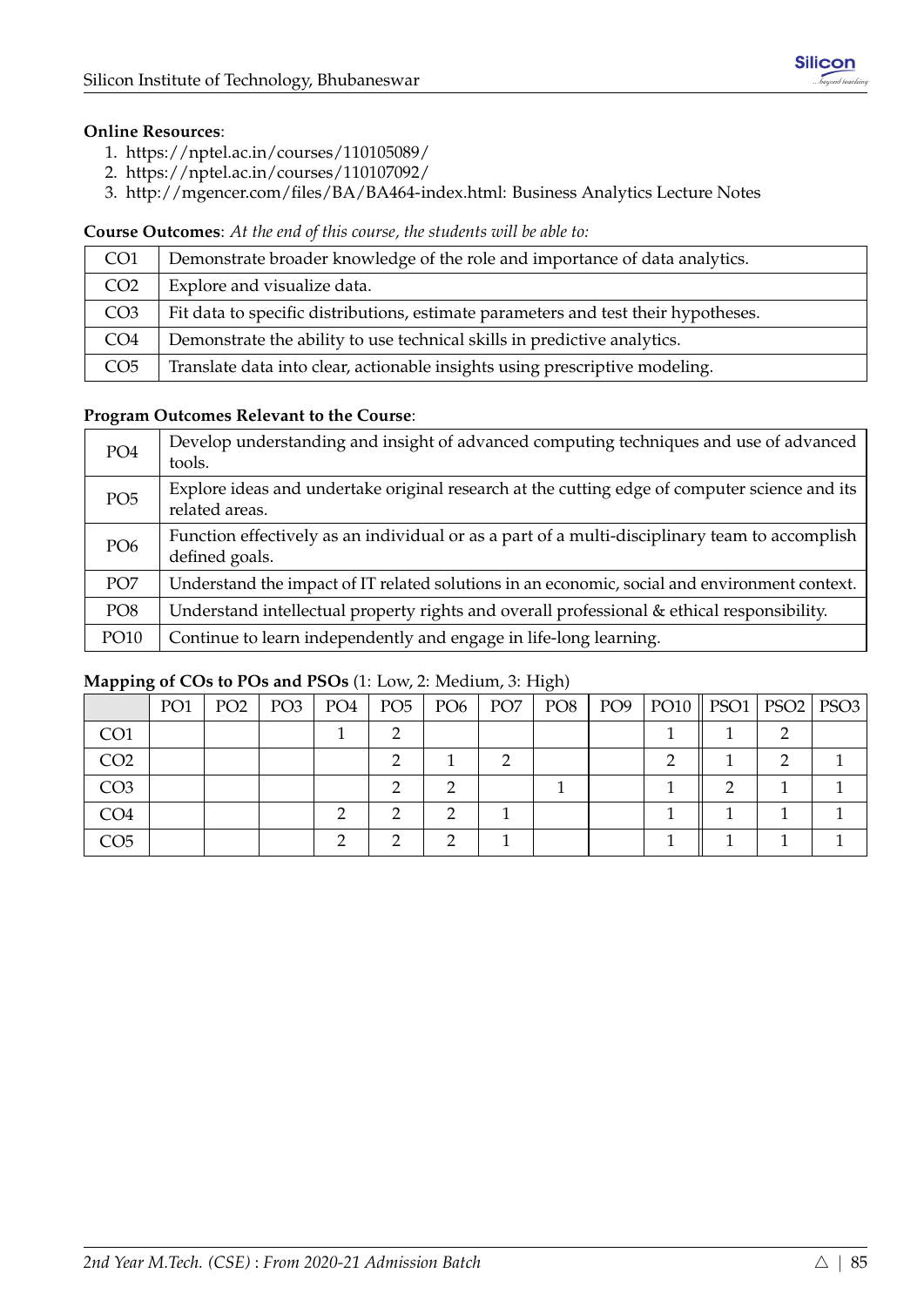**Online Resources**:

1. https://nptel.ac.in/courses/110105089/
2. https://nptel.ac.in/courses/110107092/
3. http://mgencer.com/files/BA/BA464-index.html: Business Analytics Lecture Notes

**Course Outcomes**: *At the end of this course, the students will be able to:*

| | |
|---|---|
| CO1 | Demonstrate broader knowledge of the role and importance of data analytics. |
| CO2 | Explore and visualize data. |
| CO3 | Fit data to specific distributions, estimate parameters and test their hypotheses. |
| CO4 | Demonstrate the ability to use technical skills in predictive analytics. |
| CO5 | Translate data into clear, actionable insights using prescriptive modeling. |

**Program Outcomes Relevant to the Course**:

| | |
|---|---|
| PO4 | Develop understanding and insight of advanced computing techniques and use of advanced tools. |
| PO5 | Explore ideas and undertake original research at the cutting edge of computer science and its related areas. |
| PO6 | Function effectively as an individual or as a part of a multi-disciplinary team to accomplish defined goals. |
| PO7 | Understand the impact of IT related solutions in an economic, social and environment context. |
| PO8 | Understand intellectual property rights and overall professional & ethical responsibility. |
| PO10 | Continue to learn independently and engage in life-long learning. |

**Mapping of COs to POs and PSOs** (1: Low, 2: Medium, 3: High)

| | PO1 | PO2 | PO3 | PO4 | PO5 | PO6 | PO7 | PO8 | PO9 | PO10 | PSO1 | PSO2 | PSO3 |
|---|---|---|---|---|---|---|---|---|---|---|---|---|---|
| CO1 | | | | 1 | 2 | | | | | 1 | 1 | 2 | |
| CO2 | | | | | 2 | 1 | 2 | | | 2 | 1 | 2 | 1 |
| CO3 | | | | | 2 | 2 | | 1 | | 1 | 2 | 1 | 1 |
| CO4 | | | | 2 | 2 | 2 | 1 | | | 1 | 1 | 1 | 1 |
| CO5 | | | | 2 | 2 | 2 | 1 | | | 1 | 1 | 1 | 1 |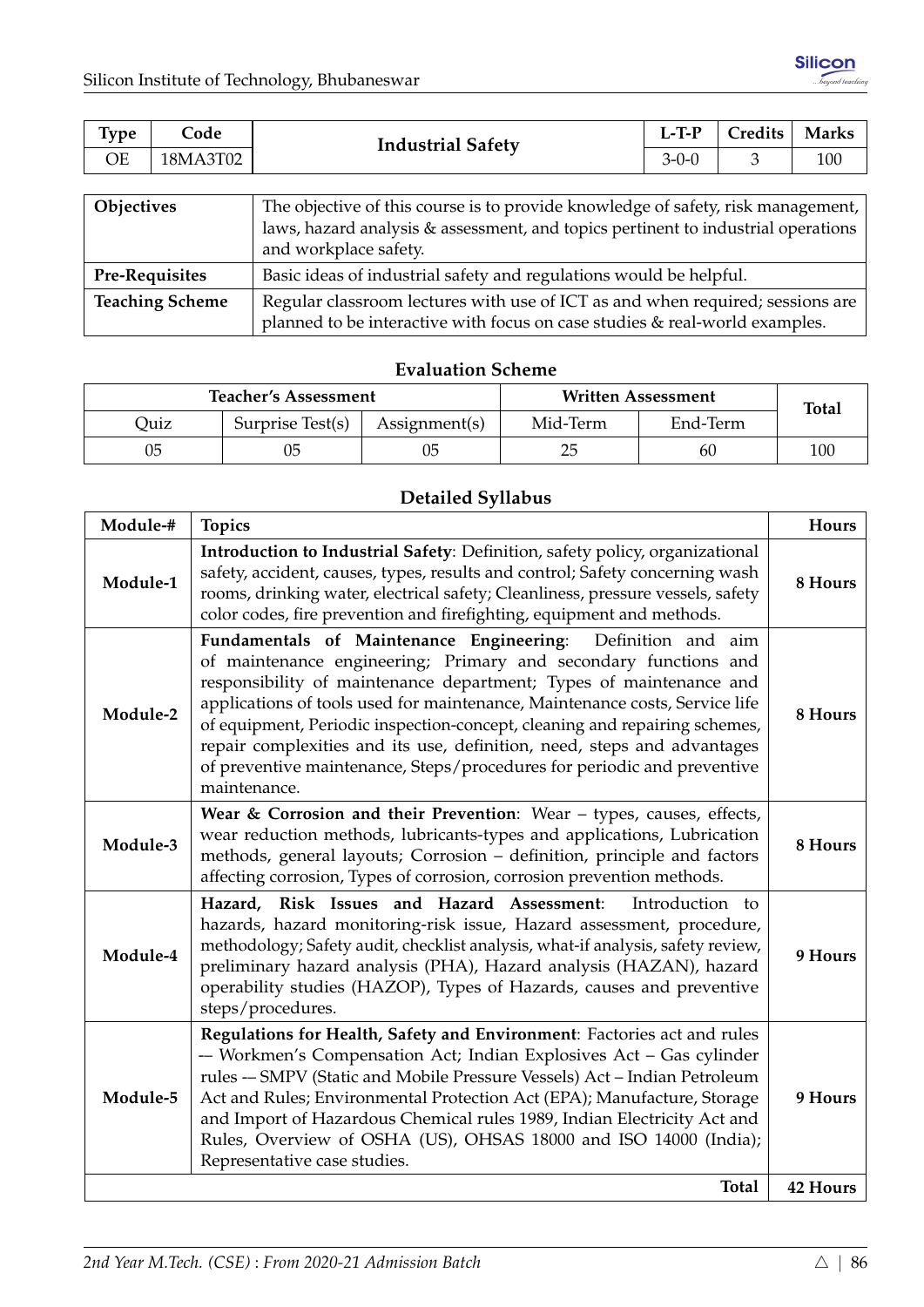| Type | Code | Industrial Safety | L-T-P | Credits | Marks |
|---|---|---|---|---|---|
| OE | 18MA3T02 | | 3-0-0 | 3 | 100 |

| | |
|---|---|
| **Objectives** | The objective of this course is to provide knowledge of safety, risk management, laws, hazard analysis & assessment, and topics pertinent to industrial operations and workplace safety. |
| **Pre-Requisites** | Basic ideas of industrial safety and regulations would be helpful. |
| **Teaching Scheme** | Regular classroom lectures with use of ICT as and when required; sessions are planned to be interactive with focus on case studies & real-world examples. |

### Evaluation Scheme

| Teacher's Assessment | | | Written Assessment | | Total |
|---|---|---|---|---|---|
| Quiz | Surprise Test(s) | Assignment(s) | Mid-Term | End-Term | |
| 05 | 05 | 05 | 25 | 60 | 100 |

### Detailed Syllabus

| Module-# | Topics | Hours |
|---|---|---|
| **Module-1** | **Introduction to Industrial Safety**: Definition, safety policy, organizational safety, accident, causes, types, results and control; Safety concerning wash rooms, drinking water, electrical safety; Cleanliness, pressure vessels, safety color codes, fire prevention and firefighting, equipment and methods. | **8 Hours** |
| **Module-2** | **Fundamentals of Maintenance Engineering**: Definition and aim of maintenance engineering; Primary and secondary functions and responsibility of maintenance department; Types of maintenance and applications of tools used for maintenance, Maintenance costs, Service life of equipment, Periodic inspection-concept, cleaning and repairing schemes, repair complexities and its use, definition, need, steps and advantages of preventive maintenance, Steps/procedures for periodic and preventive maintenance. | **8 Hours** |
| **Module-3** | **Wear & Corrosion and their Prevention**: Wear – types, causes, effects, wear reduction methods, lubricants-types and applications, Lubrication methods, general layouts; Corrosion – definition, principle and factors affecting corrosion, Types of corrosion, corrosion prevention methods. | **8 Hours** |
| **Module-4** | **Hazard, Risk Issues and Hazard Assessment**: Introduction to hazards, hazard monitoring-risk issue, Hazard assessment, procedure, methodology; Safety audit, checklist analysis, what-if analysis, safety review, preliminary hazard analysis (PHA), Hazard analysis (HAZAN), hazard operability studies (HAZOP), Types of Hazards, causes and preventive steps/procedures. | **9 Hours** |
| **Module-5** | **Regulations for Health, Safety and Environment**: Factories act and rules –- Workmen's Compensation Act; Indian Explosives Act – Gas cylinder rules –- SMPV (Static and Mobile Pressure Vessels) Act – Indian Petroleum Act and Rules; Environmental Protection Act (EPA); Manufacture, Storage and Import of Hazardous Chemical rules 1989, Indian Electricity Act and Rules, Overview of OSHA (US), OHSAS 18000 and ISO 14000 (India); Representative case studies. | **9 Hours** |
| | **Total** | **42 Hours** |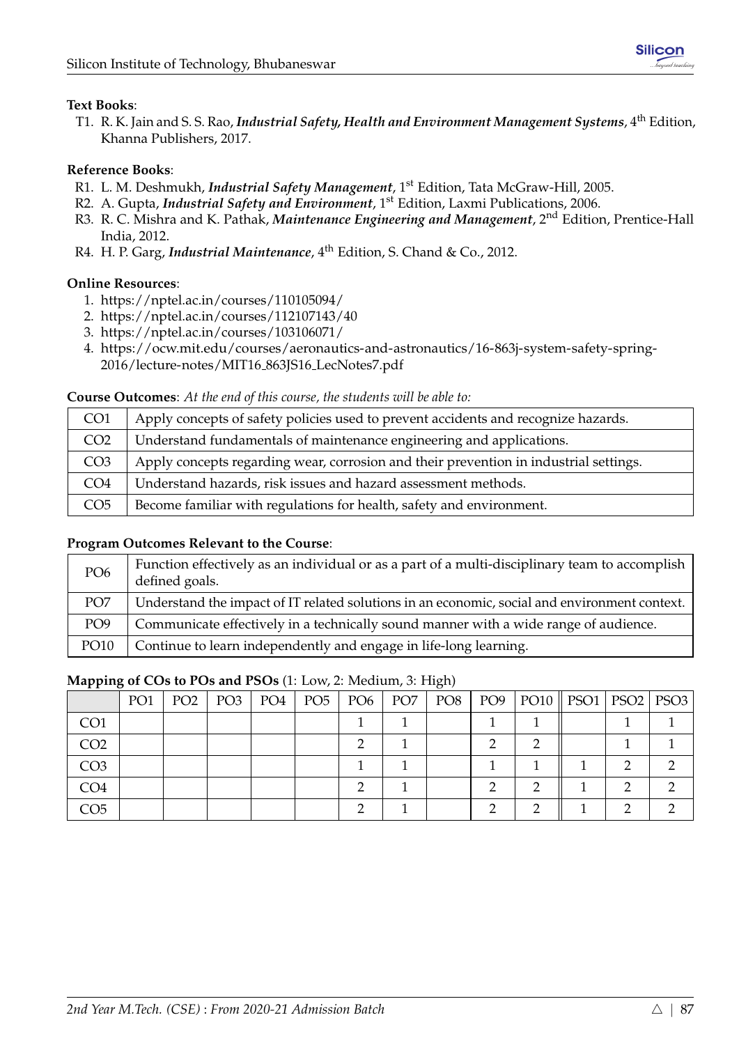**Text Books**:

T1. R. K. Jain and S. S. Rao, ***Industrial Safety, Health and Environment Management Systems***, 4th Edition, Khanna Publishers, 2017.

**Reference Books**:

R1. L. M. Deshmukh, ***Industrial Safety Management***, 1st Edition, Tata McGraw-Hill, 2005.
R2. A. Gupta, ***Industrial Safety and Environment***, 1st Edition, Laxmi Publications, 2006.
R3. R. C. Mishra and K. Pathak, ***Maintenance Engineering and Management***, 2nd Edition, Prentice-Hall India, 2012.
R4. H. P. Garg, ***Industrial Maintenance***, 4th Edition, S. Chand & Co., 2012.

**Online Resources**:

1. https://nptel.ac.in/courses/110105094/
2. https://nptel.ac.in/courses/112107143/40
3. https://nptel.ac.in/courses/103106071/
4. https://ocw.mit.edu/courses/aeronautics-and-astronautics/16-863j-system-safety-spring-2016/lecture-notes/MIT16_863JS16_LecNotes7.pdf

**Course Outcomes**: *At the end of this course, the students will be able to:*

| | |
|---|---|
| CO1 | Apply concepts of safety policies used to prevent accidents and recognize hazards. |
| CO2 | Understand fundamentals of maintenance engineering and applications. |
| CO3 | Apply concepts regarding wear, corrosion and their prevention in industrial settings. |
| CO4 | Understand hazards, risk issues and hazard assessment methods. |
| CO5 | Become familiar with regulations for health, safety and environment. |

**Program Outcomes Relevant to the Course**:

| | |
|---|---|
| PO6 | Function effectively as an individual or as a part of a multi-disciplinary team to accomplish defined goals. |
| PO7 | Understand the impact of IT related solutions in an economic, social and environment context. |
| PO9 | Communicate effectively in a technically sound manner with a wide range of audience. |
| PO10 | Continue to learn independently and engage in life-long learning. |

**Mapping of COs to POs and PSOs** (1: Low, 2: Medium, 3: High)

| | PO1 | PO2 | PO3 | PO4 | PO5 | PO6 | PO7 | PO8 | PO9 | PO10 | PSO1 | PSO2 | PSO3 |
|---|---|---|---|---|---|---|---|---|---|---|---|---|---|
| CO1 | | | | | | 1 | 1 | | 1 | 1 | | 1 | 1 |
| CO2 | | | | | | 2 | 1 | | 2 | 2 | | 1 | 1 |
| CO3 | | | | | | 1 | 1 | | 1 | 1 | 1 | 2 | 2 |
| CO4 | | | | | | 2 | 1 | | 2 | 2 | 1 | 2 | 2 |
| CO5 | | | | | | 2 | 1 | | 2 | 2 | 1 | 2 | 2 |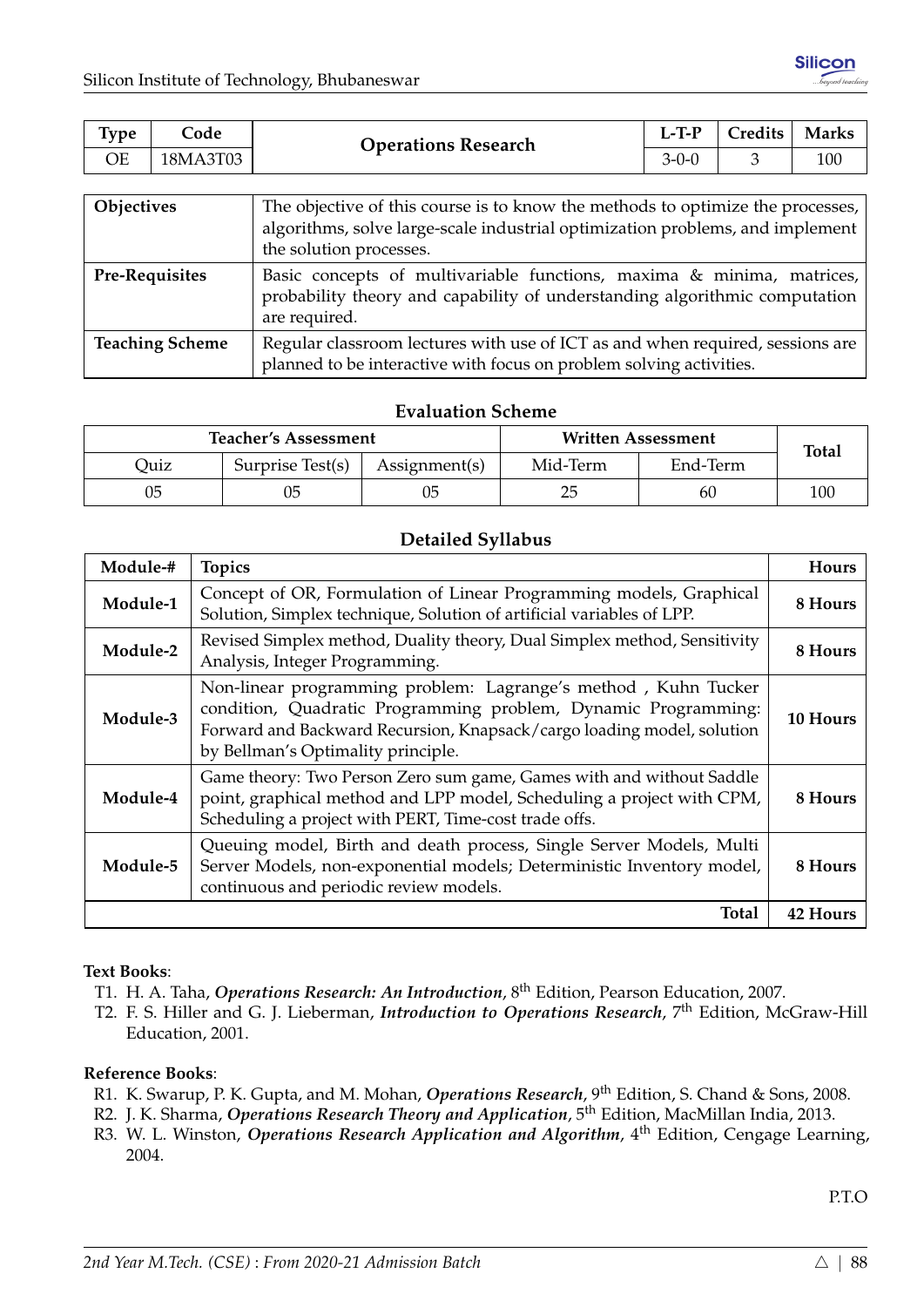| Type | Code | Operations Research | L-T-P | Credits | Marks |
|---|---|---|---|---|---|
| OE | 18MA3T03 | | 3-0-0 | 3 | 100 |

| | |
|---|---|
| **Objectives** | The objective of this course is to know the methods to optimize the processes, algorithms, solve large-scale industrial optimization problems, and implement the solution processes. |
| **Pre-Requisites** | Basic concepts of multivariable functions, maxima & minima, matrices, probability theory and capability of understanding algorithmic computation are required. |
| **Teaching Scheme** | Regular classroom lectures with use of ICT as and when required, sessions are planned to be interactive with focus on problem solving activities. |

## Evaluation Scheme

| Teacher's Assessment | | | Written Assessment | | Total |
|---|---|---|---|---|---|
| Quiz | Surprise Test(s) | Assignment(s) | Mid-Term | End-Term | |
| 05 | 05 | 05 | 25 | 60 | 100 |

## Detailed Syllabus

| Module-# | Topics | Hours |
|---|---|---|
| **Module-1** | Concept of OR, Formulation of Linear Programming models, Graphical Solution, Simplex technique, Solution of artificial variables of LPP. | **8 Hours** |
| **Module-2** | Revised Simplex method, Duality theory, Dual Simplex method, Sensitivity Analysis, Integer Programming. | **8 Hours** |
| **Module-3** | Non-linear programming problem: Lagrange's method , Kuhn Tucker condition, Quadratic Programming problem, Dynamic Programming: Forward and Backward Recursion, Knapsack/cargo loading model, solution by Bellman's Optimality principle. | **10 Hours** |
| **Module-4** | Game theory: Two Person Zero sum game, Games with and without Saddle point, graphical method and LPP model, Scheduling a project with CPM, Scheduling a project with PERT, Time-cost trade offs. | **8 Hours** |
| **Module-5** | Queuing model, Birth and death process, Single Server Models, Multi Server Models, non-exponential models; Deterministic Inventory model, continuous and periodic review models. | **8 Hours** |
| | **Total** | **42 Hours** |

**Text Books**:

T1. H. A. Taha, ***Operations Research: An Introduction***, 8th Edition, Pearson Education, 2007.

T2. F. S. Hiller and G. J. Lieberman, ***Introduction to Operations Research***, 7th Edition, McGraw-Hill Education, 2001.

**Reference Books**:

R1. K. Swarup, P. K. Gupta, and M. Mohan, ***Operations Research***, 9th Edition, S. Chand & Sons, 2008.

R2. J. K. Sharma, ***Operations Research Theory and Application***, 5th Edition, MacMillan India, 2013.

R3. W. L. Winston, ***Operations Research Application and Algorithm***, 4th Edition, Cengage Learning, 2004.

P.T.O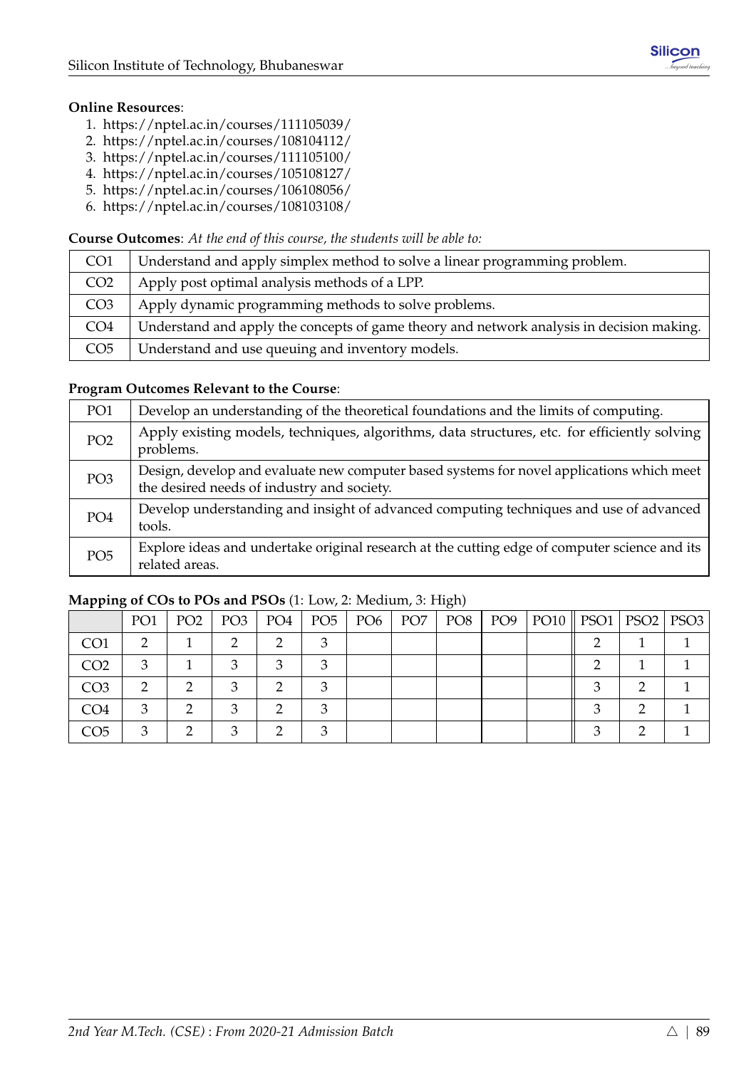**Online Resources**:

1. https://nptel.ac.in/courses/111105039/
2. https://nptel.ac.in/courses/108104112/
3. https://nptel.ac.in/courses/111105100/
4. https://nptel.ac.in/courses/105108127/
5. https://nptel.ac.in/courses/106108056/
6. https://nptel.ac.in/courses/108103108/

**Course Outcomes**: *At the end of this course, the students will be able to:*

| | |
|---|---|
| CO1 | Understand and apply simplex method to solve a linear programming problem. |
| CO2 | Apply post optimal analysis methods of a LPP. |
| CO3 | Apply dynamic programming methods to solve problems. |
| CO4 | Understand and apply the concepts of game theory and network analysis in decision making. |
| CO5 | Understand and use queuing and inventory models. |

**Program Outcomes Relevant to the Course**:

| | |
|---|---|
| PO1 | Develop an understanding of the theoretical foundations and the limits of computing. |
| PO2 | Apply existing models, techniques, algorithms, data structures, etc. for efficiently solving problems. |
| PO3 | Design, develop and evaluate new computer based systems for novel applications which meet the desired needs of industry and society. |
| PO4 | Develop understanding and insight of advanced computing techniques and use of advanced tools. |
| PO5 | Explore ideas and undertake original research at the cutting edge of computer science and its related areas. |

**Mapping of COs to POs and PSOs** (1: Low, 2: Medium, 3: High)

| | PO1 | PO2 | PO3 | PO4 | PO5 | PO6 | PO7 | PO8 | PO9 | PO10 | PSO1 | PSO2 | PSO3 |
|---|---|---|---|---|---|---|---|---|---|---|---|---|---|
| CO1 | 2 | 1 | 2 | 2 | 3 | | | | | | 2 | 1 | 1 |
| CO2 | 3 | 1 | 3 | 3 | 3 | | | | | | 2 | 1 | 1 |
| CO3 | 2 | 2 | 3 | 2 | 3 | | | | | | 3 | 2 | 1 |
| CO4 | 3 | 2 | 3 | 2 | 3 | | | | | | 3 | 2 | 1 |
| CO5 | 3 | 2 | 3 | 2 | 3 | | | | | | 3 | 2 | 1 |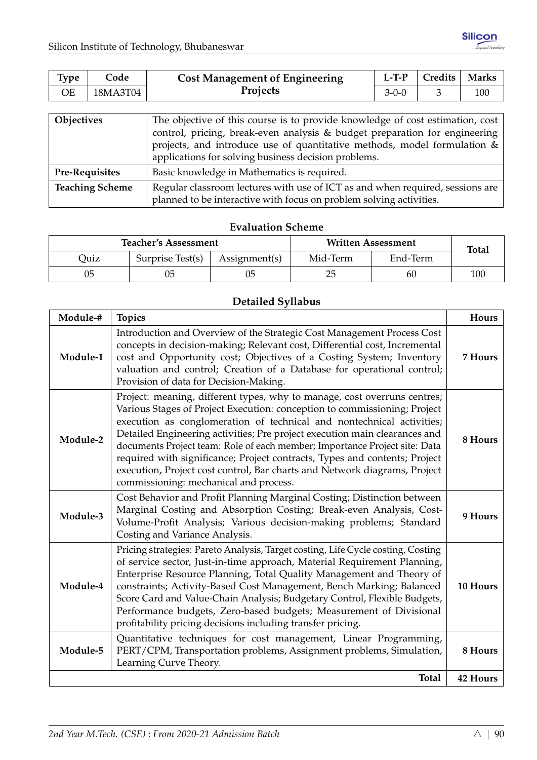| Type | Code | Cost Management of Engineering Projects | L-T-P | Credits | Marks |
|---|---|---|---|---|---|
| OE | 18MA3T04 | | 3-0-0 | 3 | 100 |

| | |
|---|---|
| **Objectives** | The objective of this course is to provide knowledge of cost estimation, cost control, pricing, break-even analysis & budget preparation for engineering projects, and introduce use of quantitative methods, model formulation & applications for solving business decision problems. |
| **Pre-Requisites** | Basic knowledge in Mathematics is required. |
| **Teaching Scheme** | Regular classroom lectures with use of ICT as and when required, sessions are planned to be interactive with focus on problem solving activities. |

### Evaluation Scheme

| Teacher's Assessment | | | Written Assessment | | Total |
|---|---|---|---|---|---|
| Quiz | Surprise Test(s) | Assignment(s) | Mid-Term | End-Term | |
| 05 | 05 | 05 | 25 | 60 | 100 |

### Detailed Syllabus

| Module-# | Topics | Hours |
|---|---|---|
| **Module-1** | Introduction and Overview of the Strategic Cost Management Process Cost concepts in decision-making; Relevant cost, Differential cost, Incremental cost and Opportunity cost; Objectives of a Costing System; Inventory valuation and control; Creation of a Database for operational control; Provision of data for Decision-Making. | **7 Hours** |
| **Module-2** | Project: meaning, different types, why to manage, cost overruns centres; Various Stages of Project Execution: conception to commissioning; Project execution as conglomeration of technical and nontechnical activities; Detailed Engineering activities; Pre project execution main clearances and documents Project team: Role of each member; Importance Project site: Data required with significance; Project contracts, Types and contents; Project execution, Project cost control, Bar charts and Network diagrams, Project commissioning: mechanical and process. | **8 Hours** |
| **Module-3** | Cost Behavior and Profit Planning Marginal Costing; Distinction between Marginal Costing and Absorption Costing; Break-even Analysis, Cost-Volume-Profit Analysis; Various decision-making problems; Standard Costing and Variance Analysis. | **9 Hours** |
| **Module-4** | Pricing strategies: Pareto Analysis, Target costing, Life Cycle costing, Costing of service sector, Just-in-time approach, Material Requirement Planning, Enterprise Resource Planning, Total Quality Management and Theory of constraints; Activity-Based Cost Management, Bench Marking; Balanced Score Card and Value-Chain Analysis; Budgetary Control, Flexible Budgets, Performance budgets, Zero-based budgets; Measurement of Divisional profitability pricing decisions including transfer pricing. | **10 Hours** |
| **Module-5** | Quantitative techniques for cost management, Linear Programming, PERT/CPM, Transportation problems, Assignment problems, Simulation, Learning Curve Theory. | **8 Hours** |
| | **Total** | **42 Hours** |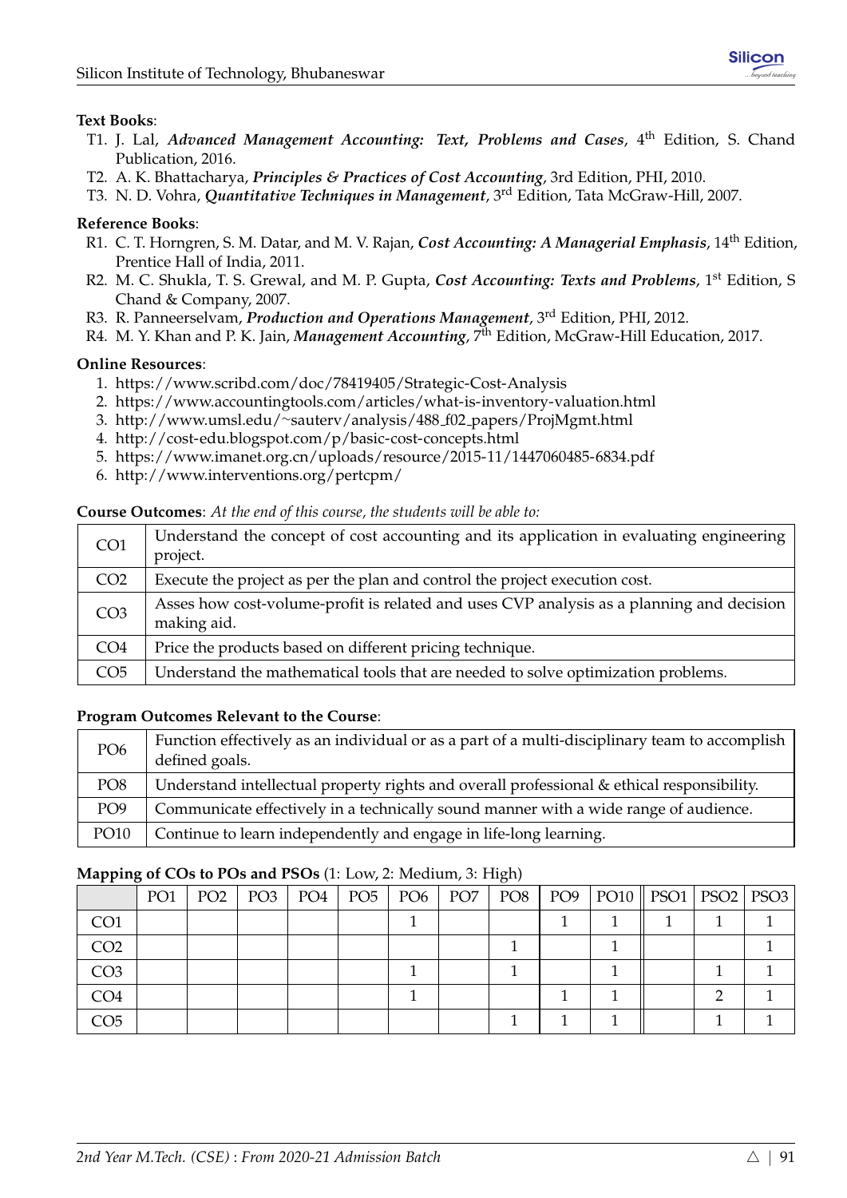**Text Books**:

- T1. J. Lal, ***Advanced Management Accounting: Text, Problems and Cases***, 4th Edition, S. Chand Publication, 2016.
- T2. A. K. Bhattacharya, ***Principles & Practices of Cost Accounting***, 3rd Edition, PHI, 2010.
- T3. N. D. Vohra, ***Quantitative Techniques in Management***, 3rd Edition, Tata McGraw-Hill, 2007.

**Reference Books**:

- R1. C. T. Horngren, S. M. Datar, and M. V. Rajan, ***Cost Accounting: A Managerial Emphasis***, 14th Edition, Prentice Hall of India, 2011.
- R2. M. C. Shukla, T. S. Grewal, and M. P. Gupta, ***Cost Accounting: Texts and Problems***, 1st Edition, S Chand & Company, 2007.
- R3. R. Panneerselvam, ***Production and Operations Management***, 3rd Edition, PHI, 2012.
- R4. M. Y. Khan and P. K. Jain, ***Management Accounting***, 7th Edition, McGraw-Hill Education, 2017.

**Online Resources**:

1. https://www.scribd.com/doc/78419405/Strategic-Cost-Analysis
2. https://www.accountingtools.com/articles/what-is-inventory-valuation.html
3. http://www.umsl.edu/~sauterv/analysis/488_f02_papers/ProjMgmt.html
4. http://cost-edu.blogspot.com/p/basic-cost-concepts.html
5. https://www.imanet.org.cn/uploads/resource/2015-11/1447060485-6834.pdf
6. http://www.interventions.org/pertcpm/

**Course Outcomes**: *At the end of this course, the students will be able to:*

| | |
|---|---|
| CO1 | Understand the concept of cost accounting and its application in evaluating engineering project. |
| CO2 | Execute the project as per the plan and control the project execution cost. |
| CO3 | Asses how cost-volume-profit is related and uses CVP analysis as a planning and decision making aid. |
| CO4 | Price the products based on different pricing technique. |
| CO5 | Understand the mathematical tools that are needed to solve optimization problems. |

**Program Outcomes Relevant to the Course**:

| | |
|---|---|
| PO6 | Function effectively as an individual or as a part of a multi-disciplinary team to accomplish defined goals. |
| PO8 | Understand intellectual property rights and overall professional & ethical responsibility. |
| PO9 | Communicate effectively in a technically sound manner with a wide range of audience. |
| PO10 | Continue to learn independently and engage in life-long learning. |

**Mapping of COs to POs and PSOs** (1: Low, 2: Medium, 3: High)

| | PO1 | PO2 | PO3 | PO4 | PO5 | PO6 | PO7 | PO8 | PO9 | PO10 | PSO1 | PSO2 | PSO3 |
|---|---|---|---|---|---|---|---|---|---|---|---|---|---|
| CO1 | | | | | | 1 | | | 1 | 1 | 1 | 1 | 1 |
| CO2 | | | | | | | | 1 | | 1 | | | 1 |
| CO3 | | | | | | 1 | | 1 | | 1 | | 1 | 1 |
| CO4 | | | | | | 1 | | | 1 | 1 | | 2 | 1 |
| CO5 | | | | | | | | 1 | 1 | 1 | | 1 | 1 |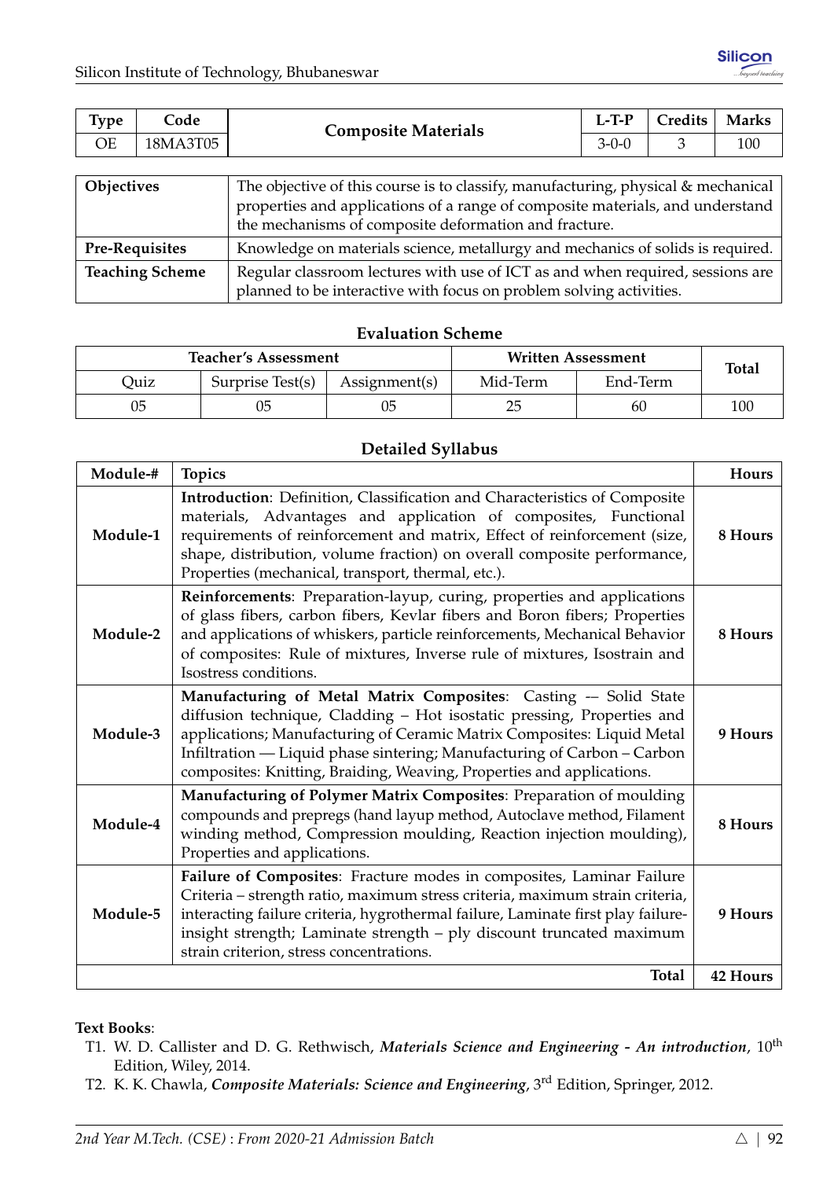| Type | Code | Composite Materials | L-T-P | Credits | Marks |
|---|---|---|---|---|---|
| OE | 18MA3T05 | | 3-0-0 | 3 | 100 |

| | |
|---|---|
| **Objectives** | The objective of this course is to classify, manufacturing, physical & mechanical properties and applications of a range of composite materials, and understand the mechanisms of composite deformation and fracture. |
| **Pre-Requisites** | Knowledge on materials science, metallurgy and mechanics of solids is required. |
| **Teaching Scheme** | Regular classroom lectures with use of ICT as and when required, sessions are planned to be interactive with focus on problem solving activities. |

### Evaluation Scheme

| Teacher's Assessment | | | Written Assessment | | Total |
|---|---|---|---|---|---|
| Quiz | Surprise Test(s) | Assignment(s) | Mid-Term | End-Term | |
| 05 | 05 | 05 | 25 | 60 | 100 |

### Detailed Syllabus

| Module-# | Topics | Hours |
|---|---|---|
| **Module-1** | **Introduction**: Definition, Classification and Characteristics of Composite materials, Advantages and application of composites, Functional requirements of reinforcement and matrix, Effect of reinforcement (size, shape, distribution, volume fraction) on overall composite performance, Properties (mechanical, transport, thermal, etc.). | **8 Hours** |
| **Module-2** | **Reinforcements**: Preparation-layup, curing, properties and applications of glass fibers, carbon fibers, Kevlar fibers and Boron fibers; Properties and applications of whiskers, particle reinforcements, Mechanical Behavior of composites: Rule of mixtures, Inverse rule of mixtures, Isostrain and Isostress conditions. | **8 Hours** |
| **Module-3** | **Manufacturing of Metal Matrix Composites**: Casting -– Solid State diffusion technique, Cladding – Hot isostatic pressing, Properties and applications; Manufacturing of Ceramic Matrix Composites: Liquid Metal Infiltration — Liquid phase sintering; Manufacturing of Carbon – Carbon composites: Knitting, Braiding, Weaving, Properties and applications. | **9 Hours** |
| **Module-4** | **Manufacturing of Polymer Matrix Composites**: Preparation of moulding compounds and prepregs (hand layup method, Autoclave method, Filament winding method, Compression moulding, Reaction injection moulding), Properties and applications. | **8 Hours** |
| **Module-5** | **Failure of Composites**: Fracture modes in composites, Laminar Failure Criteria – strength ratio, maximum stress criteria, maximum strain criteria, interacting failure criteria, hygrothermal failure, Laminate first play failure-insight strength; Laminate strength – ply discount truncated maximum strain criterion, stress concentrations. | **9 Hours** |
| | **Total** | **42 Hours** |

**Text Books**:

T1. W. D. Callister and D. G. Rethwisch, ***Materials Science and Engineering - An introduction***, 10th Edition, Wiley, 2014.

T2. K. K. Chawla, ***Composite Materials: Science and Engineering***, 3rd Edition, Springer, 2012.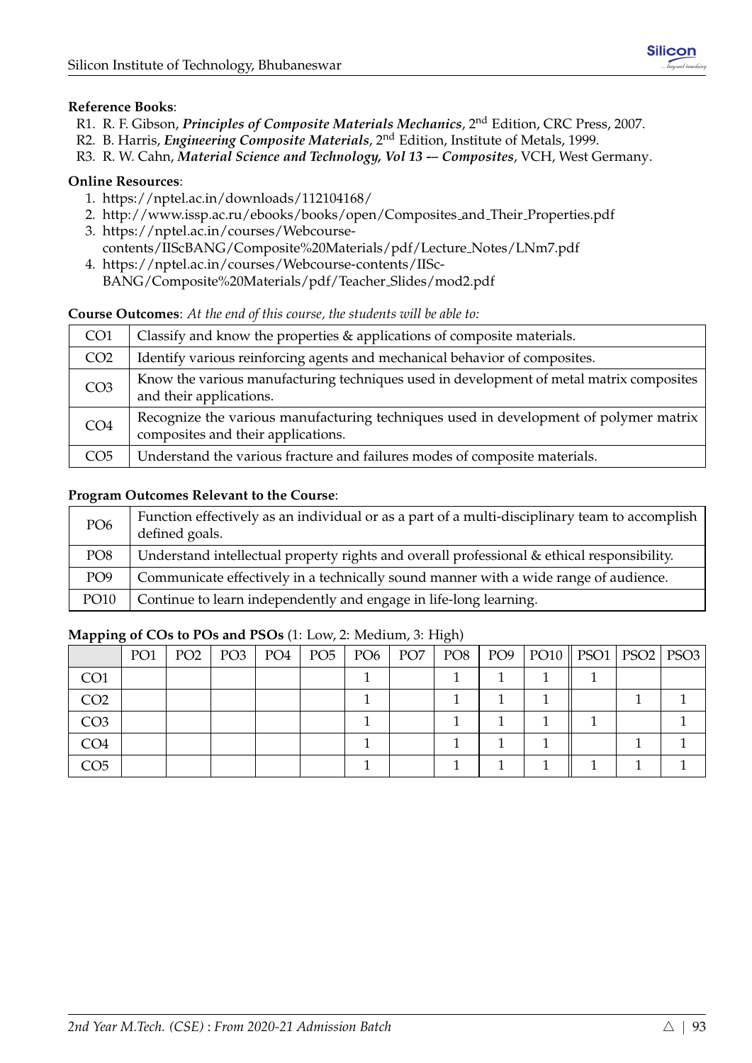**Reference Books**:

R1. R. F. Gibson, ***Principles of Composite Materials Mechanics***, 2nd Edition, CRC Press, 2007.
R2. B. Harris, ***Engineering Composite Materials***, 2nd Edition, Institute of Metals, 1999.
R3. R. W. Cahn, ***Material Science and Technology, Vol 13 -– Composites***, VCH, West Germany.

**Online Resources**:

1. https://nptel.ac.in/downloads/112104168/
2. http://www.issp.ac.ru/ebooks/books/open/Composites_and_Their_Properties.pdf
3. https://nptel.ac.in/courses/Webcourse-contents/IIScBANG/Composite%20Materials/pdf/Lecture_Notes/LNm7.pdf
4. https://nptel.ac.in/courses/Webcourse-contents/IISc-BANG/Composite%20Materials/pdf/Teacher_Slides/mod2.pdf

**Course Outcomes**: *At the end of this course, the students will be able to:*

| | |
|---|---|
| CO1 | Classify and know the properties & applications of composite materials. |
| CO2 | Identify various reinforcing agents and mechanical behavior of composites. |
| CO3 | Know the various manufacturing techniques used in development of metal matrix composites and their applications. |
| CO4 | Recognize the various manufacturing techniques used in development of polymer matrix composites and their applications. |
| CO5 | Understand the various fracture and failures modes of composite materials. |

**Program Outcomes Relevant to the Course**:

| | |
|---|---|
| PO6 | Function effectively as an individual or as a part of a multi-disciplinary team to accomplish defined goals. |
| PO8 | Understand intellectual property rights and overall professional & ethical responsibility. |
| PO9 | Communicate effectively in a technically sound manner with a wide range of audience. |
| PO10 | Continue to learn independently and engage in life-long learning. |

**Mapping of COs to POs and PSOs** (1: Low, 2: Medium, 3: High)

| | PO1 | PO2 | PO3 | PO4 | PO5 | PO6 | PO7 | PO8 | PO9 | PO10 | PSO1 | PSO2 | PSO3 |
|---|---|---|---|---|---|---|---|---|---|---|---|---|---|
| CO1 | | | | | | 1 | | 1 | 1 | 1 | 1 | | |
| CO2 | | | | | | 1 | | 1 | 1 | 1 | | 1 | 1 |
| CO3 | | | | | | 1 | | 1 | 1 | 1 | 1 | | 1 |
| CO4 | | | | | | 1 | | 1 | 1 | 1 | | 1 | 1 |
| CO5 | | | | | | 1 | | 1 | 1 | 1 | 1 | 1 | 1 |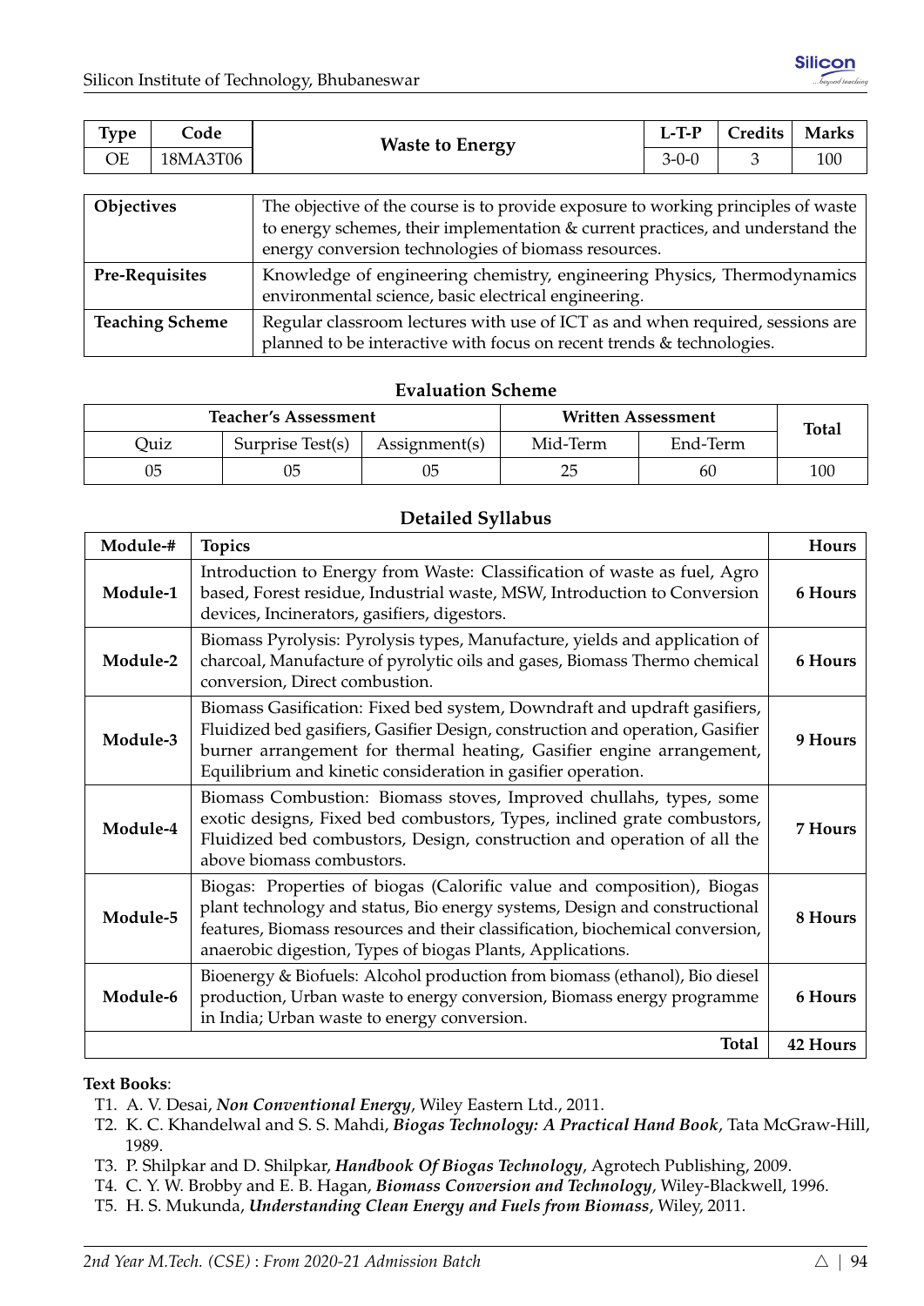| Type | Code | Waste to Energy | L-T-P | Credits | Marks |
|---|---|---|---|---|---|
| OE | 18MA3T06 | | 3-0-0 | 3 | 100 |

| | |
|---|---|
| **Objectives** | The objective of the course is to provide exposure to working principles of waste to energy schemes, their implementation & current practices, and understand the energy conversion technologies of biomass resources. |
| **Pre-Requisites** | Knowledge of engineering chemistry, engineering Physics, Thermodynamics environmental science, basic electrical engineering. |
| **Teaching Scheme** | Regular classroom lectures with use of ICT as and when required, sessions are planned to be interactive with focus on recent trends & technologies. |

### Evaluation Scheme

| Teacher's Assessment | | | Written Assessment | | Total |
|---|---|---|---|---|---|
| Quiz | Surprise Test(s) | Assignment(s) | Mid-Term | End-Term | |
| 05 | 05 | 05 | 25 | 60 | 100 |

### Detailed Syllabus

| Module-# | Topics | Hours |
|---|---|---|
| **Module-1** | Introduction to Energy from Waste: Classification of waste as fuel, Agro based, Forest residue, Industrial waste, MSW, Introduction to Conversion devices, Incinerators, gasifiers, digestors. | **6 Hours** |
| **Module-2** | Biomass Pyrolysis: Pyrolysis types, Manufacture, yields and application of charcoal, Manufacture of pyrolytic oils and gases, Biomass Thermo chemical conversion, Direct combustion. | **6 Hours** |
| **Module-3** | Biomass Gasification: Fixed bed system, Downdraft and updraft gasifiers, Fluidized bed gasifiers, Gasifier Design, construction and operation, Gasifier burner arrangement for thermal heating, Gasifier engine arrangement, Equilibrium and kinetic consideration in gasifier operation. | **9 Hours** |
| **Module-4** | Biomass Combustion: Biomass stoves, Improved chullahs, types, some exotic designs, Fixed bed combustors, Types, inclined grate combustors, Fluidized bed combustors, Design, construction and operation of all the above biomass combustors. | **7 Hours** |
| **Module-5** | Biogas: Properties of biogas (Calorific value and composition), Biogas plant technology and status, Bio energy systems, Design and constructional features, Biomass resources and their classification, biochemical conversion, anaerobic digestion, Types of biogas Plants, Applications. | **8 Hours** |
| **Module-6** | Bioenergy & Biofuels: Alcohol production from biomass (ethanol), Bio diesel production, Urban waste to energy conversion, Biomass energy programme in India; Urban waste to energy conversion. | **6 Hours** |
| | **Total** | **42 Hours** |

**Text Books**:

T1. A. V. Desai, ***Non Conventional Energy***, Wiley Eastern Ltd., 2011.

T2. K. C. Khandelwal and S. S. Mahdi, ***Biogas Technology: A Practical Hand Book***, Tata McGraw-Hill, 1989.

T3. P. Shilpkar and D. Shilpkar, ***Handbook Of Biogas Technology***, Agrotech Publishing, 2009.

T4. C. Y. W. Brobby and E. B. Hagan, ***Biomass Conversion and Technology***, Wiley-Blackwell, 1996.

T5. H. S. Mukunda, ***Understanding Clean Energy and Fuels from Biomass***, Wiley, 2011.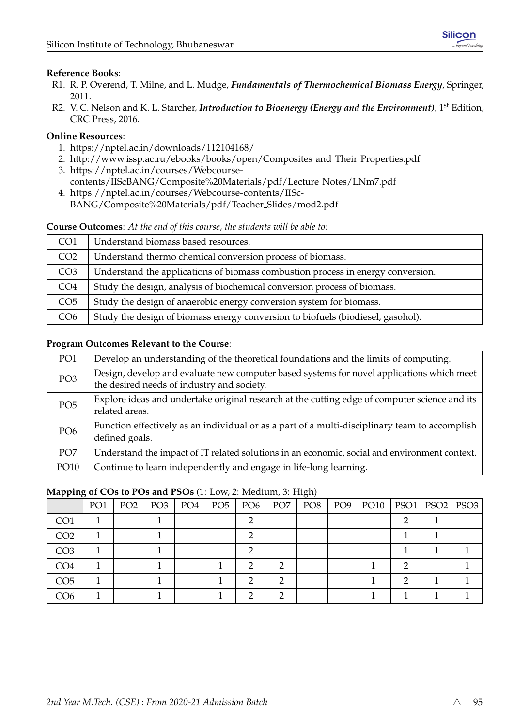**Reference Books**:

R1. R. P. Overend, T. Milne, and L. Mudge, ***Fundamentals of Thermochemical Biomass Energy***, Springer, 2011.

R2. V. C. Nelson and K. L. Starcher, ***Introduction to Bioenergy (Energy and the Environment)***, 1st Edition, CRC Press, 2016.

**Online Resources**:

1. https://nptel.ac.in/downloads/112104168/
2. http://www.issp.ac.ru/ebooks/books/open/Composites_and_Their_Properties.pdf
3. https://nptel.ac.in/courses/Webcourse-contents/IIScBANG/Composite%20Materials/pdf/Lecture_Notes/LNm7.pdf
4. https://nptel.ac.in/courses/Webcourse-contents/IISc-BANG/Composite%20Materials/pdf/Teacher_Slides/mod2.pdf

**Course Outcomes**: *At the end of this course, the students will be able to:*

| | |
|---|---|
| CO1 | Understand biomass based resources. |
| CO2 | Understand thermo chemical conversion process of biomass. |
| CO3 | Understand the applications of biomass combustion process in energy conversion. |
| CO4 | Study the design, analysis of biochemical conversion process of biomass. |
| CO5 | Study the design of anaerobic energy conversion system for biomass. |
| CO6 | Study the design of biomass energy conversion to biofuels (biodiesel, gasohol). |

**Program Outcomes Relevant to the Course**:

| | |
|---|---|
| PO1 | Develop an understanding of the theoretical foundations and the limits of computing. |
| PO3 | Design, develop and evaluate new computer based systems for novel applications which meet the desired needs of industry and society. |
| PO5 | Explore ideas and undertake original research at the cutting edge of computer science and its related areas. |
| PO6 | Function effectively as an individual or as a part of a multi-disciplinary team to accomplish defined goals. |
| PO7 | Understand the impact of IT related solutions in an economic, social and environment context. |
| PO10 | Continue to learn independently and engage in life-long learning. |

**Mapping of COs to POs and PSOs** (1: Low, 2: Medium, 3: High)

| | PO1 | PO2 | PO3 | PO4 | PO5 | PO6 | PO7 | PO8 | PO9 | PO10 | PSO1 | PSO2 | PSO3 |
|---|---|---|---|---|---|---|---|---|---|---|---|---|---|
| CO1 | 1 | | 1 | | | 2 | | | | | 2 | 1 | |
| CO2 | 1 | | 1 | | | 2 | | | | | 1 | 1 | |
| CO3 | 1 | | 1 | | | 2 | | | | | 1 | 1 | 1 |
| CO4 | 1 | | 1 | | 1 | 2 | 2 | | | 1 | 2 | | 1 |
| CO5 | 1 | | 1 | | 1 | 2 | 2 | | | 1 | 2 | 1 | 1 |
| CO6 | 1 | | 1 | | 1 | 2 | 2 | | | 1 | 1 | 1 | 1 |